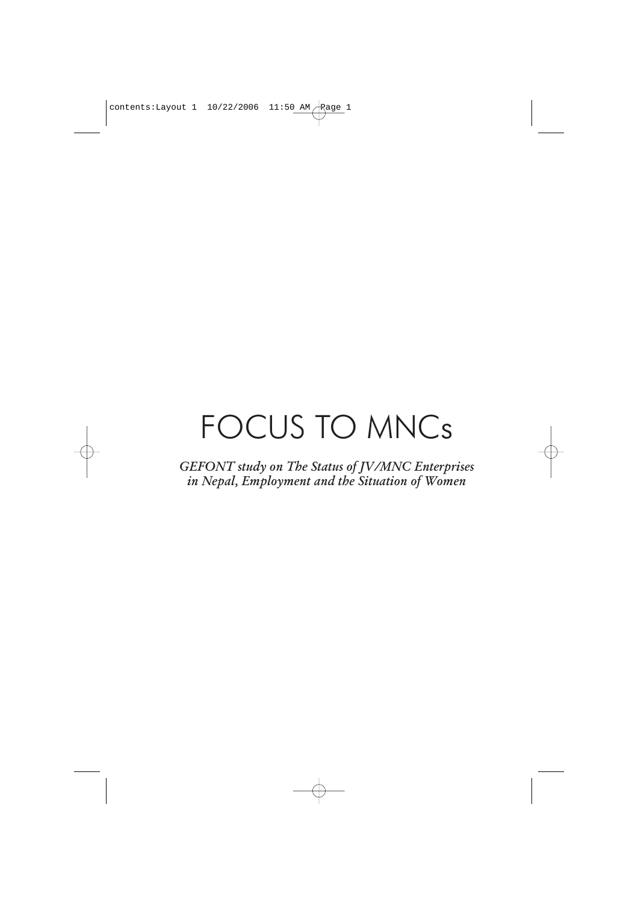# FOCUS TO MNCs

*GEFONT study on The Status of JV/MNC Enterprises in Nepal, Employment and the Situation of Women*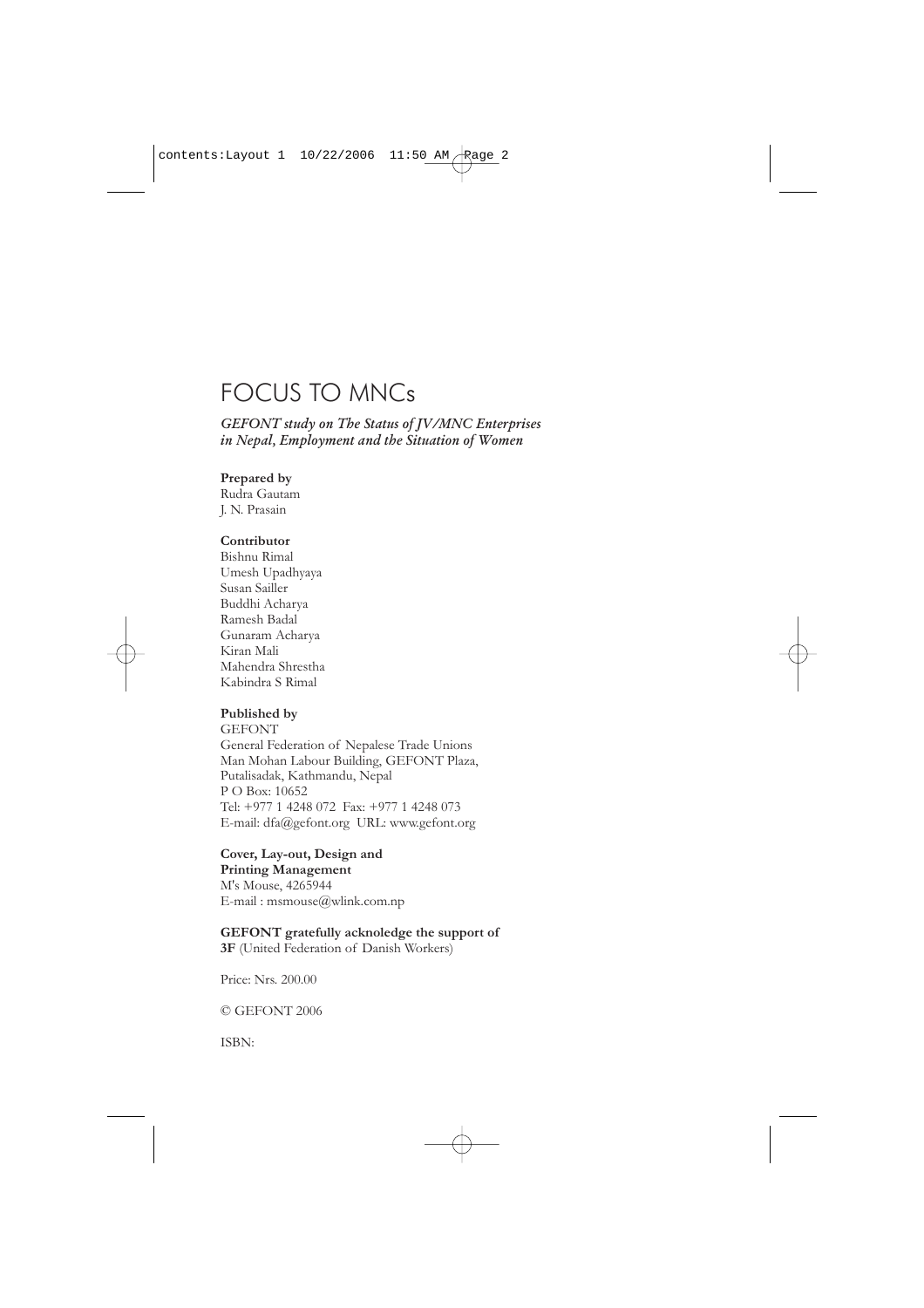# FOCUS TO MNCs

***GEFONT study on The Status of JV/MNC Enterprises in Nepal, Employment and the Situation of Women***

**Prepared by**
Rudra Gautam
J. N. Prasain

**Contributor**
Bishnu Rimal
Umesh Upadhyaya
Susan Sailler
Buddhi Acharya
Ramesh Badal
Gunaram Acharya
Kiran Mali
Mahendra Shrestha
Kabindra S Rimal

**Published by**
GEFONT
General Federation of Nepalese Trade Unions
Man Mohan Labour Building, GEFONT Plaza,
Putalisadak, Kathmandu, Nepal
P O Box: 10652
Tel: +977 1 4248 072 Fax: +977 1 4248 073
E-mail: dfa@gefont.org URL: www.gefont.org

**Cover, Lay-out, Design and Printing Management**
M's Mouse, 4265944
E-mail : msmouse@wlink.com.np

**GEFONT gratefully acknoledge the support of**
**3F** (United Federation of Danish Workers)

Price: Nrs. 200.00

© GEFONT 2006

ISBN: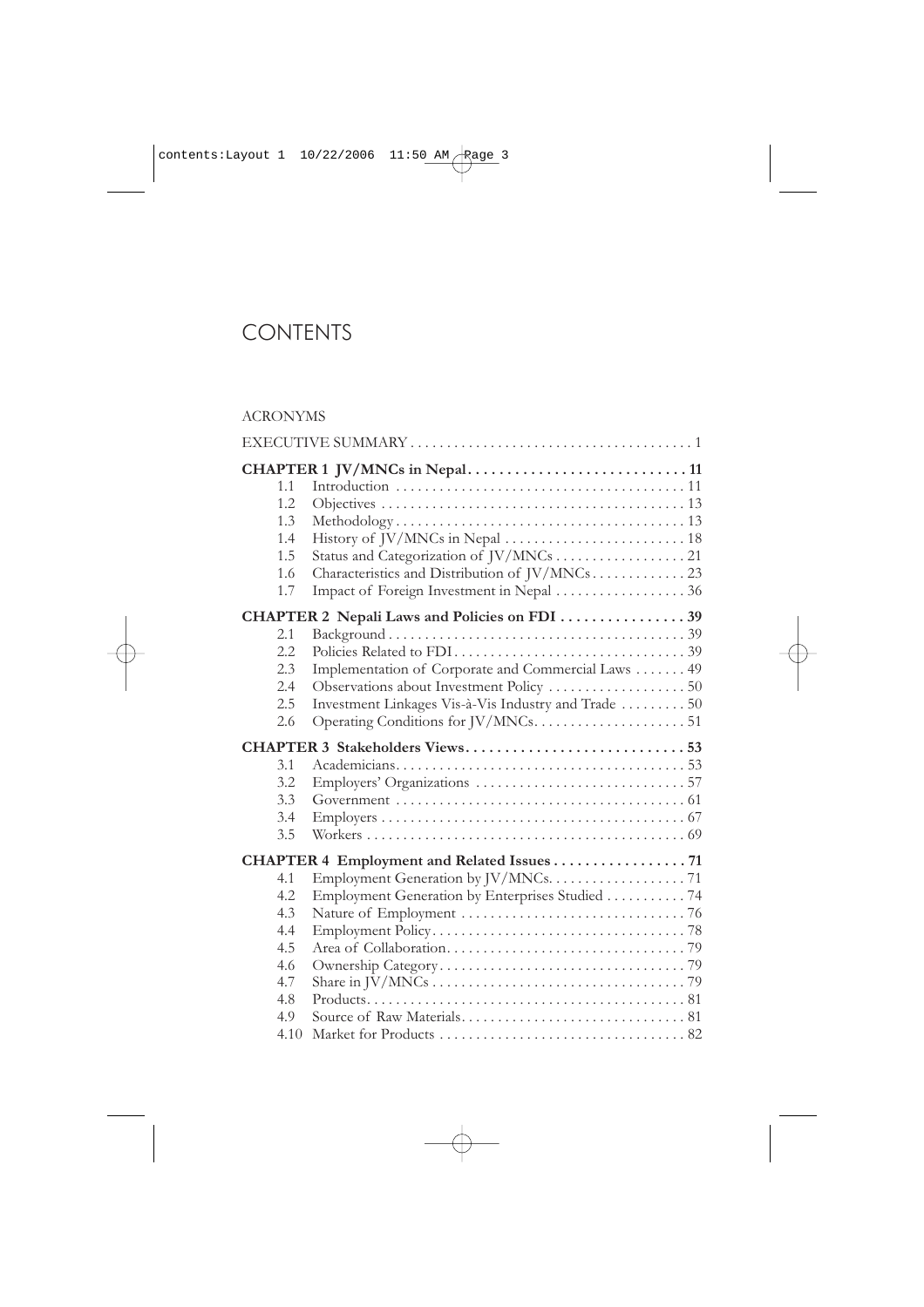# CONTENTS

ACRONYMS

EXECUTIVE SUMMARY . . . . . . . . . . 1

**CHAPTER 1 JV/MNCs in Nepal . . . . . . . . . . 11**

- 1.1 Introduction . . . . . . . . . . 11
- 1.2 Objectives . . . . . . . . . . 13
- 1.3 Methodology . . . . . . . . . . 13
- 1.4 History of JV/MNCs in Nepal . . . . . . . . . . 18
- 1.5 Status and Categorization of JV/MNCs . . . . . . . . . . 21
- 1.6 Characteristics and Distribution of JV/MNCs . . . . . . . . . . 23
- 1.7 Impact of Foreign Investment in Nepal . . . . . . . . . . 36

**CHAPTER 2 Nepali Laws and Policies on FDI . . . . . . . . . . 39**

- 2.1 Background . . . . . . . . . . 39
- 2.2 Policies Related to FDI . . . . . . . . . . 39
- 2.3 Implementation of Corporate and Commercial Laws . . . . . . . . . . 49
- 2.4 Observations about Investment Policy . . . . . . . . . . 50
- 2.5 Investment Linkages Vis-à-Vis Industry and Trade . . . . . . . . . . 50
- 2.6 Operating Conditions for JV/MNCs . . . . . . . . . . 51

**CHAPTER 3 Stakeholders Views . . . . . . . . . . 53**

- 3.1 Academicians . . . . . . . . . . 53
- 3.2 Employers' Organizations . . . . . . . . . . 57
- 3.3 Government . . . . . . . . . . 61
- 3.4 Employers . . . . . . . . . . 67
- 3.5 Workers . . . . . . . . . . 69

**CHAPTER 4 Employment and Related Issues . . . . . . . . . . 71**

- 4.1 Employment Generation by JV/MNCs . . . . . . . . . . 71
- 4.2 Employment Generation by Enterprises Studied . . . . . . . . . . 74
- 4.3 Nature of Employment . . . . . . . . . . 76
- 4.4 Employment Policy . . . . . . . . . . 78
- 4.5 Area of Collaboration . . . . . . . . . . 79
- 4.6 Ownership Category . . . . . . . . . . 79
- 4.7 Share in JV/MNCs . . . . . . . . . . 79
- 4.8 Products . . . . . . . . . . 81
- 4.9 Source of Raw Materials . . . . . . . . . . 81
- 4.10 Market for Products . . . . . . . . . . 82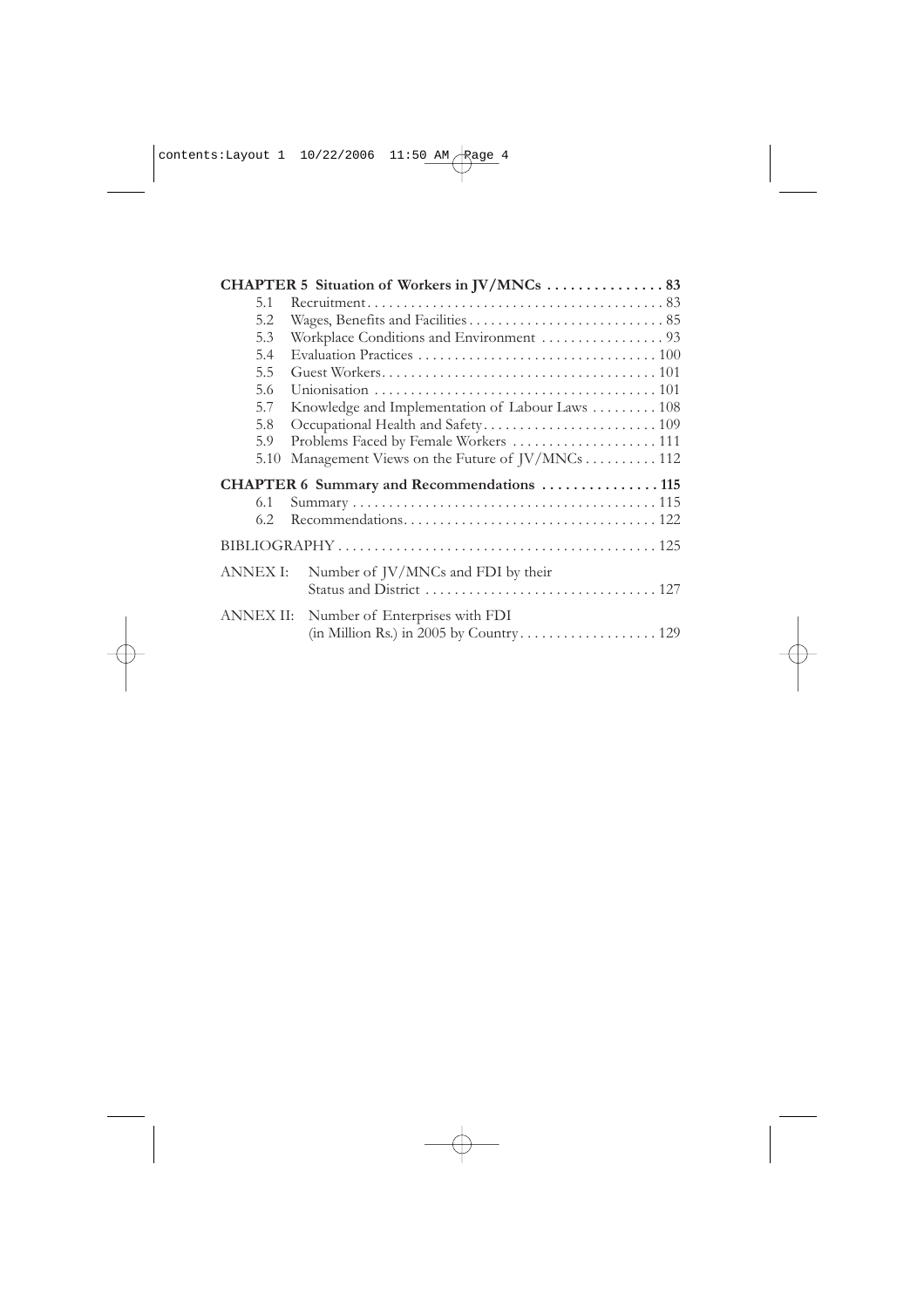**CHAPTER 5 Situation of Workers in JV/MNCs . . . . . . . . . . . . . . . 83**

| | | |
|---|---|---|
| 5.1 | Recruitment | 83 |
| 5.2 | Wages, Benefits and Facilities | 85 |
| 5.3 | Workplace Conditions and Environment | 93 |
| 5.4 | Evaluation Practices | 100 |
| 5.5 | Guest Workers | 101 |
| 5.6 | Unionisation | 101 |
| 5.7 | Knowledge and Implementation of Labour Laws | 108 |
| 5.8 | Occupational Health and Safety | 109 |
| 5.9 | Problems Faced by Female Workers | 111 |
| 5.10 | Management Views on the Future of JV/MNCs | 112 |

**CHAPTER 6 Summary and Recommendations . . . . . . . . . . . . . . . 115**

| | | |
|---|---|---|
| 6.1 | Summary | 115 |
| 6.2 | Recommendations | 122 |

BIBLIOGRAPHY . . . . . . . . . . . . . . . . . . . . . . . . . . . . . . . . . . . . . . . . . . . . . 125

ANNEX I: Number of JV/MNCs and FDI by their Status and District . . . . . . . . . . . . . . . . . . . . . . . . . . . . . . . . 127

ANNEX II: Number of Enterprises with FDI (in Million Rs.) in 2005 by Country . . . . . . . . . . . . . . . . . . . 129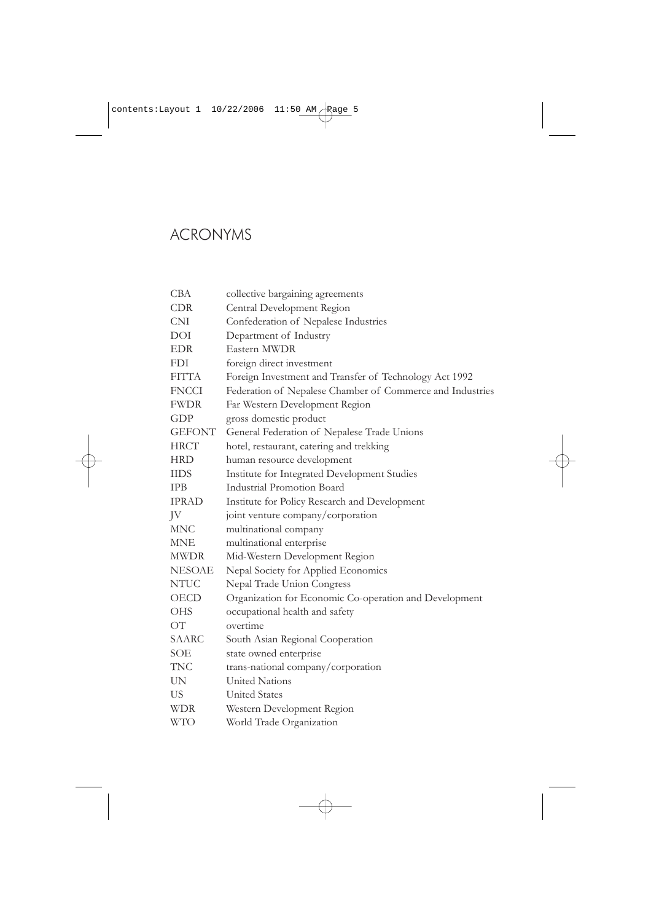# ACRONYMS

| | |
|---|---|
| CBA | collective bargaining agreements |
| CDR | Central Development Region |
| CNI | Confederation of Nepalese Industries |
| DOI | Department of Industry |
| EDR | Eastern MWDR |
| FDI | foreign direct investment |
| FITTA | Foreign Investment and Transfer of Technology Act 1992 |
| FNCCI | Federation of Nepalese Chamber of Commerce and Industries |
| FWDR | Far Western Development Region |
| GDP | gross domestic product |
| GEFONT | General Federation of Nepalese Trade Unions |
| HRCT | hotel, restaurant, catering and trekking |
| HRD | human resource development |
| IIDS | Institute for Integrated Development Studies |
| IPB | Industrial Promotion Board |
| IPRAD | Institute for Policy Research and Development |
| JV | joint venture company/corporation |
| MNC | multinational company |
| MNE | multinational enterprise |
| MWDR | Mid-Western Development Region |
| NESOAE | Nepal Society for Applied Economics |
| NTUC | Nepal Trade Union Congress |
| OECD | Organization for Economic Co-operation and Development |
| OHS | occupational health and safety |
| OT | overtime |
| SAARC | South Asian Regional Cooperation |
| SOE | state owned enterprise |
| TNC | trans-national company/corporation |
| UN | United Nations |
| US | United States |
| WDR | Western Development Region |
| WTO | World Trade Organization |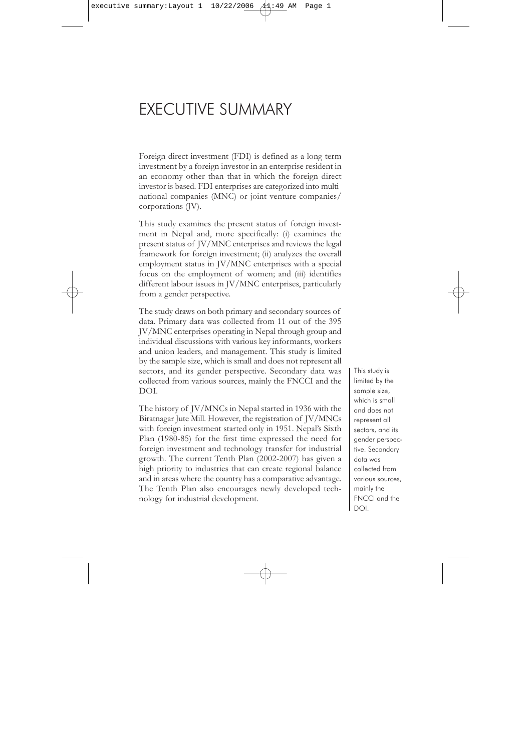# EXECUTIVE SUMMARY

Foreign direct investment (FDI) is defined as a long term investment by a foreign investor in an enterprise resident in an economy other than that in which the foreign direct investor is based. FDI enterprises are categorized into multinational companies (MNC) or joint venture companies/ corporations (JV).

This study examines the present status of foreign investment in Nepal and, more specifically: (i) examines the present status of JV/MNC enterprises and reviews the legal framework for foreign investment; (ii) analyzes the overall employment status in JV/MNC enterprises with a special focus on the employment of women; and (iii) identifies different labour issues in JV/MNC enterprises, particularly from a gender perspective.

The study draws on both primary and secondary sources of data. Primary data was collected from 11 out of the 395 JV/MNC enterprises operating in Nepal through group and individual discussions with various key informants, workers and union leaders, and management. This study is limited by the sample size, which is small and does not represent all sectors, and its gender perspective. Secondary data was collected from various sources, mainly the FNCCI and the DOI.

> This study is limited by the sample size, which is small and does not represent all sectors, and its gender perspective. Secondary data was collected from various sources, mainly the FNCCI and the DOI.

The history of JV/MNCs in Nepal started in 1936 with the Biratnagar Jute Mill. However, the registration of JV/MNCs with foreign investment started only in 1951. Nepal's Sixth Plan (1980-85) for the first time expressed the need for foreign investment and technology transfer for industrial growth. The current Tenth Plan (2002-2007) has given a high priority to industries that can create regional balance and in areas where the country has a comparative advantage. The Tenth Plan also encourages newly developed technology for industrial development.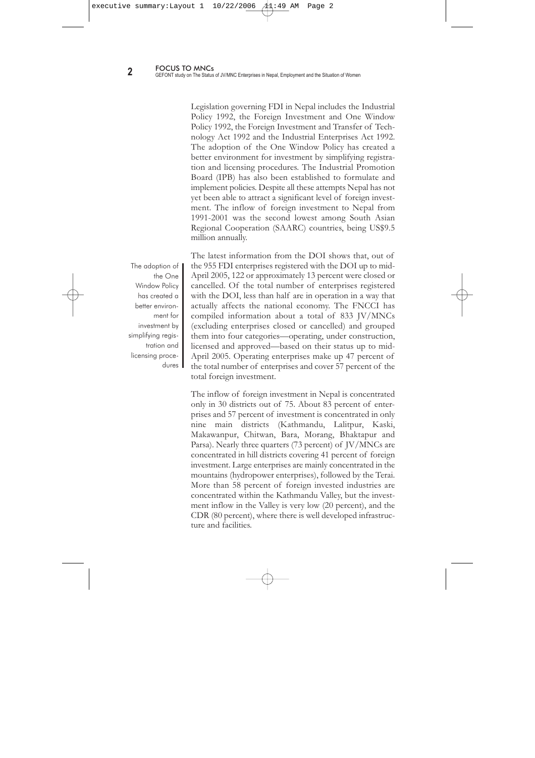Legislation governing FDI in Nepal includes the Industrial Policy 1992, the Foreign Investment and One Window Policy 1992, the Foreign Investment and Transfer of Technology Act 1992 and the Industrial Enterprises Act 1992. The adoption of the One Window Policy has created a better environment for investment by simplifying registration and licensing procedures. The Industrial Promotion Board (IPB) has also been established to formulate and implement policies. Despite all these attempts Nepal has not yet been able to attract a significant level of foreign investment. The inflow of foreign investment to Nepal from 1991-2001 was the second lowest among South Asian Regional Cooperation (SAARC) countries, being US$9.5 million annually.

> The adoption of the One Window Policy has created a better environment for investment by simplifying registration and licensing procedures

The latest information from the DOI shows that, out of the 955 FDI enterprises registered with the DOI up to mid-April 2005, 122 or approximately 13 percent were closed or cancelled. Of the total number of enterprises registered with the DOI, less than half are in operation in a way that actually affects the national economy. The FNCCI has compiled information about a total of 833 JV/MNCs (excluding enterprises closed or cancelled) and grouped them into four categories—operating, under construction, licensed and approved—based on their status up to mid-April 2005. Operating enterprises make up 47 percent of the total number of enterprises and cover 57 percent of the total foreign investment.

The inflow of foreign investment in Nepal is concentrated only in 30 districts out of 75. About 83 percent of enterprises and 57 percent of investment is concentrated in only nine main districts (Kathmandu, Lalitpur, Kaski, Makawanpur, Chitwan, Bara, Morang, Bhaktapur and Parsa). Nearly three quarters (73 percent) of JV/MNCs are concentrated in hill districts covering 41 percent of foreign investment. Large enterprises are mainly concentrated in the mountains (hydropower enterprises), followed by the Terai. More than 58 percent of foreign invested industries are concentrated within the Kathmandu Valley, but the investment inflow in the Valley is very low (20 percent), and the CDR (80 percent), where there is well developed infrastructure and facilities.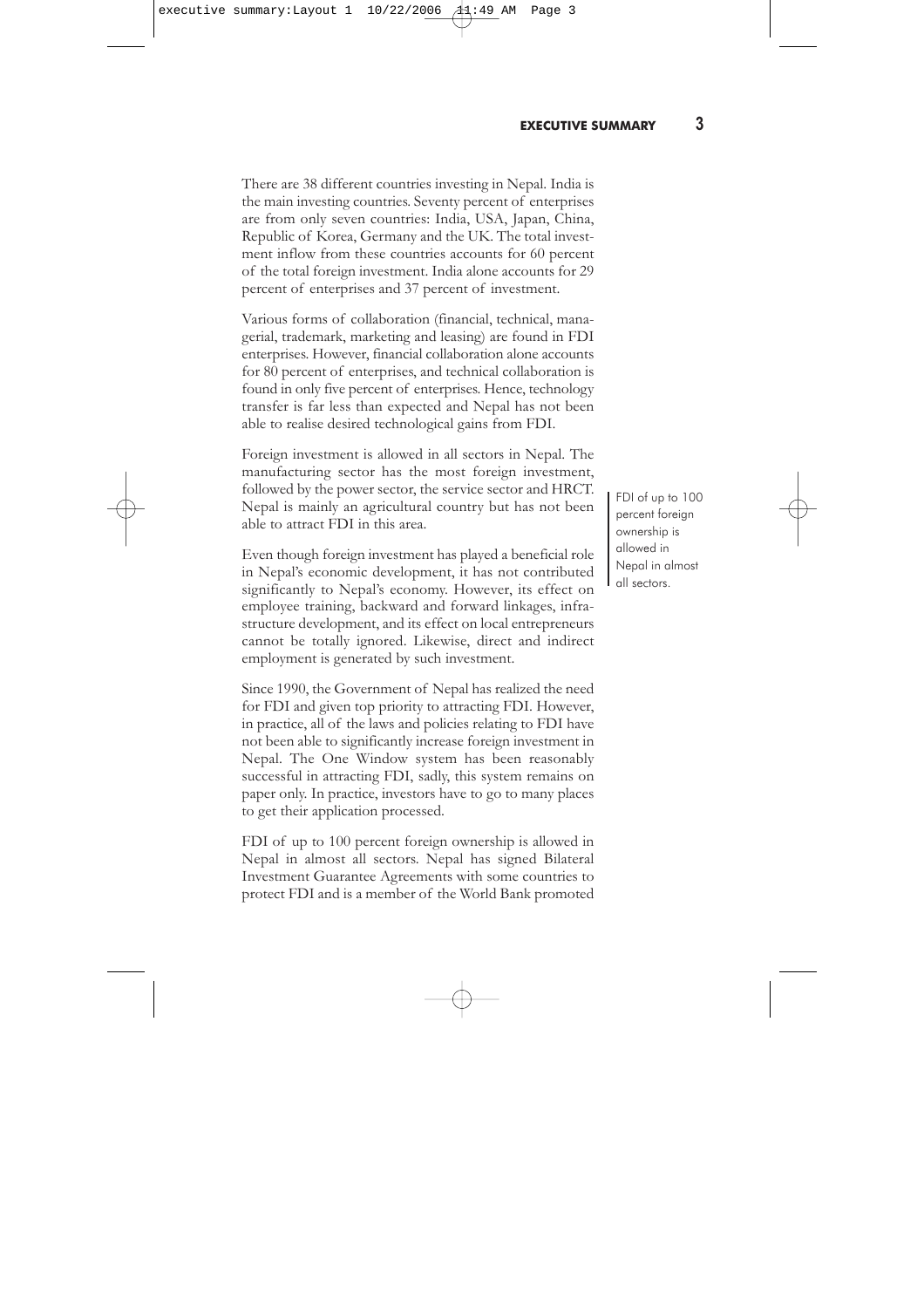There are 38 different countries investing in Nepal. India is the main investing countries. Seventy percent of enterprises are from only seven countries: India, USA, Japan, China, Republic of Korea, Germany and the UK. The total investment inflow from these countries accounts for 60 percent of the total foreign investment. India alone accounts for 29 percent of enterprises and 37 percent of investment.

Various forms of collaboration (financial, technical, managerial, trademark, marketing and leasing) are found in FDI enterprises. However, financial collaboration alone accounts for 80 percent of enterprises, and technical collaboration is found in only five percent of enterprises. Hence, technology transfer is far less than expected and Nepal has not been able to realise desired technological gains from FDI.

Foreign investment is allowed in all sectors in Nepal. The manufacturing sector has the most foreign investment, followed by the power sector, the service sector and HRCT. Nepal is mainly an agricultural country but has not been able to attract FDI in this area.

> FDI of up to 100 percent foreign ownership is allowed in Nepal in almost all sectors.

Even though foreign investment has played a beneficial role in Nepal's economic development, it has not contributed significantly to Nepal's economy. However, its effect on employee training, backward and forward linkages, infrastructure development, and its effect on local entrepreneurs cannot be totally ignored. Likewise, direct and indirect employment is generated by such investment.

Since 1990, the Government of Nepal has realized the need for FDI and given top priority to attracting FDI. However, in practice, all of the laws and policies relating to FDI have not been able to significantly increase foreign investment in Nepal. The One Window system has been reasonably successful in attracting FDI, sadly, this system remains on paper only. In practice, investors have to go to many places to get their application processed.

FDI of up to 100 percent foreign ownership is allowed in Nepal in almost all sectors. Nepal has signed Bilateral Investment Guarantee Agreements with some countries to protect FDI and is a member of the World Bank promoted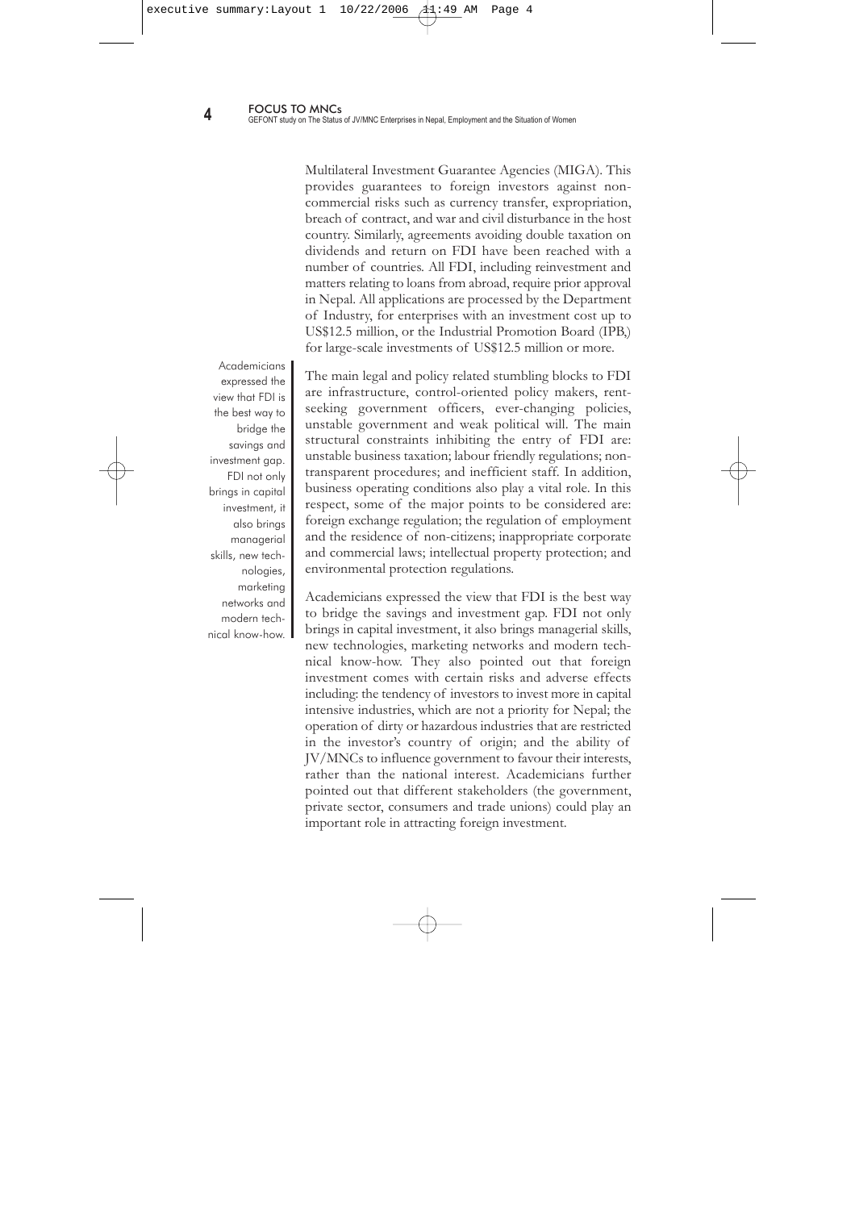Multilateral Investment Guarantee Agencies (MIGA). This provides guarantees to foreign investors against non-commercial risks such as currency transfer, expropriation, breach of contract, and war and civil disturbance in the host country. Similarly, agreements avoiding double taxation on dividends and return on FDI have been reached with a number of countries. All FDI, including reinvestment and matters relating to loans from abroad, require prior approval in Nepal. All applications are processed by the Department of Industry, for enterprises with an investment cost up to US$12.5 million, or the Industrial Promotion Board (IPB,) for large-scale investments of US$12.5 million or more.

> Academicians expressed the view that FDI is the best way to bridge the savings and investment gap. FDI not only brings in capital investment, it also brings managerial skills, new technologies, marketing networks and modern technical know-how.

The main legal and policy related stumbling blocks to FDI are infrastructure, control-oriented policy makers, rent-seeking government officers, ever-changing policies, unstable government and weak political will. The main structural constraints inhibiting the entry of FDI are: unstable business taxation; labour friendly regulations; non-transparent procedures; and inefficient staff. In addition, business operating conditions also play a vital role. In this respect, some of the major points to be considered are: foreign exchange regulation; the regulation of employment and the residence of non-citizens; inappropriate corporate and commercial laws; intellectual property protection; and environmental protection regulations.

Academicians expressed the view that FDI is the best way to bridge the savings and investment gap. FDI not only brings in capital investment, it also brings managerial skills, new technologies, marketing networks and modern technical know-how. They also pointed out that foreign investment comes with certain risks and adverse effects including: the tendency of investors to invest more in capital intensive industries, which are not a priority for Nepal; the operation of dirty or hazardous industries that are restricted in the investor's country of origin; and the ability of JV/MNCs to influence government to favour their interests, rather than the national interest. Academicians further pointed out that different stakeholders (the government, private sector, consumers and trade unions) could play an important role in attracting foreign investment.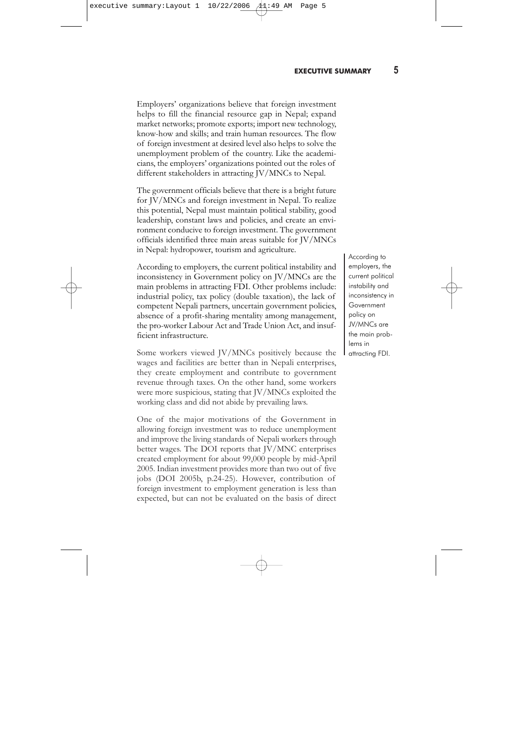Employers' organizations believe that foreign investment helps to fill the financial resource gap in Nepal; expand market networks; promote exports; import new technology, know-how and skills; and train human resources. The flow of foreign investment at desired level also helps to solve the unemployment problem of the country. Like the academicians, the employers' organizations pointed out the roles of different stakeholders in attracting JV/MNCs to Nepal.

The government officials believe that there is a bright future for JV/MNCs and foreign investment in Nepal. To realize this potential, Nepal must maintain political stability, good leadership, constant laws and policies, and create an environment conducive to foreign investment. The government officials identified three main areas suitable for JV/MNCs in Nepal: hydropower, tourism and agriculture.

According to employers, the current political instability and inconsistency in Government policy on JV/MNCs are the main problems in attracting FDI. Other problems include: industrial policy, tax policy (double taxation), the lack of competent Nepali partners, uncertain government policies, absence of a profit-sharing mentality among management, the pro-worker Labour Act and Trade Union Act, and insufficient infrastructure.

> According to employers, the current political instability and inconsistency in Government policy on JV/MNCs are the main problems in attracting FDI.

Some workers viewed JV/MNCs positively because the wages and facilities are better than in Nepali enterprises, they create employment and contribute to government revenue through taxes. On the other hand, some workers were more suspicious, stating that JV/MNCs exploited the working class and did not abide by prevailing laws.

One of the major motivations of the Government in allowing foreign investment was to reduce unemployment and improve the living standards of Nepali workers through better wages. The DOI reports that JV/MNC enterprises created employment for about 99,000 people by mid-April 2005. Indian investment provides more than two out of five jobs (DOI 2005b, p.24-25). However, contribution of foreign investment to employment generation is less than expected, but can not be evaluated on the basis of direct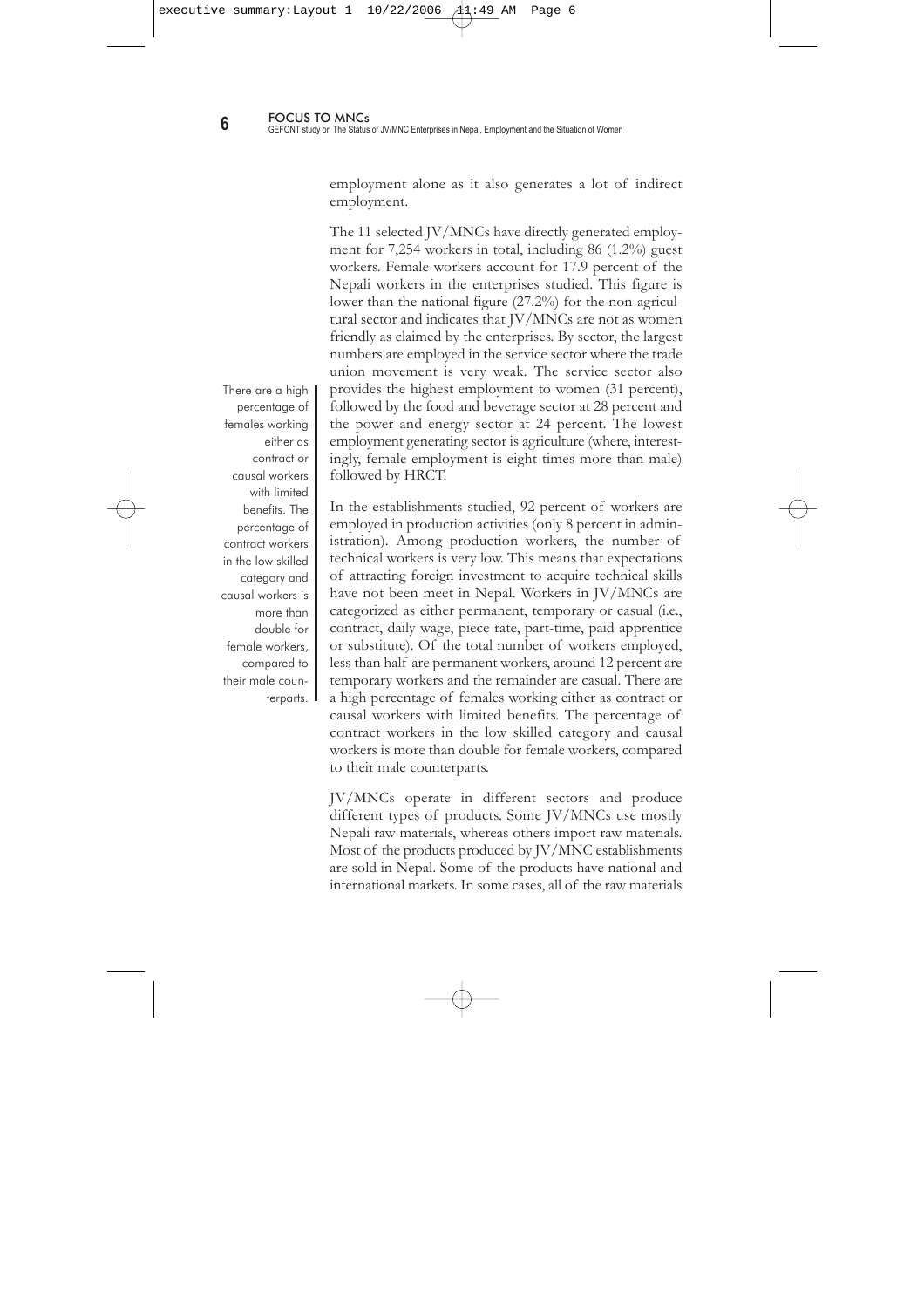employment alone as it also generates a lot of indirect employment.

The 11 selected JV/MNCs have directly generated employment for 7,254 workers in total, including 86 (1.2%) guest workers. Female workers account for 17.9 percent of the Nepali workers in the enterprises studied. This figure is lower than the national figure (27.2%) for the non-agricultural sector and indicates that JV/MNCs are not as women friendly as claimed by the enterprises. By sector, the largest numbers are employed in the service sector where the trade union movement is very weak. The service sector also provides the highest employment to women (31 percent), followed by the food and beverage sector at 28 percent and the power and energy sector at 24 percent. The lowest employment generating sector is agriculture (where, interestingly, female employment is eight times more than male) followed by HRCT.

> There are a high percentage of females working either as contract or causal workers with limited benefits. The percentage of contract workers in the low skilled category and causal workers is more than double for female workers, compared to their male counterparts.

In the establishments studied, 92 percent of workers are employed in production activities (only 8 percent in administration). Among production workers, the number of technical workers is very low. This means that expectations of attracting foreign investment to acquire technical skills have not been meet in Nepal. Workers in JV/MNCs are categorized as either permanent, temporary or casual (i.e., contract, daily wage, piece rate, part-time, paid apprentice or substitute). Of the total number of workers employed, less than half are permanent workers, around 12 percent are temporary workers and the remainder are casual. There are a high percentage of females working either as contract or causal workers with limited benefits. The percentage of contract workers in the low skilled category and causal workers is more than double for female workers, compared to their male counterparts.

JV/MNCs operate in different sectors and produce different types of products. Some JV/MNCs use mostly Nepali raw materials, whereas others import raw materials. Most of the products produced by JV/MNC establishments are sold in Nepal. Some of the products have national and international markets. In some cases, all of the raw materials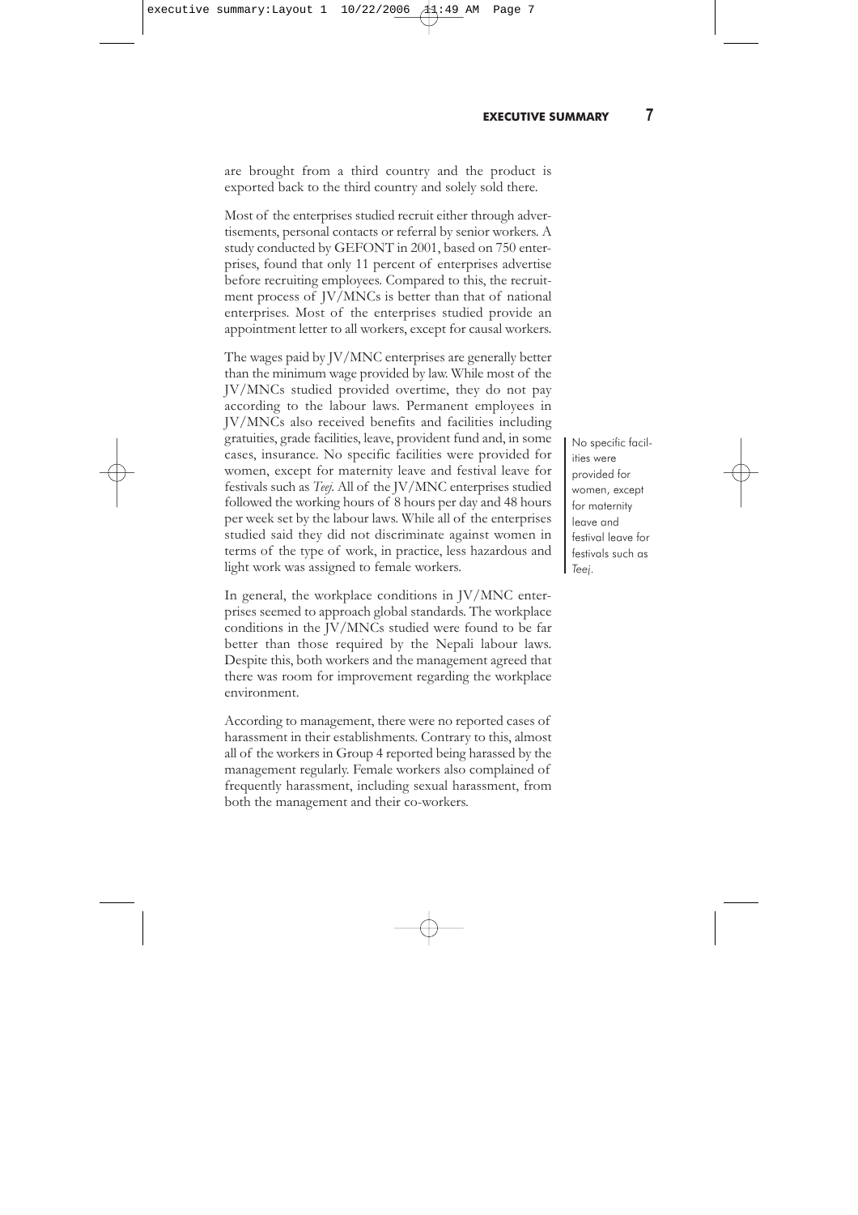are brought from a third country and the product is exported back to the third country and solely sold there.

Most of the enterprises studied recruit either through advertisements, personal contacts or referral by senior workers. A study conducted by GEFONT in 2001, based on 750 enterprises, found that only 11 percent of enterprises advertise before recruiting employees. Compared to this, the recruitment process of JV/MNCs is better than that of national enterprises. Most of the enterprises studied provide an appointment letter to all workers, except for causal workers.

The wages paid by JV/MNC enterprises are generally better than the minimum wage provided by law. While most of the JV/MNCs studied provided overtime, they do not pay according to the labour laws. Permanent employees in JV/MNCs also received benefits and facilities including gratuities, grade facilities, leave, provident fund and, in some cases, insurance. No specific facilities were provided for women, except for maternity leave and festival leave for festivals such as *Teej*. All of the JV/MNC enterprises studied followed the working hours of 8 hours per day and 48 hours per week set by the labour laws. While all of the enterprises studied said they did not discriminate against women in terms of the type of work, in practice, less hazardous and light work was assigned to female workers.

> No specific facilities were provided for women, except for maternity leave and festival leave for festivals such as *Teej*.

In general, the workplace conditions in JV/MNC enterprises seemed to approach global standards. The workplace conditions in the JV/MNCs studied were found to be far better than those required by the Nepali labour laws. Despite this, both workers and the management agreed that there was room for improvement regarding the workplace environment.

According to management, there were no reported cases of harassment in their establishments. Contrary to this, almost all of the workers in Group 4 reported being harassed by the management regularly. Female workers also complained of frequently harassment, including sexual harassment, from both the management and their co-workers.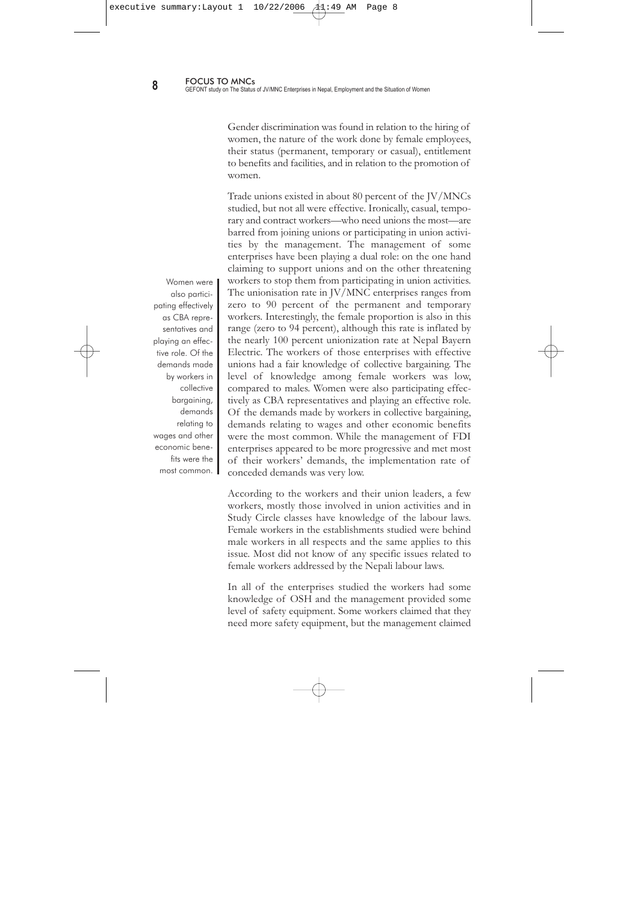Gender discrimination was found in relation to the hiring of women, the nature of the work done by female employees, their status (permanent, temporary or casual), entitlement to benefits and facilities, and in relation to the promotion of women.

Trade unions existed in about 80 percent of the JV/MNCs studied, but not all were effective. Ironically, casual, temporary and contract workers—who need unions the most—are barred from joining unions or participating in union activities by the management. The management of some enterprises have been playing a dual role: on the one hand claiming to support unions and on the other threatening workers to stop them from participating in union activities. The unionisation rate in JV/MNC enterprises ranges from zero to 90 percent of the permanent and temporary workers. Interestingly, the female proportion is also in this range (zero to 94 percent), although this rate is inflated by the nearly 100 percent unionization rate at Nepal Bayern Electric. The workers of those enterprises with effective unions had a fair knowledge of collective bargaining. The level of knowledge among female workers was low, compared to males. Women were also participating effectively as CBA representatives and playing an effective role. Of the demands made by workers in collective bargaining, demands relating to wages and other economic benefits were the most common. While the management of FDI enterprises appeared to be more progressive and met most of their workers' demands, the implementation rate of conceded demands was very low.

> Women were also participating effectively as CBA representatives and playing an effective role. Of the demands made by workers in collective bargaining, demands relating to wages and other economic benefits were the most common.

According to the workers and their union leaders, a few workers, mostly those involved in union activities and in Study Circle classes have knowledge of the labour laws. Female workers in the establishments studied were behind male workers in all respects and the same applies to this issue. Most did not know of any specific issues related to female workers addressed by the Nepali labour laws.

In all of the enterprises studied the workers had some knowledge of OSH and the management provided some level of safety equipment. Some workers claimed that they need more safety equipment, but the management claimed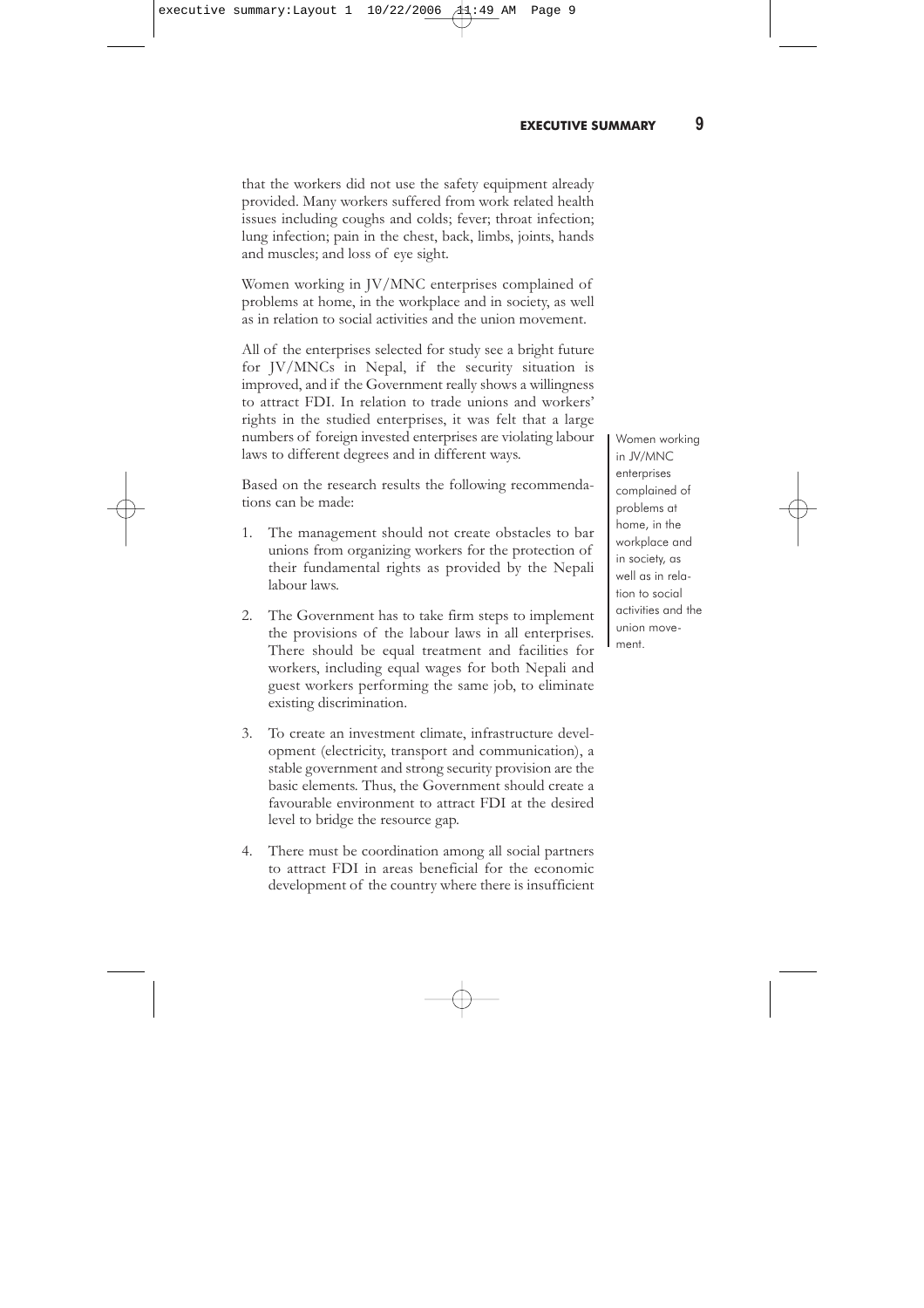that the workers did not use the safety equipment already provided. Many workers suffered from work related health issues including coughs and colds; fever; throat infection; lung infection; pain in the chest, back, limbs, joints, hands and muscles; and loss of eye sight.

Women working in JV/MNC enterprises complained of problems at home, in the workplace and in society, as well as in relation to social activities and the union movement.

All of the enterprises selected for study see a bright future for JV/MNCs in Nepal, if the security situation is improved, and if the Government really shows a willingness to attract FDI. In relation to trade unions and workers' rights in the studied enterprises, it was felt that a large numbers of foreign invested enterprises are violating labour laws to different degrees and in different ways.

> Women working in JV/MNC enterprises complained of problems at home, in the workplace and in society, as well as in relation to social activities and the union movement.

Based on the research results the following recommendations can be made:

1. The management should not create obstacles to bar unions from organizing workers for the protection of their fundamental rights as provided by the Nepali labour laws.
2. The Government has to take firm steps to implement the provisions of the labour laws in all enterprises. There should be equal treatment and facilities for workers, including equal wages for both Nepali and guest workers performing the same job, to eliminate existing discrimination.
3. To create an investment climate, infrastructure development (electricity, transport and communication), a stable government and strong security provision are the basic elements. Thus, the Government should create a favourable environment to attract FDI at the desired level to bridge the resource gap.
4. There must be coordination among all social partners to attract FDI in areas beneficial for the economic development of the country where there is insufficient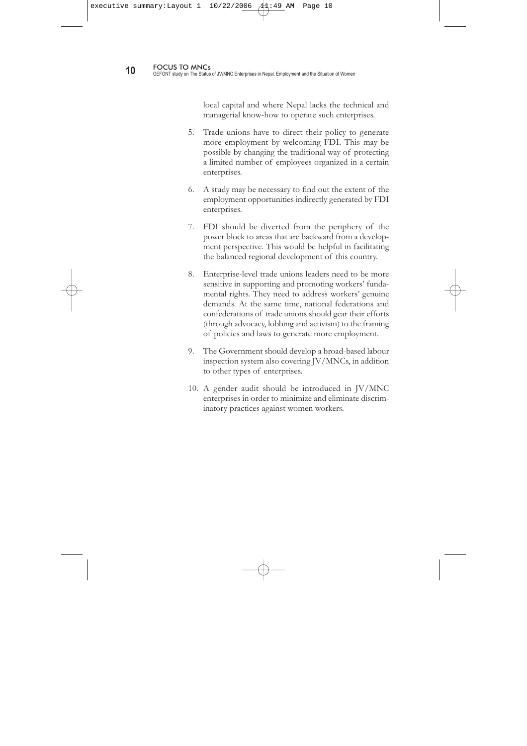local capital and where Nepal lacks the technical and managerial know-how to operate such enterprises.

5. Trade unions have to direct their policy to generate more employment by welcoming FDI. This may be possible by changing the traditional way of protecting a limited number of employees organized in a certain enterprises.

6. A study may be necessary to find out the extent of the employment opportunities indirectly generated by FDI enterprises.

7. FDI should be diverted from the periphery of the power block to areas that are backward from a development perspective. This would be helpful in facilitating the balanced regional development of this country.

8. Enterprise-level trade unions leaders need to be more sensitive in supporting and promoting workers' fundamental rights. They need to address workers' genuine demands. At the same time, national federations and confederations of trade unions should gear their efforts (through advocacy, lobbing and activism) to the framing of policies and laws to generate more employment.

9. The Government should develop a broad-based labour inspection system also covering JV/MNCs, in addition to other types of enterprises.

10. A gender audit should be introduced in JV/MNC enterprises in order to minimize and eliminate discriminatory practices against women workers.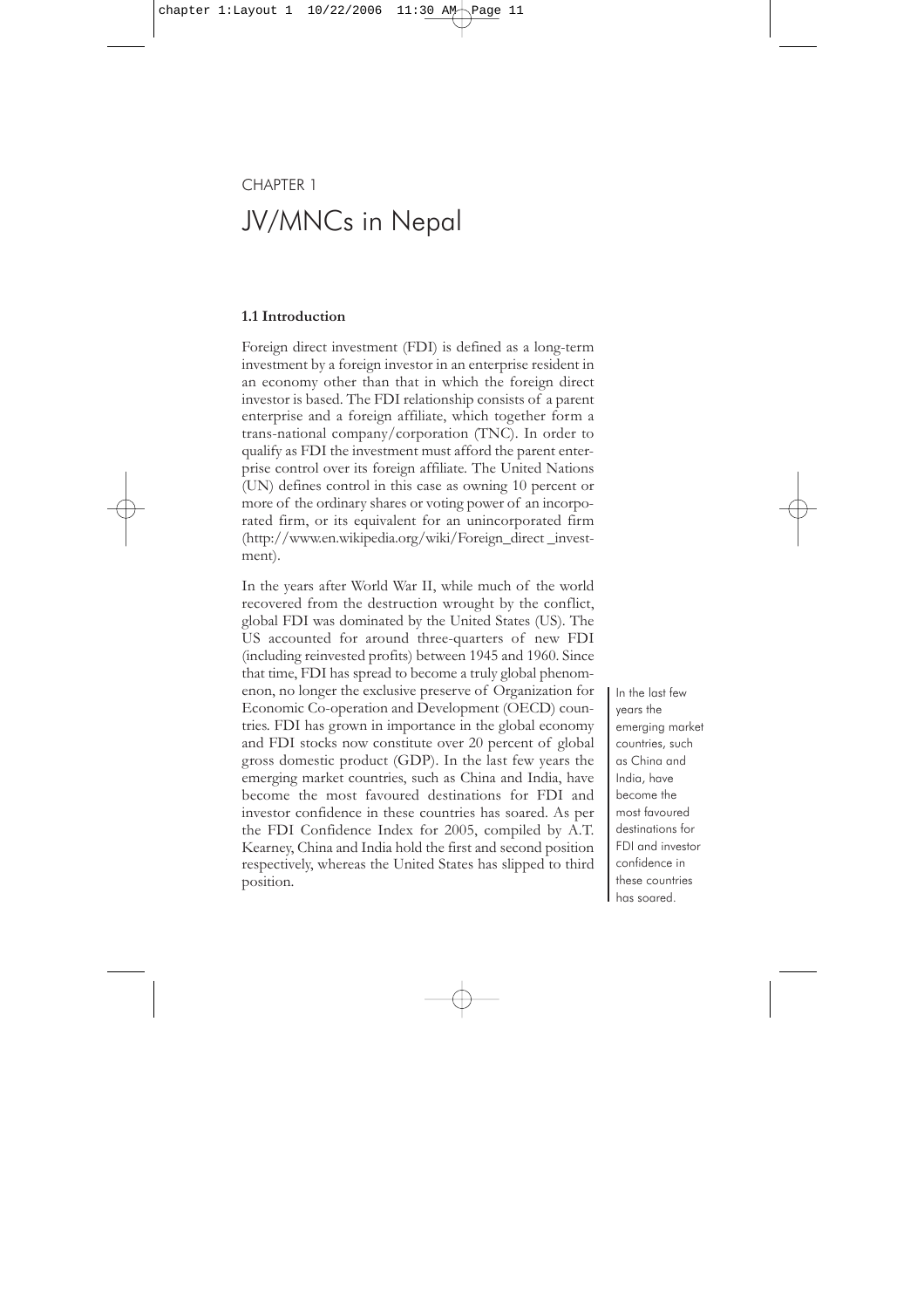CHAPTER 1

# JV/MNCs in Nepal

### 1.1 Introduction

Foreign direct investment (FDI) is defined as a long-term investment by a foreign investor in an enterprise resident in an economy other than that in which the foreign direct investor is based. The FDI relationship consists of a parent enterprise and a foreign affiliate, which together form a trans-national company/corporation (TNC). In order to qualify as FDI the investment must afford the parent enterprise control over its foreign affiliate. The United Nations (UN) defines control in this case as owning 10 percent or more of the ordinary shares or voting power of an incorporated firm, or its equivalent for an unincorporated firm (http://www.en.wikipedia.org/wiki/Foreign_direct _investment).

In the years after World War II, while much of the world recovered from the destruction wrought by the conflict, global FDI was dominated by the United States (US). The US accounted for around three-quarters of new FDI (including reinvested profits) between 1945 and 1960. Since that time, FDI has spread to become a truly global phenomenon, no longer the exclusive preserve of Organization for Economic Co-operation and Development (OECD) countries. FDI has grown in importance in the global economy and FDI stocks now constitute over 20 percent of global gross domestic product (GDP). In the last few years the emerging market countries, such as China and India, have become the most favoured destinations for FDI and investor confidence in these countries has soared. As per the FDI Confidence Index for 2005, compiled by A.T. Kearney, China and India hold the first and second position respectively, whereas the United States has slipped to third position.

> In the last few years the emerging market countries, such as China and India, have become the most favoured destinations for FDI and investor confidence in these countries has soared.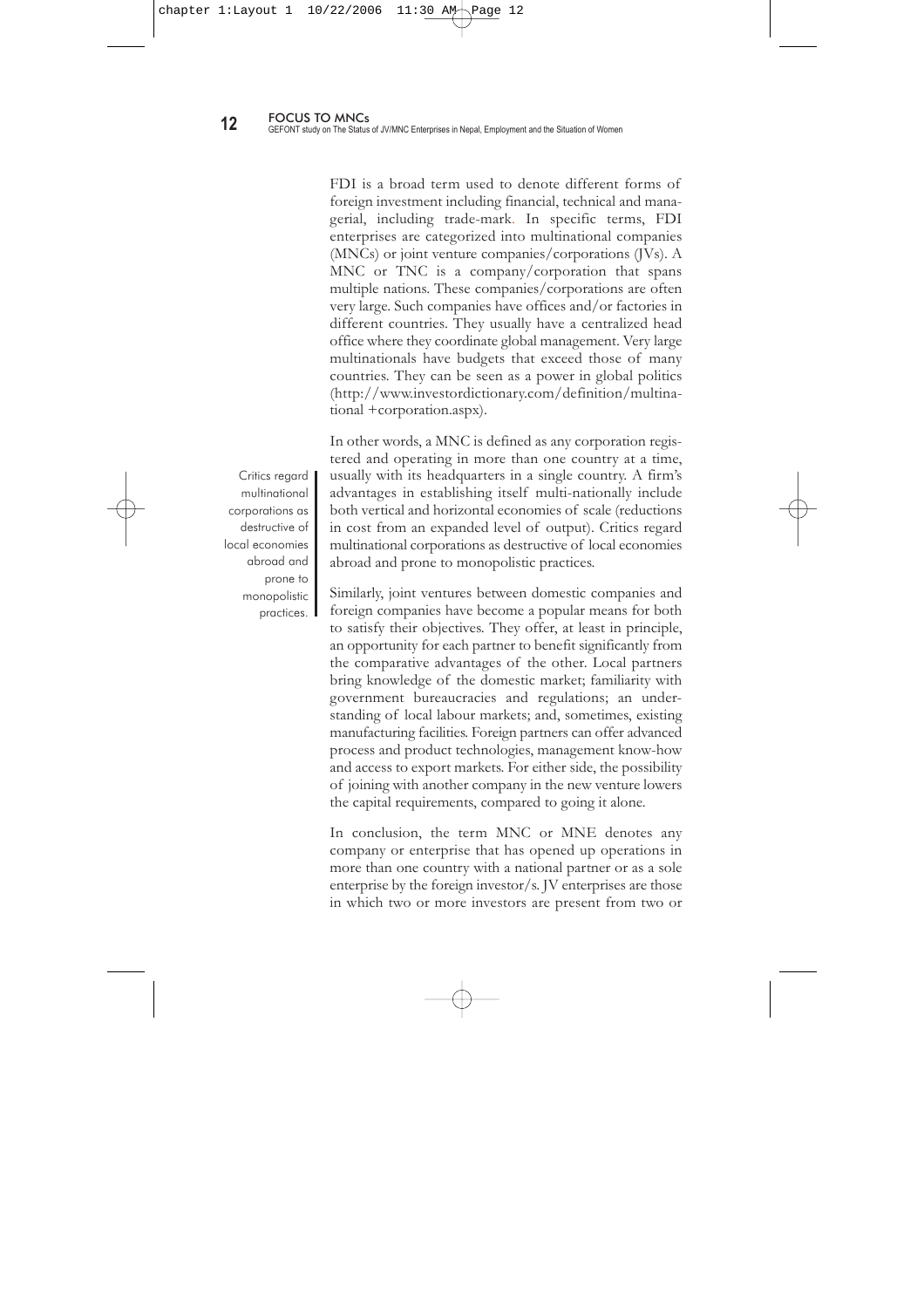FDI is a broad term used to denote different forms of foreign investment including financial, technical and managerial, including trade-mark. In specific terms, FDI enterprises are categorized into multinational companies (MNCs) or joint venture companies/corporations (JVs). A MNC or TNC is a company/corporation that spans multiple nations. These companies/corporations are often very large. Such companies have offices and/or factories in different countries. They usually have a centralized head office where they coordinate global management. Very large multinationals have budgets that exceed those of many countries. They can be seen as a power in global politics (http://www.investordictionary.com/definition/multinational +corporation.aspx).

In other words, a MNC is defined as any corporation registered and operating in more than one country at a time, usually with its headquarters in a single country. A firm's advantages in establishing itself multi-nationally include both vertical and horizontal economies of scale (reductions in cost from an expanded level of output). Critics regard multinational corporations as destructive of local economies abroad and prone to monopolistic practices.

> Critics regard multinational corporations as destructive of local economies abroad and prone to monopolistic practices.

Similarly, joint ventures between domestic companies and foreign companies have become a popular means for both to satisfy their objectives. They offer, at least in principle, an opportunity for each partner to benefit significantly from the comparative advantages of the other. Local partners bring knowledge of the domestic market; familiarity with government bureaucracies and regulations; an understanding of local labour markets; and, sometimes, existing manufacturing facilities. Foreign partners can offer advanced process and product technologies, management know-how and access to export markets. For either side, the possibility of joining with another company in the new venture lowers the capital requirements, compared to going it alone.

In conclusion, the term MNC or MNE denotes any company or enterprise that has opened up operations in more than one country with a national partner or as a sole enterprise by the foreign investor/s. JV enterprises are those in which two or more investors are present from two or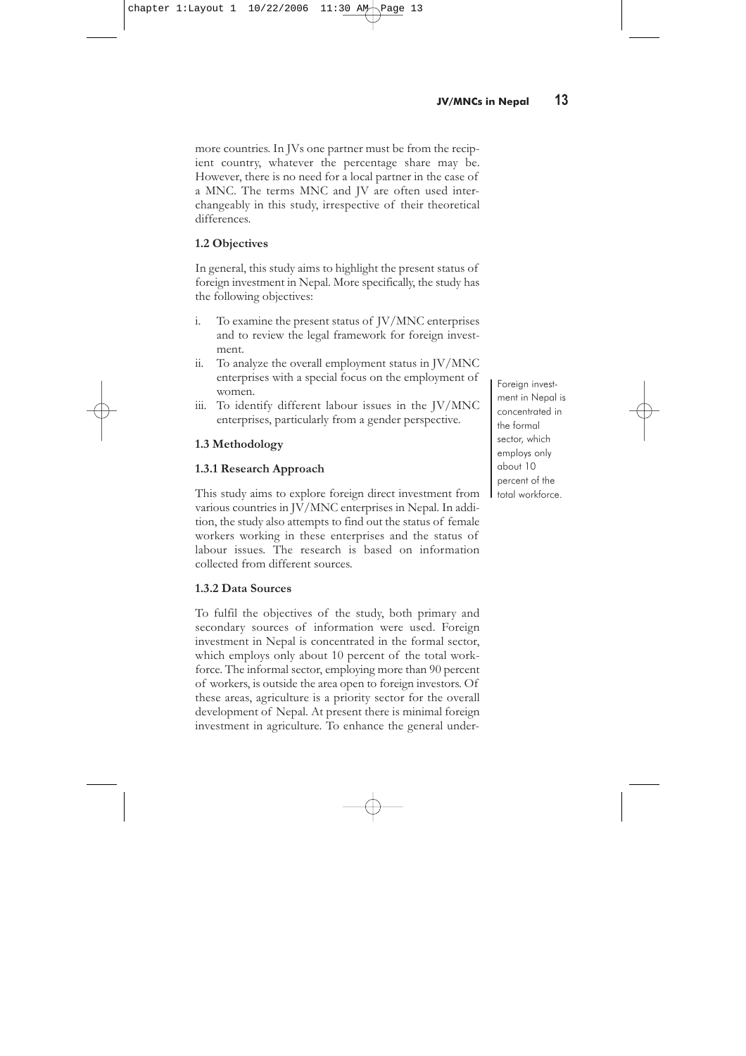more countries. In JVs one partner must be from the recipient country, whatever the percentage share may be. However, there is no need for a local partner in the case of a MNC. The terms MNC and JV are often used interchangeably in this study, irrespective of their theoretical differences.

### 1.2 Objectives

In general, this study aims to highlight the present status of foreign investment in Nepal. More specifically, the study has the following objectives:

i. To examine the present status of JV/MNC enterprises and to review the legal framework for foreign investment.
ii. To analyze the overall employment status in JV/MNC enterprises with a special focus on the employment of women.
iii. To identify different labour issues in the JV/MNC enterprises, particularly from a gender perspective.

> Foreign investment in Nepal is concentrated in the formal sector, which employs only about 10 percent of the total workforce.

### 1.3 Methodology

#### 1.3.1 Research Approach

This study aims to explore foreign direct investment from various countries in JV/MNC enterprises in Nepal. In addition, the study also attempts to find out the status of female workers working in these enterprises and the status of labour issues. The research is based on information collected from different sources.

#### 1.3.2 Data Sources

To fulfil the objectives of the study, both primary and secondary sources of information were used. Foreign investment in Nepal is concentrated in the formal sector, which employs only about 10 percent of the total workforce. The informal sector, employing more than 90 percent of workers, is outside the area open to foreign investors. Of these areas, agriculture is a priority sector for the overall development of Nepal. At present there is minimal foreign investment in agriculture. To enhance the general under-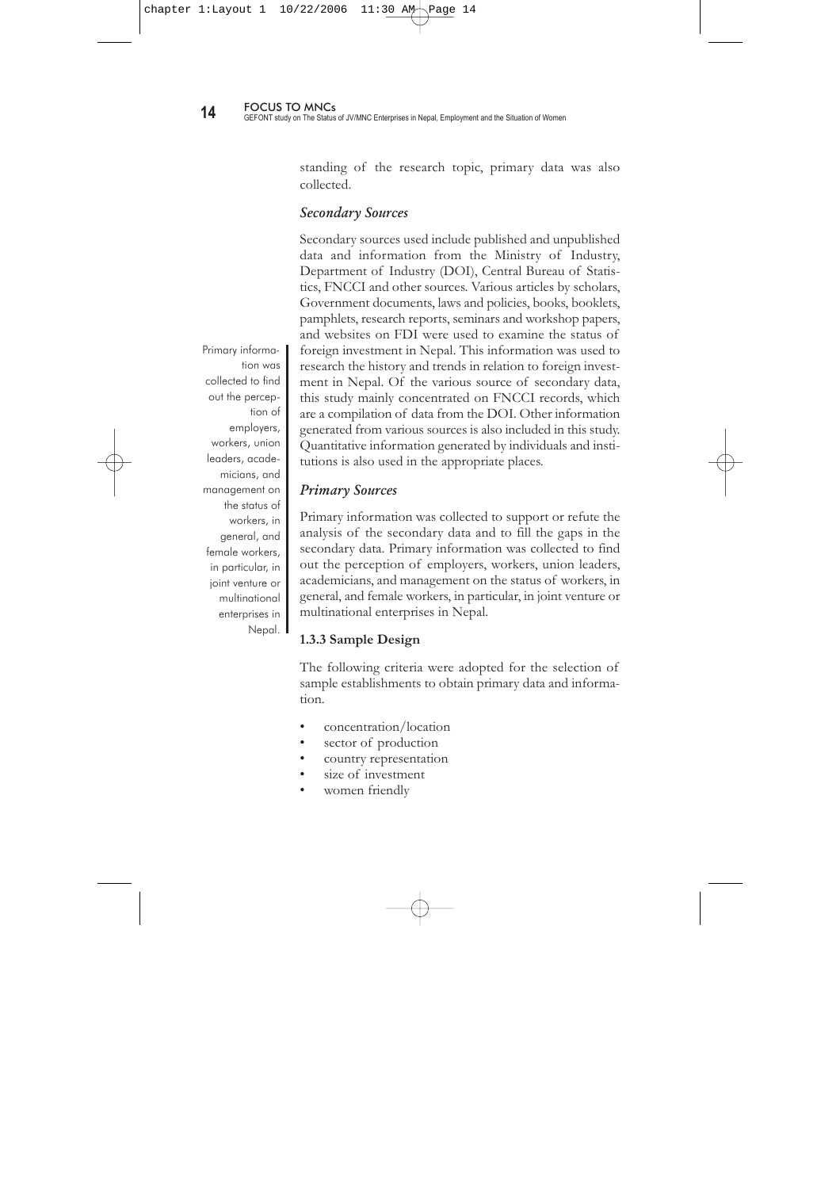standing of the research topic, primary data was also collected.

### *Secondary Sources*

Secondary sources used include published and unpublished data and information from the Ministry of Industry, Department of Industry (DOI), Central Bureau of Statistics, FNCCI and other sources. Various articles by scholars, Government documents, laws and policies, books, booklets, pamphlets, research reports, seminars and workshop papers, and websites on FDI were used to examine the status of foreign investment in Nepal. This information was used to research the history and trends in relation to foreign investment in Nepal. Of the various source of secondary data, this study mainly concentrated on FNCCI records, which are a compilation of data from the DOI. Other information generated from various sources is also included in this study. Quantitative information generated by individuals and institutions is also used in the appropriate places.

> Primary information was collected to find out the perception of employers, workers, union leaders, academicians, and management on the status of workers, in general, and female workers, in particular, in joint venture or multinational enterprises in Nepal.

### *Primary Sources*

Primary information was collected to support or refute the analysis of the secondary data and to fill the gaps in the secondary data. Primary information was collected to find out the perception of employers, workers, union leaders, academicians, and management on the status of workers, in general, and female workers, in particular, in joint venture or multinational enterprises in Nepal.

#### **1.3.3 Sample Design**

The following criteria were adopted for the selection of sample establishments to obtain primary data and information.

- concentration/location
- sector of production
- country representation
- size of investment
- women friendly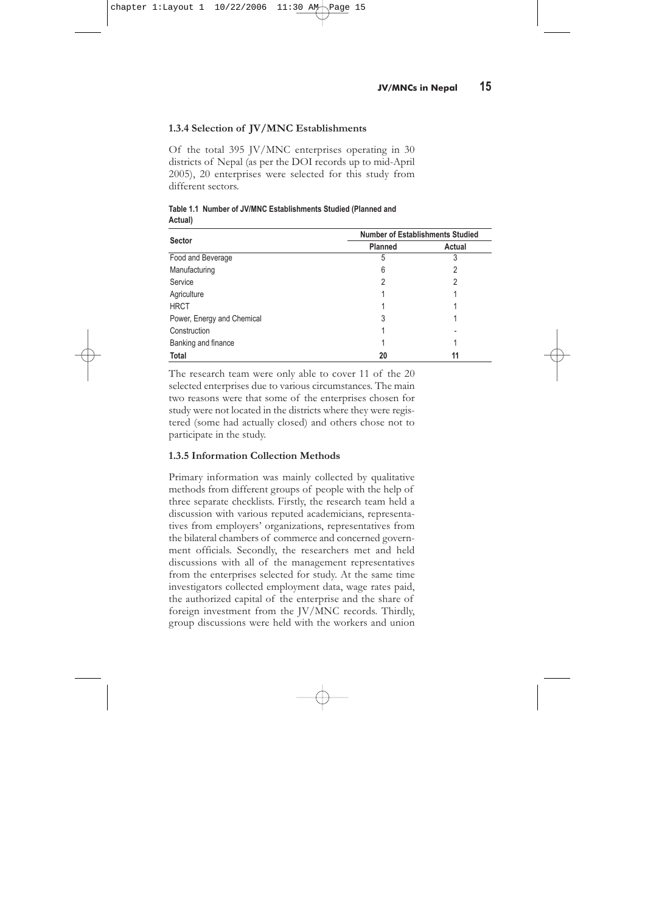### 1.3.4 Selection of JV/MNC Establishments

Of the total 395 JV/MNC enterprises operating in 30 districts of Nepal (as per the DOI records up to mid-April 2005), 20 enterprises were selected for this study from different sectors.

**Table 1.1 Number of JV/MNC Establishments Studied (Planned and Actual)**

| Sector | Number of Establishments Studied | |
|---|---|---|
| | Planned | Actual |
| Food and Beverage | 5 | 3 |
| Manufacturing | 6 | 2 |
| Service | 2 | 2 |
| Agriculture | 1 | 1 |
| HRCT | 1 | 1 |
| Power, Energy and Chemical | 3 | 1 |
| Construction | 1 | - |
| Banking and finance | 1 | 1 |
| **Total** | **20** | **11** |

The research team were only able to cover 11 of the 20 selected enterprises due to various circumstances. The main two reasons were that some of the enterprises chosen for study were not located in the districts where they were registered (some had actually closed) and others chose not to participate in the study.

### 1.3.5 Information Collection Methods

Primary information was mainly collected by qualitative methods from different groups of people with the help of three separate checklists. Firstly, the research team held a discussion with various reputed academicians, representatives from employers' organizations, representatives from the bilateral chambers of commerce and concerned government officials. Secondly, the researchers met and held discussions with all of the management representatives from the enterprises selected for study. At the same time investigators collected employment data, wage rates paid, the authorized capital of the enterprise and the share of foreign investment from the JV/MNC records. Thirdly, group discussions were held with the workers and union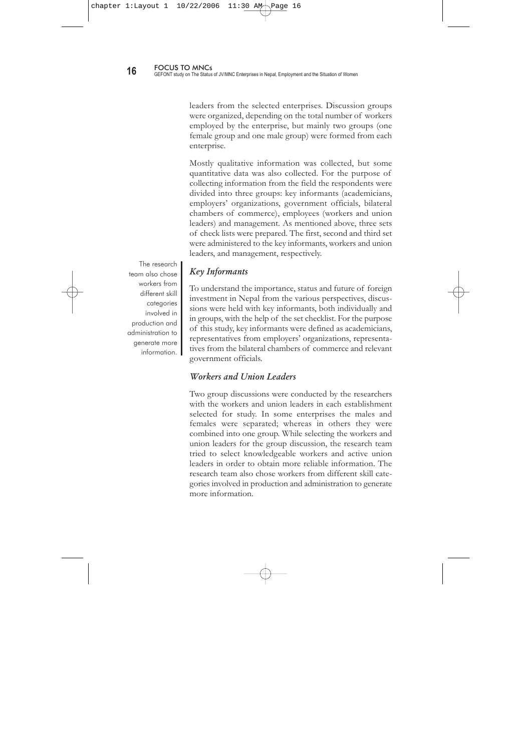leaders from the selected enterprises. Discussion groups were organized, depending on the total number of workers employed by the enterprise, but mainly two groups (one female group and one male group) were formed from each enterprise.

Mostly qualitative information was collected, but some quantitative data was also collected. For the purpose of collecting information from the field the respondents were divided into three groups: key informants (academicians, employers' organizations, government officials, bilateral chambers of commerce), employees (workers and union leaders) and management. As mentioned above, three sets of check lists were prepared. The first, second and third set were administered to the key informants, workers and union leaders, and management, respectively.

> The research team also chose workers from different skill categories involved in production and administration to generate more information.

### *Key Informants*

To understand the importance, status and future of foreign investment in Nepal from the various perspectives, discussions were held with key informants, both individually and in groups, with the help of the set checklist. For the purpose of this study, key informants were defined as academicians, representatives from employers' organizations, representatives from the bilateral chambers of commerce and relevant government officials.

### *Workers and Union Leaders*

Two group discussions were conducted by the researchers with the workers and union leaders in each establishment selected for study. In some enterprises the males and females were separated; whereas in others they were combined into one group. While selecting the workers and union leaders for the group discussion, the research team tried to select knowledgeable workers and active union leaders in order to obtain more reliable information. The research team also chose workers from different skill categories involved in production and administration to generate more information.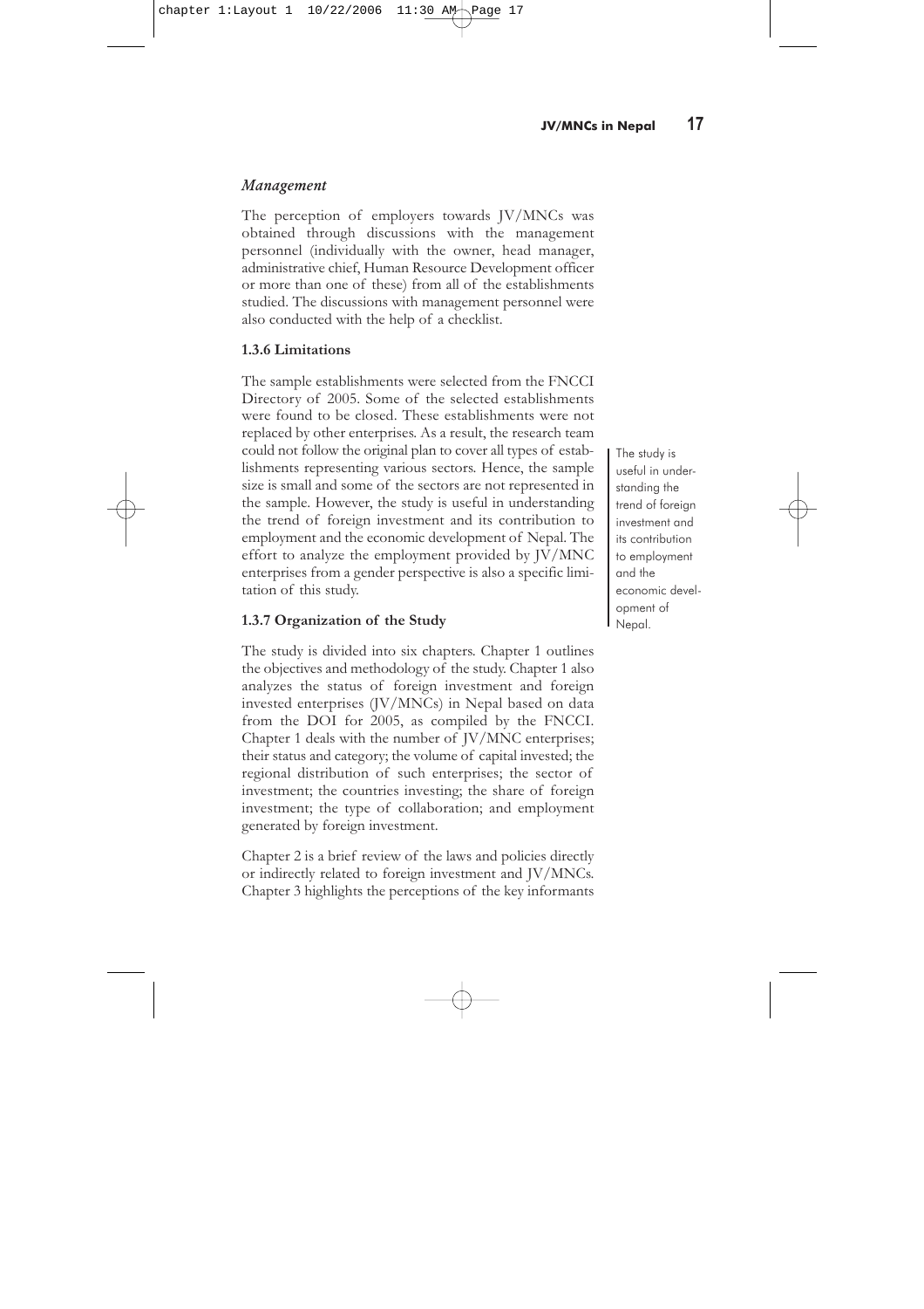*Management*

The perception of employers towards JV/MNCs was obtained through discussions with the management personnel (individually with the owner, head manager, administrative chief, Human Resource Development officer or more than one of these) from all of the establishments studied. The discussions with management personnel were also conducted with the help of a checklist.

### 1.3.6 Limitations

The sample establishments were selected from the FNCCI Directory of 2005. Some of the selected establishments were found to be closed. These establishments were not replaced by other enterprises. As a result, the research team could not follow the original plan to cover all types of establishments representing various sectors. Hence, the sample size is small and some of the sectors are not represented in the sample. However, the study is useful in understanding the trend of foreign investment and its contribution to employment and the economic development of Nepal. The effort to analyze the employment provided by JV/MNC enterprises from a gender perspective is also a specific limitation of this study.

> The study is useful in understanding the trend of foreign investment and its contribution to employment and the economic development of Nepal.

### 1.3.7 Organization of the Study

The study is divided into six chapters. Chapter 1 outlines the objectives and methodology of the study. Chapter 1 also analyzes the status of foreign investment and foreign invested enterprises (JV/MNCs) in Nepal based on data from the DOI for 2005, as compiled by the FNCCI. Chapter 1 deals with the number of JV/MNC enterprises; their status and category; the volume of capital invested; the regional distribution of such enterprises; the sector of investment; the countries investing; the share of foreign investment; the type of collaboration; and employment generated by foreign investment.

Chapter 2 is a brief review of the laws and policies directly or indirectly related to foreign investment and JV/MNCs. Chapter 3 highlights the perceptions of the key informants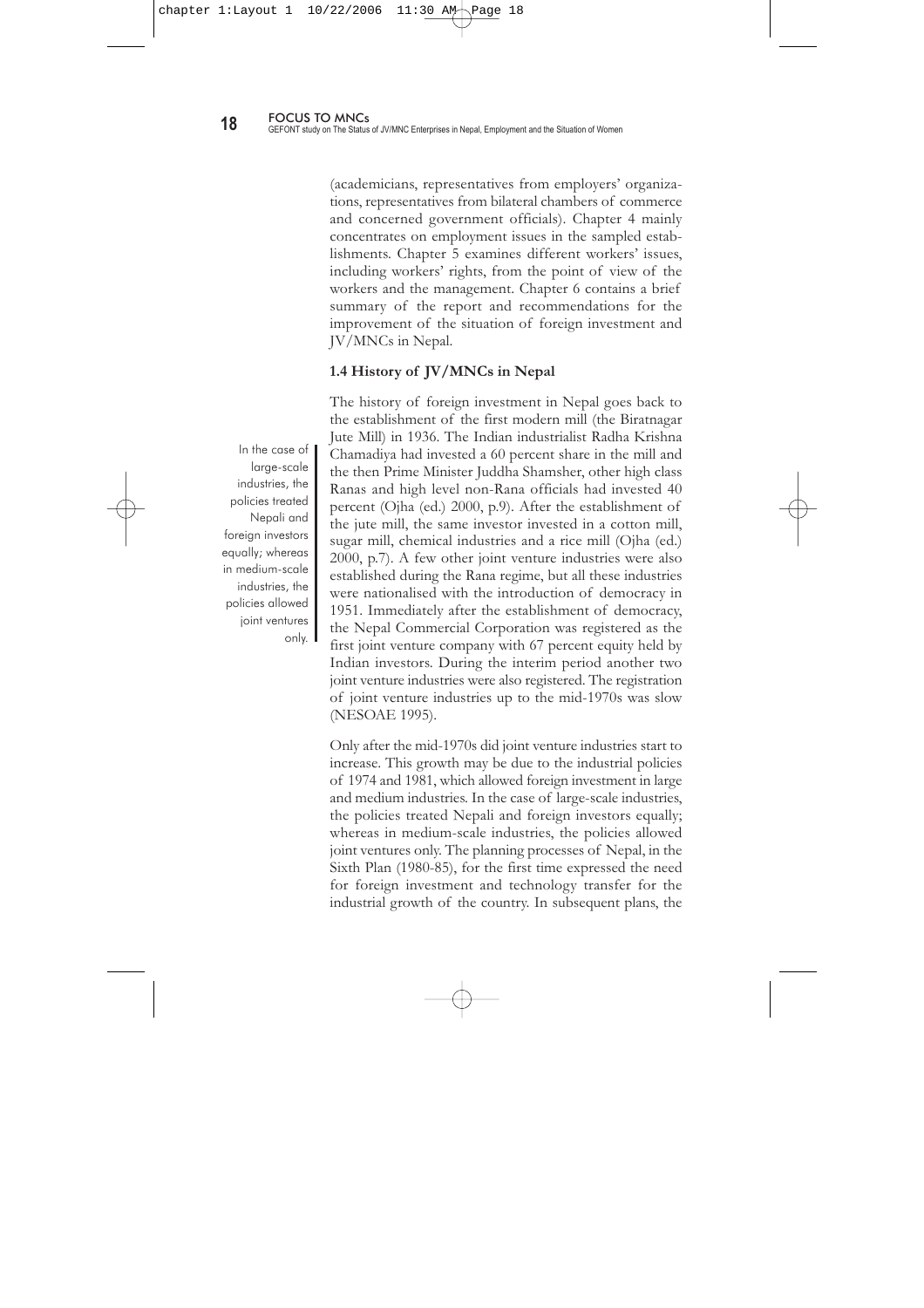(academicians, representatives from employers' organizations, representatives from bilateral chambers of commerce and concerned government officials). Chapter 4 mainly concentrates on employment issues in the sampled establishments. Chapter 5 examines different workers' issues, including workers' rights, from the point of view of the workers and the management. Chapter 6 contains a brief summary of the report and recommendations for the improvement of the situation of foreign investment and JV/MNCs in Nepal.

### 1.4 History of JV/MNCs in Nepal

The history of foreign investment in Nepal goes back to the establishment of the first modern mill (the Biratnagar Jute Mill) in 1936. The Indian industrialist Radha Krishna Chamadiya had invested a 60 percent share in the mill and the then Prime Minister Juddha Shamsher, other high class Ranas and high level non-Rana officials had invested 40 percent (Ojha (ed.) 2000, p.9). After the establishment of the jute mill, the same investor invested in a cotton mill, sugar mill, chemical industries and a rice mill (Ojha (ed.) 2000, p.7). A few other joint venture industries were also established during the Rana regime, but all these industries were nationalised with the introduction of democracy in 1951. Immediately after the establishment of democracy, the Nepal Commercial Corporation was registered as the first joint venture company with 67 percent equity held by Indian investors. During the interim period another two joint venture industries were also registered. The registration of joint venture industries up to the mid-1970s was slow (NESOAE 1995).

Only after the mid-1970s did joint venture industries start to increase. This growth may be due to the industrial policies of 1974 and 1981, which allowed foreign investment in large and medium industries. In the case of large-scale industries, the policies treated Nepali and foreign investors equally; whereas in medium-scale industries, the policies allowed joint ventures only. The planning processes of Nepal, in the Sixth Plan (1980-85), for the first time expressed the need for foreign investment and technology transfer for the industrial growth of the country. In subsequent plans, the

> In the case of large-scale industries, the policies treated Nepali and foreign investors equally; whereas in medium-scale industries, the policies allowed joint ventures only.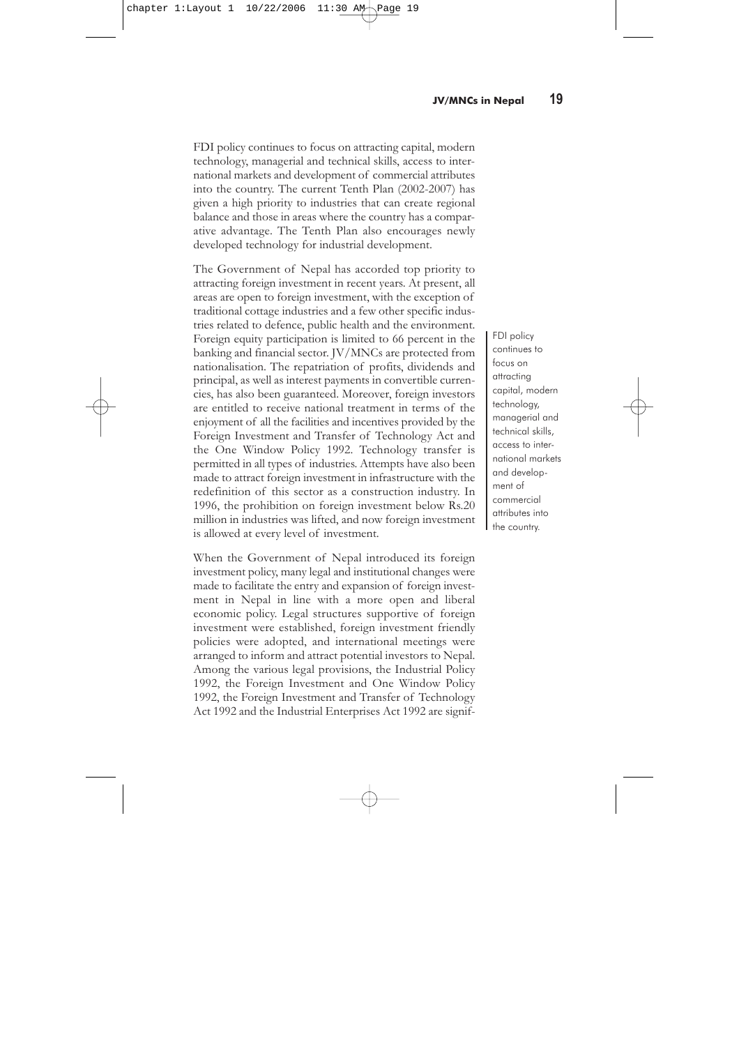FDI policy continues to focus on attracting capital, modern technology, managerial and technical skills, access to international markets and development of commercial attributes into the country. The current Tenth Plan (2002-2007) has given a high priority to industries that can create regional balance and those in areas where the country has a comparative advantage. The Tenth Plan also encourages newly developed technology for industrial development.

The Government of Nepal has accorded top priority to attracting foreign investment in recent years. At present, all areas are open to foreign investment, with the exception of traditional cottage industries and a few other specific industries related to defence, public health and the environment. Foreign equity participation is limited to 66 percent in the banking and financial sector. JV/MNCs are protected from nationalisation. The repatriation of profits, dividends and principal, as well as interest payments in convertible currencies, has also been guaranteed. Moreover, foreign investors are entitled to receive national treatment in terms of the enjoyment of all the facilities and incentives provided by the Foreign Investment and Transfer of Technology Act and the One Window Policy 1992. Technology transfer is permitted in all types of industries. Attempts have also been made to attract foreign investment in infrastructure with the redefinition of this sector as a construction industry. In 1996, the prohibition on foreign investment below Rs.20 million in industries was lifted, and now foreign investment is allowed at every level of investment.

> FDI policy continues to focus on attracting capital, modern technology, managerial and technical skills, access to international markets and development of commercial attributes into the country.

When the Government of Nepal introduced its foreign investment policy, many legal and institutional changes were made to facilitate the entry and expansion of foreign investment in Nepal in line with a more open and liberal economic policy. Legal structures supportive of foreign investment were established, foreign investment friendly policies were adopted, and international meetings were arranged to inform and attract potential investors to Nepal. Among the various legal provisions, the Industrial Policy 1992, the Foreign Investment and One Window Policy 1992, the Foreign Investment and Transfer of Technology Act 1992 and the Industrial Enterprises Act 1992 are signif-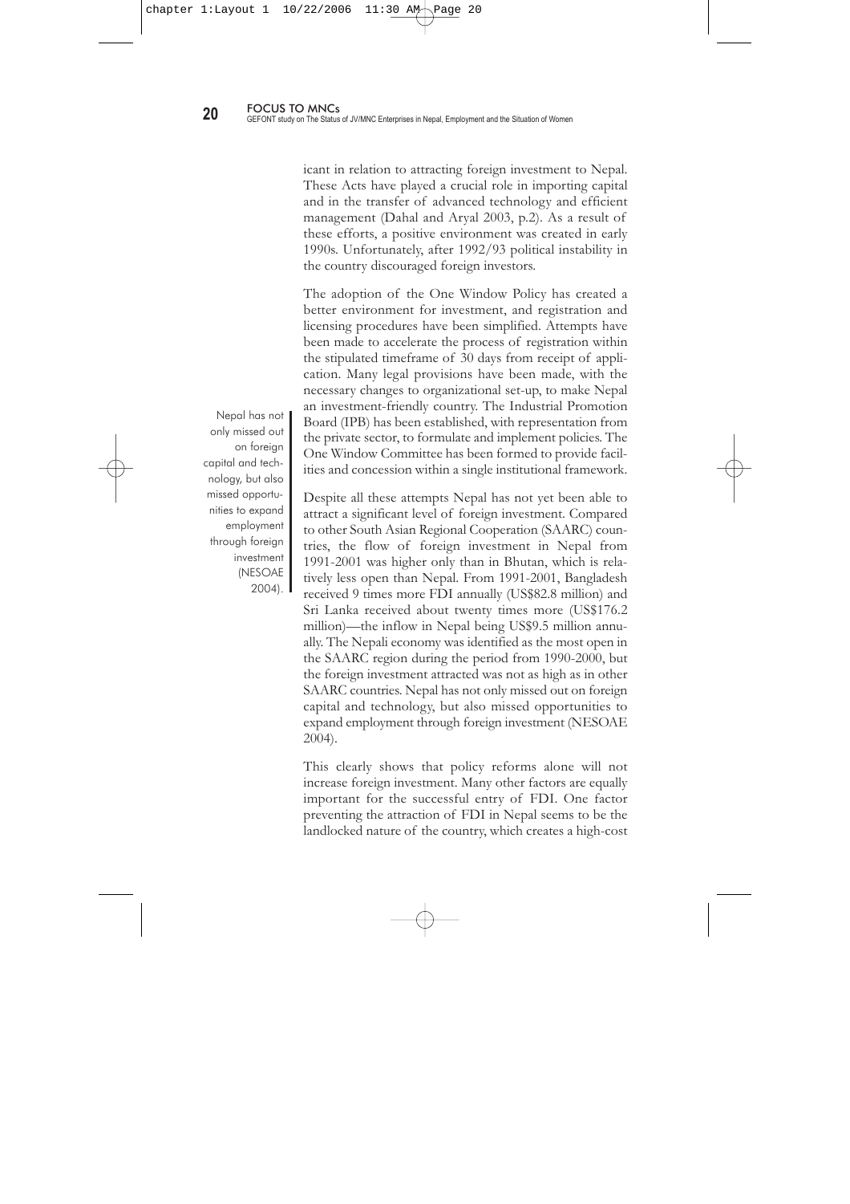icant in relation to attracting foreign investment to Nepal. These Acts have played a crucial role in importing capital and in the transfer of advanced technology and efficient management (Dahal and Aryal 2003, p.2). As a result of these efforts, a positive environment was created in early 1990s. Unfortunately, after 1992/93 political instability in the country discouraged foreign investors.

The adoption of the One Window Policy has created a better environment for investment, and registration and licensing procedures have been simplified. Attempts have been made to accelerate the process of registration within the stipulated timeframe of 30 days from receipt of application. Many legal provisions have been made, with the necessary changes to organizational set-up, to make Nepal an investment-friendly country. The Industrial Promotion Board (IPB) has been established, with representation from the private sector, to formulate and implement policies. The One Window Committee has been formed to provide facilities and concession within a single institutional framework.

> Nepal has not only missed out on foreign capital and technology, but also missed opportunities to expand employment through foreign investment (NESOAE 2004).

Despite all these attempts Nepal has not yet been able to attract a significant level of foreign investment. Compared to other South Asian Regional Cooperation (SAARC) countries, the flow of foreign investment in Nepal from 1991-2001 was higher only than in Bhutan, which is relatively less open than Nepal. From 1991-2001, Bangladesh received 9 times more FDI annually (US$82.8 million) and Sri Lanka received about twenty times more (US$176.2 million)—the inflow in Nepal being US$9.5 million annually. The Nepali economy was identified as the most open in the SAARC region during the period from 1990-2000, but the foreign investment attracted was not as high as in other SAARC countries. Nepal has not only missed out on foreign capital and technology, but also missed opportunities to expand employment through foreign investment (NESOAE 2004).

This clearly shows that policy reforms alone will not increase foreign investment. Many other factors are equally important for the successful entry of FDI. One factor preventing the attraction of FDI in Nepal seems to be the landlocked nature of the country, which creates a high-cost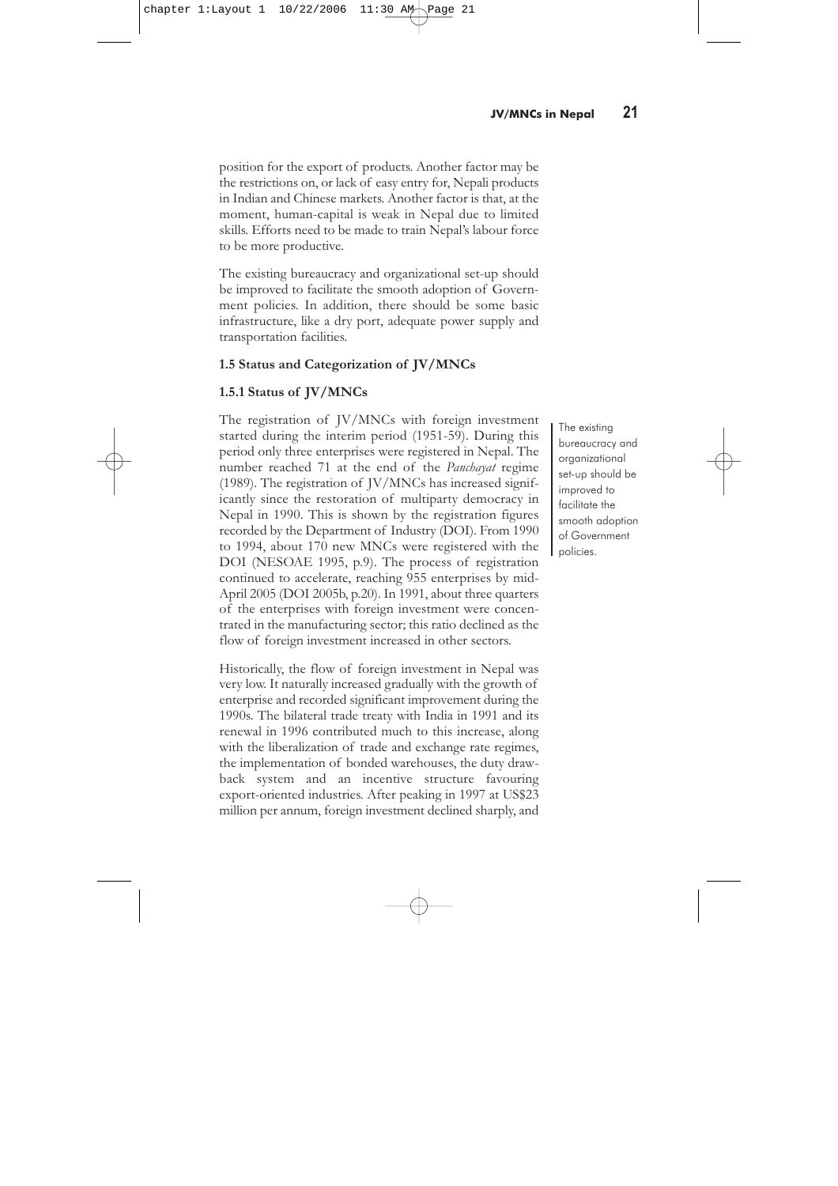position for the export of products. Another factor may be the restrictions on, or lack of easy entry for, Nepali products in Indian and Chinese markets. Another factor is that, at the moment, human-capital is weak in Nepal due to limited skills. Efforts need to be made to train Nepal's labour force to be more productive.

The existing bureaucracy and organizational set-up should be improved to facilitate the smooth adoption of Government policies. In addition, there should be some basic infrastructure, like a dry port, adequate power supply and transportation facilities.

### 1.5 Status and Categorization of JV/MNCs

#### 1.5.1 Status of JV/MNCs

The registration of JV/MNCs with foreign investment started during the interim period (1951-59). During this period only three enterprises were registered in Nepal. The number reached 71 at the end of the *Panchayat* regime (1989). The registration of JV/MNCs has increased significantly since the restoration of multiparty democracy in Nepal in 1990. This is shown by the registration figures recorded by the Department of Industry (DOI). From 1990 to 1994, about 170 new MNCs were registered with the DOI (NESOAE 1995, p.9). The process of registration continued to accelerate, reaching 955 enterprises by mid-April 2005 (DOI 2005b, p.20). In 1991, about three quarters of the enterprises with foreign investment were concentrated in the manufacturing sector; this ratio declined as the flow of foreign investment increased in other sectors.

> The existing bureaucracy and organizational set-up should be improved to facilitate the smooth adoption of Government policies.

Historically, the flow of foreign investment in Nepal was very low. It naturally increased gradually with the growth of enterprise and recorded significant improvement during the 1990s. The bilateral trade treaty with India in 1991 and its renewal in 1996 contributed much to this increase, along with the liberalization of trade and exchange rate regimes, the implementation of bonded warehouses, the duty drawback system and an incentive structure favouring export-oriented industries. After peaking in 1997 at US$23 million per annum, foreign investment declined sharply, and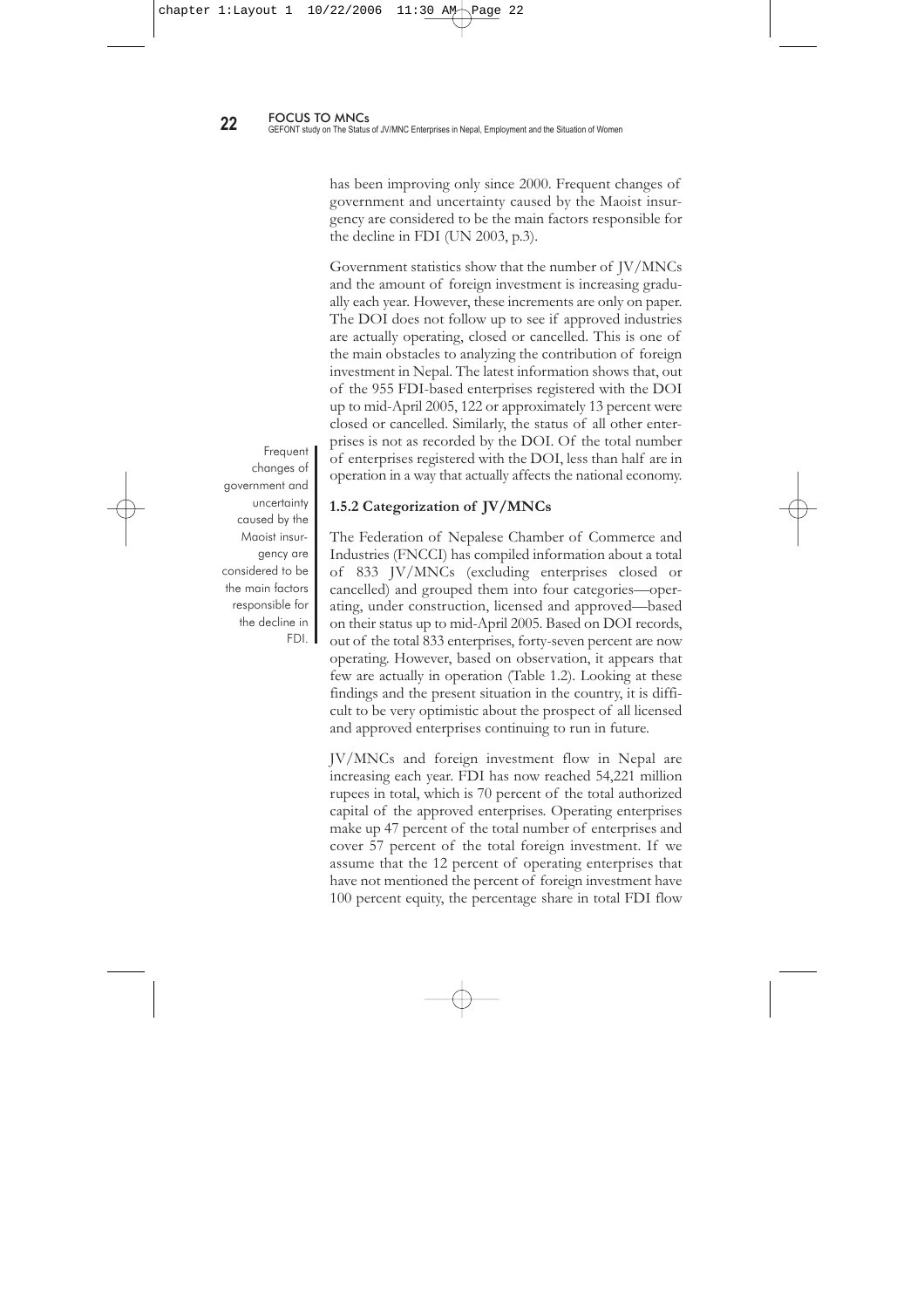has been improving only since 2000. Frequent changes of government and uncertainty caused by the Maoist insurgency are considered to be the main factors responsible for the decline in FDI (UN 2003, p.3).

Government statistics show that the number of JV/MNCs and the amount of foreign investment is increasing gradually each year. However, these increments are only on paper. The DOI does not follow up to see if approved industries are actually operating, closed or cancelled. This is one of the main obstacles to analyzing the contribution of foreign investment in Nepal. The latest information shows that, out of the 955 FDI-based enterprises registered with the DOI up to mid-April 2005, 122 or approximately 13 percent were closed or cancelled. Similarly, the status of all other enterprises is not as recorded by the DOI. Of the total number of enterprises registered with the DOI, less than half are in operation in a way that actually affects the national economy.

Frequent changes of government and uncertainty caused by the Maoist insurgency are considered to be the main factors responsible for the decline in FDI.

### 1.5.2 Categorization of JV/MNCs

The Federation of Nepalese Chamber of Commerce and Industries (FNCCI) has compiled information about a total of 833 JV/MNCs (excluding enterprises closed or cancelled) and grouped them into four categories—operating, under construction, licensed and approved—based on their status up to mid-April 2005. Based on DOI records, out of the total 833 enterprises, forty-seven percent are now operating. However, based on observation, it appears that few are actually in operation (Table 1.2). Looking at these findings and the present situation in the country, it is difficult to be very optimistic about the prospect of all licensed and approved enterprises continuing to run in future.

JV/MNCs and foreign investment flow in Nepal are increasing each year. FDI has now reached 54,221 million rupees in total, which is 70 percent of the total authorized capital of the approved enterprises. Operating enterprises make up 47 percent of the total number of enterprises and cover 57 percent of the total foreign investment. If we assume that the 12 percent of operating enterprises that have not mentioned the percent of foreign investment have 100 percent equity, the percentage share in total FDI flow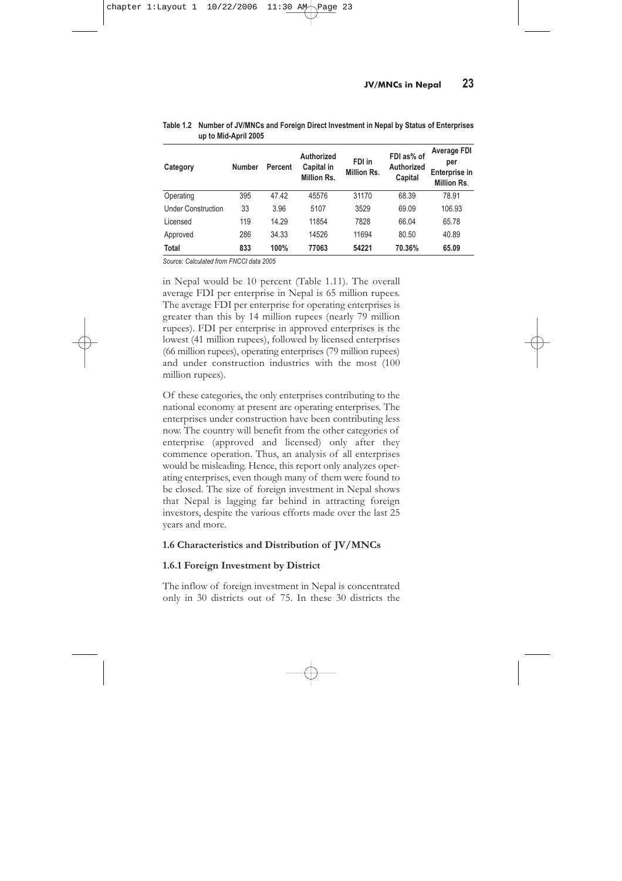**Table 1.2 Number of JV/MNCs and Foreign Direct Investment in Nepal by Status of Enterprises up to Mid-April 2005**

| Category | Number | Percent | Authorized Capital in Million Rs. | FDI in Million Rs. | FDI as% of Authorized Capital | Average FDI per Enterprise in Million Rs. |
|---|---|---|---|---|---|---|
| Operating | 395 | 47.42 | 45576 | 31170 | 68.39 | 78.91 |
| Under Construction | 33 | 3.96 | 5107 | 3529 | 69.09 | 106.93 |
| Licensed | 119 | 14.29 | 11854 | 7828 | 66.04 | 65.78 |
| Approved | 286 | 34.33 | 14526 | 11694 | 80.50 | 40.89 |
| **Total** | **833** | **100%** | **77063** | **54221** | **70.36%** | **65.09** |

*Source: Calculated from FNCCI data 2005*

in Nepal would be 10 percent (Table 1.11). The overall average FDI per enterprise in Nepal is 65 million rupees. The average FDI per enterprise for operating enterprises is greater than this by 14 million rupees (nearly 79 million rupees). FDI per enterprise in approved enterprises is the lowest (41 million rupees), followed by licensed enterprises (66 million rupees), operating enterprises (79 million rupees) and under construction industries with the most (100 million rupees).

Of these categories, the only enterprises contributing to the national economy at present are operating enterprises. The enterprises under construction have been contributing less now. The country will benefit from the other categories of enterprise (approved and licensed) only after they commence operation. Thus, an analysis of all enterprises would be misleading. Hence, this report only analyzes operating enterprises, even though many of them were found to be closed. The size of foreign investment in Nepal shows that Nepal is lagging far behind in attracting foreign investors, despite the various efforts made over the last 25 years and more.

### 1.6 Characteristics and Distribution of JV/MNCs

#### 1.6.1 Foreign Investment by District

The inflow of foreign investment in Nepal is concentrated only in 30 districts out of 75. In these 30 districts the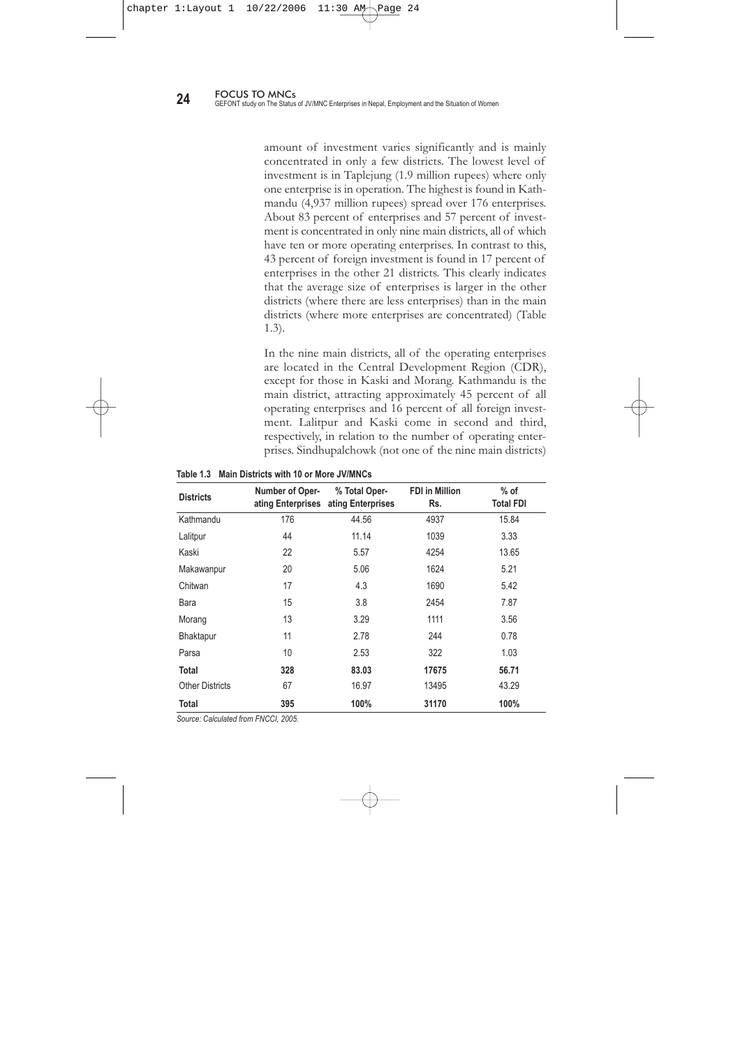amount of investment varies significantly and is mainly concentrated in only a few districts. The lowest level of investment is in Taplejung (1.9 million rupees) where only one enterprise is in operation. The highest is found in Kathmandu (4,937 million rupees) spread over 176 enterprises. About 83 percent of enterprises and 57 percent of investment is concentrated in only nine main districts, all of which have ten or more operating enterprises. In contrast to this, 43 percent of foreign investment is found in 17 percent of enterprises in the other 21 districts. This clearly indicates that the average size of enterprises is larger in the other districts (where there are less enterprises) than in the main districts (where more enterprises are concentrated) (Table 1.3).

In the nine main districts, all of the operating enterprises are located in the Central Development Region (CDR), except for those in Kaski and Morang. Kathmandu is the main district, attracting approximately 45 percent of all operating enterprises and 16 percent of all foreign investment. Lalitpur and Kaski come in second and third, respectively, in relation to the number of operating enterprises. Sindhupalchowk (not one of the nine main districts)

**Table 1.3 Main Districts with 10 or More JV/MNCs**

| Districts | Number of Operating Enterprises | % Total Operating Enterprises | FDI in Million Rs. | % of Total FDI |
|---|---|---|---|---|
| Kathmandu | 176 | 44.56 | 4937 | 15.84 |
| Lalitpur | 44 | 11.14 | 1039 | 3.33 |
| Kaski | 22 | 5.57 | 4254 | 13.65 |
| Makawanpur | 20 | 5.06 | 1624 | 5.21 |
| Chitwan | 17 | 4.3 | 1690 | 5.42 |
| Bara | 15 | 3.8 | 2454 | 7.87 |
| Morang | 13 | 3.29 | 1111 | 3.56 |
| Bhaktapur | 11 | 2.78 | 244 | 0.78 |
| Parsa | 10 | 2.53 | 322 | 1.03 |
| **Total** | **328** | **83.03** | **17675** | **56.71** |
| Other Districts | 67 | 16.97 | 13495 | 43.29 |
| **Total** | **395** | **100%** | **31170** | **100%** |

*Source: Calculated from FNCCI, 2005.*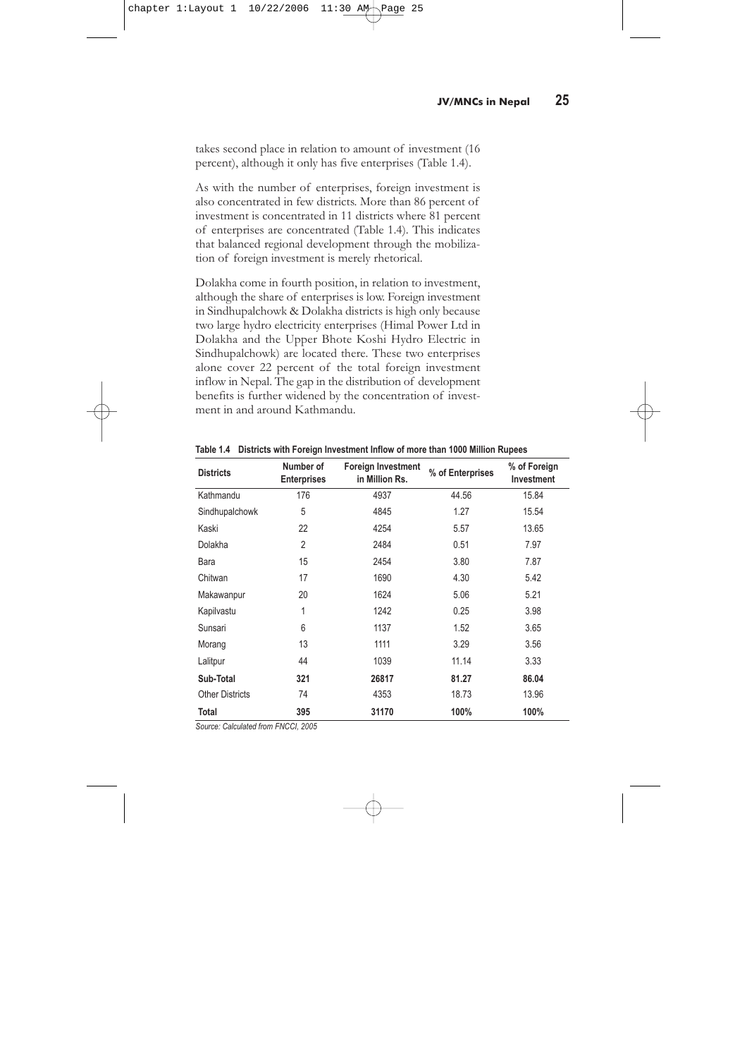takes second place in relation to amount of investment (16 percent), although it only has five enterprises (Table 1.4).

As with the number of enterprises, foreign investment is also concentrated in few districts. More than 86 percent of investment is concentrated in 11 districts where 81 percent of enterprises are concentrated (Table 1.4). This indicates that balanced regional development through the mobilization of foreign investment is merely rhetorical.

Dolakha come in fourth position, in relation to investment, although the share of enterprises is low. Foreign investment in Sindhupalchowk & Dolakha districts is high only because two large hydro electricity enterprises (Himal Power Ltd in Dolakha and the Upper Bhote Koshi Hydro Electric in Sindhupalchowk) are located there. These two enterprises alone cover 22 percent of the total foreign investment inflow in Nepal. The gap in the distribution of development benefits is further widened by the concentration of investment in and around Kathmandu.

**Table 1.4 Districts with Foreign Investment Inflow of more than 1000 Million Rupees**

| Districts | Number of Enterprises | Foreign Investment in Million Rs. | % of Enterprises | % of Foreign Investment |
|---|---|---|---|---|
| Kathmandu | 176 | 4937 | 44.56 | 15.84 |
| Sindhupalchowk | 5 | 4845 | 1.27 | 15.54 |
| Kaski | 22 | 4254 | 5.57 | 13.65 |
| Dolakha | 2 | 2484 | 0.51 | 7.97 |
| Bara | 15 | 2454 | 3.80 | 7.87 |
| Chitwan | 17 | 1690 | 4.30 | 5.42 |
| Makawanpur | 20 | 1624 | 5.06 | 5.21 |
| Kapilvastu | 1 | 1242 | 0.25 | 3.98 |
| Sunsari | 6 | 1137 | 1.52 | 3.65 |
| Morang | 13 | 1111 | 3.29 | 3.56 |
| Lalitpur | 44 | 1039 | 11.14 | 3.33 |
| **Sub-Total** | **321** | **26817** | **81.27** | **86.04** |
| Other Districts | 74 | 4353 | 18.73 | 13.96 |
| **Total** | **395** | **31170** | **100%** | **100%** |

*Source: Calculated from FNCCI, 2005*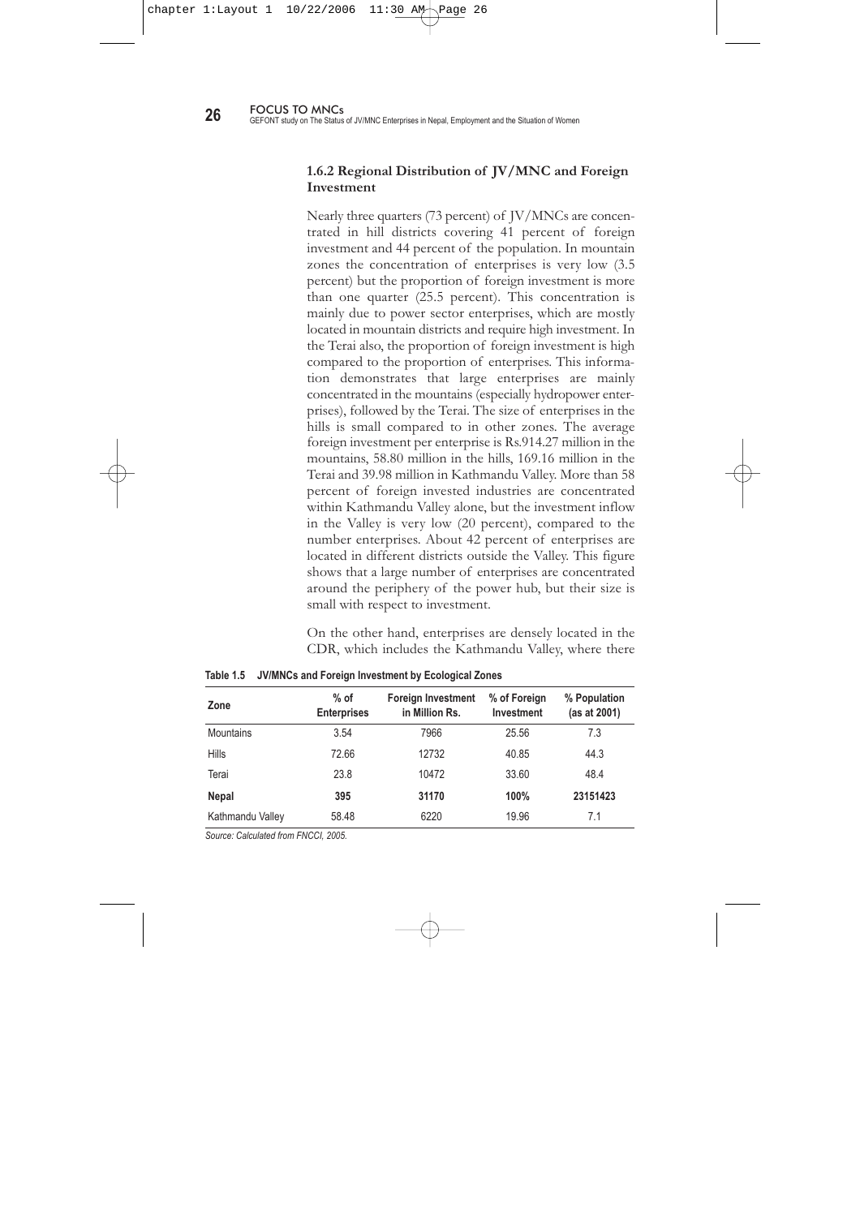### 1.6.2 Regional Distribution of JV/MNC and Foreign Investment

Nearly three quarters (73 percent) of JV/MNCs are concentrated in hill districts covering 41 percent of foreign investment and 44 percent of the population. In mountain zones the concentration of enterprises is very low (3.5 percent) but the proportion of foreign investment is more than one quarter (25.5 percent). This concentration is mainly due to power sector enterprises, which are mostly located in mountain districts and require high investment. In the Terai also, the proportion of foreign investment is high compared to the proportion of enterprises. This information demonstrates that large enterprises are mainly concentrated in the mountains (especially hydropower enterprises), followed by the Terai. The size of enterprises in the hills is small compared to in other zones. The average foreign investment per enterprise is Rs.914.27 million in the mountains, 58.80 million in the hills, 169.16 million in the Terai and 39.98 million in Kathmandu Valley. More than 58 percent of foreign invested industries are concentrated within Kathmandu Valley alone, but the investment inflow in the Valley is very low (20 percent), compared to the number enterprises. About 42 percent of enterprises are located in different districts outside the Valley. This figure shows that a large number of enterprises are concentrated around the periphery of the power hub, but their size is small with respect to investment.

On the other hand, enterprises are densely located in the CDR, which includes the Kathmandu Valley, where there

**Table 1.5 JV/MNCs and Foreign Investment by Ecological Zones**

| Zone | % of Enterprises | Foreign Investment in Million Rs. | % of Foreign Investment | % Population (as at 2001) |
|---|---|---|---|---|
| Mountains | 3.54 | 7966 | 25.56 | 7.3 |
| Hills | 72.66 | 12732 | 40.85 | 44.3 |
| Terai | 23.8 | 10472 | 33.60 | 48.4 |
| **Nepal** | **395** | **31170** | **100%** | **23151423** |
| Kathmandu Valley | 58.48 | 6220 | 19.96 | 7.1 |

*Source: Calculated from FNCCI, 2005.*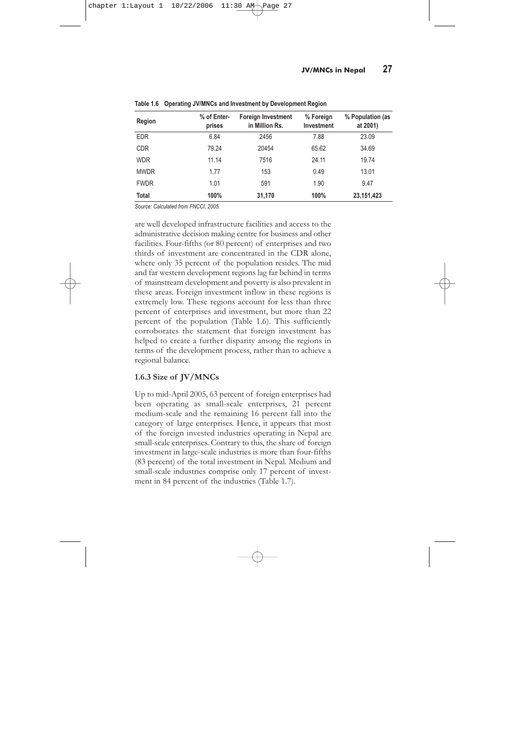**Table 1.6 Operating JV/MNCs and Investment by Development Region**

| Region | % of Enter-prises | Foreign Investment in Million Rs. | % Foreign Investment | % Population (as at 2001) |
|---|---|---|---|---|
| EDR | 6.84 | 2456 | 7.88 | 23.09 |
| CDR | 79.24 | 20454 | 65.62 | 34.69 |
| WDR | 11.14 | 7516 | 24.11 | 19.74 |
| MWDR | 1.77 | 153 | 0.49 | 13.01 |
| FWDR | 1.01 | 591 | 1.90 | 9.47 |
| **Total** | **100%** | **31,170** | **100%** | **23,151,423** |

*Source: Calculated from FNCCI, 2005.*

are well developed infrastructure facilities and access to the administrative decision making centre for business and other facilities. Four-fifths (or 80 percent) of enterprises and two thirds of investment are concentrated in the CDR alone, where only 35 percent of the population resides. The mid and far western development regions lag far behind in terms of mainstream development and poverty is also prevalent in these areas. Foreign investment inflow in these regions is extremely low. These regions account for less than three percent of enterprises and investment, but more than 22 percent of the population (Table 1.6). This sufficiently corroborates the statement that foreign investment has helped to create a further disparity among the regions in terms of the development process, rather than to achieve a regional balance.

### 1.6.3 Size of JV/MNCs

Up to mid-April 2005, 63 percent of foreign enterprises had been operating as small-scale enterprises, 21 percent medium-scale and the remaining 16 percent fall into the category of large enterprises. Hence, it appears that most of the foreign invested industries operating in Nepal are small-scale enterprises. Contrary to this, the share of foreign investment in large-scale industries is more than four-fifths (83 percent) of the total investment in Nepal. Medium and small-scale industries comprise only 17 percent of investment in 84 percent of the industries (Table 1.7).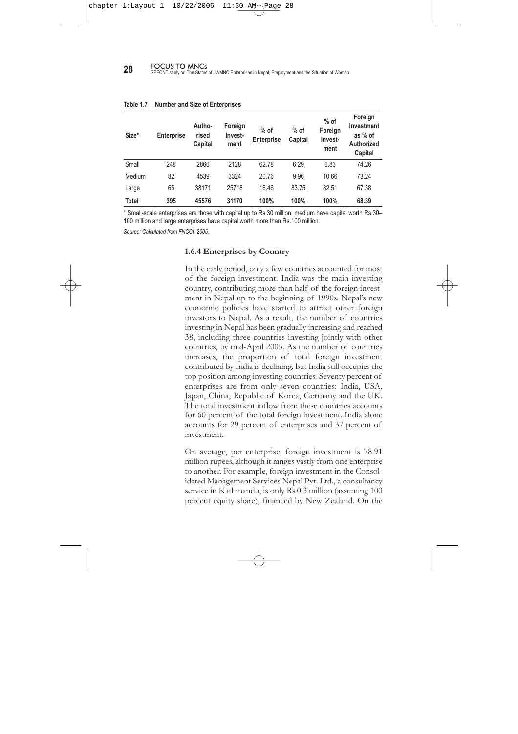**Table 1.7 Number and Size of Enterprises**

| Size* | Enterprise | Authorised Capital | Foreign Investment | % of Enterprise | % of Capital | % of Foreign Investment | Foreign Investment as % of Authorized Capital |
|---|---|---|---|---|---|---|---|
| Small | 248 | 2866 | 2128 | 62.78 | 6.29 | 6.83 | 74.26 |
| Medium | 82 | 4539 | 3324 | 20.76 | 9.96 | 10.66 | 73.24 |
| Large | 65 | 38171 | 25718 | 16.46 | 83.75 | 82.51 | 67.38 |
| **Total** | **395** | **45576** | **31170** | **100%** | **100%** | **100%** | **68.39** |

* Small-scale enterprises are those with capital up to Rs.30 million, medium have capital worth Rs.30–100 million and large enterprises have capital worth more than Rs.100 million.

*Source: Calculated from FNCCI, 2005.*

### 1.6.4 Enterprises by Country

In the early period, only a few countries accounted for most of the foreign investment. India was the main investing country, contributing more than half of the foreign investment in Nepal up to the beginning of 1990s. Nepal's new economic policies have started to attract other foreign investors to Nepal. As a result, the number of countries investing in Nepal has been gradually increasing and reached 38, including three countries investing jointly with other countries, by mid-April 2005. As the number of countries increases, the proportion of total foreign investment contributed by India is declining, but India still occupies the top position among investing countries. Seventy percent of enterprises are from only seven countries: India, USA, Japan, China, Republic of Korea, Germany and the UK. The total investment inflow from these countries accounts for 60 percent of the total foreign investment. India alone accounts for 29 percent of enterprises and 37 percent of investment.

On average, per enterprise, foreign investment is 78.91 million rupees, although it ranges vastly from one enterprise to another. For example, foreign investment in the Consolidated Management Services Nepal Pvt. Ltd., a consultancy service in Kathmandu, is only Rs.0.3 million (assuming 100 percent equity share), financed by New Zealand. On the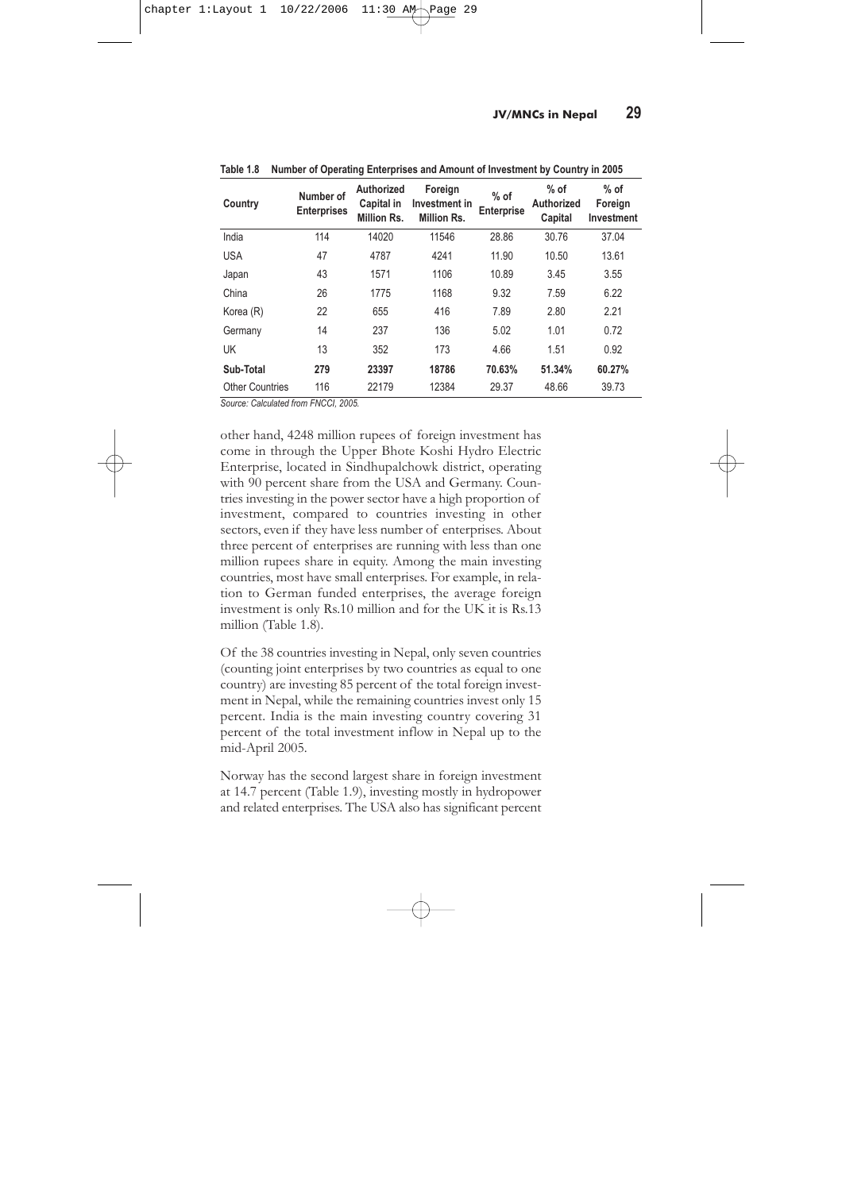**Table 1.8 Number of Operating Enterprises and Amount of Investment by Country in 2005**

| Country | Number of Enterprises | Authorized Capital in Million Rs. | Foreign Investment in Million Rs. | % of Enterprise | % of Authorized Capital | % of Foreign Investment |
|---|---|---|---|---|---|---|
| India | 114 | 14020 | 11546 | 28.86 | 30.76 | 37.04 |
| USA | 47 | 4787 | 4241 | 11.90 | 10.50 | 13.61 |
| Japan | 43 | 1571 | 1106 | 10.89 | 3.45 | 3.55 |
| China | 26 | 1775 | 1168 | 9.32 | 7.59 | 6.22 |
| Korea (R) | 22 | 655 | 416 | 7.89 | 2.80 | 2.21 |
| Germany | 14 | 237 | 136 | 5.02 | 1.01 | 0.72 |
| UK | 13 | 352 | 173 | 4.66 | 1.51 | 0.92 |
| **Sub-Total** | **279** | **23397** | **18786** | **70.63%** | **51.34%** | **60.27%** |
| Other Countries | 116 | 22179 | 12384 | 29.37 | 48.66 | 39.73 |

*Source: Calculated from FNCCI, 2005.*

other hand, 4248 million rupees of foreign investment has come in through the Upper Bhote Koshi Hydro Electric Enterprise, located in Sindhupalchowk district, operating with 90 percent share from the USA and Germany. Countries investing in the power sector have a high proportion of investment, compared to countries investing in other sectors, even if they have less number of enterprises. About three percent of enterprises are running with less than one million rupees share in equity. Among the main investing countries, most have small enterprises. For example, in relation to German funded enterprises, the average foreign investment is only Rs.10 million and for the UK it is Rs.13 million (Table 1.8).

Of the 38 countries investing in Nepal, only seven countries (counting joint enterprises by two countries as equal to one country) are investing 85 percent of the total foreign investment in Nepal, while the remaining countries invest only 15 percent. India is the main investing country covering 31 percent of the total investment inflow in Nepal up to the mid-April 2005.

Norway has the second largest share in foreign investment at 14.7 percent (Table 1.9), investing mostly in hydropower and related enterprises. The USA also has significant percent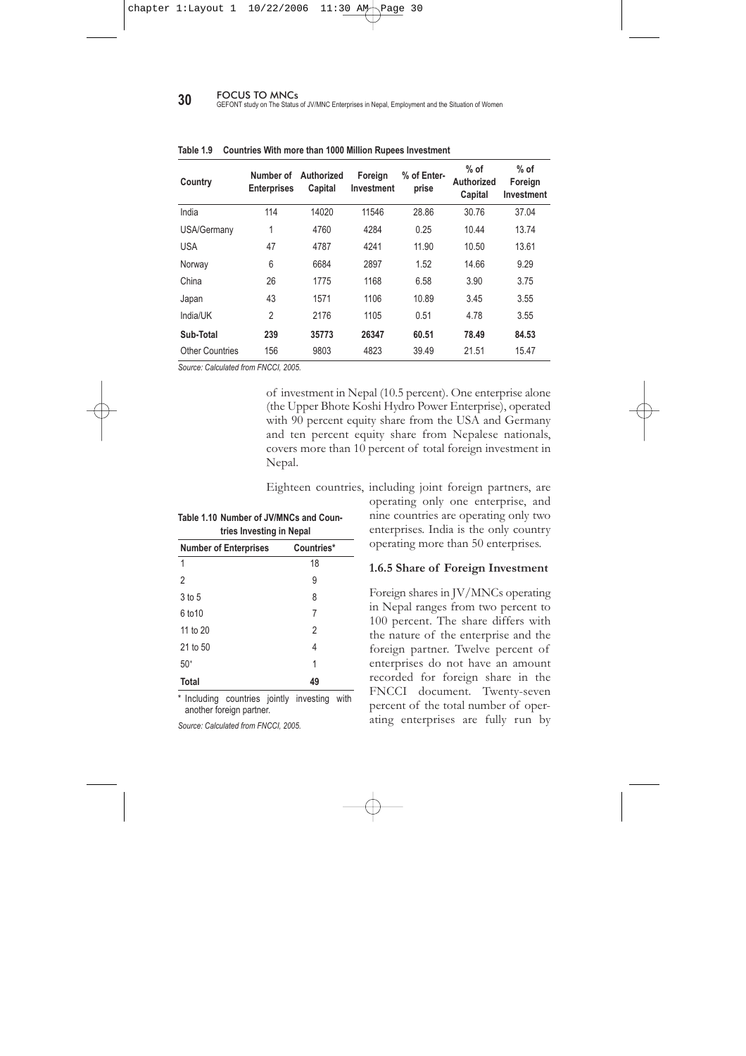**Table 1.9 Countries With more than 1000 Million Rupees Investment**

| Country | Number of Enterprises | Authorized Capital | Foreign Investment | % of Enterprise | % of Authorized Capital | % of Foreign Investment |
|---|---|---|---|---|---|---|
| India | 114 | 14020 | 11546 | 28.86 | 30.76 | 37.04 |
| USA/Germany | 1 | 4760 | 4284 | 0.25 | 10.44 | 13.74 |
| USA | 47 | 4787 | 4241 | 11.90 | 10.50 | 13.61 |
| Norway | 6 | 6684 | 2897 | 1.52 | 14.66 | 9.29 |
| China | 26 | 1775 | 1168 | 6.58 | 3.90 | 3.75 |
| Japan | 43 | 1571 | 1106 | 10.89 | 3.45 | 3.55 |
| India/UK | 2 | 2176 | 1105 | 0.51 | 4.78 | 3.55 |
| **Sub-Total** | **239** | **35773** | **26347** | **60.51** | **78.49** | **84.53** |
| Other Countries | 156 | 9803 | 4823 | 39.49 | 21.51 | 15.47 |

*Source: Calculated from FNCCI, 2005.*

of investment in Nepal (10.5 percent). One enterprise alone (the Upper Bhote Koshi Hydro Power Enterprise), operated with 90 percent equity share from the USA and Germany and ten percent equity share from Nepalese nationals, covers more than 10 percent of total foreign investment in Nepal.

Eighteen countries, including joint foreign partners, are operating only one enterprise, and nine countries are operating only two enterprises. India is the only country operating more than 50 enterprises.

**Table 1.10 Number of JV/MNCs and Countries Investing in Nepal**

| Number of Enterprises | Countries* |
|---|---|
| 1 | 18 |
| 2 | 9 |
| 3 to 5 | 8 |
| 6 to10 | 7 |
| 11 to 20 | 2 |
| 21 to 50 | 4 |
| 50+ | 1 |
| **Total** | **49** |

\* Including countries jointly investing with another foreign partner.

*Source: Calculated from FNCCI, 2005.*

### 1.6.5 Share of Foreign Investment

Foreign shares in JV/MNCs operating in Nepal ranges from two percent to 100 percent. The share differs with the nature of the enterprise and the foreign partner. Twelve percent of enterprises do not have an amount recorded for foreign share in the FNCCI document. Twenty-seven percent of the total number of operating enterprises are fully run by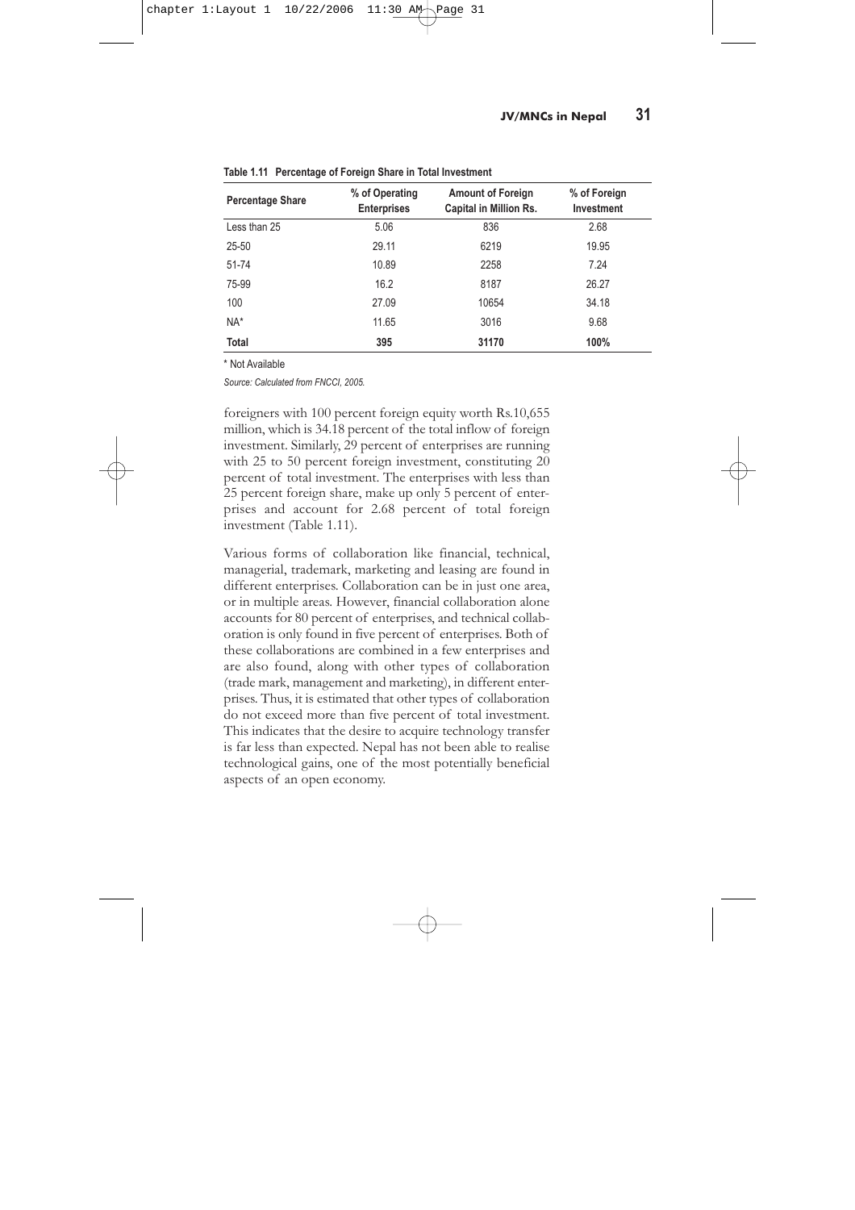**Table 1.11 Percentage of Foreign Share in Total Investment**

| Percentage Share | % of Operating Enterprises | Amount of Foreign Capital in Million Rs. | % of Foreign Investment |
|---|---|---|---|
| Less than 25 | 5.06 | 836 | 2.68 |
| 25-50 | 29.11 | 6219 | 19.95 |
| 51-74 | 10.89 | 2258 | 7.24 |
| 75-99 | 16.2 | 8187 | 26.27 |
| 100 | 27.09 | 10654 | 34.18 |
| NA* | 11.65 | 3016 | 9.68 |
| **Total** | **395** | **31170** | **100%** |

\* Not Available

*Source: Calculated from FNCCI, 2005.*

foreigners with 100 percent foreign equity worth Rs.10,655 million, which is 34.18 percent of the total inflow of foreign investment. Similarly, 29 percent of enterprises are running with 25 to 50 percent foreign investment, constituting 20 percent of total investment. The enterprises with less than 25 percent foreign share, make up only 5 percent of enterprises and account for 2.68 percent of total foreign investment (Table 1.11).

Various forms of collaboration like financial, technical, managerial, trademark, marketing and leasing are found in different enterprises. Collaboration can be in just one area, or in multiple areas. However, financial collaboration alone accounts for 80 percent of enterprises, and technical collaboration is only found in five percent of enterprises. Both of these collaborations are combined in a few enterprises and are also found, along with other types of collaboration (trade mark, management and marketing), in different enterprises. Thus, it is estimated that other types of collaboration do not exceed more than five percent of total investment. This indicates that the desire to acquire technology transfer is far less than expected. Nepal has not been able to realise technological gains, one of the most potentially beneficial aspects of an open economy.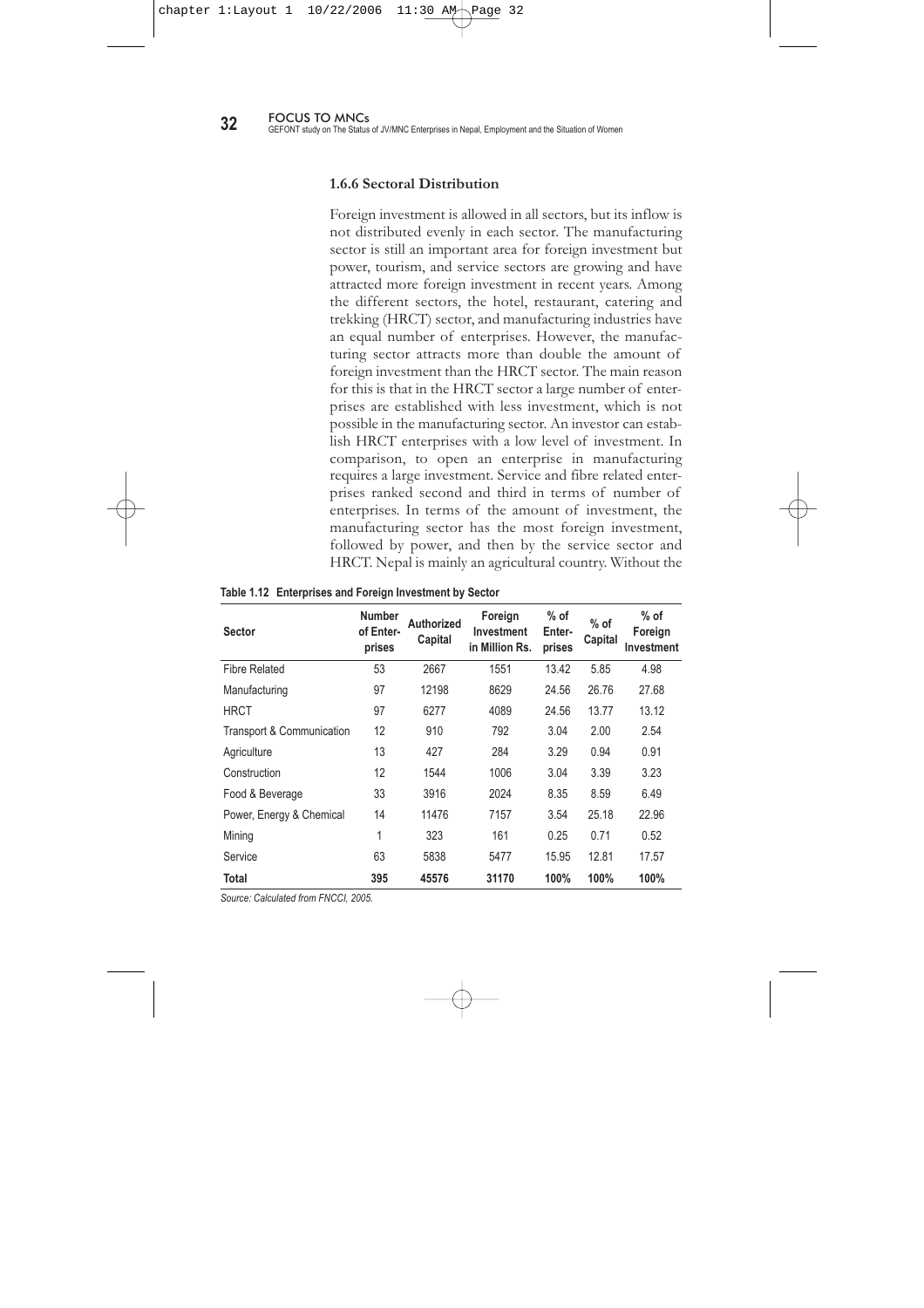### 1.6.6 Sectoral Distribution

Foreign investment is allowed in all sectors, but its inflow is not distributed evenly in each sector. The manufacturing sector is still an important area for foreign investment but power, tourism, and service sectors are growing and have attracted more foreign investment in recent years. Among the different sectors, the hotel, restaurant, catering and trekking (HRCT) sector, and manufacturing industries have an equal number of enterprises. However, the manufacturing sector attracts more than double the amount of foreign investment than the HRCT sector. The main reason for this is that in the HRCT sector a large number of enterprises are established with less investment, which is not possible in the manufacturing sector. An investor can establish HRCT enterprises with a low level of investment. In comparison, to open an enterprise in manufacturing requires a large investment. Service and fibre related enterprises ranked second and third in terms of number of enterprises. In terms of the amount of investment, the manufacturing sector has the most foreign investment, followed by power, and then by the service sector and HRCT. Nepal is mainly an agricultural country. Without the

**Table 1.12 Enterprises and Foreign Investment by Sector**

| Sector | Number of Enterprises | Authorized Capital | Foreign Investment in Million Rs. | % of Enterprises | % of Capital | % of Foreign Investment |
|---|---|---|---|---|---|---|
| Fibre Related | 53 | 2667 | 1551 | 13.42 | 5.85 | 4.98 |
| Manufacturing | 97 | 12198 | 8629 | 24.56 | 26.76 | 27.68 |
| HRCT | 97 | 6277 | 4089 | 24.56 | 13.77 | 13.12 |
| Transport & Communication | 12 | 910 | 792 | 3.04 | 2.00 | 2.54 |
| Agriculture | 13 | 427 | 284 | 3.29 | 0.94 | 0.91 |
| Construction | 12 | 1544 | 1006 | 3.04 | 3.39 | 3.23 |
| Food & Beverage | 33 | 3916 | 2024 | 8.35 | 8.59 | 6.49 |
| Power, Energy & Chemical | 14 | 11476 | 7157 | 3.54 | 25.18 | 22.96 |
| Mining | 1 | 323 | 161 | 0.25 | 0.71 | 0.52 |
| Service | 63 | 5838 | 5477 | 15.95 | 12.81 | 17.57 |
| **Total** | **395** | **45576** | **31170** | **100%** | **100%** | **100%** |

*Source: Calculated from FNCCI, 2005.*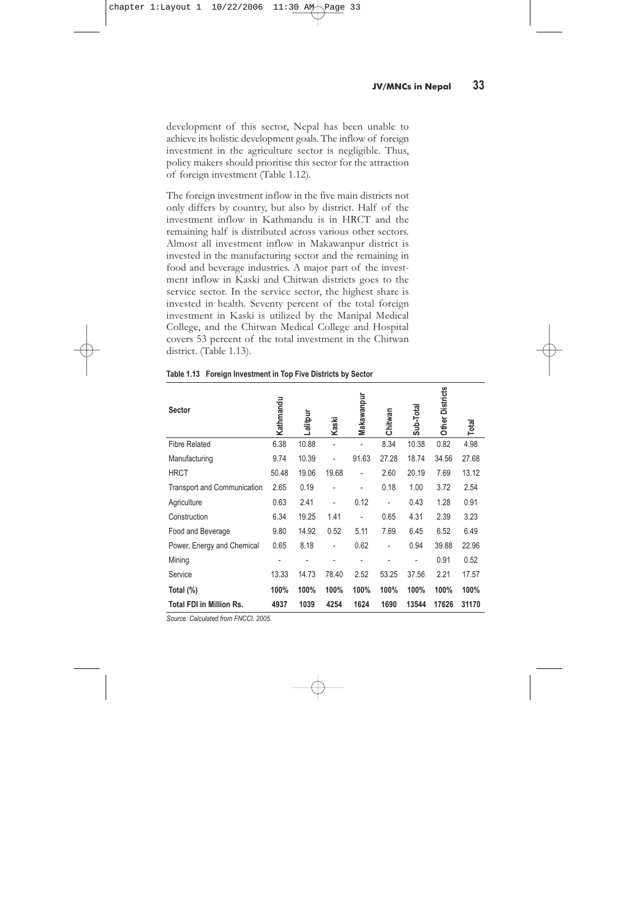development of this sector, Nepal has been unable to achieve its holistic development goals. The inflow of foreign investment in the agriculture sector is negligible. Thus, policy makers should prioritise this sector for the attraction of foreign investment (Table 1.12).

The foreign investment inflow in the five main districts not only differs by country, but also by district. Half of the investment inflow in Kathmandu is in HRCT and the remaining half is distributed across various other sectors. Almost all investment inflow in Makawanpur district is invested in the manufacturing sector and the remaining in food and beverage industries. A major part of the investment inflow in Kaski and Chitwan districts goes to the service sector. In the service sector, the highest share is invested in health. Seventy percent of the total foreign investment in Kaski is utilized by the Manipal Medical College, and the Chitwan Medical College and Hospital covers 53 percent of the total investment in the Chitwan district. (Table 1.13).

**Table 1.13 Foreign Investment in Top Five Districts by Sector**

| Sector | Kathmandu | Lalitpur | Kaski | Makawanpur | Chitwan | Sub-Total | Other Districts | Total |
|---|---|---|---|---|---|---|---|---|
| Fibre Related | 6.38 | 10.88 | - | - | 8.34 | 10.38 | 0.82 | 4.98 |
| Manufacturing | 9.74 | 10.39 | - | 91.63 | 27.28 | 18.74 | 34.56 | 27.68 |
| HRCT | 50.48 | 19.06 | 19.68 | - | 2.60 | 20.19 | 7.69 | 13.12 |
| Transport and Communication | 2.65 | 0.19 | - | - | 0.18 | 1.00 | 3.72 | 2.54 |
| Agriculture | 0.63 | 2.41 | - | 0.12 | - | 0.43 | 1.28 | 0.91 |
| Construction | 6.34 | 19.25 | 1.41 | - | 0.65 | 4.31 | 2.39 | 3.23 |
| Food and Beverage | 9.80 | 14.92 | 0.52 | 5.11 | 7.69 | 6.45 | 6.52 | 6.49 |
| Power, Energy and Chemical | 0.65 | 8.18 | - | 0.62 | - | 0.94 | 39.88 | 22.96 |
| Mining | - | - | - | - | - | - | 0.91 | 0.52 |
| Service | 13.33 | 14.73 | 78.40 | 2.52 | 53.25 | 37.56 | 2.21 | 17.57 |
| **Total (%)** | **100%** | **100%** | **100%** | **100%** | **100%** | **100%** | **100%** | **100%** |
| **Total FDI in Million Rs.** | **4937** | **1039** | **4254** | **1624** | **1690** | **13544** | **17626** | **31170** |

*Source: Calculated from FNCCI, 2005.*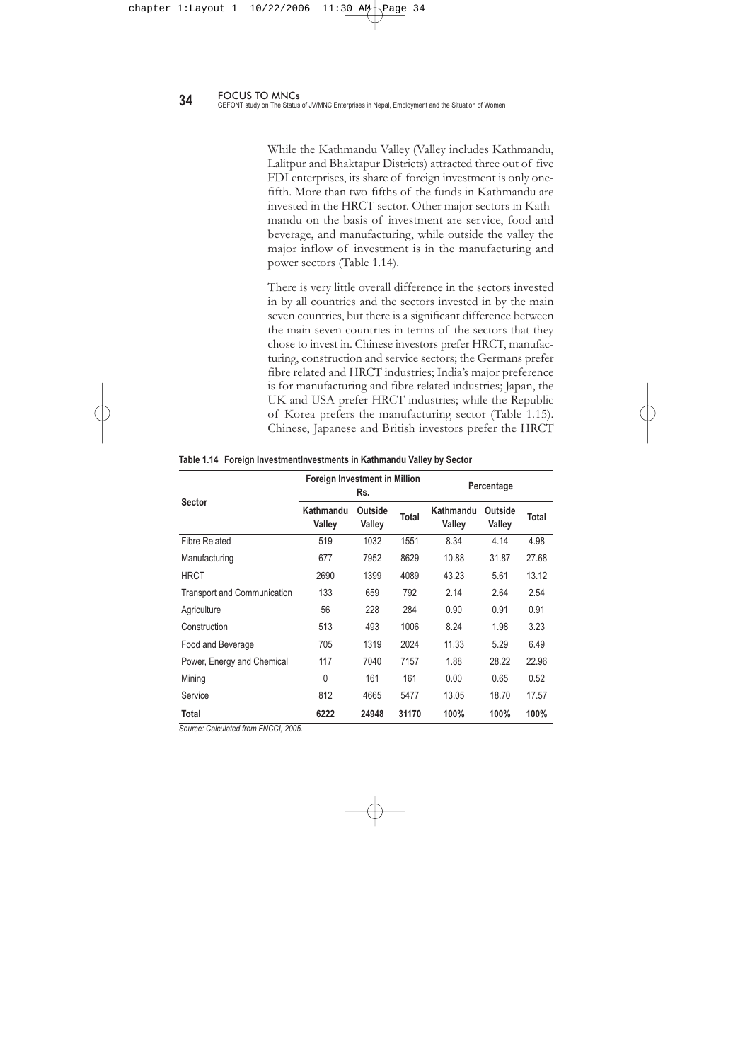While the Kathmandu Valley (Valley includes Kathmandu, Lalitpur and Bhaktapur Districts) attracted three out of five FDI enterprises, its share of foreign investment is only one-fifth. More than two-fifths of the funds in Kathmandu are invested in the HRCT sector. Other major sectors in Kathmandu on the basis of investment are service, food and beverage, and manufacturing, while outside the valley the major inflow of investment is in the manufacturing and power sectors (Table 1.14).

There is very little overall difference in the sectors invested in by all countries and the sectors invested in by the main seven countries, but there is a significant difference between the main seven countries in terms of the sectors that they chose to invest in. Chinese investors prefer HRCT, manufacturing, construction and service sectors; the Germans prefer fibre related and HRCT industries; India's major preference is for manufacturing and fibre related industries; Japan, the UK and USA prefer HRCT industries; while the Republic of Korea prefers the manufacturing sector (Table 1.15). Chinese, Japanese and British investors prefer the HRCT

**Table 1.14 Foreign InvestmentInvestments in Kathmandu Valley by Sector**

| Sector | Foreign Investment in Million Rs. | | | Percentage | | |
|---|---|---|---|---|---|---|
| | Kathmandu Valley | Outside Valley | Total | Kathmandu Valley | Outside Valley | Total |
| Fibre Related | 519 | 1032 | 1551 | 8.34 | 4.14 | 4.98 |
| Manufacturing | 677 | 7952 | 8629 | 10.88 | 31.87 | 27.68 |
| HRCT | 2690 | 1399 | 4089 | 43.23 | 5.61 | 13.12 |
| Transport and Communication | 133 | 659 | 792 | 2.14 | 2.64 | 2.54 |
| Agriculture | 56 | 228 | 284 | 0.90 | 0.91 | 0.91 |
| Construction | 513 | 493 | 1006 | 8.24 | 1.98 | 3.23 |
| Food and Beverage | 705 | 1319 | 2024 | 11.33 | 5.29 | 6.49 |
| Power, Energy and Chemical | 117 | 7040 | 7157 | 1.88 | 28.22 | 22.96 |
| Mining | 0 | 161 | 161 | 0.00 | 0.65 | 0.52 |
| Service | 812 | 4665 | 5477 | 13.05 | 18.70 | 17.57 |
| **Total** | **6222** | **24948** | **31170** | **100%** | **100%** | **100%** |

*Source: Calculated from FNCCI, 2005.*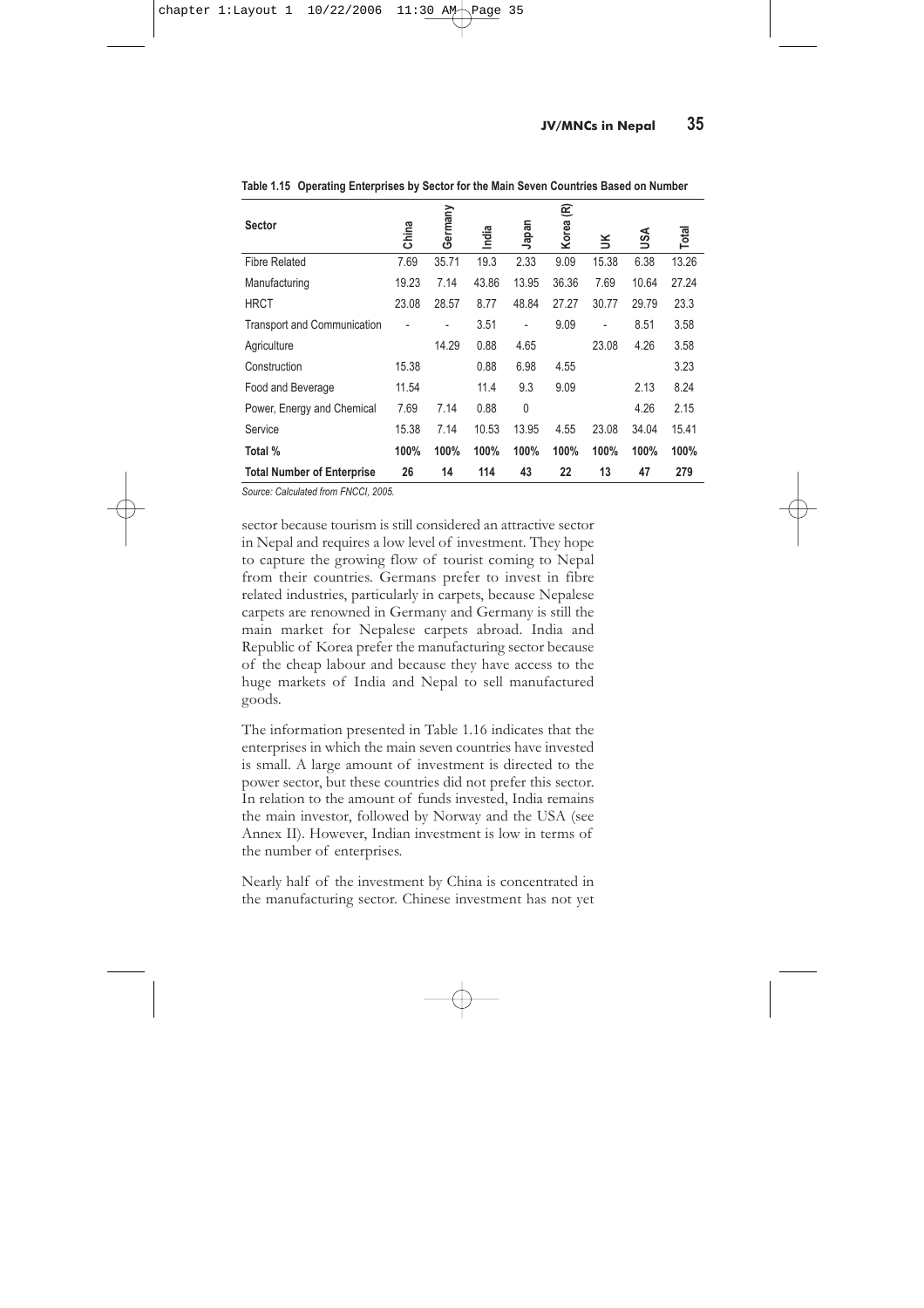**Table 1.15 Operating Enterprises by Sector for the Main Seven Countries Based on Number**

| Sector | China | Germany | India | Japan | Korea (R) | UK | USA | Total |
|---|---|---|---|---|---|---|---|---|
| Fibre Related | 7.69 | 35.71 | 19.3 | 2.33 | 9.09 | 15.38 | 6.38 | 13.26 |
| Manufacturing | 19.23 | 7.14 | 43.86 | 13.95 | 36.36 | 7.69 | 10.64 | 27.24 |
| HRCT | 23.08 | 28.57 | 8.77 | 48.84 | 27.27 | 30.77 | 29.79 | 23.3 |
| Transport and Communication | - | - | 3.51 | - | 9.09 | - | 8.51 | 3.58 |
| Agriculture | | 14.29 | 0.88 | 4.65 | | 23.08 | 4.26 | 3.58 |
| Construction | 15.38 | | 0.88 | 6.98 | 4.55 | | | 3.23 |
| Food and Beverage | 11.54 | | 11.4 | 9.3 | 9.09 | | 2.13 | 8.24 |
| Power, Energy and Chemical | 7.69 | 7.14 | 0.88 | 0 | | | 4.26 | 2.15 |
| Service | 15.38 | 7.14 | 10.53 | 13.95 | 4.55 | 23.08 | 34.04 | 15.41 |
| **Total %** | **100%** | **100%** | **100%** | **100%** | **100%** | **100%** | **100%** | **100%** |
| **Total Number of Enterprise** | **26** | **14** | **114** | **43** | **22** | **13** | **47** | **279** |

*Source: Calculated from FNCCI, 2005.*

sector because tourism is still considered an attractive sector in Nepal and requires a low level of investment. They hope to capture the growing flow of tourist coming to Nepal from their countries. Germans prefer to invest in fibre related industries, particularly in carpets, because Nepalese carpets are renowned in Germany and Germany is still the main market for Nepalese carpets abroad. India and Republic of Korea prefer the manufacturing sector because of the cheap labour and because they have access to the huge markets of India and Nepal to sell manufactured goods.

The information presented in Table 1.16 indicates that the enterprises in which the main seven countries have invested is small. A large amount of investment is directed to the power sector, but these countries did not prefer this sector. In relation to the amount of funds invested, India remains the main investor, followed by Norway and the USA (see Annex II). However, Indian investment is low in terms of the number of enterprises.

Nearly half of the investment by China is concentrated in the manufacturing sector. Chinese investment has not yet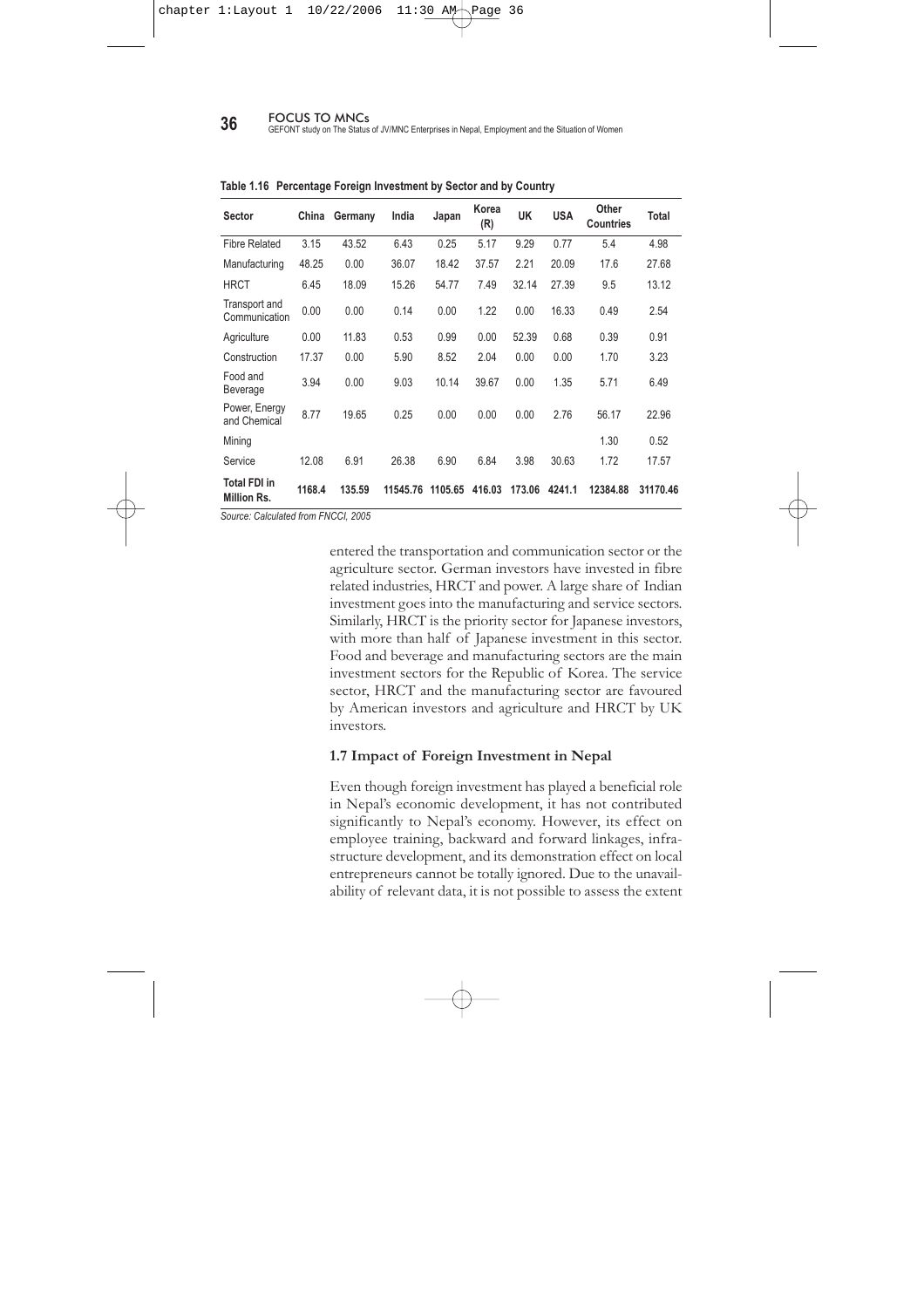**Table 1.16 Percentage Foreign Investment by Sector and by Country**

| Sector | China | Germany | India | Japan | Korea (R) | UK | USA | Other Countries | Total |
|---|---|---|---|---|---|---|---|---|---|
| Fibre Related | 3.15 | 43.52 | 6.43 | 0.25 | 5.17 | 9.29 | 0.77 | 5.4 | 4.98 |
| Manufacturing | 48.25 | 0.00 | 36.07 | 18.42 | 37.57 | 2.21 | 20.09 | 17.6 | 27.68 |
| HRCT | 6.45 | 18.09 | 15.26 | 54.77 | 7.49 | 32.14 | 27.39 | 9.5 | 13.12 |
| Transport and Communication | 0.00 | 0.00 | 0.14 | 0.00 | 1.22 | 0.00 | 16.33 | 0.49 | 2.54 |
| Agriculture | 0.00 | 11.83 | 0.53 | 0.99 | 0.00 | 52.39 | 0.68 | 0.39 | 0.91 |
| Construction | 17.37 | 0.00 | 5.90 | 8.52 | 2.04 | 0.00 | 0.00 | 1.70 | 3.23 |
| Food and Beverage | 3.94 | 0.00 | 9.03 | 10.14 | 39.67 | 0.00 | 1.35 | 5.71 | 6.49 |
| Power, Energy and Chemical | 8.77 | 19.65 | 0.25 | 0.00 | 0.00 | 0.00 | 2.76 | 56.17 | 22.96 |
| Mining | | | | | | | | 1.30 | 0.52 |
| Service | 12.08 | 6.91 | 26.38 | 6.90 | 6.84 | 3.98 | 30.63 | 1.72 | 17.57 |
| **Total FDI in Million Rs.** | **1168.4** | **135.59** | **11545.76** | **1105.65** | **416.03** | **173.06** | **4241.1** | **12384.88** | **31170.46** |

*Source: Calculated from FNCCI, 2005*

entered the transportation and communication sector or the agriculture sector. German investors have invested in fibre related industries, HRCT and power. A large share of Indian investment goes into the manufacturing and service sectors. Similarly, HRCT is the priority sector for Japanese investors, with more than half of Japanese investment in this sector. Food and beverage and manufacturing sectors are the main investment sectors for the Republic of Korea. The service sector, HRCT and the manufacturing sector are favoured by American investors and agriculture and HRCT by UK investors.

### 1.7 Impact of Foreign Investment in Nepal

Even though foreign investment has played a beneficial role in Nepal's economic development, it has not contributed significantly to Nepal's economy. However, its effect on employee training, backward and forward linkages, infrastructure development, and its demonstration effect on local entrepreneurs cannot be totally ignored. Due to the unavailability of relevant data, it is not possible to assess the extent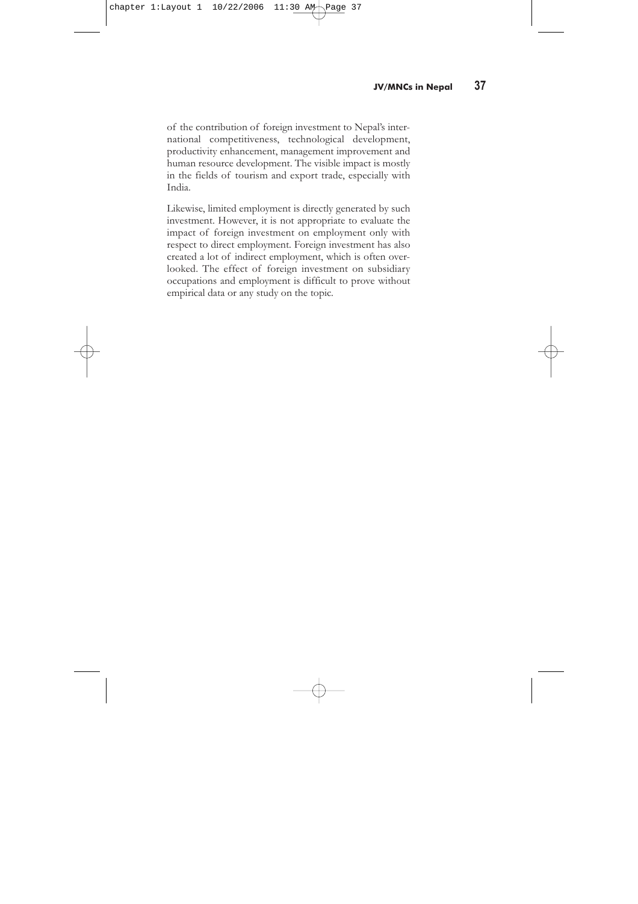of the contribution of foreign investment to Nepal's international competitiveness, technological development, productivity enhancement, management improvement and human resource development. The visible impact is mostly in the fields of tourism and export trade, especially with India.

Likewise, limited employment is directly generated by such investment. However, it is not appropriate to evaluate the impact of foreign investment on employment only with respect to direct employment. Foreign investment has also created a lot of indirect employment, which is often overlooked. The effect of foreign investment on subsidiary occupations and employment is difficult to prove without empirical data or any study on the topic.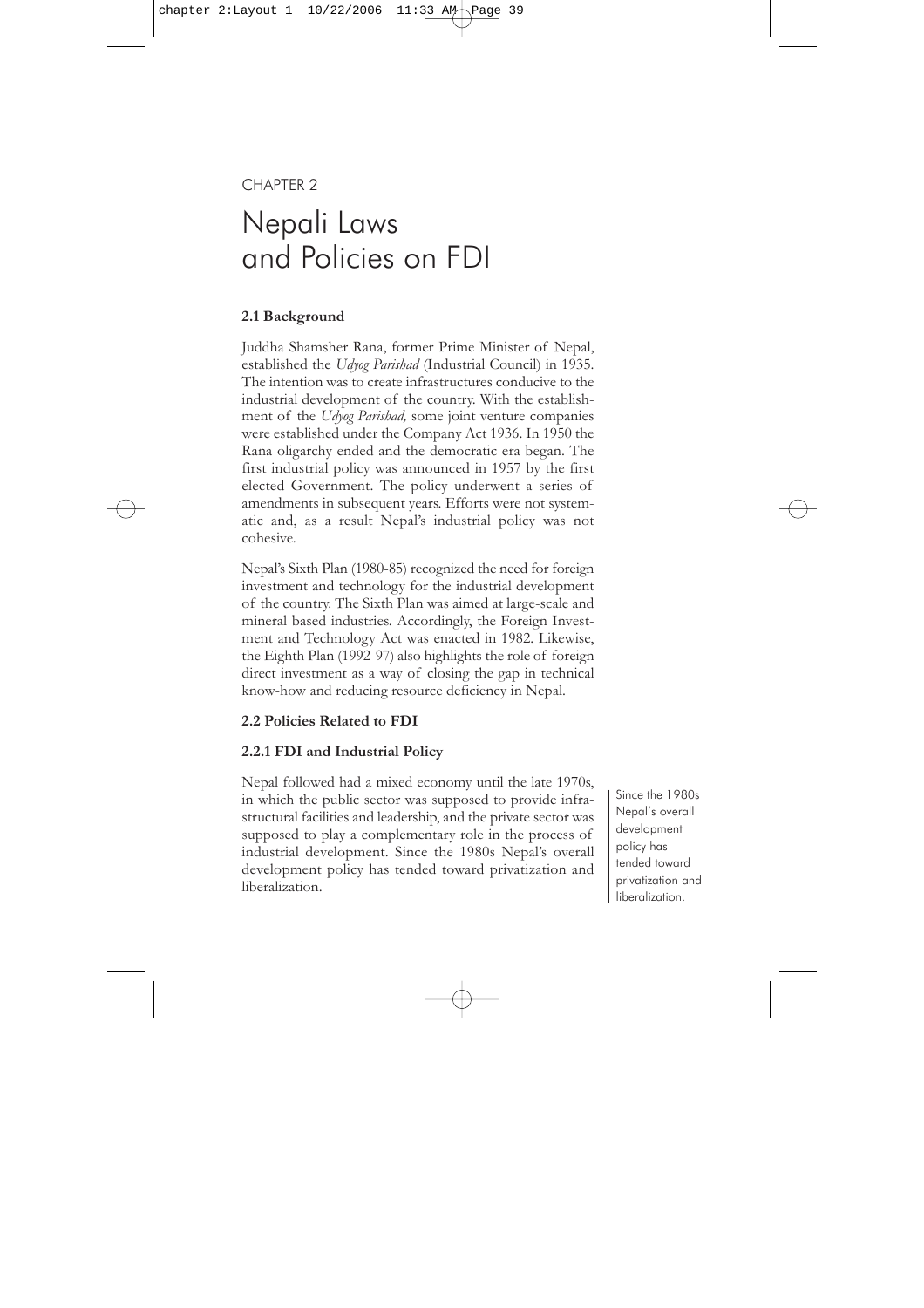CHAPTER 2

# Nepali Laws and Policies on FDI

### 2.1 Background

Juddha Shamsher Rana, former Prime Minister of Nepal, established the *Udyog Parishad* (Industrial Council) in 1935. The intention was to create infrastructures conducive to the industrial development of the country. With the establishment of the *Udyog Parishad,* some joint venture companies were established under the Company Act 1936. In 1950 the Rana oligarchy ended and the democratic era began. The first industrial policy was announced in 1957 by the first elected Government. The policy underwent a series of amendments in subsequent years. Efforts were not systematic and, as a result Nepal's industrial policy was not cohesive.

Nepal's Sixth Plan (1980-85) recognized the need for foreign investment and technology for the industrial development of the country. The Sixth Plan was aimed at large-scale and mineral based industries. Accordingly, the Foreign Investment and Technology Act was enacted in 1982. Likewise, the Eighth Plan (1992-97) also highlights the role of foreign direct investment as a way of closing the gap in technical know-how and reducing resource deficiency in Nepal.

### 2.2 Policies Related to FDI

#### 2.2.1 FDI and Industrial Policy

Nepal followed had a mixed economy until the late 1970s, in which the public sector was supposed to provide infrastructural facilities and leadership, and the private sector was supposed to play a complementary role in the process of industrial development. Since the 1980s Nepal's overall development policy has tended toward privatization and liberalization.

> Since the 1980s Nepal's overall development policy has tended toward privatization and liberalization.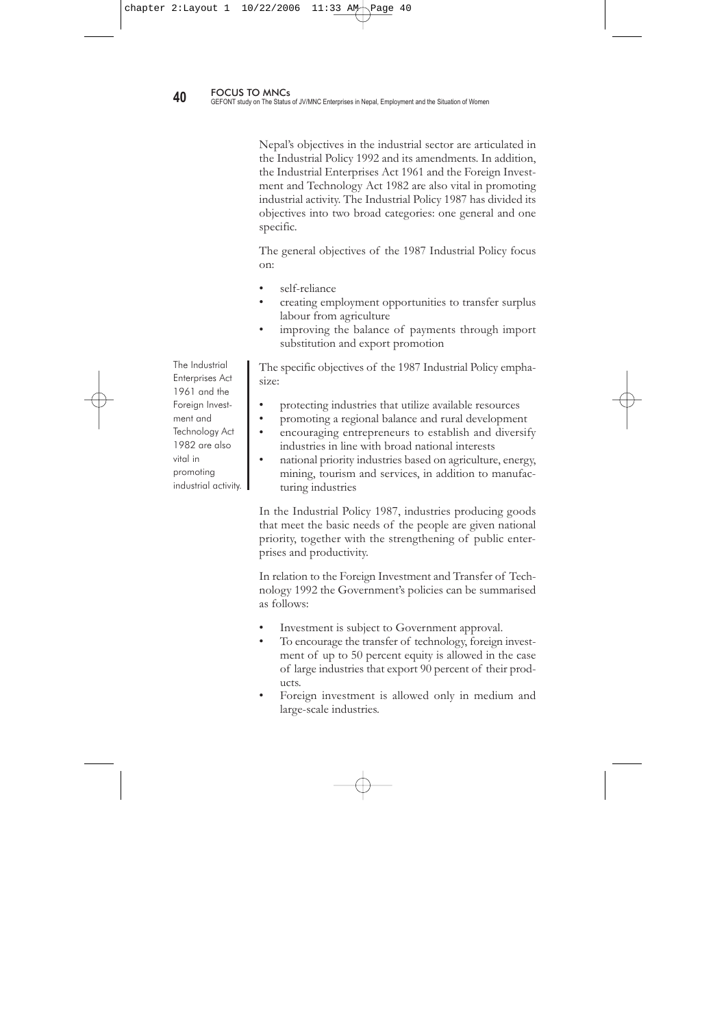Nepal's objectives in the industrial sector are articulated in the Industrial Policy 1992 and its amendments. In addition, the Industrial Enterprises Act 1961 and the Foreign Investment and Technology Act 1982 are also vital in promoting industrial activity. The Industrial Policy 1987 has divided its objectives into two broad categories: one general and one specific.

The general objectives of the 1987 Industrial Policy focus on:

- self-reliance
- creating employment opportunities to transfer surplus labour from agriculture
- improving the balance of payments through import substitution and export promotion

The Industrial Enterprises Act 1961 and the Foreign Investment and Technology Act 1982 are also vital in promoting industrial activity.

The specific objectives of the 1987 Industrial Policy emphasize:

- protecting industries that utilize available resources
- promoting a regional balance and rural development
- encouraging entrepreneurs to establish and diversify industries in line with broad national interests
- national priority industries based on agriculture, energy, mining, tourism and services, in addition to manufacturing industries

In the Industrial Policy 1987, industries producing goods that meet the basic needs of the people are given national priority, together with the strengthening of public enterprises and productivity.

In relation to the Foreign Investment and Transfer of Technology 1992 the Government's policies can be summarised as follows:

- Investment is subject to Government approval.
- To encourage the transfer of technology, foreign investment of up to 50 percent equity is allowed in the case of large industries that export 90 percent of their products.
- Foreign investment is allowed only in medium and large-scale industries.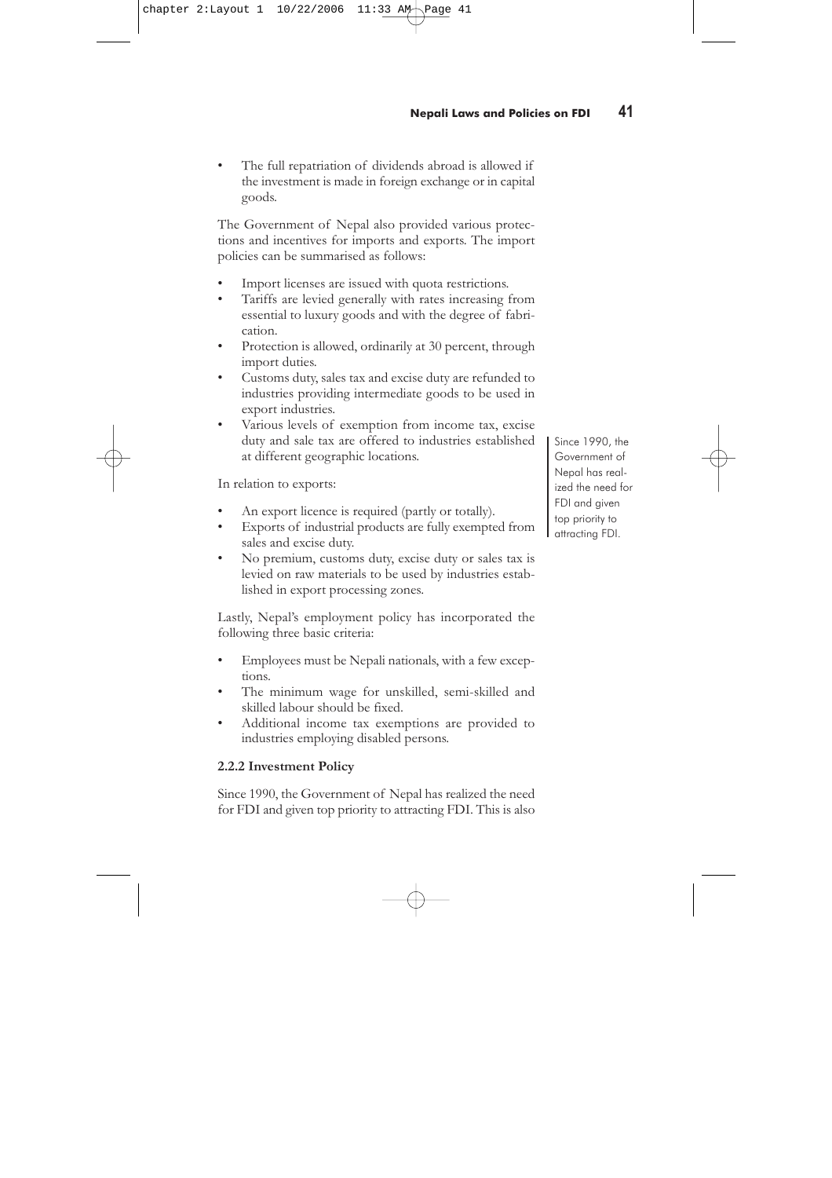- The full repatriation of dividends abroad is allowed if the investment is made in foreign exchange or in capital goods.

The Government of Nepal also provided various protections and incentives for imports and exports. The import policies can be summarised as follows:

- Import licenses are issued with quota restrictions.
- Tariffs are levied generally with rates increasing from essential to luxury goods and with the degree of fabrication.
- Protection is allowed, ordinarily at 30 percent, through import duties.
- Customs duty, sales tax and excise duty are refunded to industries providing intermediate goods to be used in export industries.
- Various levels of exemption from income tax, excise duty and sale tax are offered to industries established at different geographic locations.

In relation to exports:

- An export licence is required (partly or totally).
- Exports of industrial products are fully exempted from sales and excise duty.
- No premium, customs duty, excise duty or sales tax is levied on raw materials to be used by industries established in export processing zones.

Lastly, Nepal's employment policy has incorporated the following three basic criteria:

- Employees must be Nepali nationals, with a few exceptions.
- The minimum wage for unskilled, semi-skilled and skilled labour should be fixed.
- Additional income tax exemptions are provided to industries employing disabled persons.

### 2.2.2 Investment Policy

Since 1990, the Government of Nepal has realized the need for FDI and given top priority to attracting FDI. This is also

> Since 1990, the Government of Nepal has realized the need for FDI and given top priority to attracting FDI.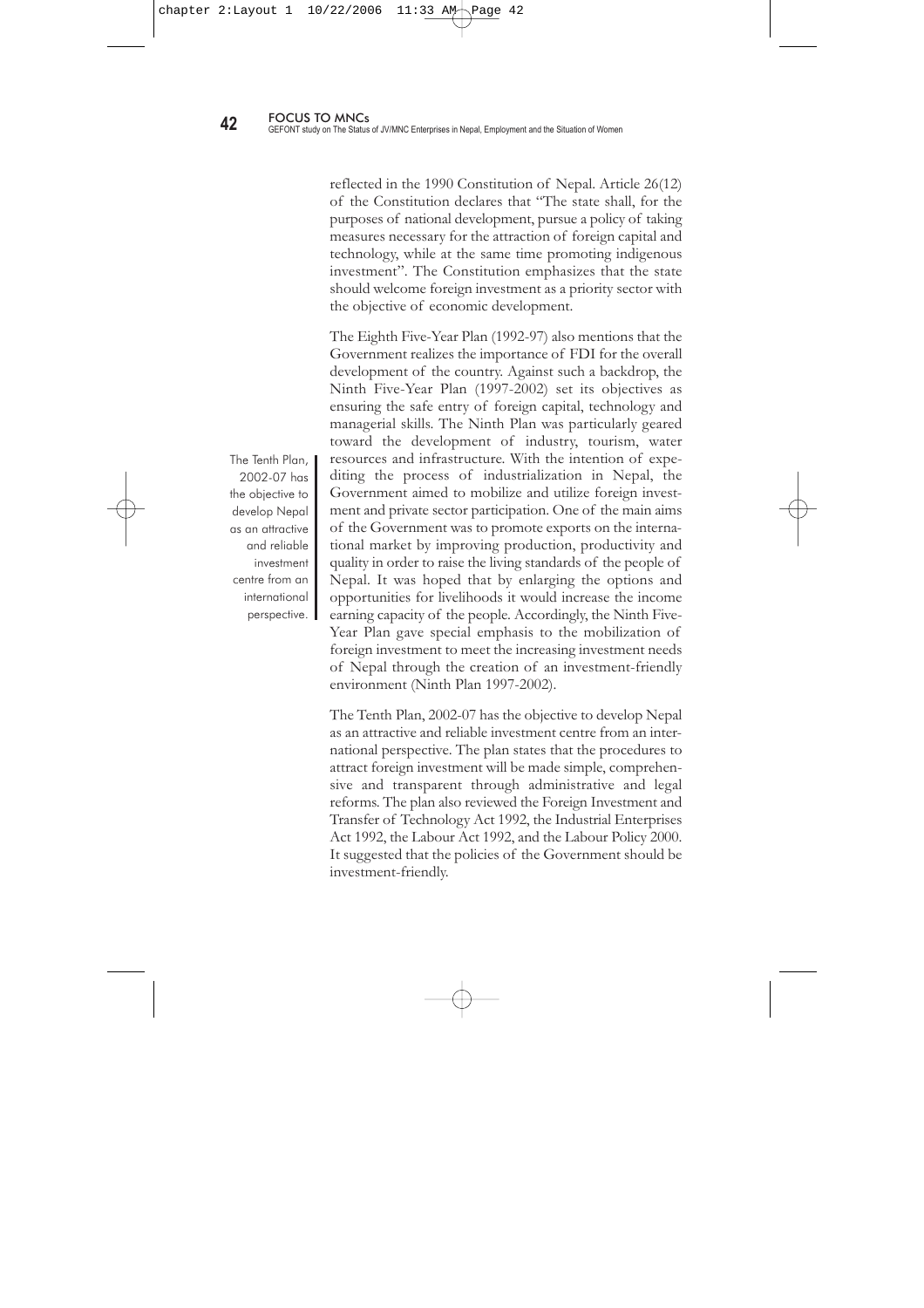reflected in the 1990 Constitution of Nepal. Article 26(12) of the Constitution declares that "The state shall, for the purposes of national development, pursue a policy of taking measures necessary for the attraction of foreign capital and technology, while at the same time promoting indigenous investment". The Constitution emphasizes that the state should welcome foreign investment as a priority sector with the objective of economic development.

The Eighth Five-Year Plan (1992-97) also mentions that the Government realizes the importance of FDI for the overall development of the country. Against such a backdrop, the Ninth Five-Year Plan (1997-2002) set its objectives as ensuring the safe entry of foreign capital, technology and managerial skills. The Ninth Plan was particularly geared toward the development of industry, tourism, water resources and infrastructure. With the intention of expediting the process of industrialization in Nepal, the Government aimed to mobilize and utilize foreign investment and private sector participation. One of the main aims of the Government was to promote exports on the international market by improving production, productivity and quality in order to raise the living standards of the people of Nepal. It was hoped that by enlarging the options and opportunities for livelihoods it would increase the income earning capacity of the people. Accordingly, the Ninth Five-Year Plan gave special emphasis to the mobilization of foreign investment to meet the increasing investment needs of Nepal through the creation of an investment-friendly environment (Ninth Plan 1997-2002).

> The Tenth Plan, 2002-07 has the objective to develop Nepal as an attractive and reliable investment centre from an international perspective.

The Tenth Plan, 2002-07 has the objective to develop Nepal as an attractive and reliable investment centre from an international perspective. The plan states that the procedures to attract foreign investment will be made simple, comprehensive and transparent through administrative and legal reforms. The plan also reviewed the Foreign Investment and Transfer of Technology Act 1992, the Industrial Enterprises Act 1992, the Labour Act 1992, and the Labour Policy 2000. It suggested that the policies of the Government should be investment-friendly.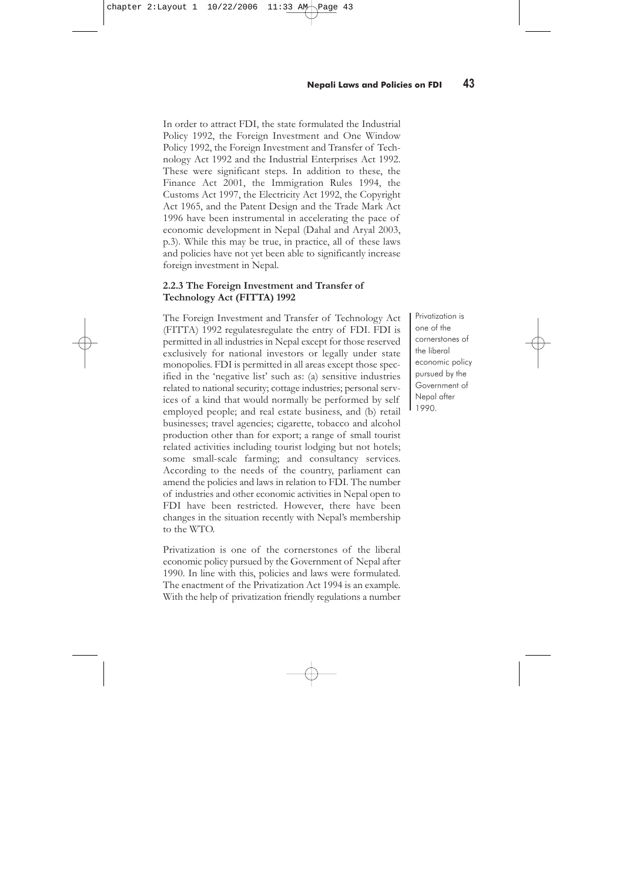In order to attract FDI, the state formulated the Industrial Policy 1992, the Foreign Investment and One Window Policy 1992, the Foreign Investment and Transfer of Technology Act 1992 and the Industrial Enterprises Act 1992. These were significant steps. In addition to these, the Finance Act 2001, the Immigration Rules 1994, the Customs Act 1997, the Electricity Act 1992, the Copyright Act 1965, and the Patent Design and the Trade Mark Act 1996 have been instrumental in accelerating the pace of economic development in Nepal (Dahal and Aryal 2003, p.3). While this may be true, in practice, all of these laws and policies have not yet been able to significantly increase foreign investment in Nepal.

### 2.2.3 The Foreign Investment and Transfer of Technology Act (FITTA) 1992

The Foreign Investment and Transfer of Technology Act (FITTA) 1992 regulatesregulate the entry of FDI. FDI is permitted in all industries in Nepal except for those reserved exclusively for national investors or legally under state monopolies. FDI is permitted in all areas except those specified in the 'negative list' such as: (a) sensitive industries related to national security; cottage industries; personal services of a kind that would normally be performed by self employed people; and real estate business, and (b) retail businesses; travel agencies; cigarette, tobacco and alcohol production other than for export; a range of small tourist related activities including tourist lodging but not hotels; some small-scale farming; and consultancy services. According to the needs of the country, parliament can amend the policies and laws in relation to FDI. The number of industries and other economic activities in Nepal open to FDI have been restricted. However, there have been changes in the situation recently with Nepal's membership to the WTO.

> Privatization is one of the cornerstones of the liberal economic policy pursued by the Government of Nepal after 1990.

Privatization is one of the cornerstones of the liberal economic policy pursued by the Government of Nepal after 1990. In line with this, policies and laws were formulated. The enactment of the Privatization Act 1994 is an example. With the help of privatization friendly regulations a number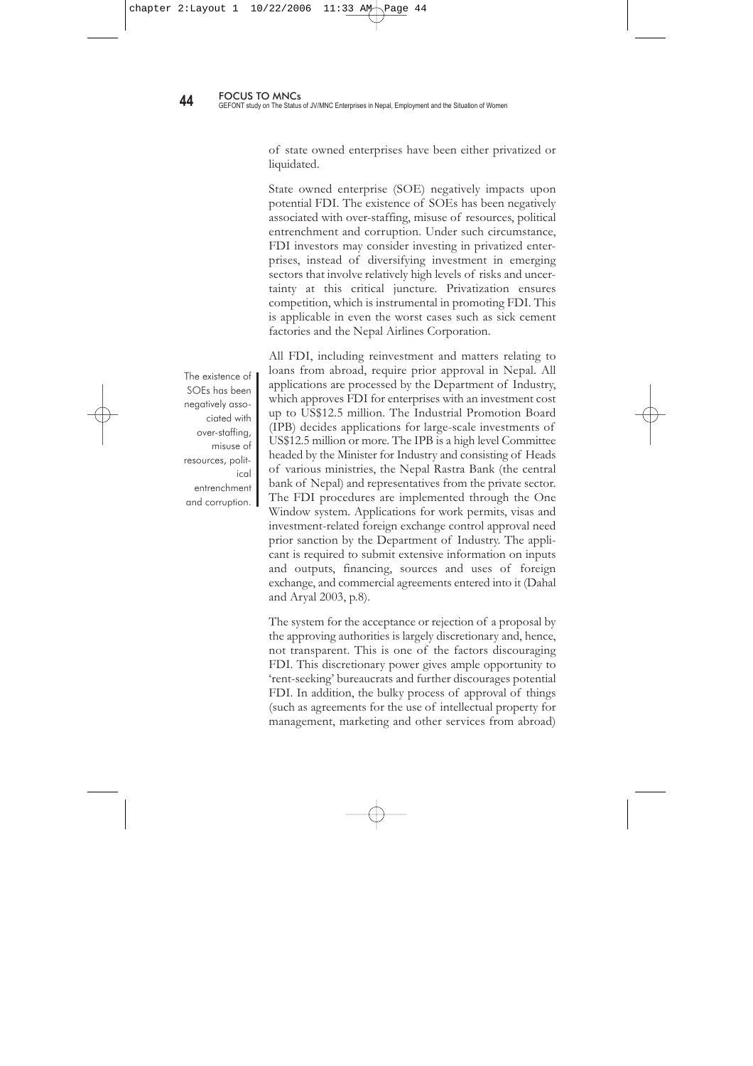of state owned enterprises have been either privatized or liquidated.

State owned enterprise (SOE) negatively impacts upon potential FDI. The existence of SOEs has been negatively associated with over-staffing, misuse of resources, political entrenchment and corruption. Under such circumstance, FDI investors may consider investing in privatized enterprises, instead of diversifying investment in emerging sectors that involve relatively high levels of risks and uncertainty at this critical juncture. Privatization ensures competition, which is instrumental in promoting FDI. This is applicable in even the worst cases such as sick cement factories and the Nepal Airlines Corporation.

> The existence of SOEs has been negatively associated with over-staffing, misuse of resources, political entrenchment and corruption.

All FDI, including reinvestment and matters relating to loans from abroad, require prior approval in Nepal. All applications are processed by the Department of Industry, which approves FDI for enterprises with an investment cost up to US$12.5 million. The Industrial Promotion Board (IPB) decides applications for large-scale investments of US$12.5 million or more. The IPB is a high level Committee headed by the Minister for Industry and consisting of Heads of various ministries, the Nepal Rastra Bank (the central bank of Nepal) and representatives from the private sector. The FDI procedures are implemented through the One Window system. Applications for work permits, visas and investment-related foreign exchange control approval need prior sanction by the Department of Industry. The applicant is required to submit extensive information on inputs and outputs, financing, sources and uses of foreign exchange, and commercial agreements entered into it (Dahal and Aryal 2003, p.8).

The system for the acceptance or rejection of a proposal by the approving authorities is largely discretionary and, hence, not transparent. This is one of the factors discouraging FDI. This discretionary power gives ample opportunity to 'rent-seeking' bureaucrats and further discourages potential FDI. In addition, the bulky process of approval of things (such as agreements for the use of intellectual property for management, marketing and other services from abroad)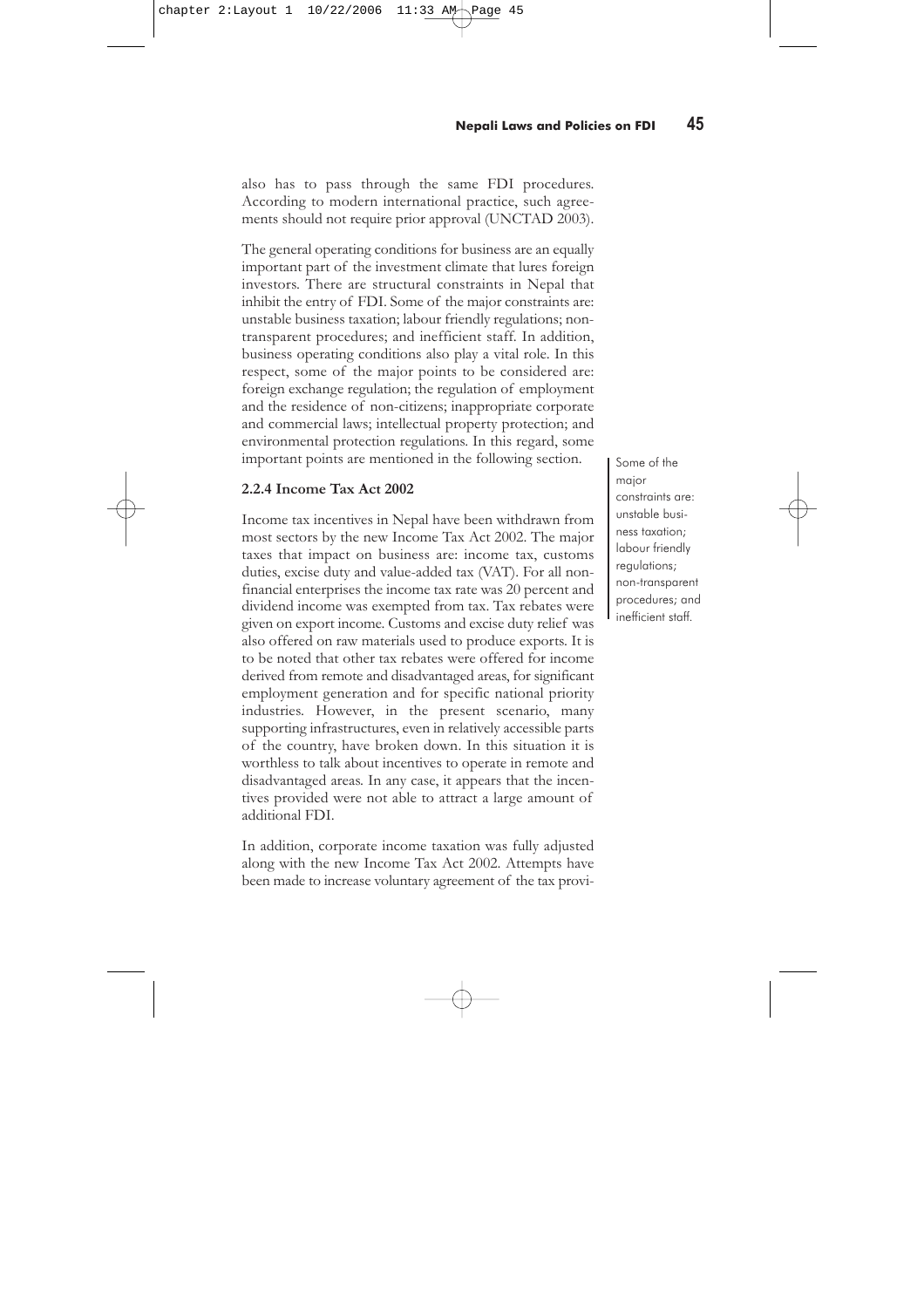also has to pass through the same FDI procedures. According to modern international practice, such agreements should not require prior approval (UNCTAD 2003).

The general operating conditions for business are an equally important part of the investment climate that lures foreign investors. There are structural constraints in Nepal that inhibit the entry of FDI. Some of the major constraints are: unstable business taxation; labour friendly regulations; non-transparent procedures; and inefficient staff. In addition, business operating conditions also play a vital role. In this respect, some of the major points to be considered are: foreign exchange regulation; the regulation of employment and the residence of non-citizens; inappropriate corporate and commercial laws; intellectual property protection; and environmental protection regulations. In this regard, some important points are mentioned in the following section.

> Some of the major constraints are: unstable business taxation; labour friendly regulations; non-transparent procedures; and inefficient staff.

### 2.2.4 Income Tax Act 2002

Income tax incentives in Nepal have been withdrawn from most sectors by the new Income Tax Act 2002. The major taxes that impact on business are: income tax, customs duties, excise duty and value-added tax (VAT). For all non-financial enterprises the income tax rate was 20 percent and dividend income was exempted from tax. Tax rebates were given on export income. Customs and excise duty relief was also offered on raw materials used to produce exports. It is to be noted that other tax rebates were offered for income derived from remote and disadvantaged areas, for significant employment generation and for specific national priority industries. However, in the present scenario, many supporting infrastructures, even in relatively accessible parts of the country, have broken down. In this situation it is worthless to talk about incentives to operate in remote and disadvantaged areas. In any case, it appears that the incentives provided were not able to attract a large amount of additional FDI.

In addition, corporate income taxation was fully adjusted along with the new Income Tax Act 2002. Attempts have been made to increase voluntary agreement of the tax provi-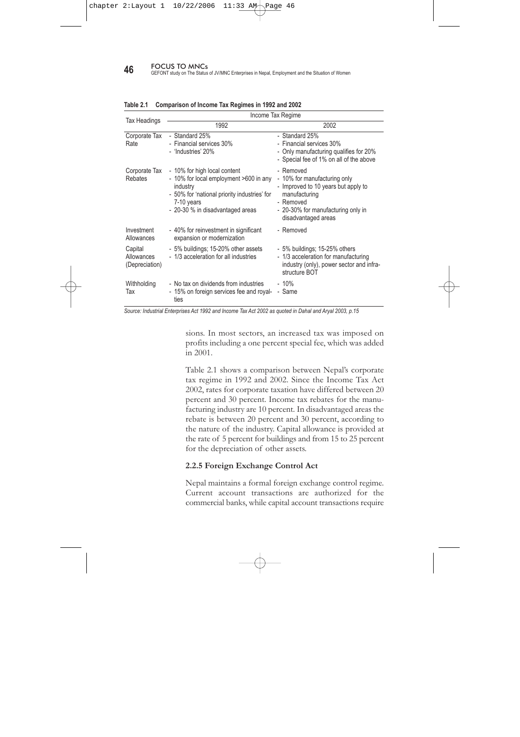**Table 2.1 Comparison of Income Tax Regimes in 1992 and 2002**

| Tax Headings | Income Tax Regime | |
|---|---|---|
| | 1992 | 2002 |
| Corporate Tax Rate | - Standard 25%<br>- Financial services 30%<br>- 'Industries' 20% | - Standard 25%<br>- Financial services 30%<br>- Only manufacturing qualifies for 20%<br>- Special fee of 1% on all of the above |
| Corporate Tax Rebates | - 10% for high local content<br>- 10% for local employment >600 in any industry<br>- 50% for 'national priority industries' for 7-10 years<br>- 20-30 % in disadvantaged areas | - Removed<br>- 10% for manufacturing only<br>- Improved to 10 years but apply to manufacturing<br>- Removed<br>- 20-30% for manufacturing only in disadvantaged areas |
| Investment Allowances | - 40% for reinvestment in significant expansion or modernization | - Removed |
| Capital Allowances (Depreciation) | - 5% buildings; 15-20% other assets<br>- 1/3 acceleration for all industries | - 5% buildings; 15-25% others<br>- 1/3 acceleration for manufacturing industry (only), power sector and infrastructure BOT |
| Withholding Tax | - No tax on dividends from industries<br>- 15% on foreign services fee and royalties | - 10%<br>- Same |

*Source: Industrial Enterprises Act 1992 and Income Tax Act 2002 as quoted in Dahal and Aryal 2003, p.15*

sions. In most sectors, an increased tax was imposed on profits including a one percent special fee, which was added in 2001.

Table 2.1 shows a comparison between Nepal's corporate tax regime in 1992 and 2002. Since the Income Tax Act 2002, rates for corporate taxation have differed between 20 percent and 30 percent. Income tax rebates for the manufacturing industry are 10 percent. In disadvantaged areas the rebate is between 20 percent and 30 percent, according to the nature of the industry. Capital allowance is provided at the rate of 5 percent for buildings and from 15 to 25 percent for the depreciation of other assets.

### 2.2.5 Foreign Exchange Control Act

Nepal maintains a formal foreign exchange control regime. Current account transactions are authorized for the commercial banks, while capital account transactions require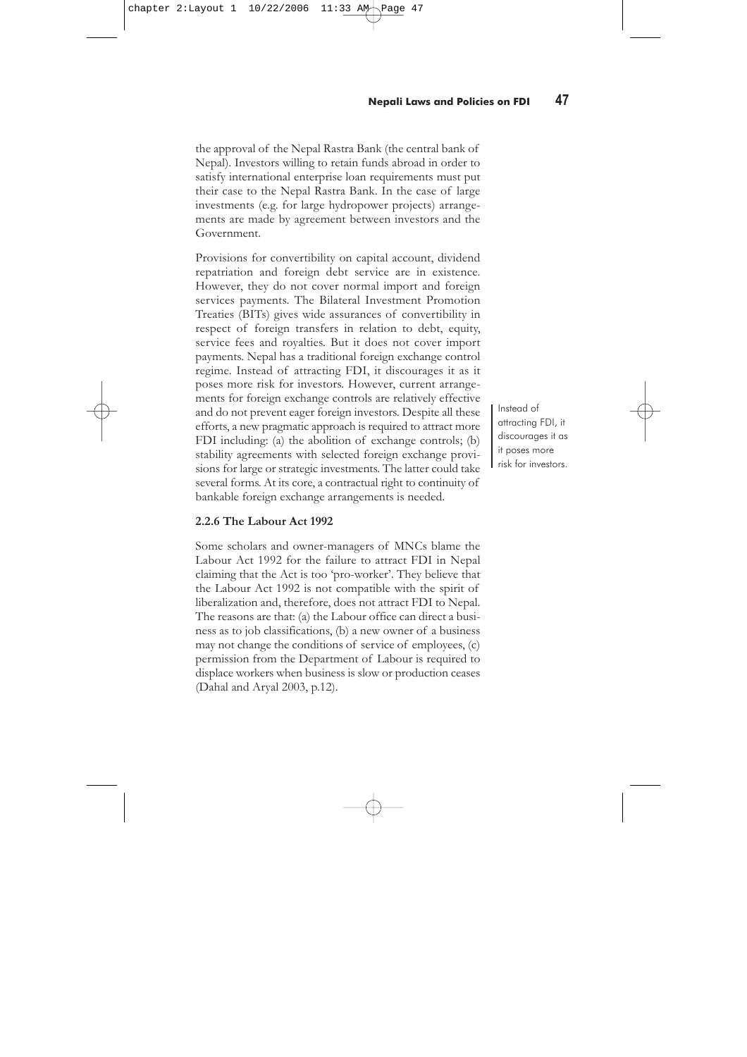the approval of the Nepal Rastra Bank (the central bank of Nepal). Investors willing to retain funds abroad in order to satisfy international enterprise loan requirements must put their case to the Nepal Rastra Bank. In the case of large investments (e.g. for large hydropower projects) arrangements are made by agreement between investors and the Government.

Provisions for convertibility on capital account, dividend repatriation and foreign debt service are in existence. However, they do not cover normal import and foreign services payments. The Bilateral Investment Promotion Treaties (BITs) gives wide assurances of convertibility in respect of foreign transfers in relation to debt, equity, service fees and royalties. But it does not cover import payments. Nepal has a traditional foreign exchange control regime. Instead of attracting FDI, it discourages it as it poses more risk for investors. However, current arrangements for foreign exchange controls are relatively effective and do not prevent eager foreign investors. Despite all these efforts, a new pragmatic approach is required to attract more FDI including: (a) the abolition of exchange controls; (b) stability agreements with selected foreign exchange provisions for large or strategic investments. The latter could take several forms. At its core, a contractual right to continuity of bankable foreign exchange arrangements is needed.

> Instead of attracting FDI, it discourages it as it poses more risk for investors.

### 2.2.6 The Labour Act 1992

Some scholars and owner-managers of MNCs blame the Labour Act 1992 for the failure to attract FDI in Nepal claiming that the Act is too 'pro-worker'. They believe that the Labour Act 1992 is not compatible with the spirit of liberalization and, therefore, does not attract FDI to Nepal. The reasons are that: (a) the Labour office can direct a business as to job classifications, (b) a new owner of a business may not change the conditions of service of employees, (c) permission from the Department of Labour is required to displace workers when business is slow or production ceases (Dahal and Aryal 2003, p.12).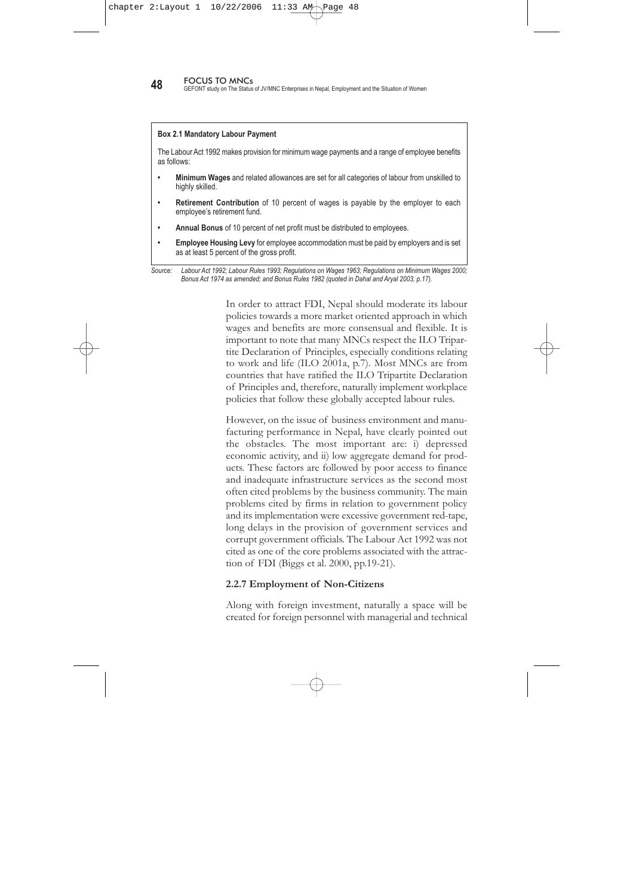**Box 2.1 Mandatory Labour Payment**

The Labour Act 1992 makes provision for minimum wage payments and a range of employee benefits as follows:

- **Minimum Wages** and related allowances are set for all categories of labour from unskilled to highly skilled.
- **Retirement Contribution** of 10 percent of wages is payable by the employer to each employee's retirement fund.
- **Annual Bonus** of 10 percent of net profit must be distributed to employees.
- **Employee Housing Levy** for employee accommodation must be paid by employers and is set as at least 5 percent of the gross profit.

*Source: Labour Act 1992; Labour Rules 1993; Regulations on Wages 1963; Regulations on Minimum Wages 2000; Bonus Act 1974 as amended; and Bonus Rules 1982 (quoted in Dahal and Aryal 2003, p.17).*

In order to attract FDI, Nepal should moderate its labour policies towards a more market oriented approach in which wages and benefits are more consensual and flexible. It is important to note that many MNCs respect the ILO Tripartite Declaration of Principles, especially conditions relating to work and life (ILO 2001a, p.7). Most MNCs are from countries that have ratified the ILO Tripartite Declaration of Principles and, therefore, naturally implement workplace policies that follow these globally accepted labour rules.

However, on the issue of business environment and manufacturing performance in Nepal, have clearly pointed out the obstacles. The most important are: i) depressed economic activity, and ii) low aggregate demand for products. These factors are followed by poor access to finance and inadequate infrastructure services as the second most often cited problems by the business community. The main problems cited by firms in relation to government policy and its implementation were excessive government red-tape, long delays in the provision of government services and corrupt government officials. The Labour Act 1992 was not cited as one of the core problems associated with the attraction of FDI (Biggs et al. 2000, pp.19-21).

### 2.2.7 Employment of Non-Citizens

Along with foreign investment, naturally a space will be created for foreign personnel with managerial and technical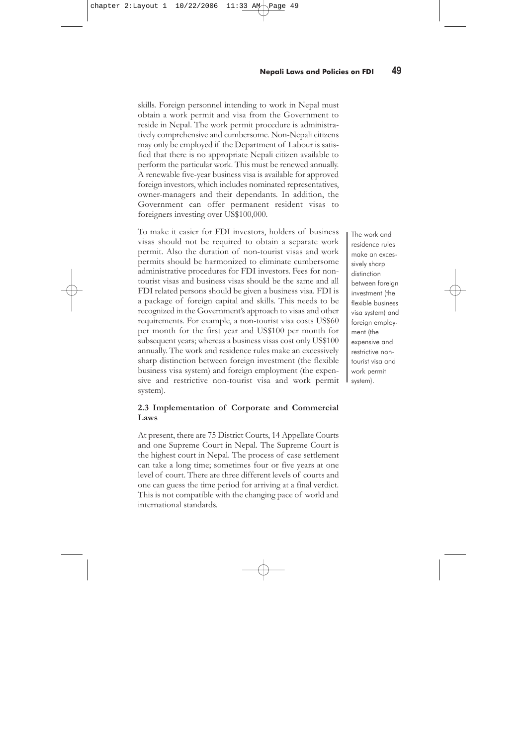skills. Foreign personnel intending to work in Nepal must obtain a work permit and visa from the Government to reside in Nepal. The work permit procedure is administratively comprehensive and cumbersome. Non-Nepali citizens may only be employed if the Department of Labour is satisfied that there is no appropriate Nepali citizen available to perform the particular work. This must be renewed annually. A renewable five-year business visa is available for approved foreign investors, which includes nominated representatives, owner-managers and their dependants. In addition, the Government can offer permanent resident visas to foreigners investing over US$100,000.

To make it easier for FDI investors, holders of business visas should not be required to obtain a separate work permit. Also the duration of non-tourist visas and work permits should be harmonized to eliminate cumbersome administrative procedures for FDI investors. Fees for non-tourist visas and business visas should be the same and all FDI related persons should be given a business visa. FDI is a package of foreign capital and skills. This needs to be recognized in the Government's approach to visas and other requirements. For example, a non-tourist visa costs US$60 per month for the first year and US$100 per month for subsequent years; whereas a business visas cost only US$100 annually. The work and residence rules make an excessively sharp distinction between foreign investment (the flexible business visa system) and foreign employment (the expensive and restrictive non-tourist visa and work permit system).

> The work and residence rules make an excessively sharp distinction between foreign investment (the flexible business visa system) and foreign employment (the expensive and restrictive non-tourist visa and work permit system).

### 2.3 Implementation of Corporate and Commercial Laws

At present, there are 75 District Courts, 14 Appellate Courts and one Supreme Court in Nepal. The Supreme Court is the highest court in Nepal. The process of case settlement can take a long time; sometimes four or five years at one level of court. There are three different levels of courts and one can guess the time period for arriving at a final verdict. This is not compatible with the changing pace of world and international standards.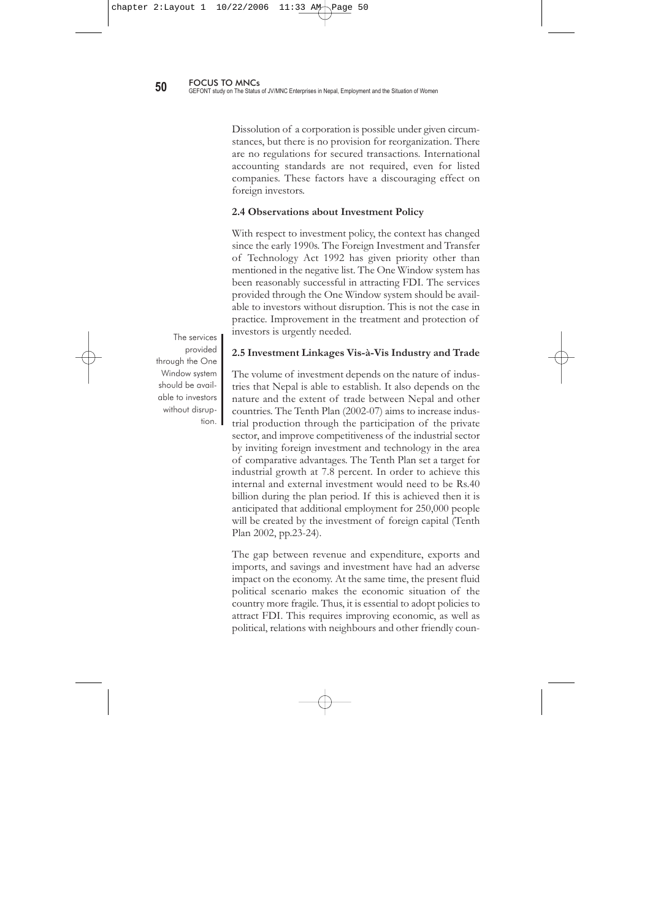Dissolution of a corporation is possible under given circumstances, but there is no provision for reorganization. There are no regulations for secured transactions. International accounting standards are not required, even for listed companies. These factors have a discouraging effect on foreign investors.

### 2.4 Observations about Investment Policy

With respect to investment policy, the context has changed since the early 1990s. The Foreign Investment and Transfer of Technology Act 1992 has given priority other than mentioned in the negative list. The One Window system has been reasonably successful in attracting FDI. The services provided through the One Window system should be available to investors without disruption. This is not the case in practice. Improvement in the treatment and protection of investors is urgently needed.

> The services provided through the One Window system should be available to investors without disruption.

### 2.5 Investment Linkages Vis-à-Vis Industry and Trade

The volume of investment depends on the nature of industries that Nepal is able to establish. It also depends on the nature and the extent of trade between Nepal and other countries. The Tenth Plan (2002-07) aims to increase industrial production through the participation of the private sector, and improve competitiveness of the industrial sector by inviting foreign investment and technology in the area of comparative advantages. The Tenth Plan set a target for industrial growth at 7.8 percent. In order to achieve this internal and external investment would need to be Rs.40 billion during the plan period. If this is achieved then it is anticipated that additional employment for 250,000 people will be created by the investment of foreign capital (Tenth Plan 2002, pp.23-24).

The gap between revenue and expenditure, exports and imports, and savings and investment have had an adverse impact on the economy. At the same time, the present fluid political scenario makes the economic situation of the country more fragile. Thus, it is essential to adopt policies to attract FDI. This requires improving economic, as well as political, relations with neighbours and other friendly coun-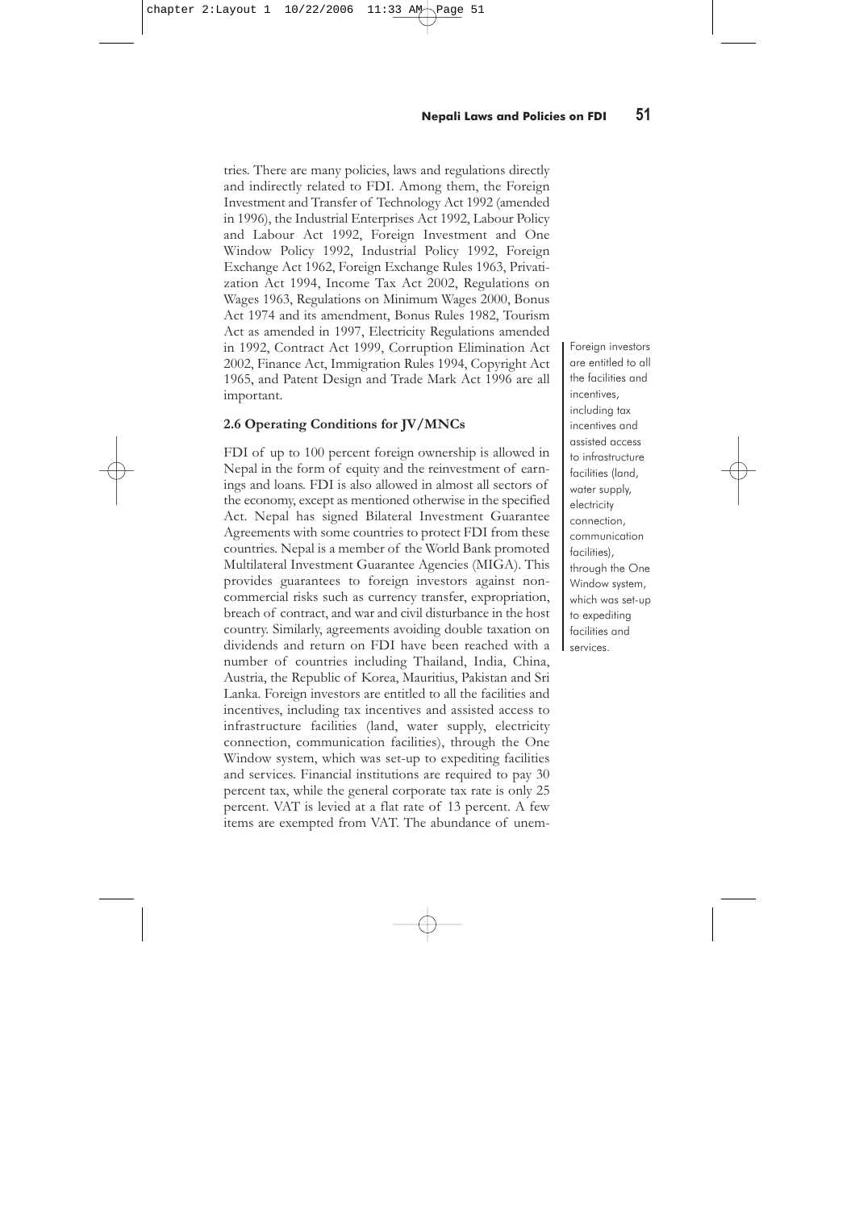tries. There are many policies, laws and regulations directly and indirectly related to FDI. Among them, the Foreign Investment and Transfer of Technology Act 1992 (amended in 1996), the Industrial Enterprises Act 1992, Labour Policy and Labour Act 1992, Foreign Investment and One Window Policy 1992, Industrial Policy 1992, Foreign Exchange Act 1962, Foreign Exchange Rules 1963, Privatization Act 1994, Income Tax Act 2002, Regulations on Wages 1963, Regulations on Minimum Wages 2000, Bonus Act 1974 and its amendment, Bonus Rules 1982, Tourism Act as amended in 1997, Electricity Regulations amended in 1992, Contract Act 1999, Corruption Elimination Act 2002, Finance Act, Immigration Rules 1994, Copyright Act 1965, and Patent Design and Trade Mark Act 1996 are all important.

### 2.6 Operating Conditions for JV/MNCs

FDI of up to 100 percent foreign ownership is allowed in Nepal in the form of equity and the reinvestment of earnings and loans. FDI is also allowed in almost all sectors of the economy, except as mentioned otherwise in the specified Act. Nepal has signed Bilateral Investment Guarantee Agreements with some countries to protect FDI from these countries. Nepal is a member of the World Bank promoted Multilateral Investment Guarantee Agencies (MIGA). This provides guarantees to foreign investors against non-commercial risks such as currency transfer, expropriation, breach of contract, and war and civil disturbance in the host country. Similarly, agreements avoiding double taxation on dividends and return on FDI have been reached with a number of countries including Thailand, India, China, Austria, the Republic of Korea, Mauritius, Pakistan and Sri Lanka. Foreign investors are entitled to all the facilities and incentives, including tax incentives and assisted access to infrastructure facilities (land, water supply, electricity connection, communication facilities), through the One Window system, which was set-up to expediting facilities and services. Financial institutions are required to pay 30 percent tax, while the general corporate tax rate is only 25 percent. VAT is levied at a flat rate of 13 percent. A few items are exempted from VAT. The abundance of unem-

> Foreign investors are entitled to all the facilities and incentives, including tax incentives and assisted access to infrastructure facilities (land, water supply, electricity connection, communication facilities), through the One Window system, which was set-up to expediting facilities and services.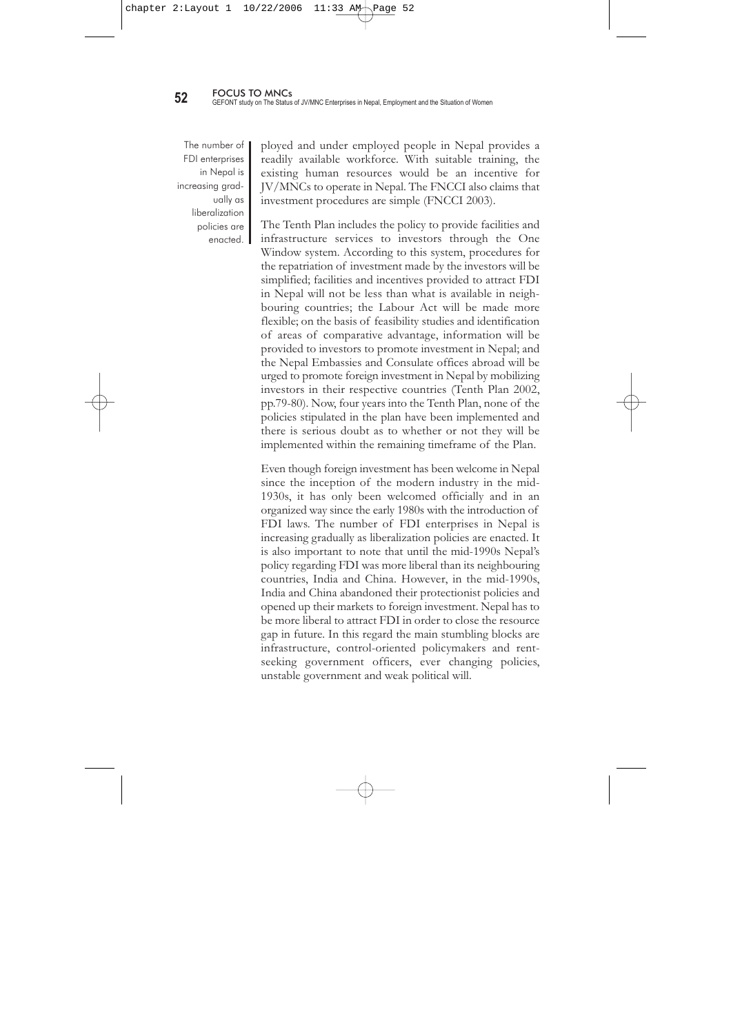ployed and under employed people in Nepal provides a readily available workforce. With suitable training, the existing human resources would be an incentive for JV/MNCs to operate in Nepal. The FNCCI also claims that investment procedures are simple (FNCCI 2003).

> The number of FDI enterprises in Nepal is increasing gradually as liberalization policies are enacted.

The Tenth Plan includes the policy to provide facilities and infrastructure services to investors through the One Window system. According to this system, procedures for the repatriation of investment made by the investors will be simplified; facilities and incentives provided to attract FDI in Nepal will not be less than what is available in neighbouring countries; the Labour Act will be made more flexible; on the basis of feasibility studies and identification of areas of comparative advantage, information will be provided to investors to promote investment in Nepal; and the Nepal Embassies and Consulate offices abroad will be urged to promote foreign investment in Nepal by mobilizing investors in their respective countries (Tenth Plan 2002, pp.79-80). Now, four years into the Tenth Plan, none of the policies stipulated in the plan have been implemented and there is serious doubt as to whether or not they will be implemented within the remaining timeframe of the Plan.

Even though foreign investment has been welcome in Nepal since the inception of the modern industry in the mid-1930s, it has only been welcomed officially and in an organized way since the early 1980s with the introduction of FDI laws. The number of FDI enterprises in Nepal is increasing gradually as liberalization policies are enacted. It is also important to note that until the mid-1990s Nepal's policy regarding FDI was more liberal than its neighbouring countries, India and China. However, in the mid-1990s, India and China abandoned their protectionist policies and opened up their markets to foreign investment. Nepal has to be more liberal to attract FDI in order to close the resource gap in future. In this regard the main stumbling blocks are infrastructure, control-oriented policymakers and rent-seeking government officers, ever changing policies, unstable government and weak political will.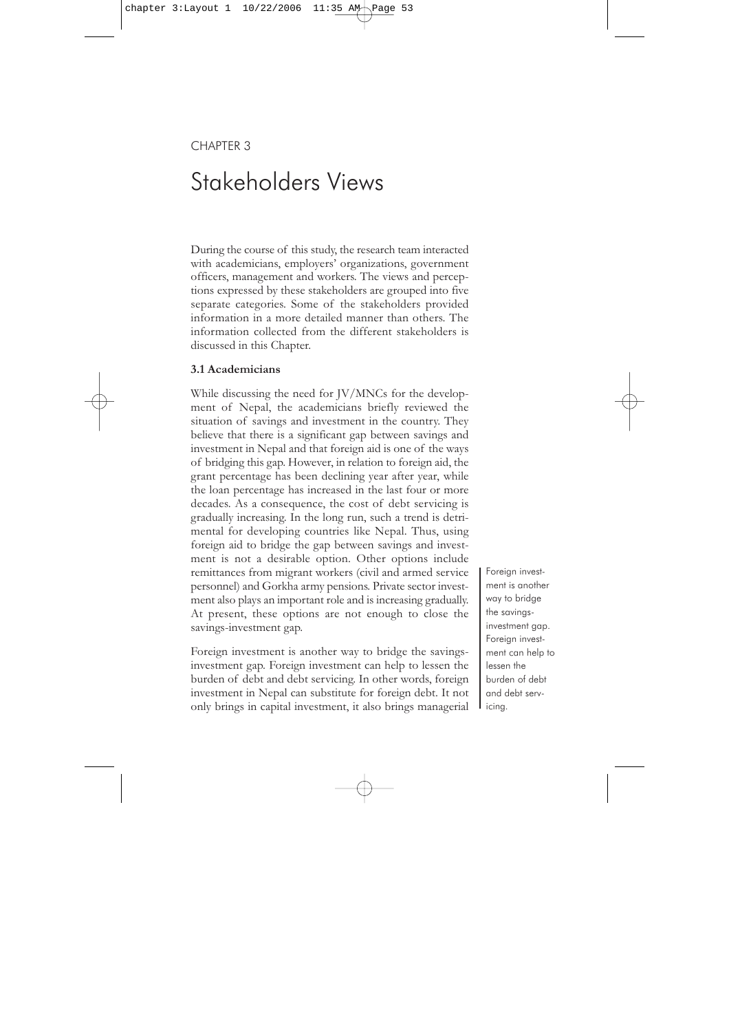CHAPTER 3

# Stakeholders Views

During the course of this study, the research team interacted with academicians, employers' organizations, government officers, management and workers. The views and perceptions expressed by these stakeholders are grouped into five separate categories. Some of the stakeholders provided information in a more detailed manner than others. The information collected from the different stakeholders is discussed in this Chapter.

### 3.1 Academicians

While discussing the need for JV/MNCs for the development of Nepal, the academicians briefly reviewed the situation of savings and investment in the country. They believe that there is a significant gap between savings and investment in Nepal and that foreign aid is one of the ways of bridging this gap. However, in relation to foreign aid, the grant percentage has been declining year after year, while the loan percentage has increased in the last four or more decades. As a consequence, the cost of debt servicing is gradually increasing. In the long run, such a trend is detrimental for developing countries like Nepal. Thus, using foreign aid to bridge the gap between savings and investment is not a desirable option. Other options include remittances from migrant workers (civil and armed service personnel) and Gorkha army pensions. Private sector investment also plays an important role and is increasing gradually. At present, these options are not enough to close the savings-investment gap.

Foreign investment is another way to bridge the savings-investment gap. Foreign investment can help to lessen the burden of debt and debt servicing. In other words, foreign investment in Nepal can substitute for foreign debt. It not only brings in capital investment, it also brings managerial

Foreign investment is another way to bridge the savings-investment gap. Foreign investment can help to lessen the burden of debt and debt servicing.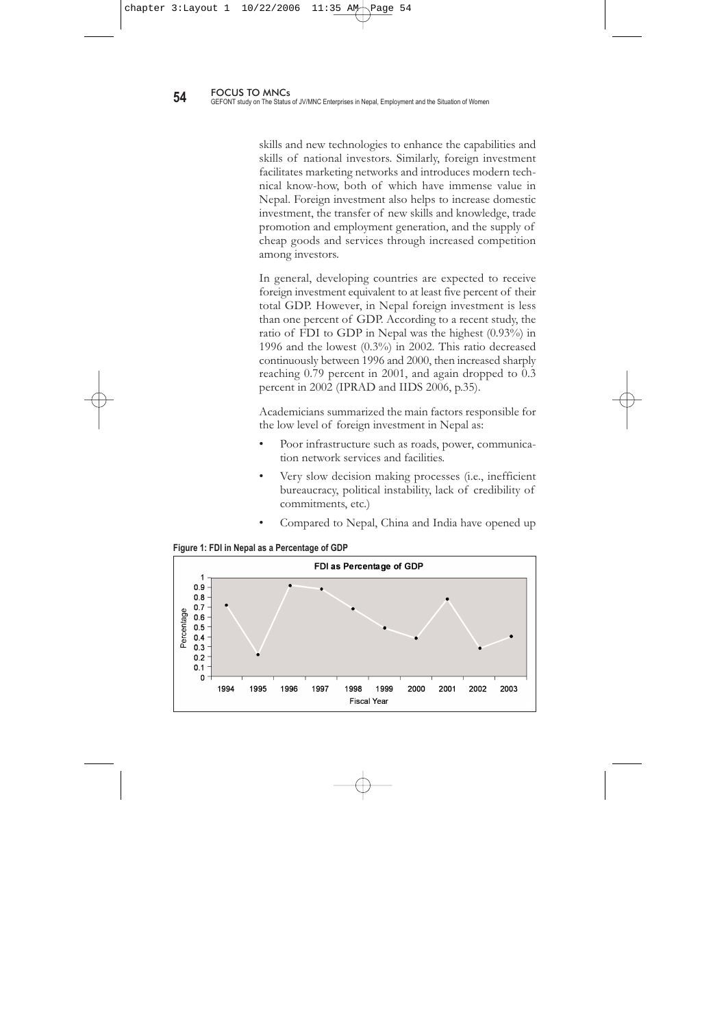skills and new technologies to enhance the capabilities and skills of national investors. Similarly, foreign investment facilitates marketing networks and introduces modern technical know-how, both of which have immense value in Nepal. Foreign investment also helps to increase domestic investment, the transfer of new skills and knowledge, trade promotion and employment generation, and the supply of cheap goods and services through increased competition among investors.

In general, developing countries are expected to receive foreign investment equivalent to at least five percent of their total GDP. However, in Nepal foreign investment is less than one percent of GDP. According to a recent study, the ratio of FDI to GDP in Nepal was the highest (0.93%) in 1996 and the lowest (0.3%) in 2002. This ratio decreased continuously between 1996 and 2000, then increased sharply reaching 0.79 percent in 2001, and again dropped to 0.3 percent in 2002 (IPRAD and IIDS 2006, p.35).

Academicians summarized the main factors responsible for the low level of foreign investment in Nepal as:

- Poor infrastructure such as roads, power, communication network services and facilities.
- Very slow decision making processes (i.e., inefficient bureaucracy, political instability, lack of credibility of commitments, etc.)
- Compared to Nepal, China and India have opened up

**Figure 1: FDI in Nepal as a Percentage of GDP**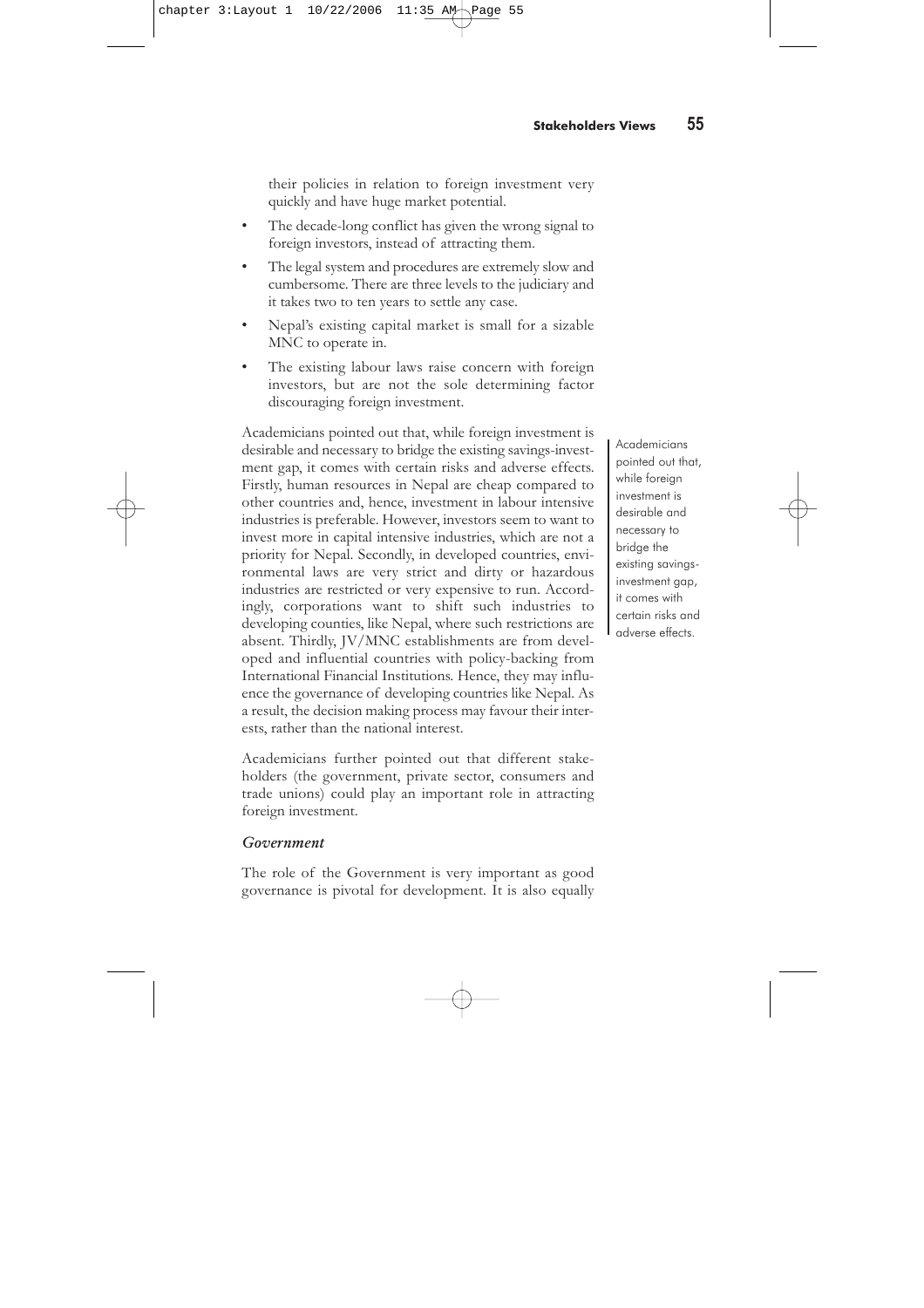their policies in relation to foreign investment very quickly and have huge market potential.

- The decade-long conflict has given the wrong signal to foreign investors, instead of attracting them.
- The legal system and procedures are extremely slow and cumbersome. There are three levels to the judiciary and it takes two to ten years to settle any case.
- Nepal's existing capital market is small for a sizable MNC to operate in.
- The existing labour laws raise concern with foreign investors, but are not the sole determining factor discouraging foreign investment.

Academicians pointed out that, while foreign investment is desirable and necessary to bridge the existing savings-investment gap, it comes with certain risks and adverse effects. Firstly, human resources in Nepal are cheap compared to other countries and, hence, investment in labour intensive industries is preferable. However, investors seem to want to invest more in capital intensive industries, which are not a priority for Nepal. Secondly, in developed countries, environmental laws are very strict and dirty or hazardous industries are restricted or very expensive to run. Accordingly, corporations want to shift such industries to developing counties, like Nepal, where such restrictions are absent. Thirdly, JV/MNC establishments are from developed and influential countries with policy-backing from International Financial Institutions. Hence, they may influence the governance of developing countries like Nepal. As a result, the decision making process may favour their interests, rather than the national interest.

Academicians pointed out that, while foreign investment is desirable and necessary to bridge the existing savings-investment gap, it comes with certain risks and adverse effects.

Academicians further pointed out that different stakeholders (the government, private sector, consumers and trade unions) could play an important role in attracting foreign investment.

### *Government*

The role of the Government is very important as good governance is pivotal for development. It is also equally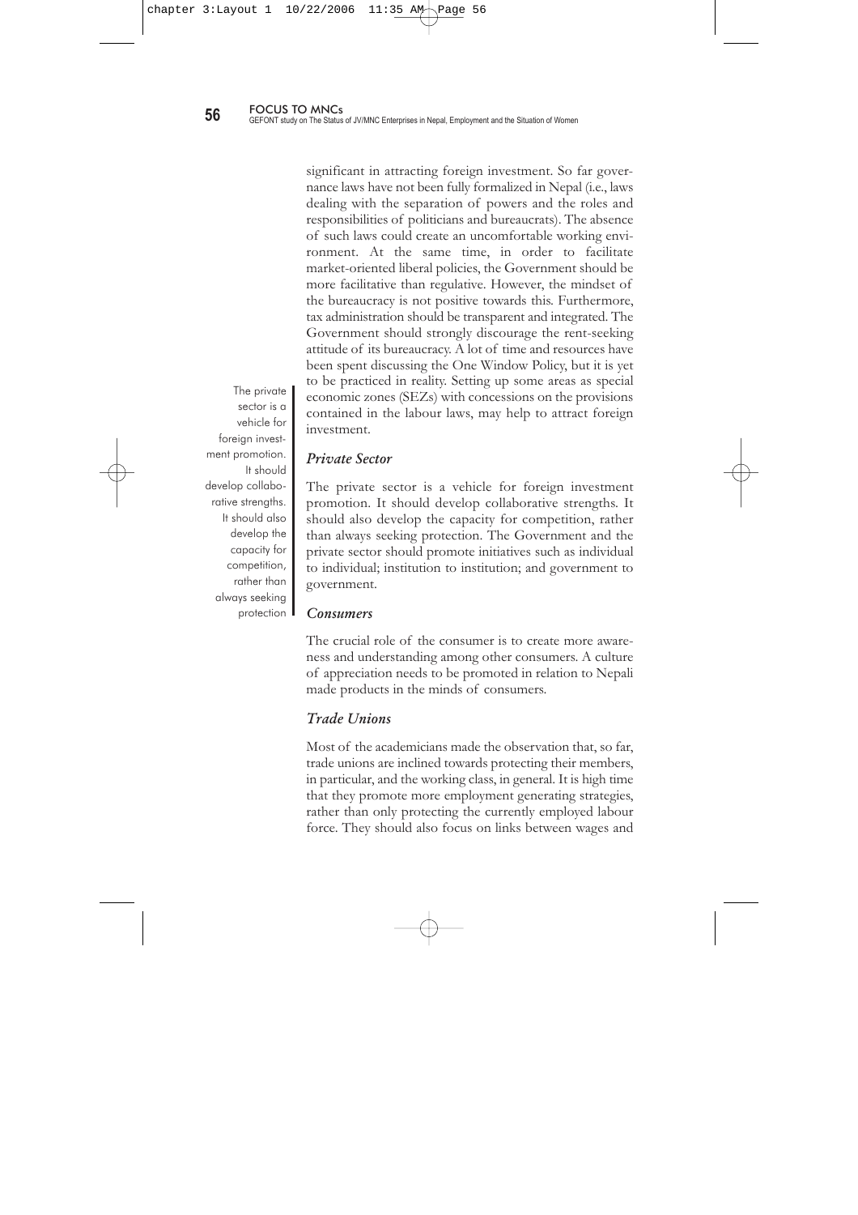significant in attracting foreign investment. So far governance laws have not been fully formalized in Nepal (i.e., laws dealing with the separation of powers and the roles and responsibilities of politicians and bureaucrats). The absence of such laws could create an uncomfortable working environment. At the same time, in order to facilitate market-oriented liberal policies, the Government should be more facilitative than regulative. However, the mindset of the bureaucracy is not positive towards this. Furthermore, tax administration should be transparent and integrated. The Government should strongly discourage the rent-seeking attitude of its bureaucracy. A lot of time and resources have been spent discussing the One Window Policy, but it is yet to be practiced in reality. Setting up some areas as special economic zones (SEZs) with concessions on the provisions contained in the labour laws, may help to attract foreign investment.

> The private sector is a vehicle for foreign investment promotion. It should develop collaborative strengths. It should also develop the capacity for competition, rather than always seeking protection

### *Private Sector*

The private sector is a vehicle for foreign investment promotion. It should develop collaborative strengths. It should also develop the capacity for competition, rather than always seeking protection. The Government and the private sector should promote initiatives such as individual to individual; institution to institution; and government to government.

### *Consumers*

The crucial role of the consumer is to create more awareness and understanding among other consumers. A culture of appreciation needs to be promoted in relation to Nepali made products in the minds of consumers.

### *Trade Unions*

Most of the academicians made the observation that, so far, trade unions are inclined towards protecting their members, in particular, and the working class, in general. It is high time that they promote more employment generating strategies, rather than only protecting the currently employed labour force. They should also focus on links between wages and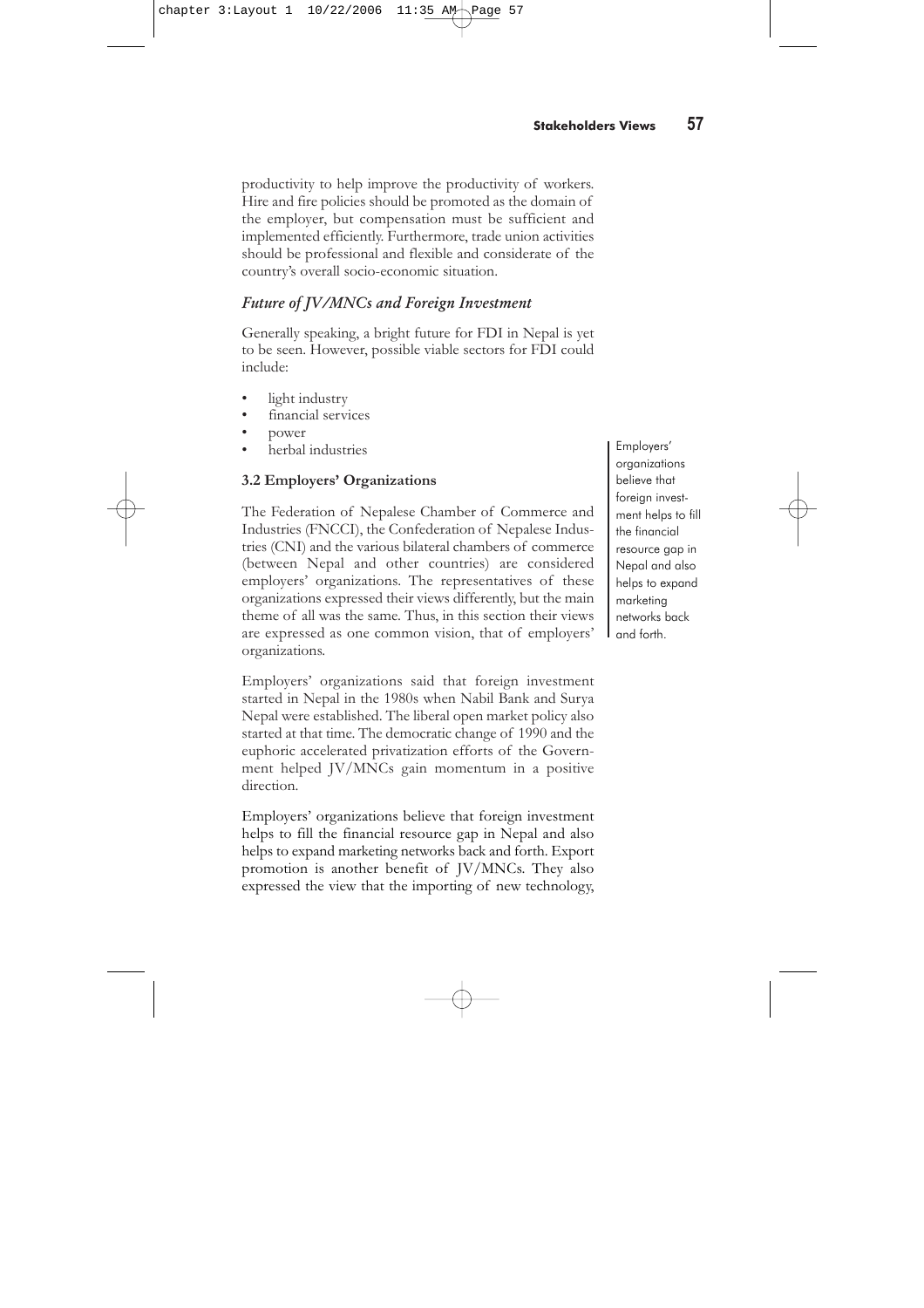productivity to help improve the productivity of workers. Hire and fire policies should be promoted as the domain of the employer, but compensation must be sufficient and implemented efficiently. Furthermore, trade union activities should be professional and flexible and considerate of the country's overall socio-economic situation.

### *Future of JV/MNCs and Foreign Investment*

Generally speaking, a bright future for FDI in Nepal is yet to be seen. However, possible viable sectors for FDI could include:

- light industry
- financial services
- power
- herbal industries

### 3.2 Employers' Organizations

The Federation of Nepalese Chamber of Commerce and Industries (FNCCI), the Confederation of Nepalese Industries (CNI) and the various bilateral chambers of commerce (between Nepal and other countries) are considered employers' organizations. The representatives of these organizations expressed their views differently, but the main theme of all was the same. Thus, in this section their views are expressed as one common vision, that of employers' organizations.

Employers' organizations said that foreign investment started in Nepal in the 1980s when Nabil Bank and Surya Nepal were established. The liberal open market policy also started at that time. The democratic change of 1990 and the euphoric accelerated privatization efforts of the Government helped JV/MNCs gain momentum in a positive direction.

Employers' organizations believe that foreign investment helps to fill the financial resource gap in Nepal and also helps to expand marketing networks back and forth. Export promotion is another benefit of JV/MNCs. They also expressed the view that the importing of new technology,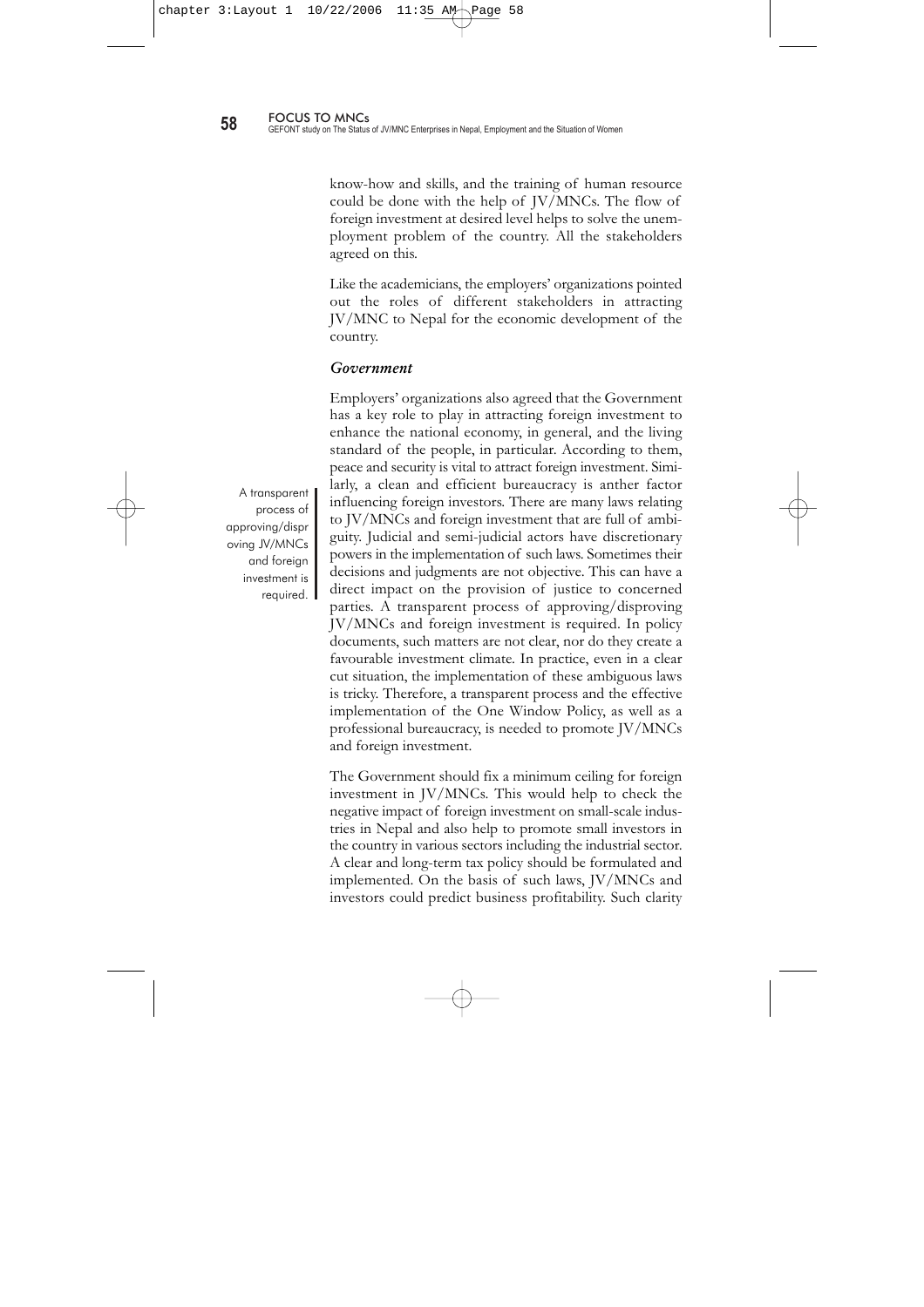know-how and skills, and the training of human resource could be done with the help of JV/MNCs. The flow of foreign investment at desired level helps to solve the unemployment problem of the country. All the stakeholders agreed on this.

Like the academicians, the employers' organizations pointed out the roles of different stakeholders in attracting JV/MNC to Nepal for the economic development of the country.

### *Government*

Employers' organizations also agreed that the Government has a key role to play in attracting foreign investment to enhance the national economy, in general, and the living standard of the people, in particular. According to them, peace and security is vital to attract foreign investment. Similarly, a clean and efficient bureaucracy is anther factor influencing foreign investors. There are many laws relating to JV/MNCs and foreign investment that are full of ambiguity. Judicial and semi-judicial actors have discretionary powers in the implementation of such laws. Sometimes their decisions and judgments are not objective. This can have a direct impact on the provision of justice to concerned parties. A transparent process of approving/disproving JV/MNCs and foreign investment is required. In policy documents, such matters are not clear, nor do they create a favourable investment climate. In practice, even in a clear cut situation, the implementation of these ambiguous laws is tricky. Therefore, a transparent process and the effective implementation of the One Window Policy, as well as a professional bureaucracy, is needed to promote JV/MNCs and foreign investment.

> A transparent process of approving/disproving JV/MNCs and foreign investment is required.

The Government should fix a minimum ceiling for foreign investment in JV/MNCs. This would help to check the negative impact of foreign investment on small-scale industries in Nepal and also help to promote small investors in the country in various sectors including the industrial sector. A clear and long-term tax policy should be formulated and implemented. On the basis of such laws, JV/MNCs and investors could predict business profitability. Such clarity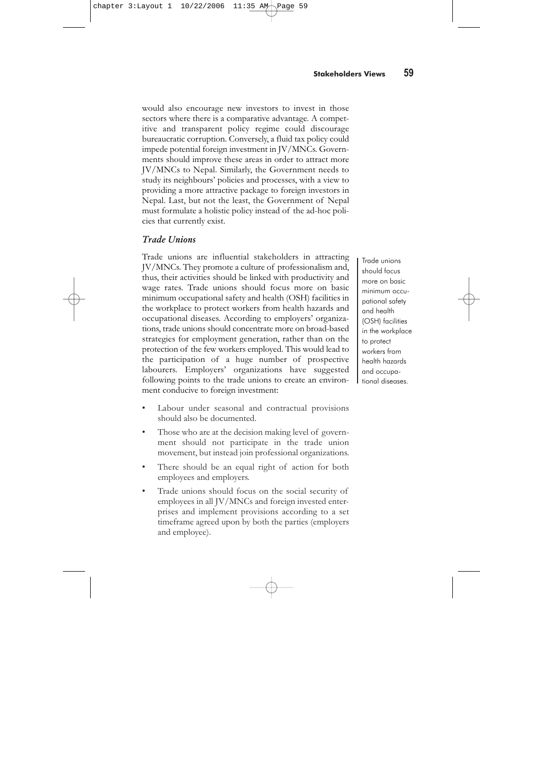would also encourage new investors to invest in those sectors where there is a comparative advantage. A competitive and transparent policy regime could discourage bureaucratic corruption. Conversely, a fluid tax policy could impede potential foreign investment in JV/MNCs. Governments should improve these areas in order to attract more JV/MNCs to Nepal. Similarly, the Government needs to study its neighbours' policies and processes, with a view to providing a more attractive package to foreign investors in Nepal. Last, but not the least, the Government of Nepal must formulate a holistic policy instead of the ad-hoc policies that currently exist.

### *Trade Unions*

Trade unions are influential stakeholders in attracting JV/MNCs. They promote a culture of professionalism and, thus, their activities should be linked with productivity and wage rates. Trade unions should focus more on basic minimum occupational safety and health (OSH) facilities in the workplace to protect workers from health hazards and occupational diseases. According to employers' organizations, trade unions should concentrate more on broad-based strategies for employment generation, rather than on the protection of the few workers employed. This would lead to the participation of a huge number of prospective labourers. Employers' organizations have suggested following points to the trade unions to create an environment conducive to foreign investment:

> Trade unions should focus more on basic minimum occupational safety and health (OSH) facilities in the workplace to protect workers from health hazards and occupational diseases.

- Labour under seasonal and contractual provisions should also be documented.
- Those who are at the decision making level of government should not participate in the trade union movement, but instead join professional organizations.
- There should be an equal right of action for both employees and employers.
- Trade unions should focus on the social security of employees in all JV/MNCs and foreign invested enterprises and implement provisions according to a set timeframe agreed upon by both the parties (employers and employee).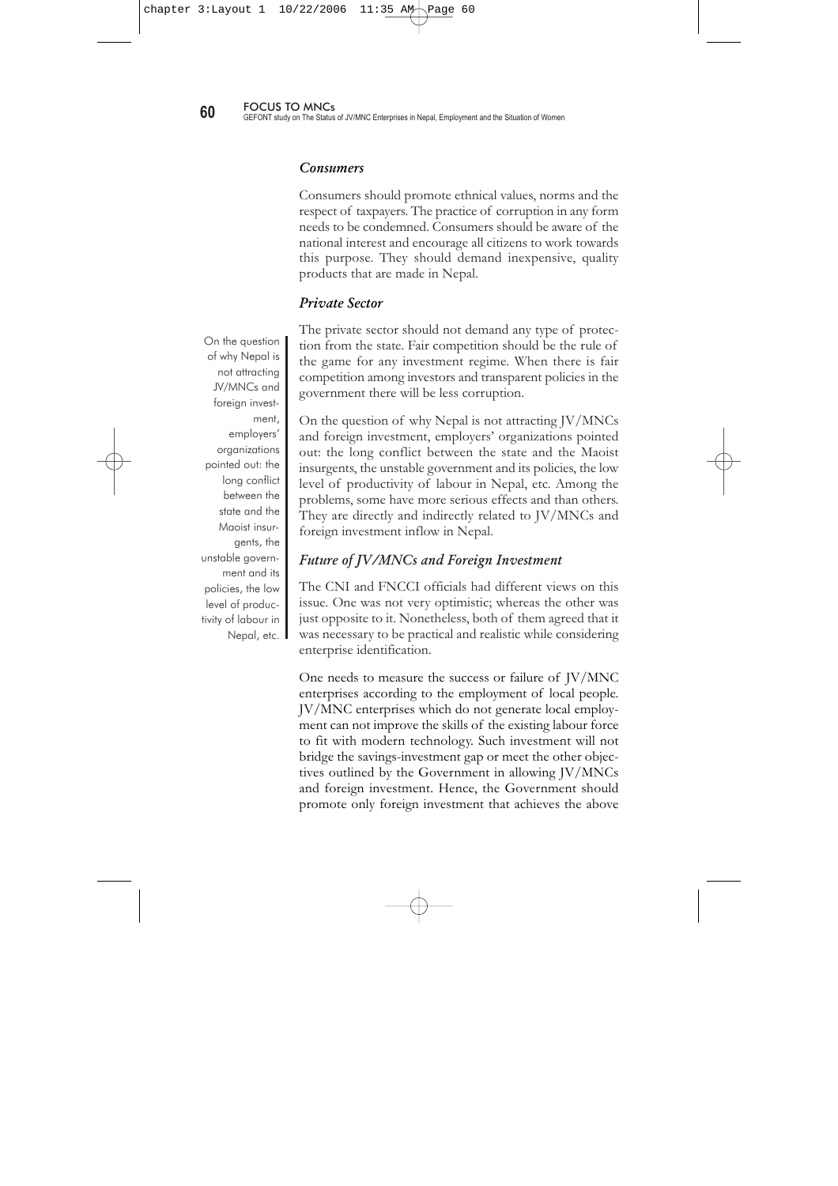### *Consumers*

Consumers should promote ethnical values, norms and the respect of taxpayers. The practice of corruption in any form needs to be condemned. Consumers should be aware of the national interest and encourage all citizens to work towards this purpose. They should demand inexpensive, quality products that are made in Nepal.

### *Private Sector*

The private sector should not demand any type of protection from the state. Fair competition should be the rule of the game for any investment regime. When there is fair competition among investors and transparent policies in the government there will be less corruption.

> On the question of why Nepal is not attracting JV/MNCs and foreign investment, employers' organizations pointed out: the long conflict between the state and the Maoist insurgents, the unstable government and its policies, the low level of productivity of labour in Nepal, etc.

On the question of why Nepal is not attracting JV/MNCs and foreign investment, employers' organizations pointed out: the long conflict between the state and the Maoist insurgents, the unstable government and its policies, the low level of productivity of labour in Nepal, etc. Among the problems, some have more serious effects and than others. They are directly and indirectly related to JV/MNCs and foreign investment inflow in Nepal.

### *Future of JV/MNCs and Foreign Investment*

The CNI and FNCCI officials had different views on this issue. One was not very optimistic; whereas the other was just opposite to it. Nonetheless, both of them agreed that it was necessary to be practical and realistic while considering enterprise identification.

One needs to measure the success or failure of JV/MNC enterprises according to the employment of local people. JV/MNC enterprises which do not generate local employment can not improve the skills of the existing labour force to fit with modern technology. Such investment will not bridge the savings-investment gap or meet the other objectives outlined by the Government in allowing JV/MNCs and foreign investment. Hence, the Government should promote only foreign investment that achieves the above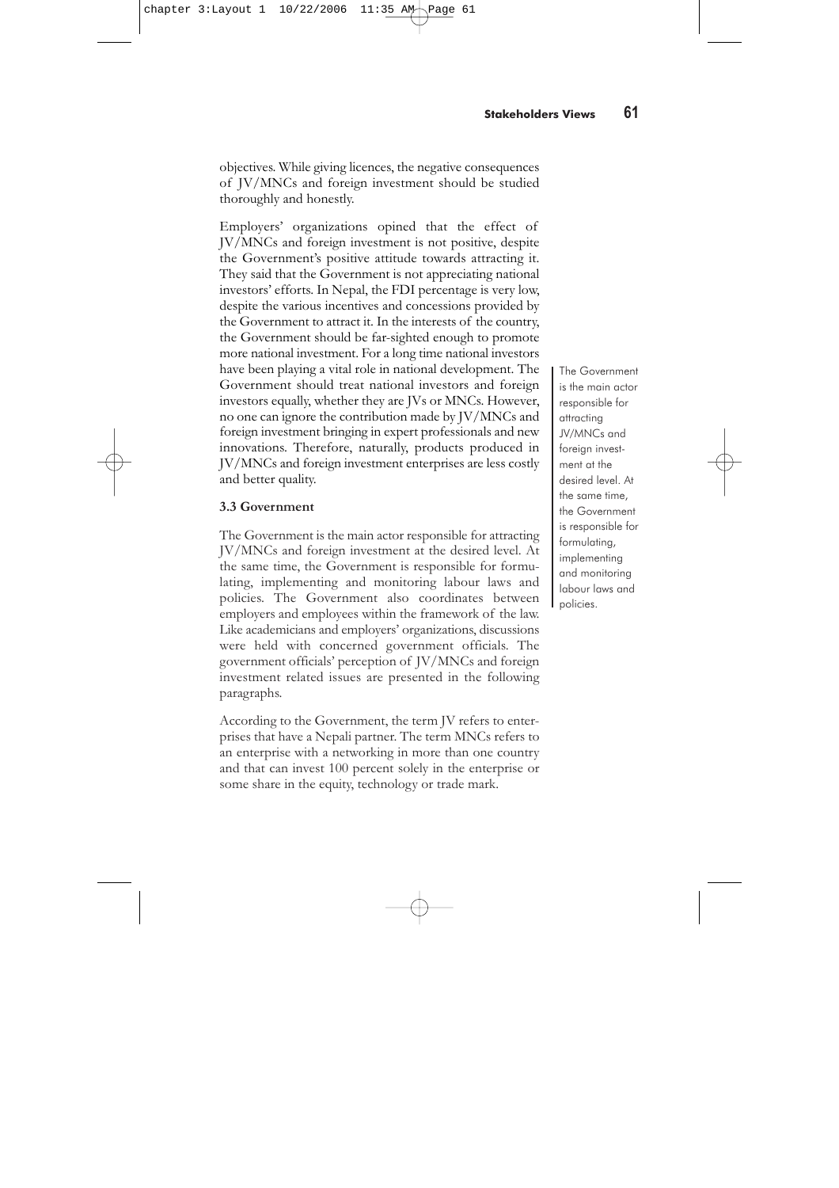objectives. While giving licences, the negative consequences of JV/MNCs and foreign investment should be studied thoroughly and honestly.

Employers' organizations opined that the effect of JV/MNCs and foreign investment is not positive, despite the Government's positive attitude towards attracting it. They said that the Government is not appreciating national investors' efforts. In Nepal, the FDI percentage is very low, despite the various incentives and concessions provided by the Government to attract it. In the interests of the country, the Government should be far-sighted enough to promote more national investment. For a long time national investors have been playing a vital role in national development. The Government should treat national investors and foreign investors equally, whether they are JVs or MNCs. However, no one can ignore the contribution made by JV/MNCs and foreign investment bringing in expert professionals and new innovations. Therefore, naturally, products produced in JV/MNCs and foreign investment enterprises are less costly and better quality.

### 3.3 Government

The Government is the main actor responsible for attracting JV/MNCs and foreign investment at the desired level. At the same time, the Government is responsible for formulating, implementing and monitoring labour laws and policies. The Government also coordinates between employers and employees within the framework of the law. Like academicians and employers' organizations, discussions were held with concerned government officials. The government officials' perception of JV/MNCs and foreign investment related issues are presented in the following paragraphs.

> The Government is the main actor responsible for attracting JV/MNCs and foreign investment at the desired level. At the same time, the Government is responsible for formulating, implementing and monitoring labour laws and policies.

According to the Government, the term JV refers to enterprises that have a Nepali partner. The term MNCs refers to an enterprise with a networking in more than one country and that can invest 100 percent solely in the enterprise or some share in the equity, technology or trade mark.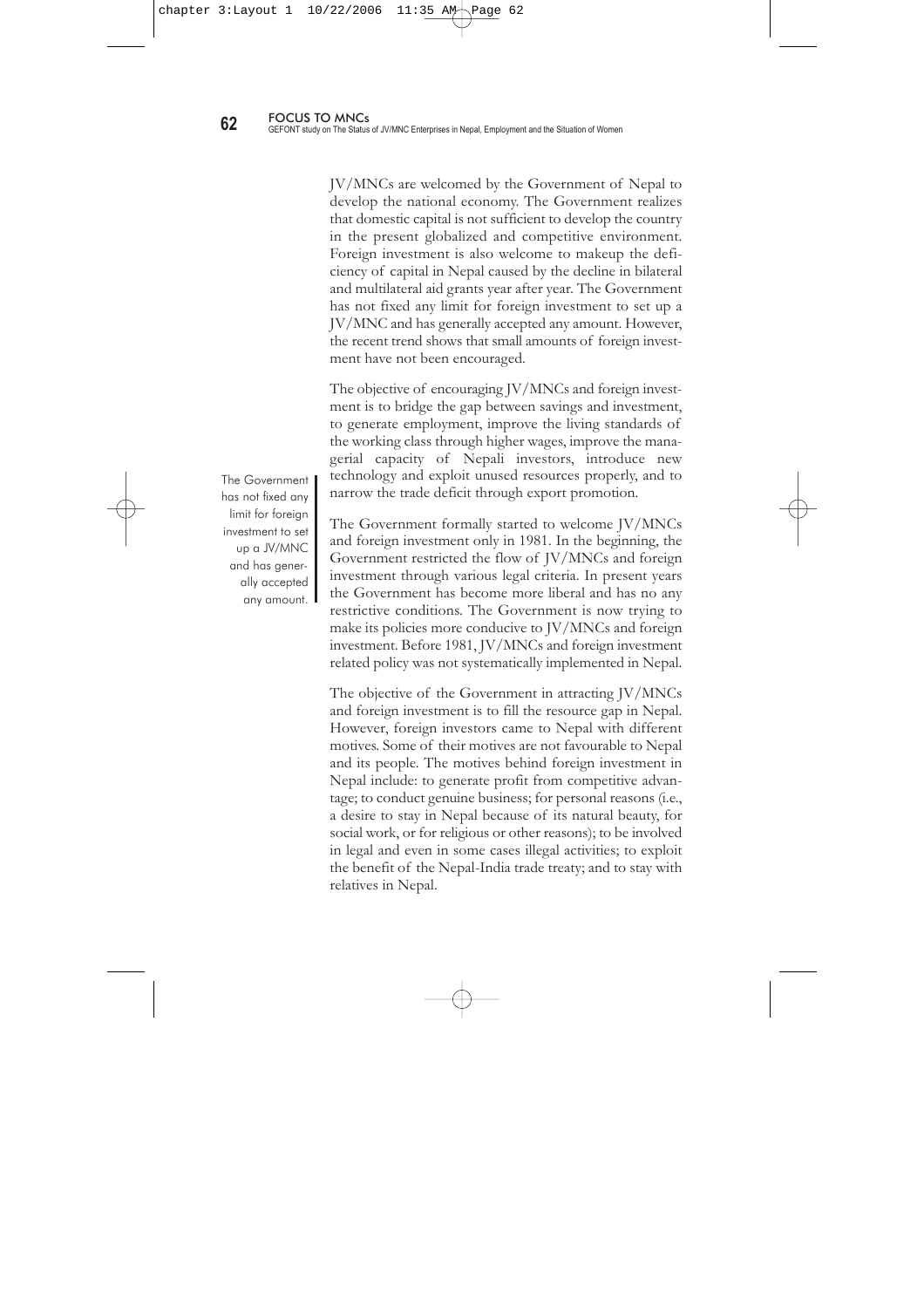JV/MNCs are welcomed by the Government of Nepal to develop the national economy. The Government realizes that domestic capital is not sufficient to develop the country in the present globalized and competitive environment. Foreign investment is also welcome to makeup the deficiency of capital in Nepal caused by the decline in bilateral and multilateral aid grants year after year. The Government has not fixed any limit for foreign investment to set up a JV/MNC and has generally accepted any amount. However, the recent trend shows that small amounts of foreign investment have not been encouraged.

The objective of encouraging JV/MNCs and foreign investment is to bridge the gap between savings and investment, to generate employment, improve the living standards of the working class through higher wages, improve the managerial capacity of Nepali investors, introduce new technology and exploit unused resources properly, and to narrow the trade deficit through export promotion.

> The Government has not fixed any limit for foreign investment to set up a JV/MNC and has generally accepted any amount.

The Government formally started to welcome JV/MNCs and foreign investment only in 1981. In the beginning, the Government restricted the flow of JV/MNCs and foreign investment through various legal criteria. In present years the Government has become more liberal and has no any restrictive conditions. The Government is now trying to make its policies more conducive to JV/MNCs and foreign investment. Before 1981, JV/MNCs and foreign investment related policy was not systematically implemented in Nepal.

The objective of the Government in attracting JV/MNCs and foreign investment is to fill the resource gap in Nepal. However, foreign investors came to Nepal with different motives. Some of their motives are not favourable to Nepal and its people. The motives behind foreign investment in Nepal include: to generate profit from competitive advantage; to conduct genuine business; for personal reasons (i.e., a desire to stay in Nepal because of its natural beauty, for social work, or for religious or other reasons); to be involved in legal and even in some cases illegal activities; to exploit the benefit of the Nepal-India trade treaty; and to stay with relatives in Nepal.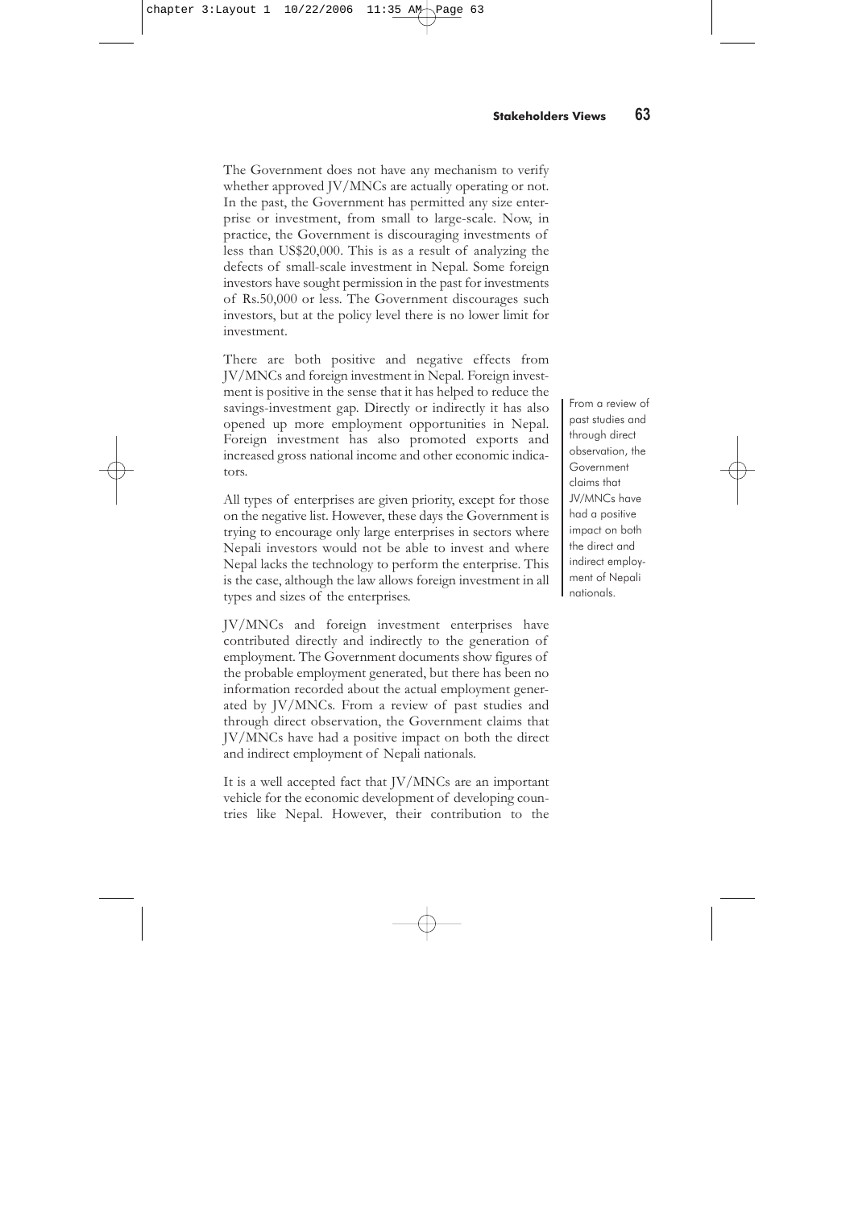The Government does not have any mechanism to verify whether approved JV/MNCs are actually operating or not. In the past, the Government has permitted any size enterprise or investment, from small to large-scale. Now, in practice, the Government is discouraging investments of less than US$20,000. This is as a result of analyzing the defects of small-scale investment in Nepal. Some foreign investors have sought permission in the past for investments of Rs.50,000 or less. The Government discourages such investors, but at the policy level there is no lower limit for investment.

There are both positive and negative effects from JV/MNCs and foreign investment in Nepal. Foreign investment is positive in the sense that it has helped to reduce the savings-investment gap. Directly or indirectly it has also opened up more employment opportunities in Nepal. Foreign investment has also promoted exports and increased gross national income and other economic indicators.

All types of enterprises are given priority, except for those on the negative list. However, these days the Government is trying to encourage only large enterprises in sectors where Nepali investors would not be able to invest and where Nepal lacks the technology to perform the enterprise. This is the case, although the law allows foreign investment in all types and sizes of the enterprises.

JV/MNCs and foreign investment enterprises have contributed directly and indirectly to the generation of employment. The Government documents show figures of the probable employment generated, but there has been no information recorded about the actual employment generated by JV/MNCs. From a review of past studies and through direct observation, the Government claims that JV/MNCs have had a positive impact on both the direct and indirect employment of Nepali nationals.

> From a review of past studies and through direct observation, the Government claims that JV/MNCs have had a positive impact on both the direct and indirect employment of Nepali nationals.

It is a well accepted fact that JV/MNCs are an important vehicle for the economic development of developing countries like Nepal. However, their contribution to the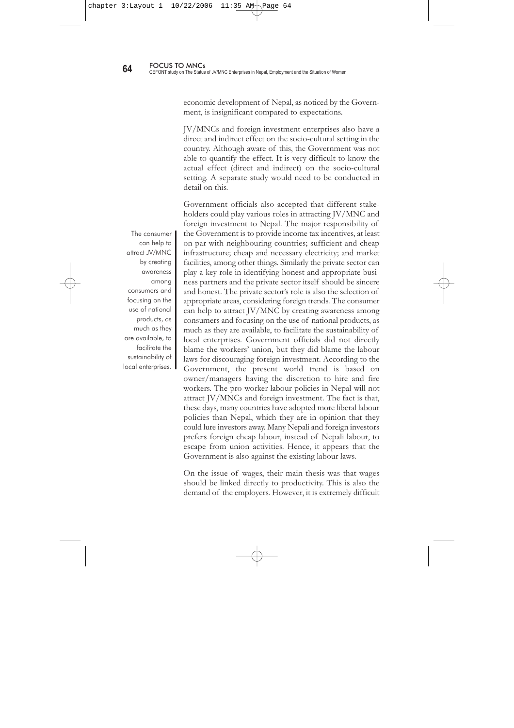economic development of Nepal, as noticed by the Government, is insignificant compared to expectations.

JV/MNCs and foreign investment enterprises also have a direct and indirect effect on the socio-cultural setting in the country. Although aware of this, the Government was not able to quantify the effect. It is very difficult to know the actual effect (direct and indirect) on the socio-cultural setting. A separate study would need to be conducted in detail on this.

> The consumer can help to attract JV/MNC by creating awareness among consumers and focusing on the use of national products, as much as they are available, to facilitate the sustainability of local enterprises.

Government officials also accepted that different stakeholders could play various roles in attracting JV/MNC and foreign investment to Nepal. The major responsibility of the Government is to provide income tax incentives, at least on par with neighbouring countries; sufficient and cheap infrastructure; cheap and necessary electricity; and market facilities, among other things. Similarly the private sector can play a key role in identifying honest and appropriate business partners and the private sector itself should be sincere and honest. The private sector's role is also the selection of appropriate areas, considering foreign trends. The consumer can help to attract JV/MNC by creating awareness among consumers and focusing on the use of national products, as much as they are available, to facilitate the sustainability of local enterprises. Government officials did not directly blame the workers' union, but they did blame the labour laws for discouraging foreign investment. According to the Government, the present world trend is based on owner/managers having the discretion to hire and fire workers. The pro-worker labour policies in Nepal will not attract JV/MNCs and foreign investment. The fact is that, these days, many countries have adopted more liberal labour policies than Nepal, which they are in opinion that they could lure investors away. Many Nepali and foreign investors prefers foreign cheap labour, instead of Nepali labour, to escape from union activities. Hence, it appears that the Government is also against the existing labour laws.

On the issue of wages, their main thesis was that wages should be linked directly to productivity. This is also the demand of the employers. However, it is extremely difficult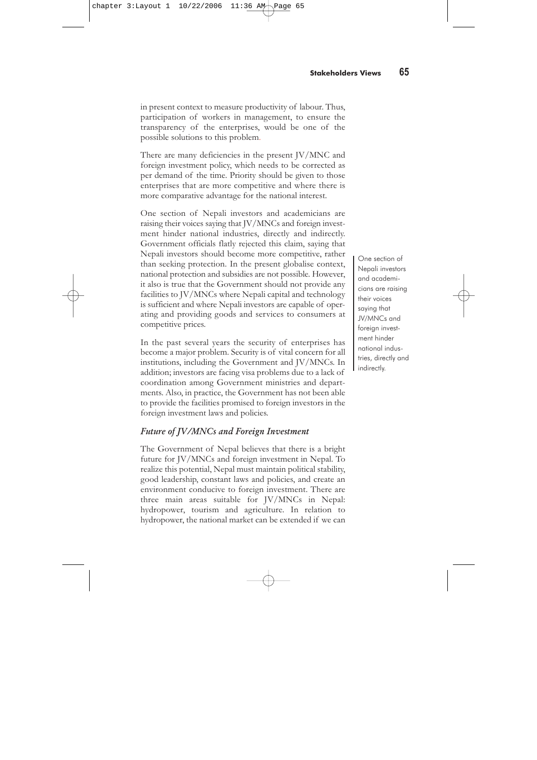in present context to measure productivity of labour. Thus, participation of workers in management, to ensure the transparency of the enterprises, would be one of the possible solutions to this problem.

There are many deficiencies in the present JV/MNC and foreign investment policy, which needs to be corrected as per demand of the time. Priority should be given to those enterprises that are more competitive and where there is more comparative advantage for the national interest.

One section of Nepali investors and academicians are raising their voices saying that JV/MNCs and foreign investment hinder national industries, directly and indirectly. Government officials flatly rejected this claim, saying that Nepali investors should become more competitive, rather than seeking protection. In the present globalise context, national protection and subsidies are not possible. However, it also is true that the Government should not provide any facilities to JV/MNCs where Nepali capital and technology is sufficient and where Nepali investors are capable of operating and providing goods and services to consumers at competitive prices.

> One section of Nepali investors and academicians are raising their voices saying that JV/MNCs and foreign investment hinder national industries, directly and indirectly.

In the past several years the security of enterprises has become a major problem. Security is of vital concern for all institutions, including the Government and JV/MNCs. In addition; investors are facing visa problems due to a lack of coordination among Government ministries and departments. Also, in practice, the Government has not been able to provide the facilities promised to foreign investors in the foreign investment laws and policies.

### *Future of JV/MNCs and Foreign Investment*

The Government of Nepal believes that there is a bright future for JV/MNCs and foreign investment in Nepal. To realize this potential, Nepal must maintain political stability, good leadership, constant laws and policies, and create an environment conducive to foreign investment. There are three main areas suitable for JV/MNCs in Nepal: hydropower, tourism and agriculture. In relation to hydropower, the national market can be extended if we can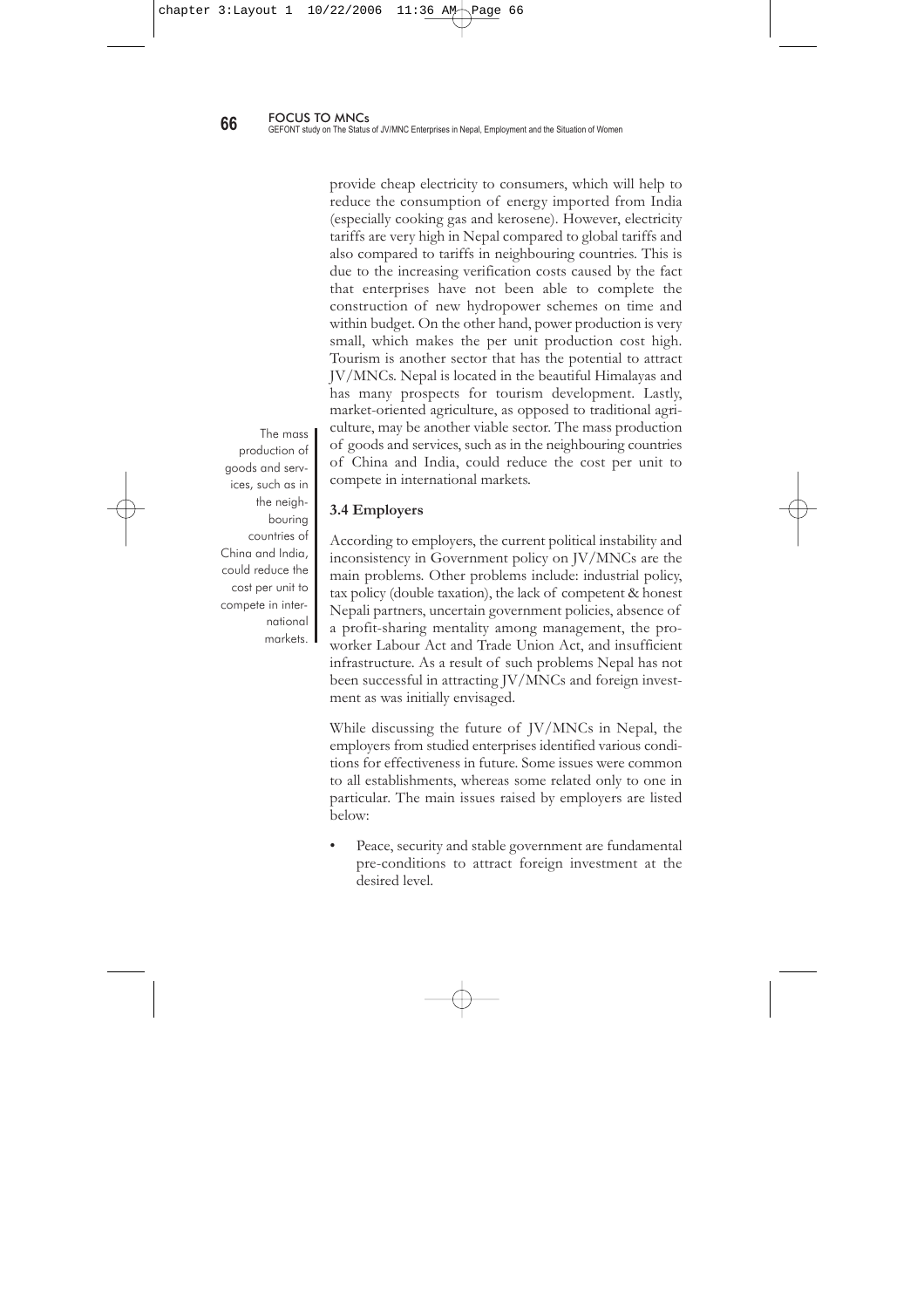provide cheap electricity to consumers, which will help to reduce the consumption of energy imported from India (especially cooking gas and kerosene). However, electricity tariffs are very high in Nepal compared to global tariffs and also compared to tariffs in neighbouring countries. This is due to the increasing verification costs caused by the fact that enterprises have not been able to complete the construction of new hydropower schemes on time and within budget. On the other hand, power production is very small, which makes the per unit production cost high. Tourism is another sector that has the potential to attract JV/MNCs. Nepal is located in the beautiful Himalayas and has many prospects for tourism development. Lastly, market-oriented agriculture, as opposed to traditional agriculture, may be another viable sector. The mass production of goods and services, such as in the neighbouring countries of China and India, could reduce the cost per unit to compete in international markets.

> The mass production of goods and services, such as in the neighbouring countries of China and India, could reduce the cost per unit to compete in international markets.

### 3.4 Employers

According to employers, the current political instability and inconsistency in Government policy on JV/MNCs are the main problems. Other problems include: industrial policy, tax policy (double taxation), the lack of competent & honest Nepali partners, uncertain government policies, absence of a profit-sharing mentality among management, the pro-worker Labour Act and Trade Union Act, and insufficient infrastructure. As a result of such problems Nepal has not been successful in attracting JV/MNCs and foreign investment as was initially envisaged.

While discussing the future of JV/MNCs in Nepal, the employers from studied enterprises identified various conditions for effectiveness in future. Some issues were common to all establishments, whereas some related only to one in particular. The main issues raised by employers are listed below:

- Peace, security and stable government are fundamental pre-conditions to attract foreign investment at the desired level.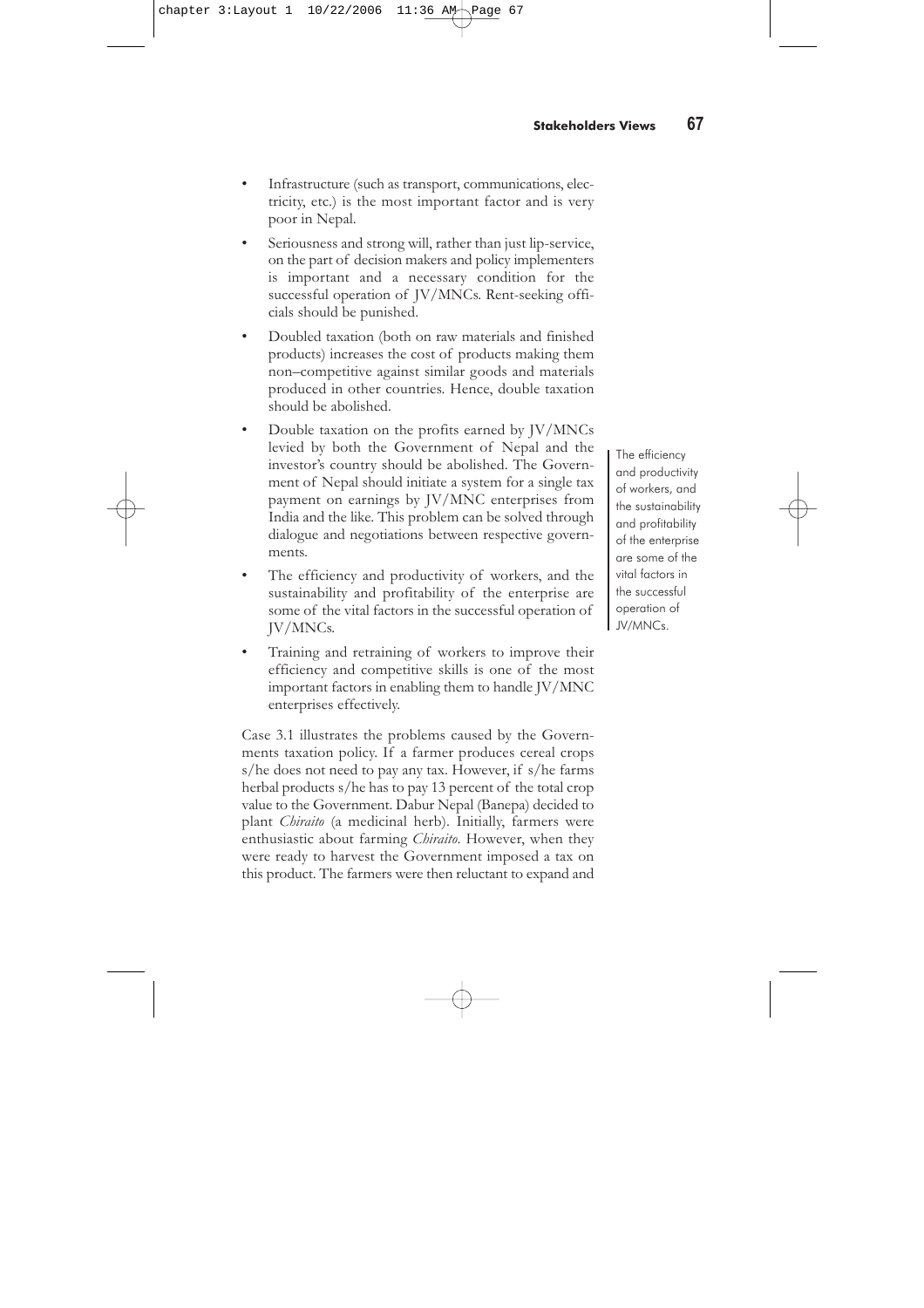- Infrastructure (such as transport, communications, electricity, etc.) is the most important factor and is very poor in Nepal.
- Seriousness and strong will, rather than just lip-service, on the part of decision makers and policy implementers is important and a necessary condition for the successful operation of JV/MNCs. Rent-seeking officials should be punished.
- Doubled taxation (both on raw materials and finished products) increases the cost of products making them non–competitive against similar goods and materials produced in other countries. Hence, double taxation should be abolished.
- Double taxation on the profits earned by JV/MNCs levied by both the Government of Nepal and the investor's country should be abolished. The Government of Nepal should initiate a system for a single tax payment on earnings by JV/MNC enterprises from India and the like. This problem can be solved through dialogue and negotiations between respective governments.
- The efficiency and productivity of workers, and the sustainability and profitability of the enterprise are some of the vital factors in the successful operation of JV/MNCs.
- Training and retraining of workers to improve their efficiency and competitive skills is one of the most important factors in enabling them to handle JV/MNC enterprises effectively.

> The efficiency and productivity of workers, and the sustainability and profitability of the enterprise are some of the vital factors in the successful operation of JV/MNCs.

Case 3.1 illustrates the problems caused by the Governments taxation policy. If a farmer produces cereal crops s/he does not need to pay any tax. However, if s/he farms herbal products s/he has to pay 13 percent of the total crop value to the Government. Dabur Nepal (Banepa) decided to plant *Chiraito* (a medicinal herb). Initially, farmers were enthusiastic about farming *Chiraito*. However, when they were ready to harvest the Government imposed a tax on this product. The farmers were then reluctant to expand and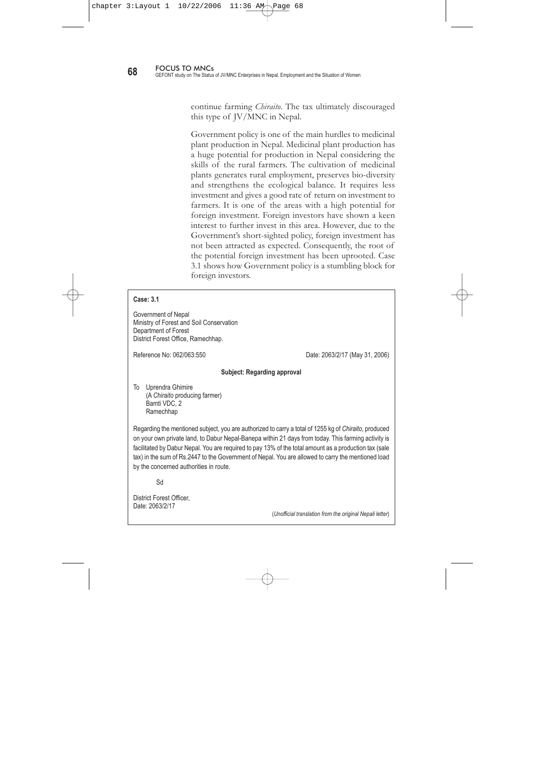continue farming *Chiraito*. The tax ultimately discouraged this type of JV/MNC in Nepal.

Government policy is one of the main hurdles to medicinal plant production in Nepal. Medicinal plant production has a huge potential for production in Nepal considering the skills of the rural farmers. The cultivation of medicinal plants generates rural employment, preserves bio-diversity and strengthens the ecological balance. It requires less investment and gives a good rate of return on investment to farmers. It is one of the areas with a high potential for foreign investment. Foreign investors have shown a keen interest to further invest in this area. However, due to the Government's short-sighted policy, foreign investment has not been attracted as expected. Consequently, the root of the potential foreign investment has been uprooted. Case 3.1 shows how Government policy is a stumbling block for foreign investors.

**Case: 3.1**

Government of Nepal
Ministry of Forest and Soil Conservation
Department of Forest
District Forest Office, Ramechhap.

Reference No: 062/063:550

Date: 2063/2/17 (May 31, 2006)

**Subject: Regarding approval**

To Uprendra Ghimire
(A *Chiraito* producing farmer)
Bamti VDC, 2
Ramechhap

Regarding the mentioned subject, you are authorized to carry a total of 1255 kg of *Chiraito*, produced on your own private land, to Dabur Nepal-Banepa within 21 days from today. This farming activity is facilitated by Dabur Nepal. You are required to pay 13% of the total amount as a production tax (sale tax) in the sum of Rs.2447 to the Government of Nepal. You are allowed to carry the mentioned load by the concerned authorities in route.

Sd

District Forest Officer,
Date: 2063/2/17

(*Unofficial translation from the original Nepali letter*)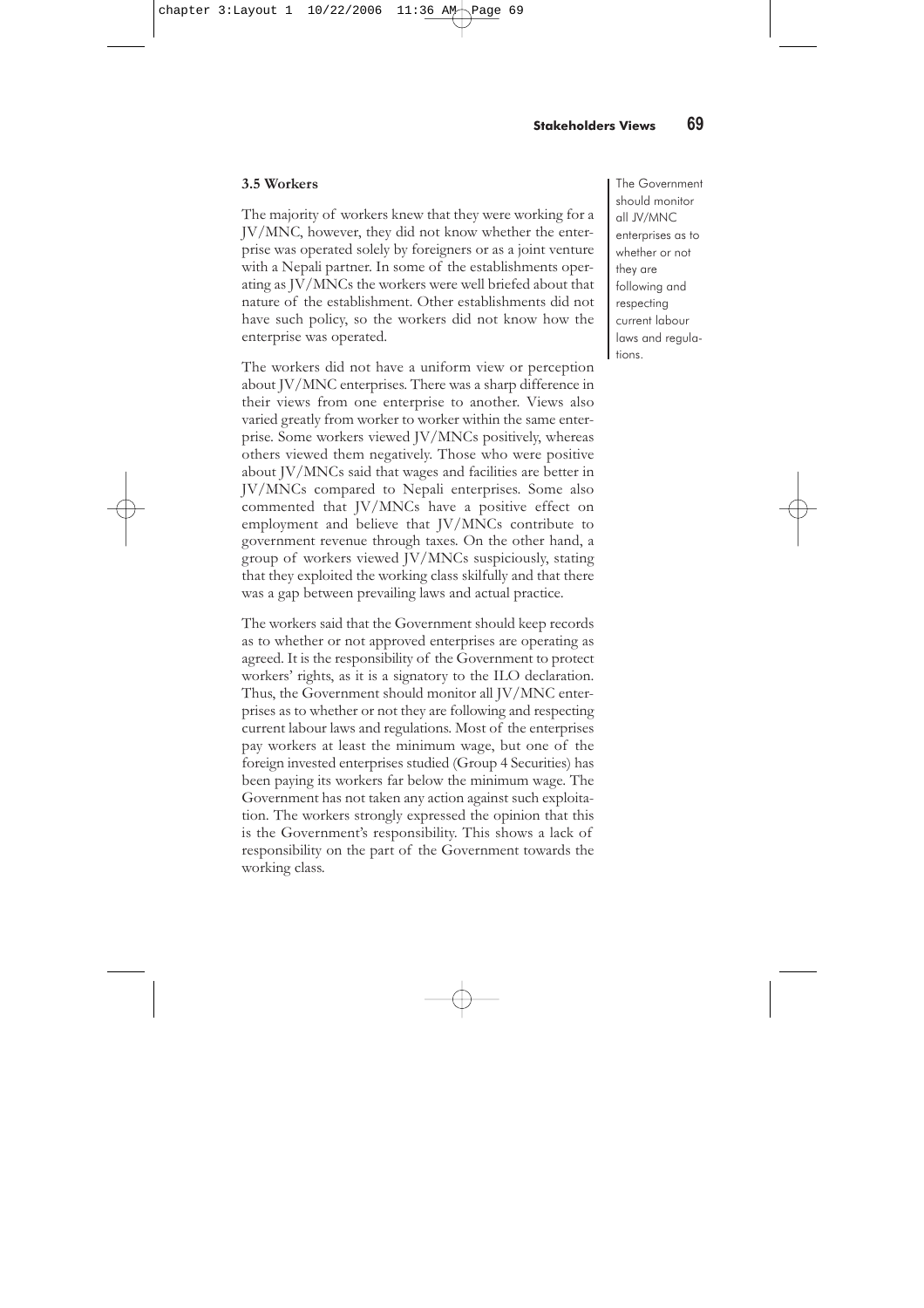### 3.5 Workers

The majority of workers knew that they were working for a JV/MNC, however, they did not know whether the enterprise was operated solely by foreigners or as a joint venture with a Nepali partner. In some of the establishments operating as JV/MNCs the workers were well briefed about that nature of the establishment. Other establishments did not have such policy, so the workers did not know how the enterprise was operated.

The workers did not have a uniform view or perception about JV/MNC enterprises. There was a sharp difference in their views from one enterprise to another. Views also varied greatly from worker to worker within the same enterprise. Some workers viewed JV/MNCs positively, whereas others viewed them negatively. Those who were positive about JV/MNCs said that wages and facilities are better in JV/MNCs compared to Nepali enterprises. Some also commented that JV/MNCs have a positive effect on employment and believe that JV/MNCs contribute to government revenue through taxes. On the other hand, a group of workers viewed JV/MNCs suspiciously, stating that they exploited the working class skilfully and that there was a gap between prevailing laws and actual practice.

The workers said that the Government should keep records as to whether or not approved enterprises are operating as agreed. It is the responsibility of the Government to protect workers' rights, as it is a signatory to the ILO declaration. Thus, the Government should monitor all JV/MNC enterprises as to whether or not they are following and respecting current labour laws and regulations. Most of the enterprises pay workers at least the minimum wage, but one of the foreign invested enterprises studied (Group 4 Securities) has been paying its workers far below the minimum wage. The Government has not taken any action against such exploitation. The workers strongly expressed the opinion that this is the Government's responsibility. This shows a lack of responsibility on the part of the Government towards the working class.

> The Government should monitor all JV/MNC enterprises as to whether or not they are following and respecting current labour laws and regulations.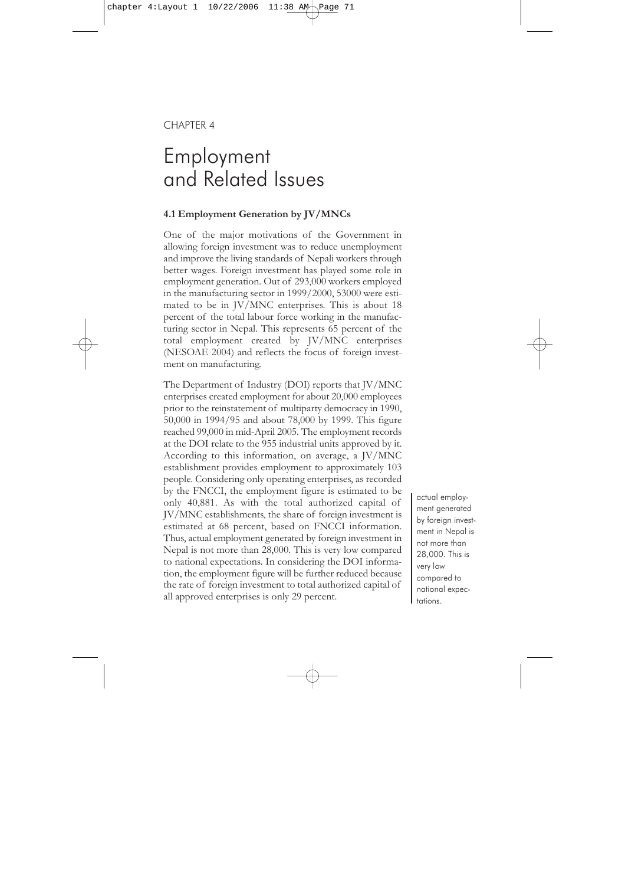CHAPTER 4

# Employment and Related Issues

### 4.1 Employment Generation by JV/MNCs

One of the major motivations of the Government in allowing foreign investment was to reduce unemployment and improve the living standards of Nepali workers through better wages. Foreign investment has played some role in employment generation. Out of 293,000 workers employed in the manufacturing sector in 1999/2000, 53000 were estimated to be in JV/MNC enterprises. This is about 18 percent of the total labour force working in the manufacturing sector in Nepal. This represents 65 percent of the total employment created by JV/MNC enterprises (NESOAE 2004) and reflects the focus of foreign investment on manufacturing.

The Department of Industry (DOI) reports that JV/MNC enterprises created employment for about 20,000 employees prior to the reinstatement of multiparty democracy in 1990, 50,000 in 1994/95 and about 78,000 by 1999. This figure reached 99,000 in mid-April 2005. The employment records at the DOI relate to the 955 industrial units approved by it. According to this information, on average, a JV/MNC establishment provides employment to approximately 103 people. Considering only operating enterprises, as recorded by the FNCCI, the employment figure is estimated to be only 40,881. As with the total authorized capital of JV/MNC establishments, the share of foreign investment is estimated at 68 percent, based on FNCCI information. Thus, actual employment generated by foreign investment in Nepal is not more than 28,000. This is very low compared to national expectations. In considering the DOI information, the employment figure will be further reduced because the rate of foreign investment to total authorized capital of all approved enterprises is only 29 percent.

> actual employment generated by foreign investment in Nepal is not more than 28,000. This is very low compared to national expectations.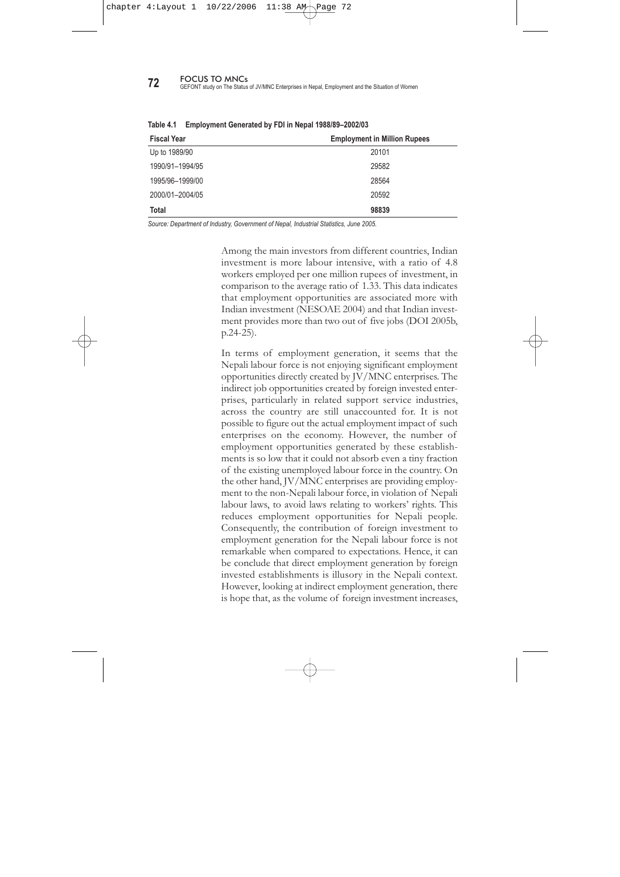**Table 4.1 Employment Generated by FDI in Nepal 1988/89–2002/03**

| Fiscal Year | Employment in Million Rupees |
|---|---|
| Up to 1989/90 | 20101 |
| 1990/91–1994/95 | 29582 |
| 1995/96–1999/00 | 28564 |
| 2000/01–2004/05 | 20592 |
| **Total** | **98839** |

*Source: Department of Industry, Government of Nepal, Industrial Statistics, June 2005.*

Among the main investors from different countries, Indian investment is more labour intensive, with a ratio of 4.8 workers employed per one million rupees of investment, in comparison to the average ratio of 1.33. This data indicates that employment opportunities are associated more with Indian investment (NESOAE 2004) and that Indian investment provides more than two out of five jobs (DOI 2005b, p.24-25).

In terms of employment generation, it seems that the Nepali labour force is not enjoying significant employment opportunities directly created by JV/MNC enterprises. The indirect job opportunities created by foreign invested enterprises, particularly in related support service industries, across the country are still unaccounted for. It is not possible to figure out the actual employment impact of such enterprises on the economy. However, the number of employment opportunities generated by these establishments is so low that it could not absorb even a tiny fraction of the existing unemployed labour force in the country. On the other hand, JV/MNC enterprises are providing employment to the non-Nepali labour force, in violation of Nepali labour laws, to avoid laws relating to workers' rights. This reduces employment opportunities for Nepali people. Consequently, the contribution of foreign investment to employment generation for the Nepali labour force is not remarkable when compared to expectations. Hence, it can be conclude that direct employment generation by foreign invested establishments is illusory in the Nepali context. However, looking at indirect employment generation, there is hope that, as the volume of foreign investment increases,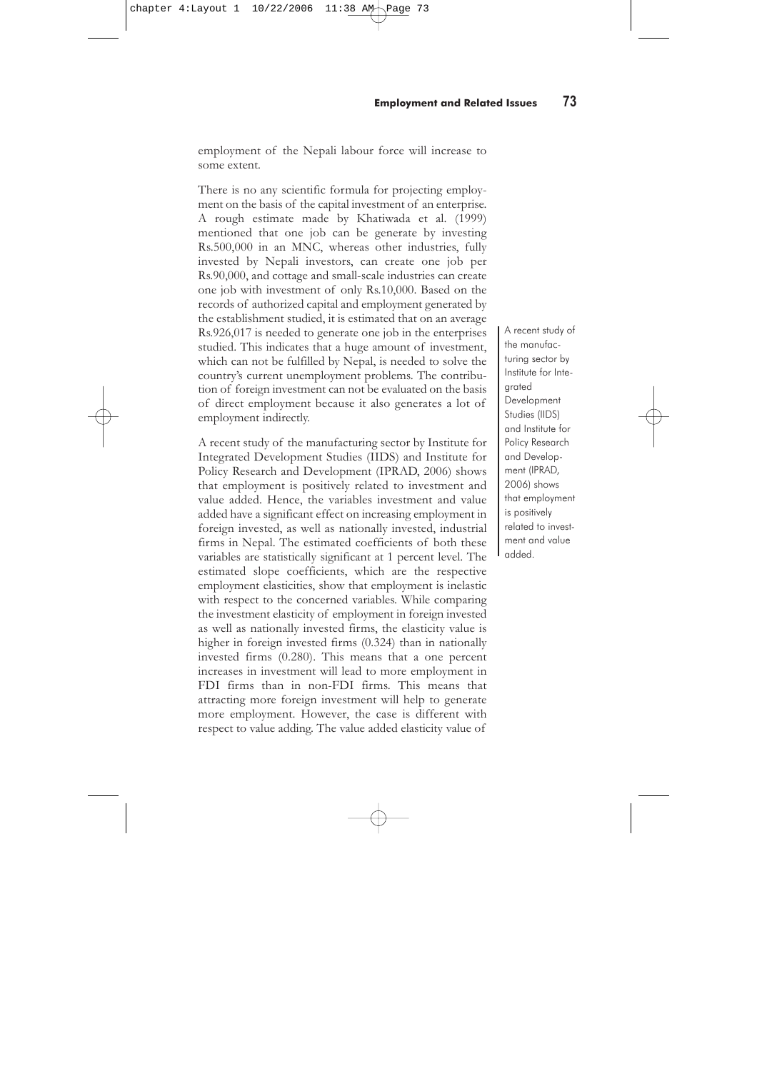employment of the Nepali labour force will increase to some extent.

There is no any scientific formula for projecting employment on the basis of the capital investment of an enterprise. A rough estimate made by Khatiwada et al. (1999) mentioned that one job can be generate by investing Rs.500,000 in an MNC, whereas other industries, fully invested by Nepali investors, can create one job per Rs.90,000, and cottage and small-scale industries can create one job with investment of only Rs.10,000. Based on the records of authorized capital and employment generated by the establishment studied, it is estimated that on an average Rs.926,017 is needed to generate one job in the enterprises studied. This indicates that a huge amount of investment, which can not be fulfilled by Nepal, is needed to solve the country's current unemployment problems. The contribution of foreign investment can not be evaluated on the basis of direct employment because it also generates a lot of employment indirectly.

A recent study of the manufacturing sector by Institute for Integrated Development Studies (IIDS) and Institute for Policy Research and Development (IPRAD, 2006) shows that employment is positively related to investment and value added. Hence, the variables investment and value added have a significant effect on increasing employment in foreign invested, as well as nationally invested, industrial firms in Nepal. The estimated coefficients of both these variables are statistically significant at 1 percent level. The estimated slope coefficients, which are the respective employment elasticities, show that employment is inelastic with respect to the concerned variables. While comparing the investment elasticity of employment in foreign invested as well as nationally invested firms, the elasticity value is higher in foreign invested firms (0.324) than in nationally invested firms (0.280). This means that a one percent increases in investment will lead to more employment in FDI firms than in non-FDI firms. This means that attracting more foreign investment will help to generate more employment. However, the case is different with respect to value adding. The value added elasticity value of

> A recent study of the manufacturing sector by Institute for Integrated Development Studies (IIDS) and Institute for Policy Research and Development (IPRAD, 2006) shows that employment is positively related to investment and value added.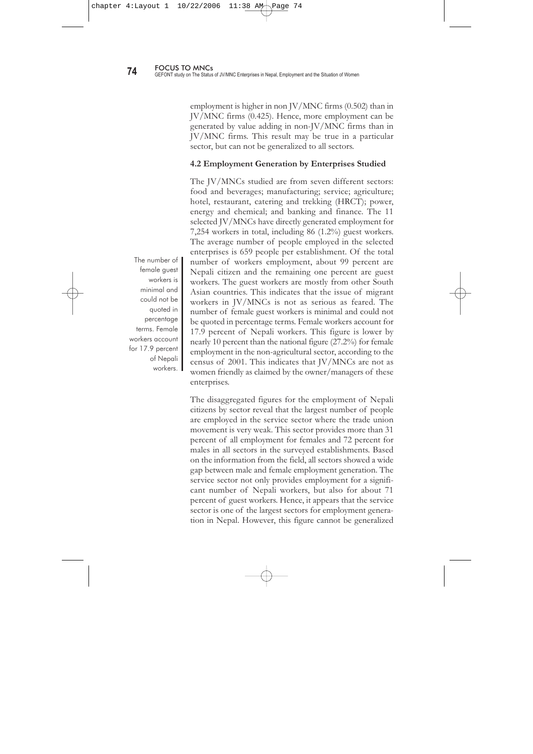employment is higher in non JV/MNC firms (0.502) than in JV/MNC firms (0.425). Hence, more employment can be generated by value adding in non-JV/MNC firms than in JV/MNC firms. This result may be true in a particular sector, but can not be generalized to all sectors.

### 4.2 Employment Generation by Enterprises Studied

The JV/MNCs studied are from seven different sectors: food and beverages; manufacturing; service; agriculture; hotel, restaurant, catering and trekking (HRCT); power, energy and chemical; and banking and finance. The 11 selected JV/MNCs have directly generated employment for 7,254 workers in total, including 86 (1.2%) guest workers. The average number of people employed in the selected enterprises is 659 people per establishment. Of the total number of workers employment, about 99 percent are Nepali citizen and the remaining one percent are guest workers. The guest workers are mostly from other South Asian countries. This indicates that the issue of migrant workers in JV/MNCs is not as serious as feared. The number of female guest workers is minimal and could not be quoted in percentage terms. Female workers account for 17.9 percent of Nepali workers. This figure is lower by nearly 10 percent than the national figure (27.2%) for female employment in the non-agricultural sector, according to the census of 2001. This indicates that JV/MNCs are not as women friendly as claimed by the owner/managers of these enterprises.

> The number of female guest workers is minimal and could not be quoted in percentage terms. Female workers account for 17.9 percent of Nepali workers.

The disaggregated figures for the employment of Nepali citizens by sector reveal that the largest number of people are employed in the service sector where the trade union movement is very weak. This sector provides more than 31 percent of all employment for females and 72 percent for males in all sectors in the surveyed establishments. Based on the information from the field, all sectors showed a wide gap between male and female employment generation. The service sector not only provides employment for a significant number of Nepali workers, but also for about 71 percent of guest workers. Hence, it appears that the service sector is one of the largest sectors for employment generation in Nepal. However, this figure cannot be generalized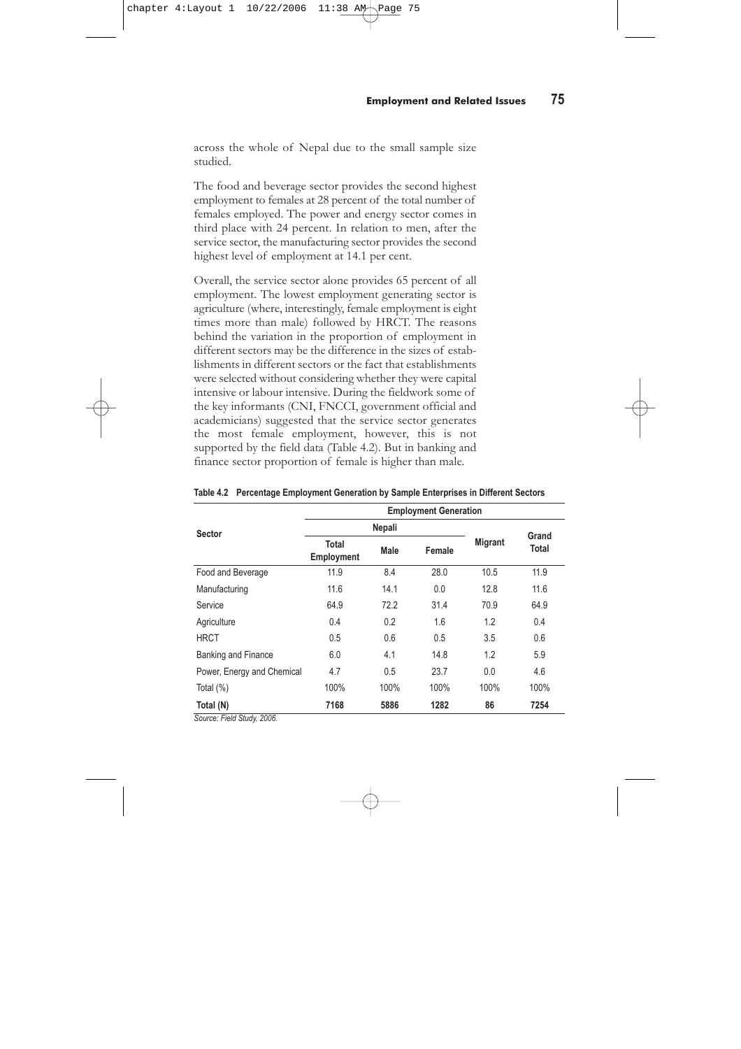across the whole of Nepal due to the small sample size studied.

The food and beverage sector provides the second highest employment to females at 28 percent of the total number of females employed. The power and energy sector comes in third place with 24 percent. In relation to men, after the service sector, the manufacturing sector provides the second highest level of employment at 14.1 per cent.

Overall, the service sector alone provides 65 percent of all employment. The lowest employment generating sector is agriculture (where, interestingly, female employment is eight times more than male) followed by HRCT. The reasons behind the variation in the proportion of employment in different sectors may be the difference in the sizes of establishments in different sectors or the fact that establishments were selected without considering whether they were capital intensive or labour intensive. During the fieldwork some of the key informants (CNI, FNCCI, government official and academicians) suggested that the service sector generates the most female employment, however, this is not supported by the field data (Table 4.2). But in banking and finance sector proportion of female is higher than male.

**Table 4.2 Percentage Employment Generation by Sample Enterprises in Different Sectors**

| Sector | Employment Generation | | | | |
|---|---|---|---|---|---|
| | Nepali | | | Migrant | Grand Total |
| | Total Employment | Male | Female | | |
| Food and Beverage | 11.9 | 8.4 | 28.0 | 10.5 | 11.9 |
| Manufacturing | 11.6 | 14.1 | 0.0 | 12.8 | 11.6 |
| Service | 64.9 | 72.2 | 31.4 | 70.9 | 64.9 |
| Agriculture | 0.4 | 0.2 | 1.6 | 1.2 | 0.4 |
| HRCT | 0.5 | 0.6 | 0.5 | 3.5 | 0.6 |
| Banking and Finance | 6.0 | 4.1 | 14.8 | 1.2 | 5.9 |
| Power, Energy and Chemical | 4.7 | 0.5 | 23.7 | 0.0 | 4.6 |
| Total (%) | 100% | 100% | 100% | 100% | 100% |
| **Total (N)** | **7168** | **5886** | **1282** | **86** | **7254** |

*Source: Field Study, 2006.*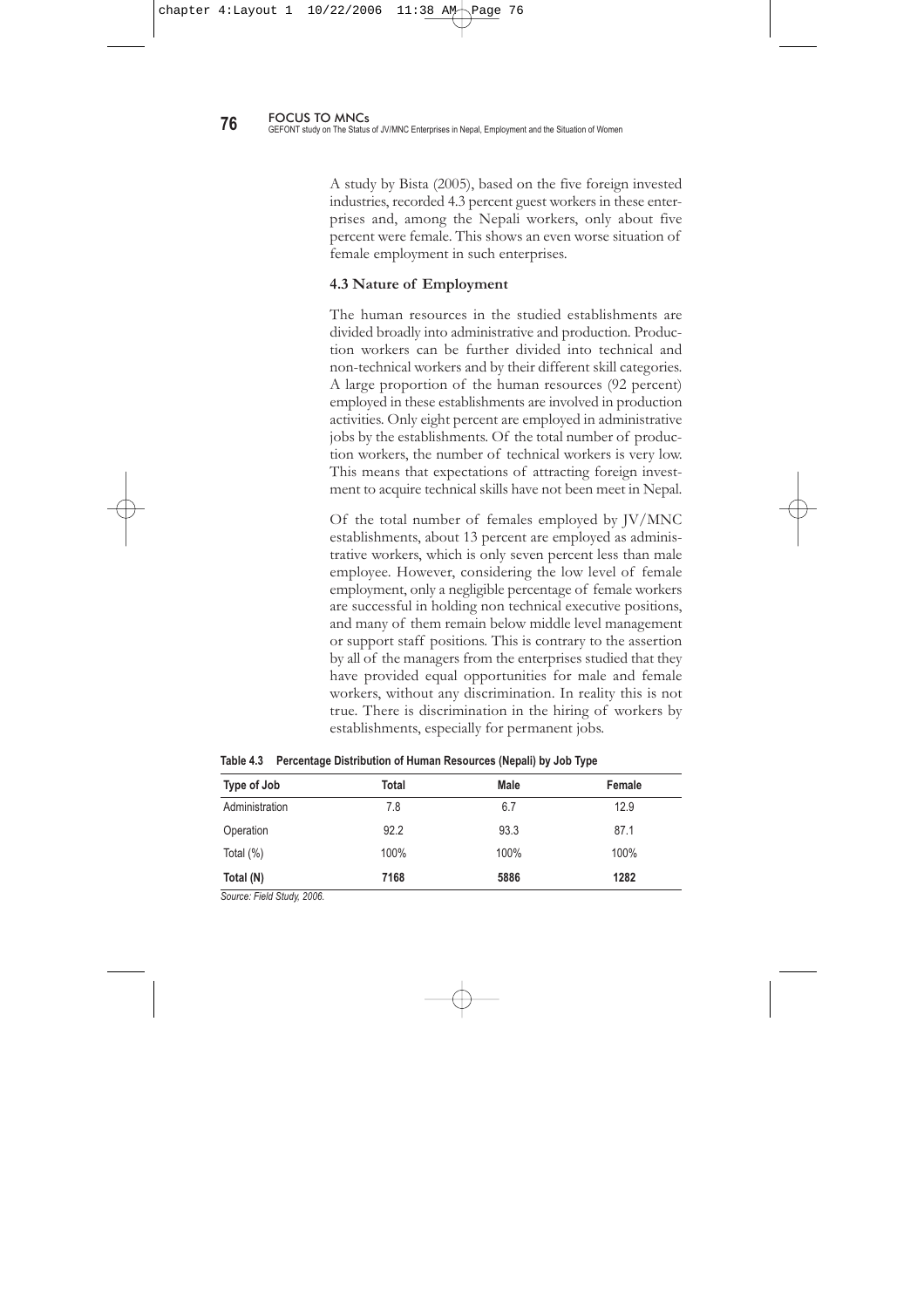A study by Bista (2005), based on the five foreign invested industries, recorded 4.3 percent guest workers in these enterprises and, among the Nepali workers, only about five percent were female. This shows an even worse situation of female employment in such enterprises.

### 4.3 Nature of Employment

The human resources in the studied establishments are divided broadly into administrative and production. Production workers can be further divided into technical and non-technical workers and by their different skill categories. A large proportion of the human resources (92 percent) employed in these establishments are involved in production activities. Only eight percent are employed in administrative jobs by the establishments. Of the total number of production workers, the number of technical workers is very low. This means that expectations of attracting foreign investment to acquire technical skills have not been meet in Nepal.

Of the total number of females employed by JV/MNC establishments, about 13 percent are employed as administrative workers, which is only seven percent less than male employee. However, considering the low level of female employment, only a negligible percentage of female workers are successful in holding non technical executive positions, and many of them remain below middle level management or support staff positions. This is contrary to the assertion by all of the managers from the enterprises studied that they have provided equal opportunities for male and female workers, without any discrimination. In reality this is not true. There is discrimination in the hiring of workers by establishments, especially for permanent jobs.

**Table 4.3 Percentage Distribution of Human Resources (Nepali) by Job Type**

| Type of Job | Total | Male | Female |
|---|---|---|---|
| Administration | 7.8 | 6.7 | 12.9 |
| Operation | 92.2 | 93.3 | 87.1 |
| Total (%) | 100% | 100% | 100% |
| **Total (N)** | **7168** | **5886** | **1282** |

*Source: Field Study, 2006.*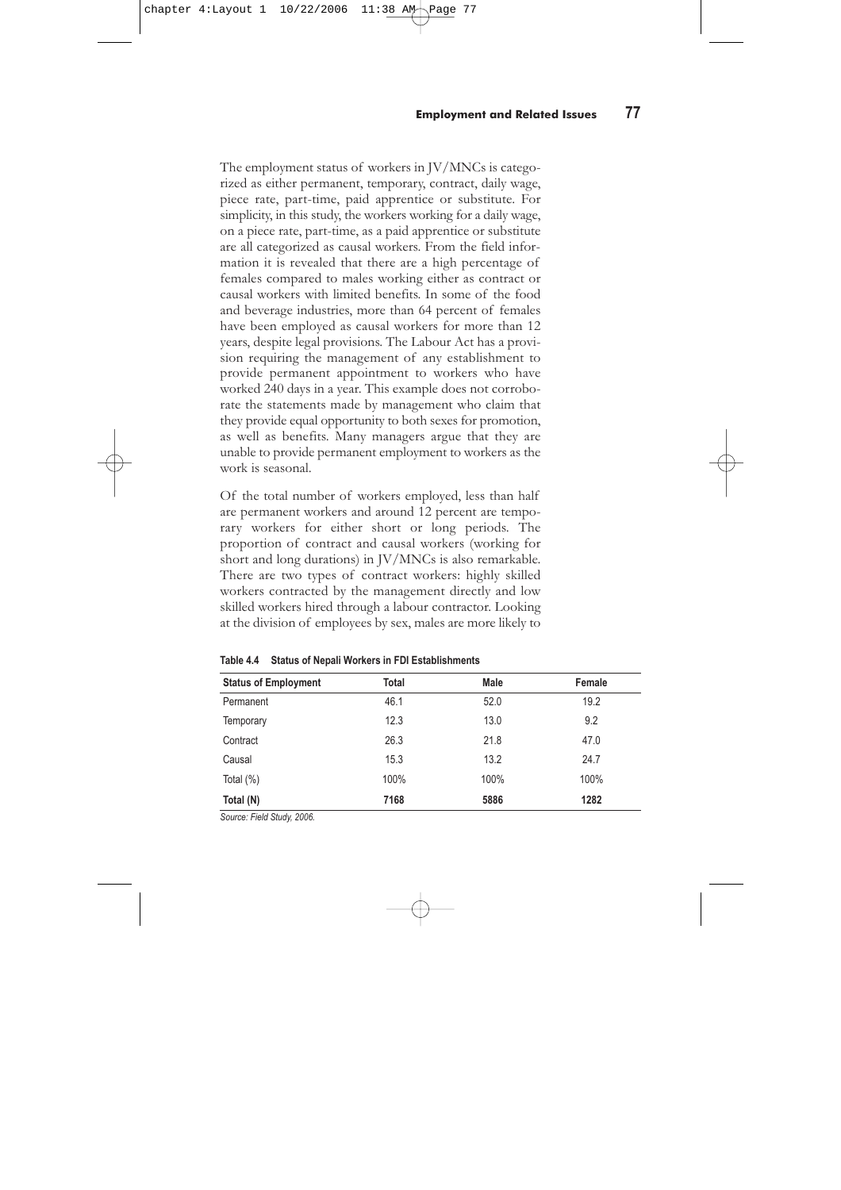The employment status of workers in JV/MNCs is categorized as either permanent, temporary, contract, daily wage, piece rate, part-time, paid apprentice or substitute. For simplicity, in this study, the workers working for a daily wage, on a piece rate, part-time, as a paid apprentice or substitute are all categorized as causal workers. From the field information it is revealed that there are a high percentage of females compared to males working either as contract or causal workers with limited benefits. In some of the food and beverage industries, more than 64 percent of females have been employed as causal workers for more than 12 years, despite legal provisions. The Labour Act has a provision requiring the management of any establishment to provide permanent appointment to workers who have worked 240 days in a year. This example does not corroborate the statements made by management who claim that they provide equal opportunity to both sexes for promotion, as well as benefits. Many managers argue that they are unable to provide permanent employment to workers as the work is seasonal.

Of the total number of workers employed, less than half are permanent workers and around 12 percent are temporary workers for either short or long periods. The proportion of contract and causal workers (working for short and long durations) in JV/MNCs is also remarkable. There are two types of contract workers: highly skilled workers contracted by the management directly and low skilled workers hired through a labour contractor. Looking at the division of employees by sex, males are more likely to

**Table 4.4 Status of Nepali Workers in FDI Establishments**

| Status of Employment | Total | Male | Female |
|---|---|---|---|
| Permanent | 46.1 | 52.0 | 19.2 |
| Temporary | 12.3 | 13.0 | 9.2 |
| Contract | 26.3 | 21.8 | 47.0 |
| Causal | 15.3 | 13.2 | 24.7 |
| Total (%) | 100% | 100% | 100% |
| **Total (N)** | **7168** | **5886** | **1282** |

*Source: Field Study, 2006.*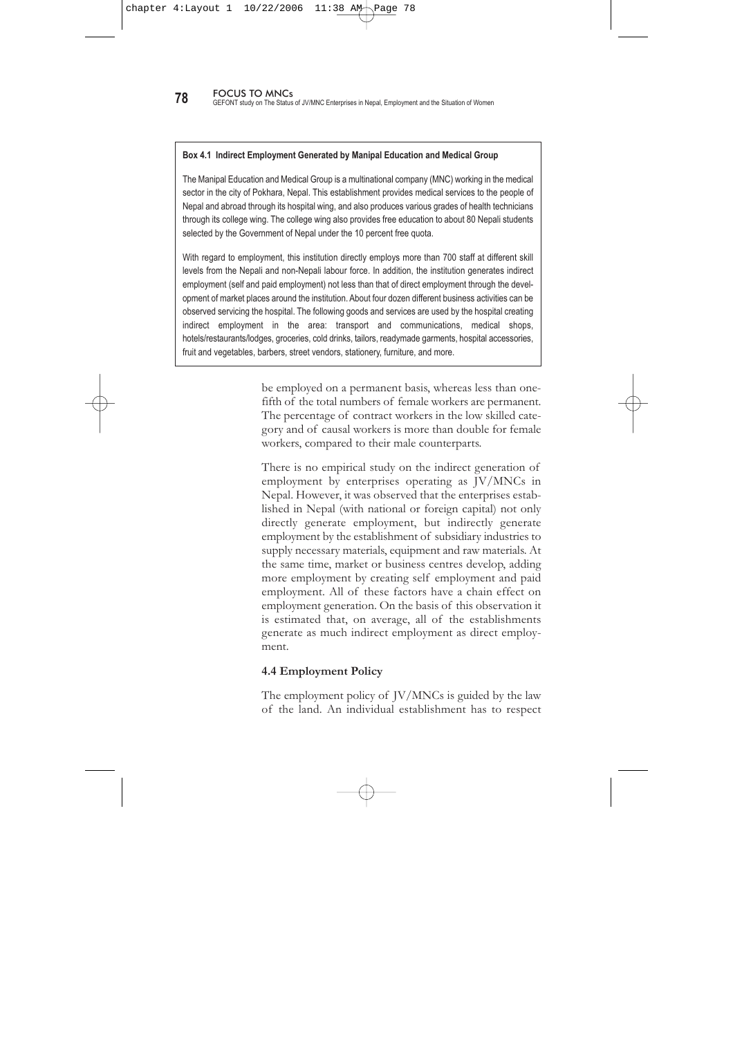**Box 4.1 Indirect Employment Generated by Manipal Education and Medical Group**

The Manipal Education and Medical Group is a multinational company (MNC) working in the medical sector in the city of Pokhara, Nepal. This establishment provides medical services to the people of Nepal and abroad through its hospital wing, and also produces various grades of health technicians through its college wing. The college wing also provides free education to about 80 Nepali students selected by the Government of Nepal under the 10 percent free quota.

With regard to employment, this institution directly employs more than 700 staff at different skill levels from the Nepali and non-Nepali labour force. In addition, the institution generates indirect employment (self and paid employment) not less than that of direct employment through the development of market places around the institution. About four dozen different business activities can be observed servicing the hospital. The following goods and services are used by the hospital creating indirect employment in the area: transport and communications, medical shops, hotels/restaurants/lodges, groceries, cold drinks, tailors, readymade garments, hospital accessories, fruit and vegetables, barbers, street vendors, stationery, furniture, and more.

be employed on a permanent basis, whereas less than one-fifth of the total numbers of female workers are permanent. The percentage of contract workers in the low skilled category and of causal workers is more than double for female workers, compared to their male counterparts.

There is no empirical study on the indirect generation of employment by enterprises operating as JV/MNCs in Nepal. However, it was observed that the enterprises established in Nepal (with national or foreign capital) not only directly generate employment, but indirectly generate employment by the establishment of subsidiary industries to supply necessary materials, equipment and raw materials. At the same time, market or business centres develop, adding more employment by creating self employment and paid employment. All of these factors have a chain effect on employment generation. On the basis of this observation it is estimated that, on average, all of the establishments generate as much indirect employment as direct employment.

### 4.4 Employment Policy

The employment policy of JV/MNCs is guided by the law of the land. An individual establishment has to respect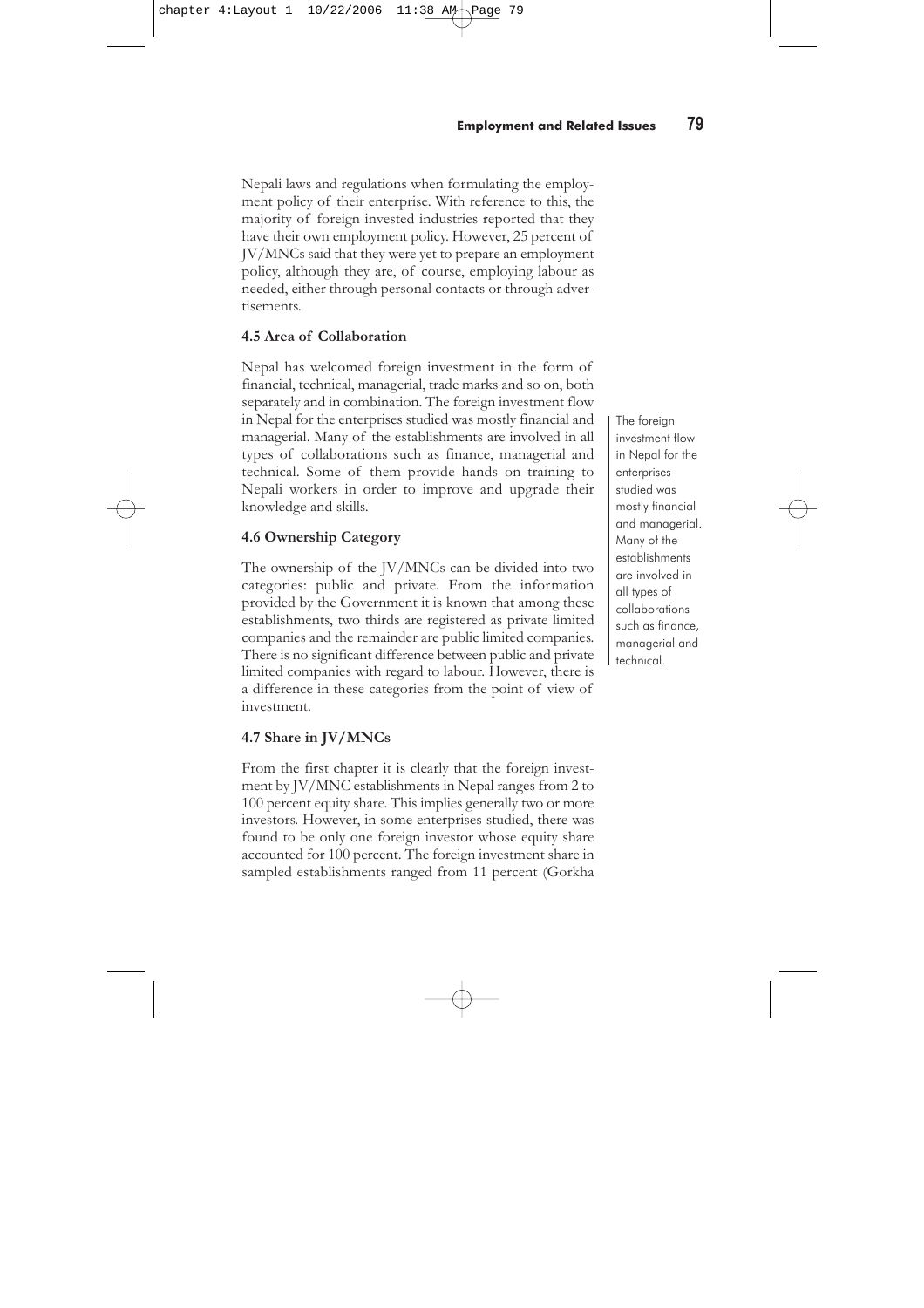Nepali laws and regulations when formulating the employment policy of their enterprise. With reference to this, the majority of foreign invested industries reported that they have their own employment policy. However, 25 percent of JV/MNCs said that they were yet to prepare an employment policy, although they are, of course, employing labour as needed, either through personal contacts or through advertisements.

### 4.5 Area of Collaboration

Nepal has welcomed foreign investment in the form of financial, technical, managerial, trade marks and so on, both separately and in combination. The foreign investment flow in Nepal for the enterprises studied was mostly financial and managerial. Many of the establishments are involved in all types of collaborations such as finance, managerial and technical. Some of them provide hands on training to Nepali workers in order to improve and upgrade their knowledge and skills.

> The foreign investment flow in Nepal for the enterprises studied was mostly financial and managerial. Many of the establishments are involved in all types of collaborations such as finance, managerial and technical.

### 4.6 Ownership Category

The ownership of the JV/MNCs can be divided into two categories: public and private. From the information provided by the Government it is known that among these establishments, two thirds are registered as private limited companies and the remainder are public limited companies. There is no significant difference between public and private limited companies with regard to labour. However, there is a difference in these categories from the point of view of investment.

### 4.7 Share in JV/MNCs

From the first chapter it is clearly that the foreign investment by JV/MNC establishments in Nepal ranges from 2 to 100 percent equity share. This implies generally two or more investors. However, in some enterprises studied, there was found to be only one foreign investor whose equity share accounted for 100 percent. The foreign investment share in sampled establishments ranged from 11 percent (Gorkha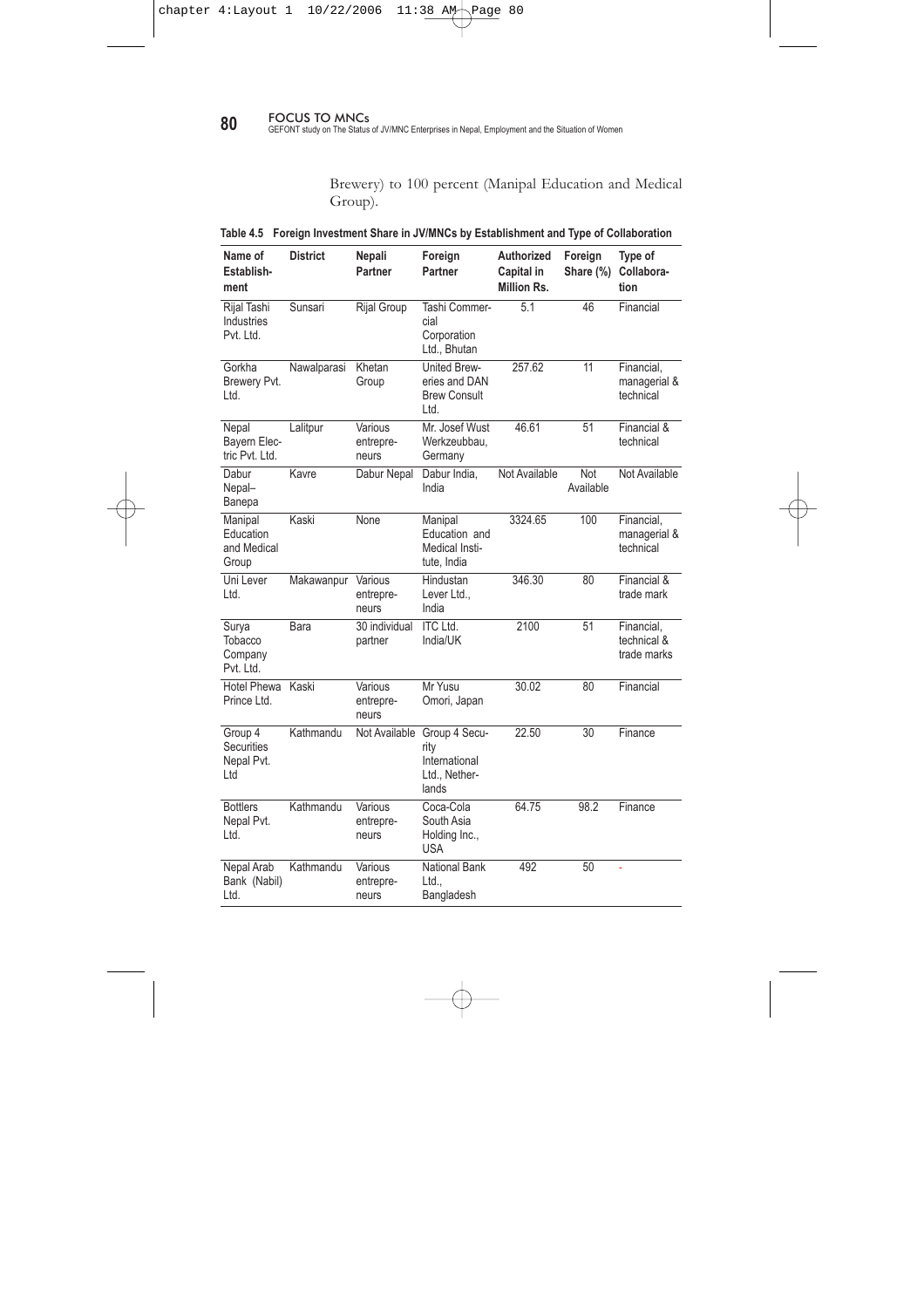Brewery) to 100 percent (Manipal Education and Medical Group).

**Table 4.5 Foreign Investment Share in JV/MNCs by Establishment and Type of Collaboration**

| Name of Establishment | District | Nepali Partner | Foreign Partner | Authorized Capital in Million Rs. | Foreign Share (%) | Type of Collaboration |
|---|---|---|---|---|---|---|
| Rijal Tashi Industries Pvt. Ltd. | Sunsari | Rijal Group | Tashi Commercial Corporation Ltd., Bhutan | 5.1 | 46 | Financial |
| Gorkha Brewery Pvt. Ltd. | Nawalparasi | Khetan Group | United Breweries and DAN Brew Consult Ltd. | 257.62 | 11 | Financial, managerial & technical |
| Nepal Bayern Electric Pvt. Ltd. | Lalitpur | Various entrepreneurs | Mr. Josef Wust Werkzeubbau, Germany | 46.61 | 51 | Financial & technical |
| Dabur Nepal–Banepa | Kavre | Dabur Nepal | Dabur India, India | Not Available | Not Available | Not Available |
| Manipal Education and Medical Group | Kaski | None | Manipal Education and Medical Institute, India | 3324.65 | 100 | Financial, managerial & technical |
| Uni Lever Ltd. | Makawanpur | Various entrepreneurs | Hindustan Lever Ltd., India | 346.30 | 80 | Financial & trade mark |
| Surya Tobacco Company Pvt. Ltd. | Bara | 30 individual partner | ITC Ltd. India/UK | 2100 | 51 | Financial, technical & trade marks |
| Hotel Phewa Prince Ltd. | Kaski | Various entrepreneurs | Mr Yusu Omori, Japan | 30.02 | 80 | Financial |
| Group 4 Securities Nepal Pvt. Ltd | Kathmandu | Not Available | Group 4 Security International Ltd., Netherlands | 22.50 | 30 | Finance |
| Bottlers Nepal Pvt. Ltd. | Kathmandu | Various entrepreneurs | Coca-Cola South Asia Holding Inc., USA | 64.75 | 98.2 | Finance |
| Nepal Arab Bank (Nabil) Ltd. | Kathmandu | Various entrepreneurs | National Bank Ltd., Bangladesh | 492 | 50 | - |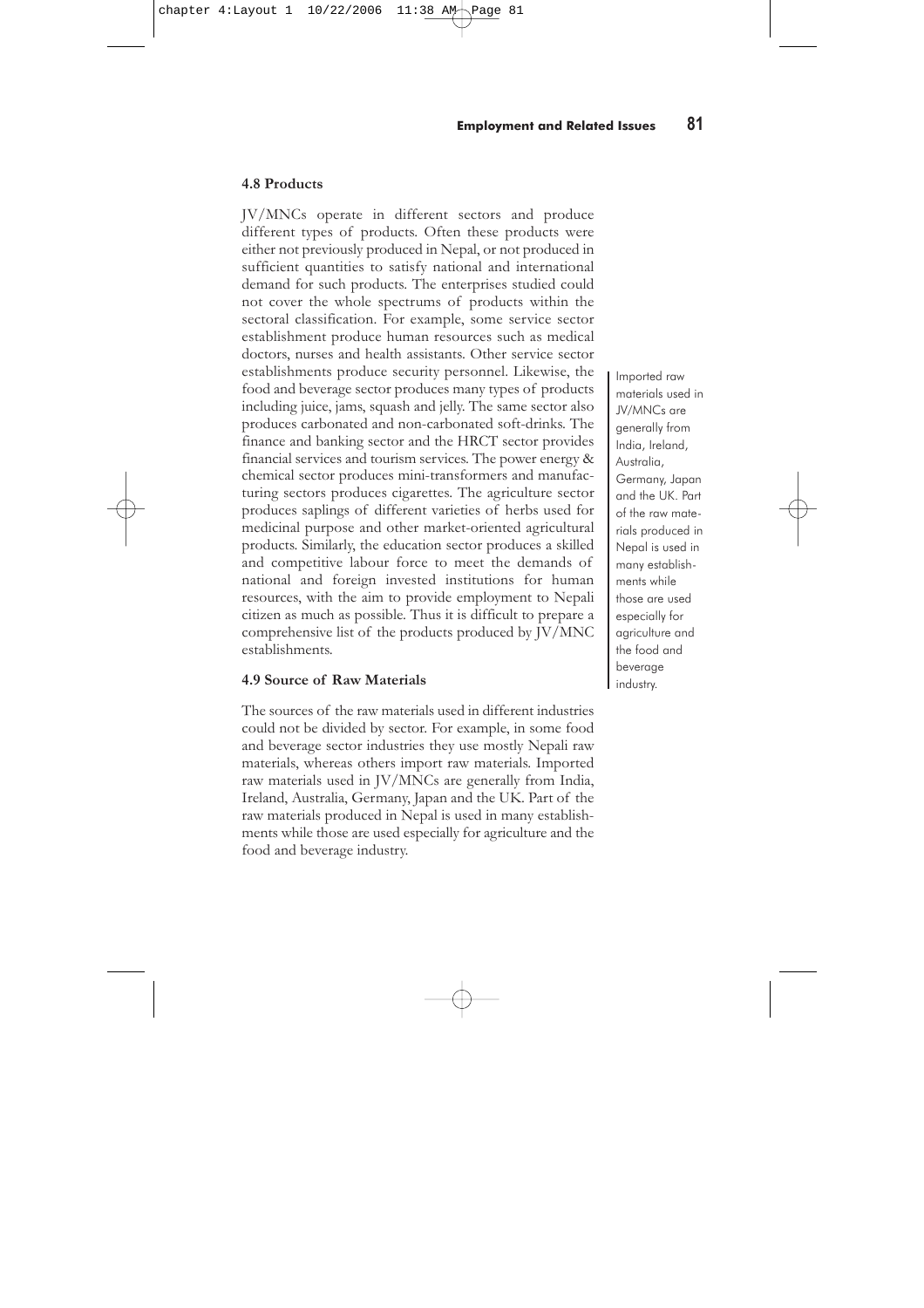## 4.8 Products

JV/MNCs operate in different sectors and produce different types of products. Often these products were either not previously produced in Nepal, or not produced in sufficient quantities to satisfy national and international demand for such products. The enterprises studied could not cover the whole spectrums of products within the sectoral classification. For example, some service sector establishment produce human resources such as medical doctors, nurses and health assistants. Other service sector establishments produce security personnel. Likewise, the food and beverage sector produces many types of products including juice, jams, squash and jelly. The same sector also produces carbonated and non-carbonated soft-drinks. The finance and banking sector and the HRCT sector provides financial services and tourism services. The power energy & chemical sector produces mini-transformers and manufacturing sectors produces cigarettes. The agriculture sector produces saplings of different varieties of herbs used for medicinal purpose and other market-oriented agricultural products. Similarly, the education sector produces a skilled and competitive labour force to meet the demands of national and foreign invested institutions for human resources, with the aim to provide employment to Nepali citizen as much as possible. Thus it is difficult to prepare a comprehensive list of the products produced by JV/MNC establishments.

## 4.9 Source of Raw Materials

The sources of the raw materials used in different industries could not be divided by sector. For example, in some food and beverage sector industries they use mostly Nepali raw materials, whereas others import raw materials. Imported raw materials used in JV/MNCs are generally from India, Ireland, Australia, Germany, Japan and the UK. Part of the raw materials produced in Nepal is used in many establishments while those are used especially for agriculture and the food and beverage industry.

Imported raw materials used in JV/MNCs are generally from India, Ireland, Australia, Germany, Japan and the UK. Part of the raw materials produced in Nepal is used in many establishments while those are used especially for agriculture and the food and beverage industry.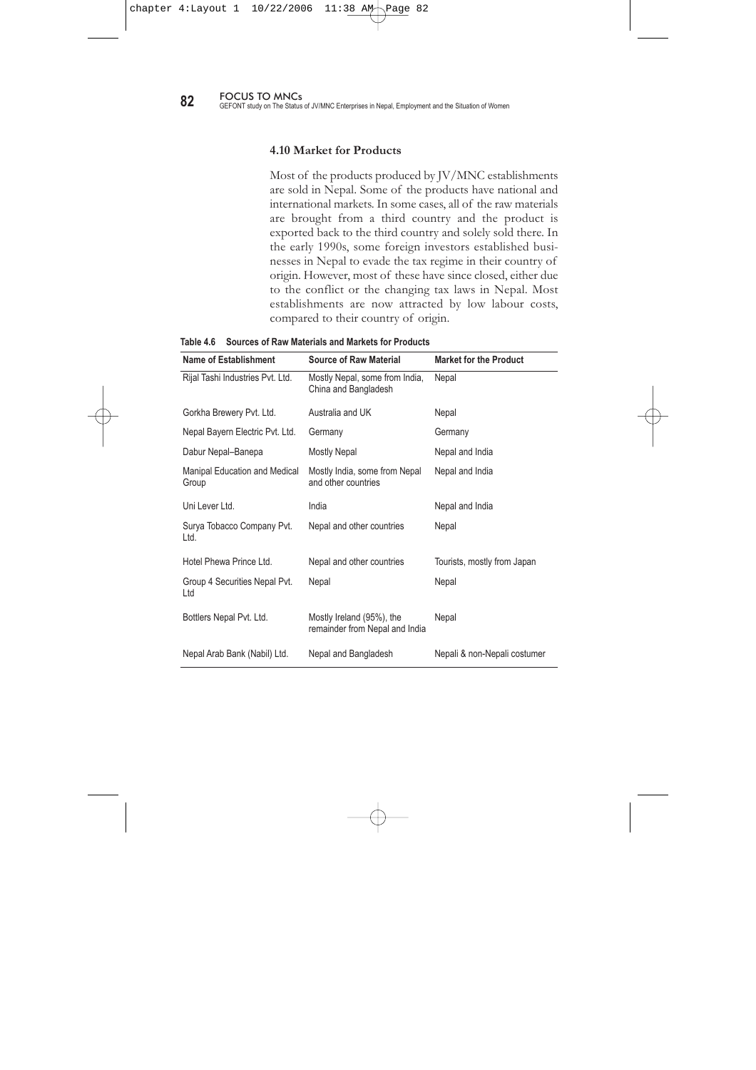### 4.10 Market for Products

Most of the products produced by JV/MNC establishments are sold in Nepal. Some of the products have national and international markets. In some cases, all of the raw materials are brought from a third country and the product is exported back to the third country and solely sold there. In the early 1990s, some foreign investors established businesses in Nepal to evade the tax regime in their country of origin. However, most of these have since closed, either due to the conflict or the changing tax laws in Nepal. Most establishments are now attracted by low labour costs, compared to their country of origin.

**Table 4.6 Sources of Raw Materials and Markets for Products**

| Name of Establishment | Source of Raw Material | Market for the Product |
|---|---|---|
| Rijal Tashi Industries Pvt. Ltd. | Mostly Nepal, some from India, China and Bangladesh | Nepal |
| Gorkha Brewery Pvt. Ltd. | Australia and UK | Nepal |
| Nepal Bayern Electric Pvt. Ltd. | Germany | Germany |
| Dabur Nepal–Banepa | Mostly Nepal | Nepal and India |
| Manipal Education and Medical Group | Mostly India, some from Nepal and other countries | Nepal and India |
| Uni Lever Ltd. | India | Nepal and India |
| Surya Tobacco Company Pvt. Ltd. | Nepal and other countries | Nepal |
| Hotel Phewa Prince Ltd. | Nepal and other countries | Tourists, mostly from Japan |
| Group 4 Securities Nepal Pvt. Ltd | Nepal | Nepal |
| Bottlers Nepal Pvt. Ltd. | Mostly Ireland (95%), the remainder from Nepal and India | Nepal |
| Nepal Arab Bank (Nabil) Ltd. | Nepal and Bangladesh | Nepali & non-Nepali costumer |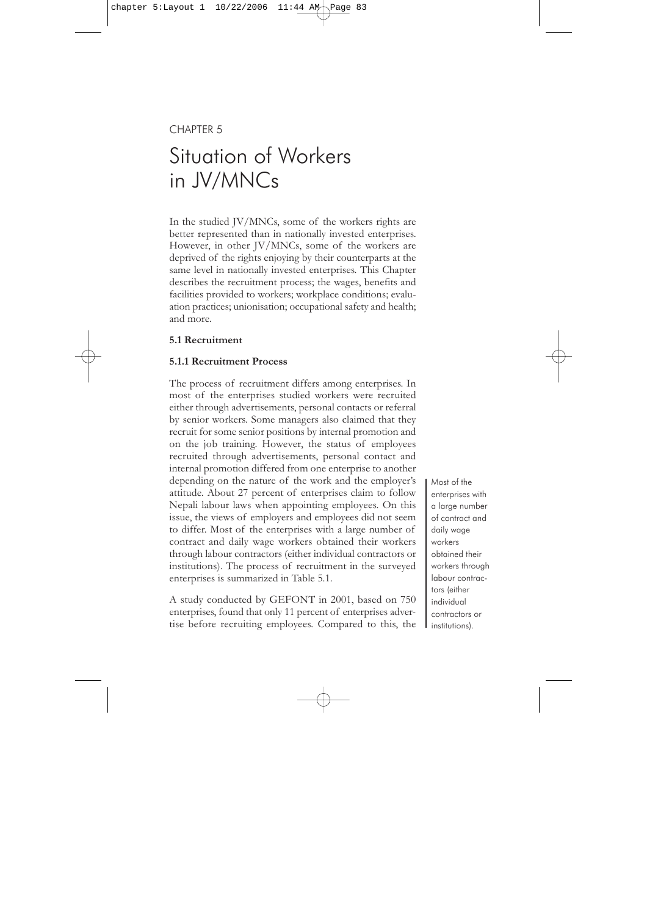CHAPTER 5

# Situation of Workers in JV/MNCs

In the studied JV/MNCs, some of the workers rights are better represented than in nationally invested enterprises. However, in other JV/MNCs, some of the workers are deprived of the rights enjoying by their counterparts at the same level in nationally invested enterprises. This Chapter describes the recruitment process; the wages, benefits and facilities provided to workers; workplace conditions; evaluation practices; unionisation; occupational safety and health; and more.

## 5.1 Recruitment

### 5.1.1 Recruitment Process

The process of recruitment differs among enterprises. In most of the enterprises studied workers were recruited either through advertisements, personal contacts or referral by senior workers. Some managers also claimed that they recruit for some senior positions by internal promotion and on the job training. However, the status of employees recruited through advertisements, personal contact and internal promotion differed from one enterprise to another depending on the nature of the work and the employer's attitude. About 27 percent of enterprises claim to follow Nepali labour laws when appointing employees. On this issue, the views of employers and employees did not seem to differ. Most of the enterprises with a large number of contract and daily wage workers obtained their workers through labour contractors (either individual contractors or institutions). The process of recruitment in the surveyed enterprises is summarized in Table 5.1.

> Most of the enterprises with a large number of contract and daily wage workers obtained their workers through labour contractors (either individual contractors or institutions).

A study conducted by GEFONT in 2001, based on 750 enterprises, found that only 11 percent of enterprises advertise before recruiting employees. Compared to this, the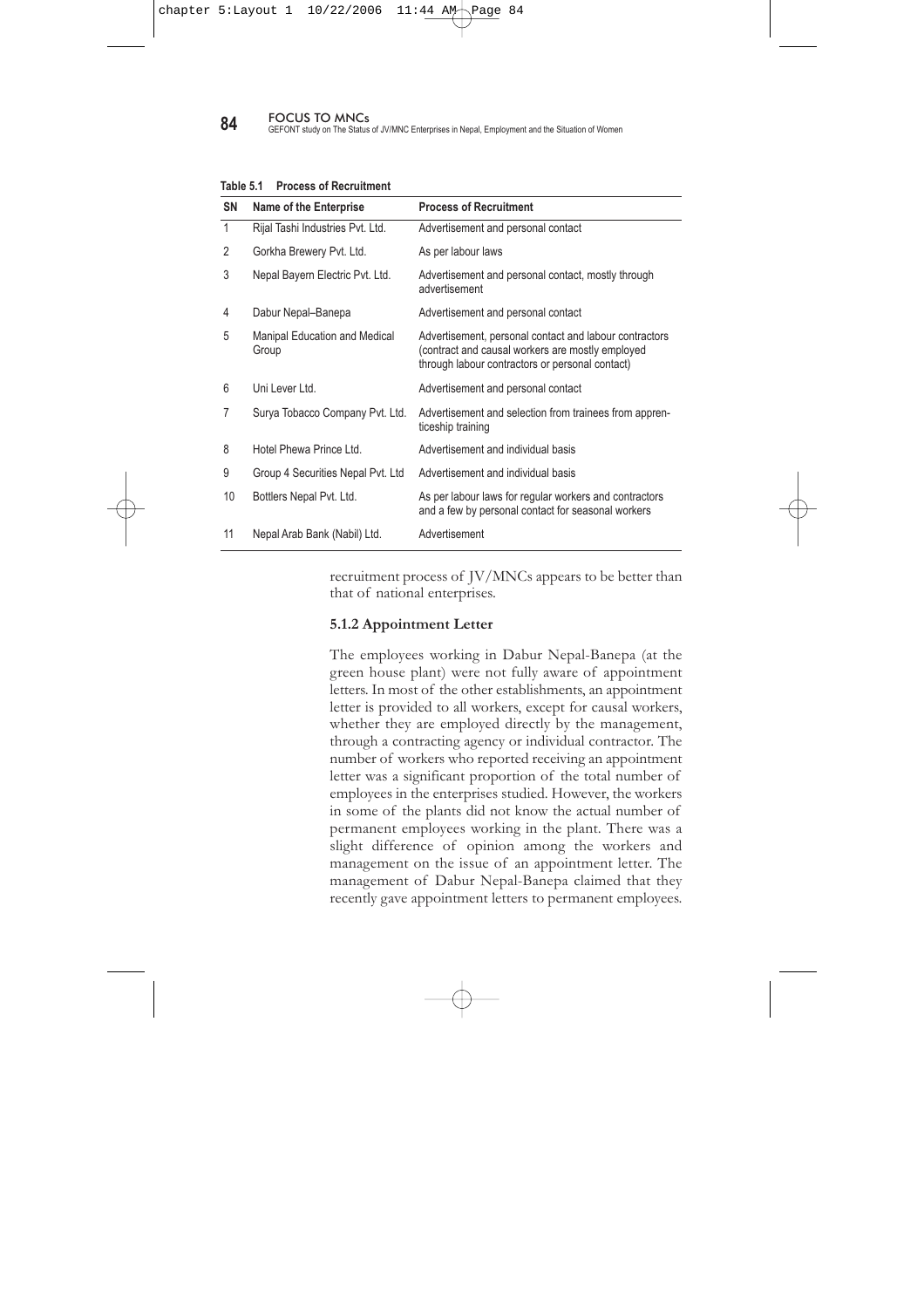**Table 5.1 Process of Recruitment**

| SN | Name of the Enterprise | Process of Recruitment |
|---|---|---|
| 1 | Rijal Tashi Industries Pvt. Ltd. | Advertisement and personal contact |
| 2 | Gorkha Brewery Pvt. Ltd. | As per labour laws |
| 3 | Nepal Bayern Electric Pvt. Ltd. | Advertisement and personal contact, mostly through advertisement |
| 4 | Dabur Nepal–Banepa | Advertisement and personal contact |
| 5 | Manipal Education and Medical Group | Advertisement, personal contact and labour contractors (contract and causal workers are mostly employed through labour contractors or personal contact) |
| 6 | Uni Lever Ltd. | Advertisement and personal contact |
| 7 | Surya Tobacco Company Pvt. Ltd. | Advertisement and selection from trainees from apprenticeship training |
| 8 | Hotel Phewa Prince Ltd. | Advertisement and individual basis |
| 9 | Group 4 Securities Nepal Pvt. Ltd | Advertisement and individual basis |
| 10 | Bottlers Nepal Pvt. Ltd. | As per labour laws for regular workers and contractors and a few by personal contact for seasonal workers |
| 11 | Nepal Arab Bank (Nabil) Ltd. | Advertisement |

recruitment process of JV/MNCs appears to be better than that of national enterprises.

### 5.1.2 Appointment Letter

The employees working in Dabur Nepal-Banepa (at the green house plant) were not fully aware of appointment letters. In most of the other establishments, an appointment letter is provided to all workers, except for causal workers, whether they are employed directly by the management, through a contracting agency or individual contractor. The number of workers who reported receiving an appointment letter was a significant proportion of the total number of employees in the enterprises studied. However, the workers in some of the plants did not know the actual number of permanent employees working in the plant. There was a slight difference of opinion among the workers and management on the issue of an appointment letter. The management of Dabur Nepal-Banepa claimed that they recently gave appointment letters to permanent employees.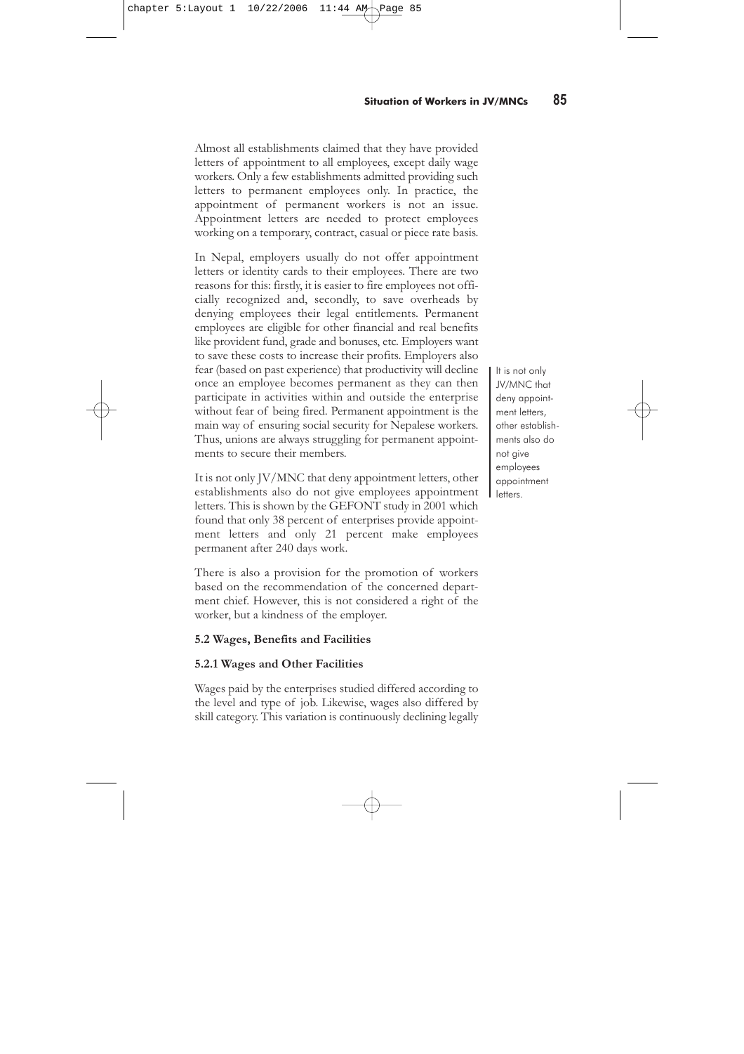Almost all establishments claimed that they have provided letters of appointment to all employees, except daily wage workers. Only a few establishments admitted providing such letters to permanent employees only. In practice, the appointment of permanent workers is not an issue. Appointment letters are needed to protect employees working on a temporary, contract, casual or piece rate basis.

In Nepal, employers usually do not offer appointment letters or identity cards to their employees. There are two reasons for this: firstly, it is easier to fire employees not officially recognized and, secondly, to save overheads by denying employees their legal entitlements. Permanent employees are eligible for other financial and real benefits like provident fund, grade and bonuses, etc. Employers want to save these costs to increase their profits. Employers also fear (based on past experience) that productivity will decline once an employee becomes permanent as they can then participate in activities within and outside the enterprise without fear of being fired. Permanent appointment is the main way of ensuring social security for Nepalese workers. Thus, unions are always struggling for permanent appointments to secure their members.

> It is not only JV/MNC that deny appointment letters, other establishments also do not give employees appointment letters.

It is not only JV/MNC that deny appointment letters, other establishments also do not give employees appointment letters. This is shown by the GEFONT study in 2001 which found that only 38 percent of enterprises provide appointment letters and only 21 percent make employees permanent after 240 days work.

There is also a provision for the promotion of workers based on the recommendation of the concerned department chief. However, this is not considered a right of the worker, but a kindness of the employer.

**5.2 Wages, Benefits and Facilities**

**5.2.1 Wages and Other Facilities**

Wages paid by the enterprises studied differed according to the level and type of job. Likewise, wages also differed by skill category. This variation is continuously declining legally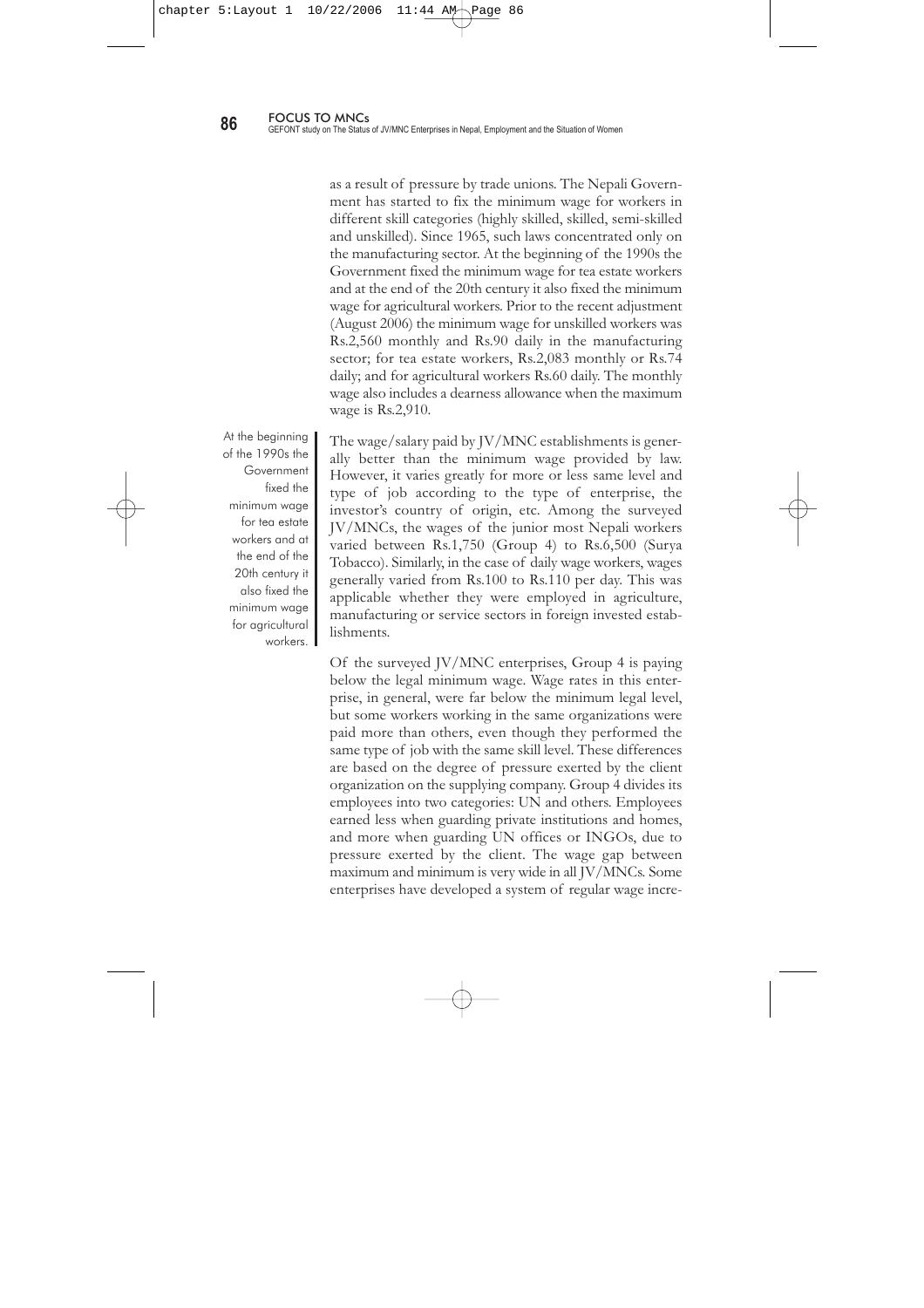as a result of pressure by trade unions. The Nepali Government has started to fix the minimum wage for workers in different skill categories (highly skilled, skilled, semi-skilled and unskilled). Since 1965, such laws concentrated only on the manufacturing sector. At the beginning of the 1990s the Government fixed the minimum wage for tea estate workers and at the end of the 20th century it also fixed the minimum wage for agricultural workers. Prior to the recent adjustment (August 2006) the minimum wage for unskilled workers was Rs.2,560 monthly and Rs.90 daily in the manufacturing sector; for tea estate workers, Rs.2,083 monthly or Rs.74 daily; and for agricultural workers Rs.60 daily. The monthly wage also includes a dearness allowance when the maximum wage is Rs.2,910.

*At the beginning of the 1990s the Government fixed the minimum wage for tea estate workers and at the end of the 20th century it also fixed the minimum wage for agricultural workers.*

The wage/salary paid by JV/MNC establishments is generally better than the minimum wage provided by law. However, it varies greatly for more or less same level and type of job according to the type of enterprise, the investor's country of origin, etc. Among the surveyed JV/MNCs, the wages of the junior most Nepali workers varied between Rs.1,750 (Group 4) to Rs.6,500 (Surya Tobacco). Similarly, in the case of daily wage workers, wages generally varied from Rs.100 to Rs.110 per day. This was applicable whether they were employed in agriculture, manufacturing or service sectors in foreign invested establishments.

Of the surveyed JV/MNC enterprises, Group 4 is paying below the legal minimum wage. Wage rates in this enterprise, in general, were far below the minimum legal level, but some workers working in the same organizations were paid more than others, even though they performed the same type of job with the same skill level. These differences are based on the degree of pressure exerted by the client organization on the supplying company. Group 4 divides its employees into two categories: UN and others. Employees earned less when guarding private institutions and homes, and more when guarding UN offices or INGOs, due to pressure exerted by the client. The wage gap between maximum and minimum is very wide in all JV/MNCs. Some enterprises have developed a system of regular wage incre-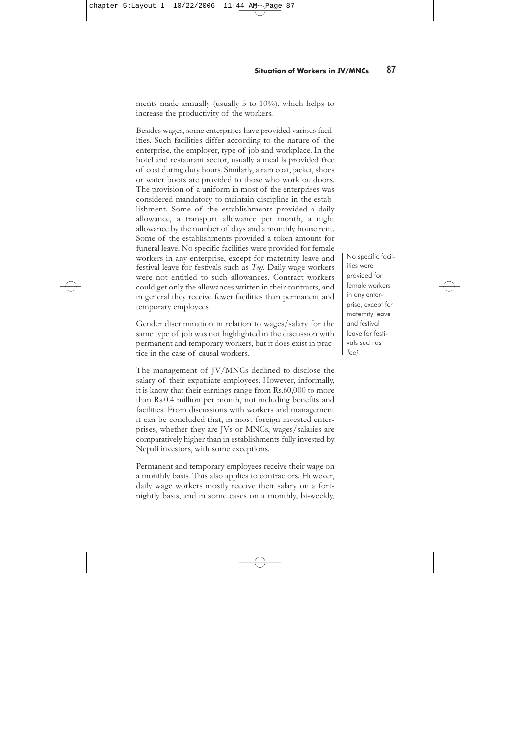ments made annually (usually 5 to 10%), which helps to increase the productivity of the workers.

Besides wages, some enterprises have provided various facilities. Such facilities differ according to the nature of the enterprise, the employer, type of job and workplace. In the hotel and restaurant sector, usually a meal is provided free of cost during duty hours. Similarly, a rain coat, jacket, shoes or water boots are provided to those who work outdoors. The provision of a uniform in most of the enterprises was considered mandatory to maintain discipline in the establishment. Some of the establishments provided a daily allowance, a transport allowance per month, a night allowance by the number of days and a monthly house rent. Some of the establishments provided a token amount for funeral leave. No specific facilities were provided for female workers in any enterprise, except for maternity leave and festival leave for festivals such as *Teej*. Daily wage workers were not entitled to such allowances. Contract workers could get only the allowances written in their contracts, and in general they receive fewer facilities than permanent and temporary employees.

> No specific facilities were provided for female workers in any enterprise, except for maternity leave and festival leave for festivals such as *Teej*.

Gender discrimination in relation to wages/salary for the same type of job was not highlighted in the discussion with permanent and temporary workers, but it does exist in practice in the case of causal workers.

The management of JV/MNCs declined to disclose the salary of their expatriate employees. However, informally, it is know that their earnings range from Rs.60,000 to more than Rs.0.4 million per month, not including benefits and facilities. From discussions with workers and management it can be concluded that, in most foreign invested enterprises, whether they are JVs or MNCs, wages/salaries are comparatively higher than in establishments fully invested by Nepali investors, with some exceptions.

Permanent and temporary employees receive their wage on a monthly basis. This also applies to contractors. However, daily wage workers mostly receive their salary on a fortnightly basis, and in some cases on a monthly, bi-weekly,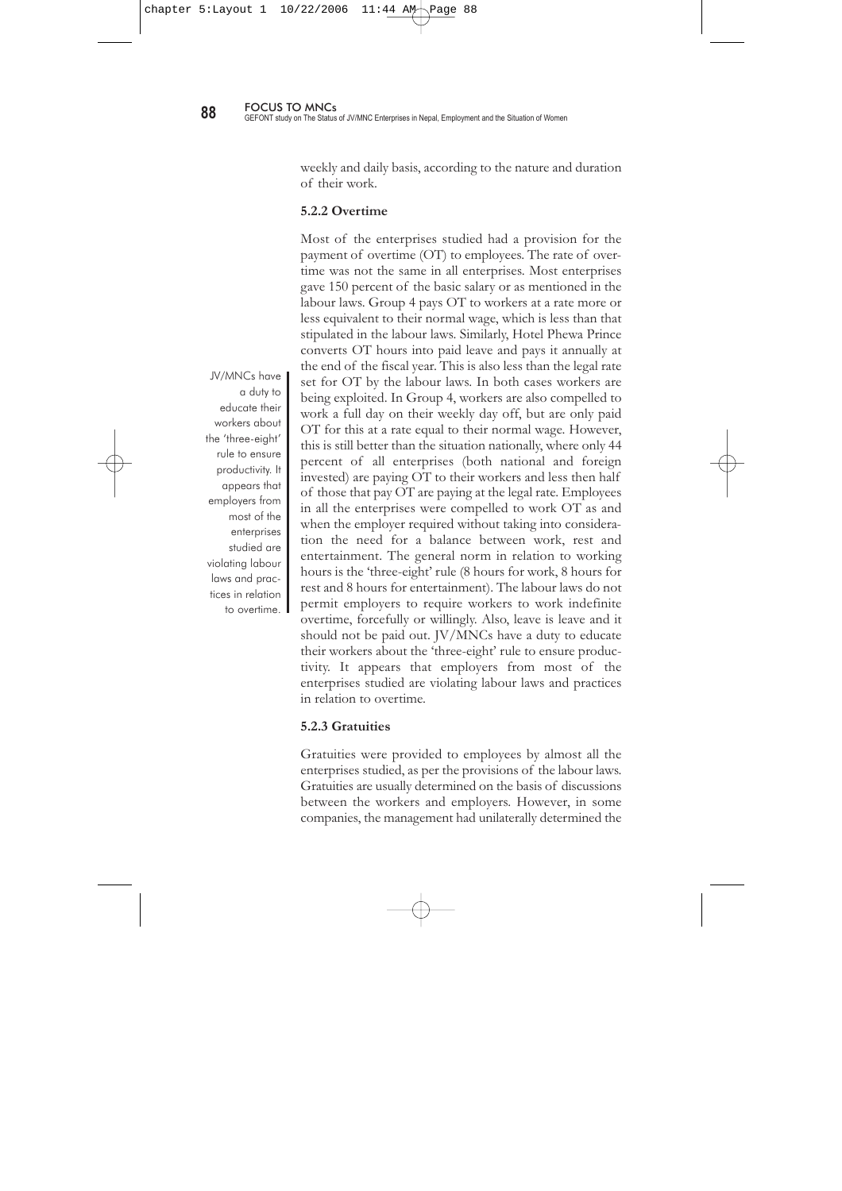weekly and daily basis, according to the nature and duration of their work.

### 5.2.2 Overtime

Most of the enterprises studied had a provision for the payment of overtime (OT) to employees. The rate of overtime was not the same in all enterprises. Most enterprises gave 150 percent of the basic salary or as mentioned in the labour laws. Group 4 pays OT to workers at a rate more or less equivalent to their normal wage, which is less than that stipulated in the labour laws. Similarly, Hotel Phewa Prince converts OT hours into paid leave and pays it annually at the end of the fiscal year. This is also less than the legal rate set for OT by the labour laws. In both cases workers are being exploited. In Group 4, workers are also compelled to work a full day on their weekly day off, but are only paid OT for this at a rate equal to their normal wage. However, this is still better than the situation nationally, where only 44 percent of all enterprises (both national and foreign invested) are paying OT to their workers and less then half of those that pay OT are paying at the legal rate. Employees in all the enterprises were compelled to work OT as and when the employer required without taking into consideration the need for a balance between work, rest and entertainment. The general norm in relation to working hours is the 'three-eight' rule (8 hours for work, 8 hours for rest and 8 hours for entertainment). The labour laws do not permit employers to require workers to work indefinite overtime, forcefully or willingly. Also, leave is leave and it should not be paid out. JV/MNCs have a duty to educate their workers about the 'three-eight' rule to ensure productivity. It appears that employers from most of the enterprises studied are violating labour laws and practices in relation to overtime.

*JV/MNCs have a duty to educate their workers about the 'three-eight' rule to ensure productivity. It appears that employers from most of the enterprises studied are violating labour laws and practices in relation to overtime.*

### 5.2.3 Gratuities

Gratuities were provided to employees by almost all the enterprises studied, as per the provisions of the labour laws. Gratuities are usually determined on the basis of discussions between the workers and employers. However, in some companies, the management had unilaterally determined the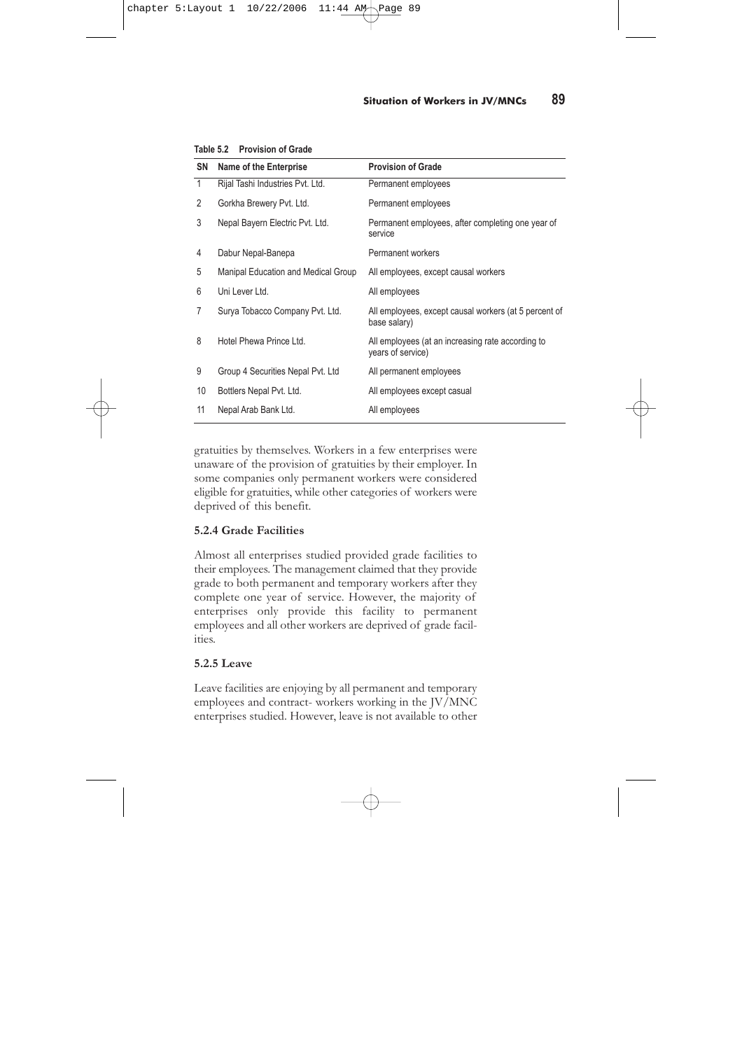**Table 5.2 Provision of Grade**

| SN | Name of the Enterprise | Provision of Grade |
|---|---|---|
| 1 | Rijal Tashi Industries Pvt. Ltd. | Permanent employees |
| 2 | Gorkha Brewery Pvt. Ltd. | Permanent employees |
| 3 | Nepal Bayern Electric Pvt. Ltd. | Permanent employees, after completing one year of service |
| 4 | Dabur Nepal-Banepa | Permanent workers |
| 5 | Manipal Education and Medical Group | All employees, except causal workers |
| 6 | Uni Lever Ltd. | All employees |
| 7 | Surya Tobacco Company Pvt. Ltd. | All employees, except causal workers (at 5 percent of base salary) |
| 8 | Hotel Phewa Prince Ltd. | All employees (at an increasing rate according to years of service) |
| 9 | Group 4 Securities Nepal Pvt. Ltd | All permanent employees |
| 10 | Bottlers Nepal Pvt. Ltd. | All employees except casual |
| 11 | Nepal Arab Bank Ltd. | All employees |

gratuities by themselves. Workers in a few enterprises were unaware of the provision of gratuities by their employer. In some companies only permanent workers were considered eligible for gratuities, while other categories of workers were deprived of this benefit.

### 5.2.4 Grade Facilities

Almost all enterprises studied provided grade facilities to their employees. The management claimed that they provide grade to both permanent and temporary workers after they complete one year of service. However, the majority of enterprises only provide this facility to permanent employees and all other workers are deprived of grade facilities.

### 5.2.5 Leave

Leave facilities are enjoying by all permanent and temporary employees and contract- workers working in the JV/MNC enterprises studied. However, leave is not available to other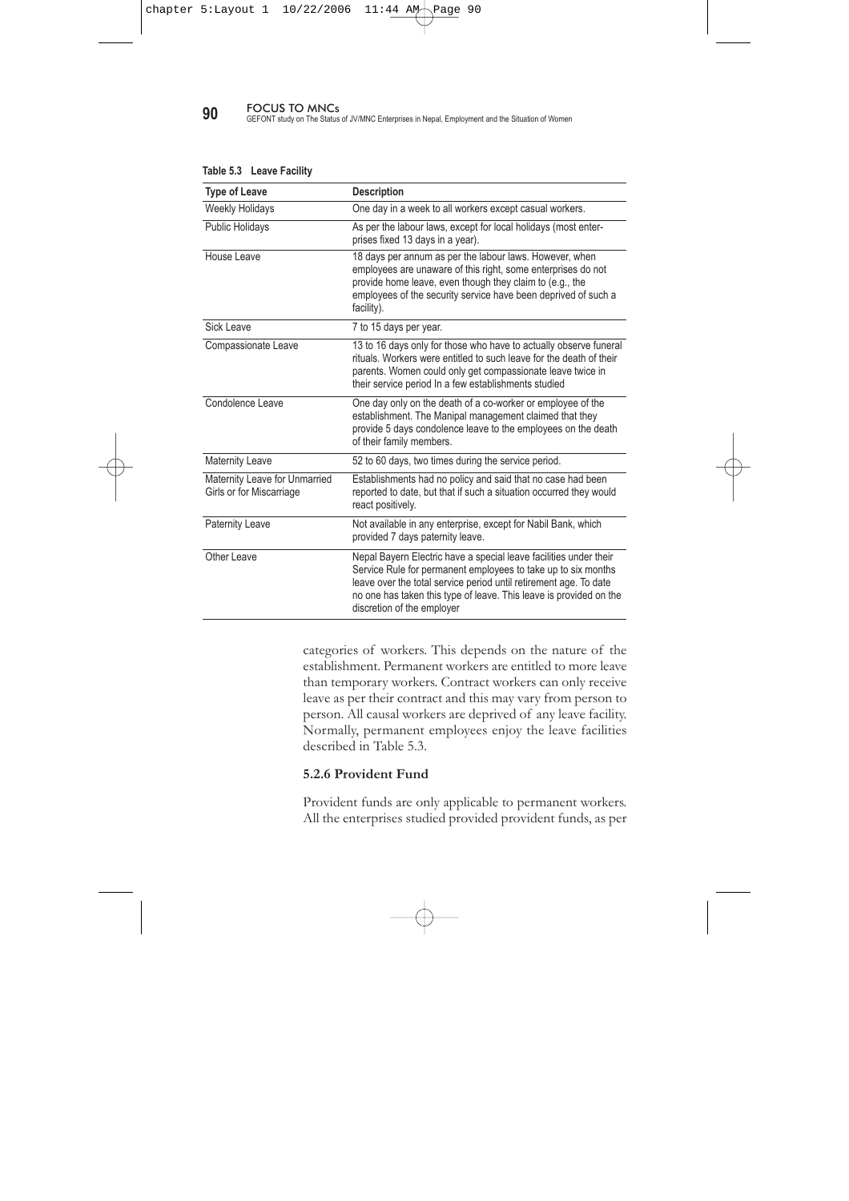**Table 5.3 Leave Facility**

| Type of Leave | Description |
|---|---|
| Weekly Holidays | One day in a week to all workers except casual workers. |
| Public Holidays | As per the labour laws, except for local holidays (most enterprises fixed 13 days in a year). |
| House Leave | 18 days per annum as per the labour laws. However, when employees are unaware of this right, some enterprises do not provide home leave, even though they claim to (e.g., the employees of the security service have been deprived of such a facility). |
| Sick Leave | 7 to 15 days per year. |
| Compassionate Leave | 13 to 16 days only for those who have to actually observe funeral rituals. Workers were entitled to such leave for the death of their parents. Women could only get compassionate leave twice in their service period In a few establishments studied |
| Condolence Leave | One day only on the death of a co-worker or employee of the establishment. The Manipal management claimed that they provide 5 days condolence leave to the employees on the death of their family members. |
| Maternity Leave | 52 to 60 days, two times during the service period. |
| Maternity Leave for Unmarried Girls or for Miscarriage | Establishments had no policy and said that no case had been reported to date, but that if such a situation occurred they would react positively. |
| Paternity Leave | Not available in any enterprise, except for Nabil Bank, which provided 7 days paternity leave. |
| Other Leave | Nepal Bayern Electric have a special leave facilities under their Service Rule for permanent employees to take up to six months leave over the total service period until retirement age. To date no one has taken this type of leave. This leave is provided on the discretion of the employer |

categories of workers. This depends on the nature of the establishment. Permanent workers are entitled to more leave than temporary workers. Contract workers can only receive leave as per their contract and this may vary from person to person. All causal workers are deprived of any leave facility. Normally, permanent employees enjoy the leave facilities described in Table 5.3.

### 5.2.6 Provident Fund

Provident funds are only applicable to permanent workers. All the enterprises studied provided provident funds, as per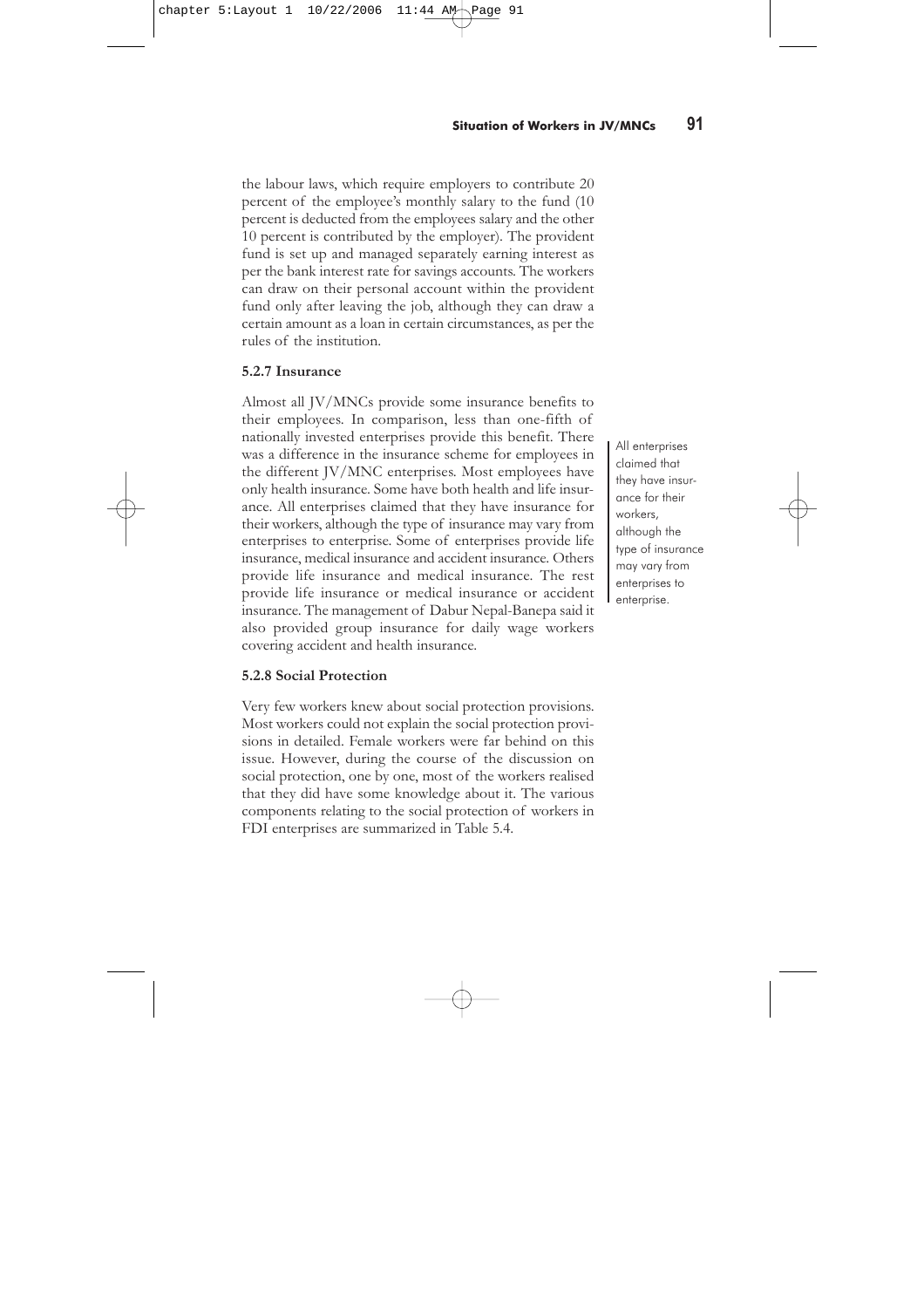the labour laws, which require employers to contribute 20 percent of the employee's monthly salary to the fund (10 percent is deducted from the employees salary and the other 10 percent is contributed by the employer). The provident fund is set up and managed separately earning interest as per the bank interest rate for savings accounts. The workers can draw on their personal account within the provident fund only after leaving the job, although they can draw a certain amount as a loan in certain circumstances, as per the rules of the institution.

### 5.2.7 Insurance

Almost all JV/MNCs provide some insurance benefits to their employees. In comparison, less than one-fifth of nationally invested enterprises provide this benefit. There was a difference in the insurance scheme for employees in the different JV/MNC enterprises. Most employees have only health insurance. Some have both health and life insurance. All enterprises claimed that they have insurance for their workers, although the type of insurance may vary from enterprises to enterprise. Some of enterprises provide life insurance, medical insurance and accident insurance. Others provide life insurance and medical insurance. The rest provide life insurance or medical insurance or accident insurance. The management of Dabur Nepal-Banepa said it also provided group insurance for daily wage workers covering accident and health insurance.

> All enterprises claimed that they have insurance for their workers, although the type of insurance may vary from enterprises to enterprise.

### 5.2.8 Social Protection

Very few workers knew about social protection provisions. Most workers could not explain the social protection provisions in detailed. Female workers were far behind on this issue. However, during the course of the discussion on social protection, one by one, most of the workers realised that they did have some knowledge about it. The various components relating to the social protection of workers in FDI enterprises are summarized in Table 5.4.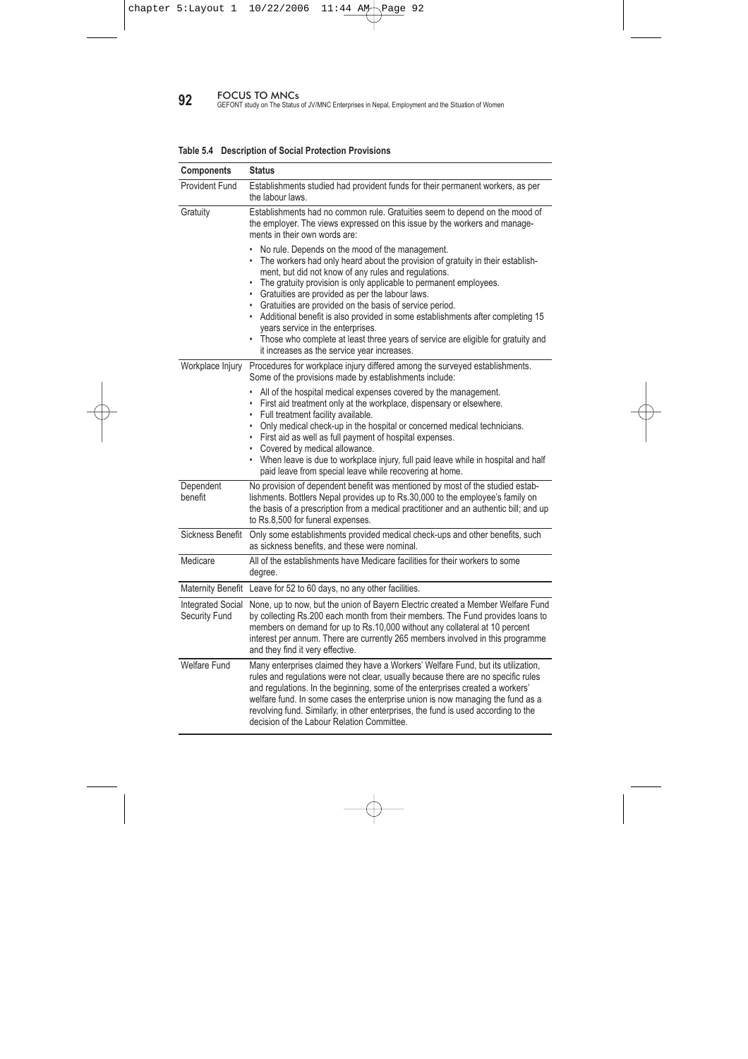**Table 5.4 Description of Social Protection Provisions**

| Components | Status |
|---|---|
| Provident Fund | Establishments studied had provident funds for their permanent workers, as per the labour laws. |
| Gratuity | Establishments had no common rule. Gratuities seem to depend on the mood of the employer. The views expressed on this issue by the workers and managements in their own words are:<br>• No rule. Depends on the mood of the management.<br>• The workers had only heard about the provision of gratuity in their establishment, but did not know of any rules and regulations.<br>• The gratuity provision is only applicable to permanent employees.<br>• Gratuities are provided as per the labour laws.<br>• Gratuities are provided on the basis of service period.<br>• Additional benefit is also provided in some establishments after completing 15 years service in the enterprises.<br>• Those who complete at least three years of service are eligible for gratuity and it increases as the service year increases. |
| Workplace Injury | Procedures for workplace injury differed among the surveyed establishments. Some of the provisions made by establishments include:<br>• All of the hospital medical expenses covered by the management.<br>• First aid treatment only at the workplace, dispensary or elsewhere.<br>• Full treatment facility available.<br>• Only medical check-up in the hospital or concerned medical technicians.<br>• First aid as well as full payment of hospital expenses.<br>• Covered by medical allowance.<br>• When leave is due to workplace injury, full paid leave while in hospital and half paid leave from special leave while recovering at home. |
| Dependent benefit | No provision of dependent benefit was mentioned by most of the studied establishments. Bottlers Nepal provides up to Rs.30,000 to the employee's family on the basis of a prescription from a medical practitioner and an authentic bill; and up to Rs.8,500 for funeral expenses. |
| Sickness Benefit | Only some establishments provided medical check-ups and other benefits, such as sickness benefits, and these were nominal. |
| Medicare | All of the establishments have Medicare facilities for their workers to some degree. |
| Maternity Benefit | Leave for 52 to 60 days, no any other facilities. |
| Integrated Social Security Fund | None, up to now, but the union of Bayern Electric created a Member Welfare Fund by collecting Rs.200 each month from their members. The Fund provides loans to members on demand for up to Rs.10,000 without any collateral at 10 percent interest per annum. There are currently 265 members involved in this programme and they find it very effective. |
| Welfare Fund | Many enterprises claimed they have a Workers' Welfare Fund, but its utilization, rules and regulations were not clear, usually because there are no specific rules and regulations. In the beginning, some of the enterprises created a workers' welfare fund. In some cases the enterprise union is now managing the fund as a revolving fund. Similarly, in other enterprises, the fund is used according to the decision of the Labour Relation Committee. |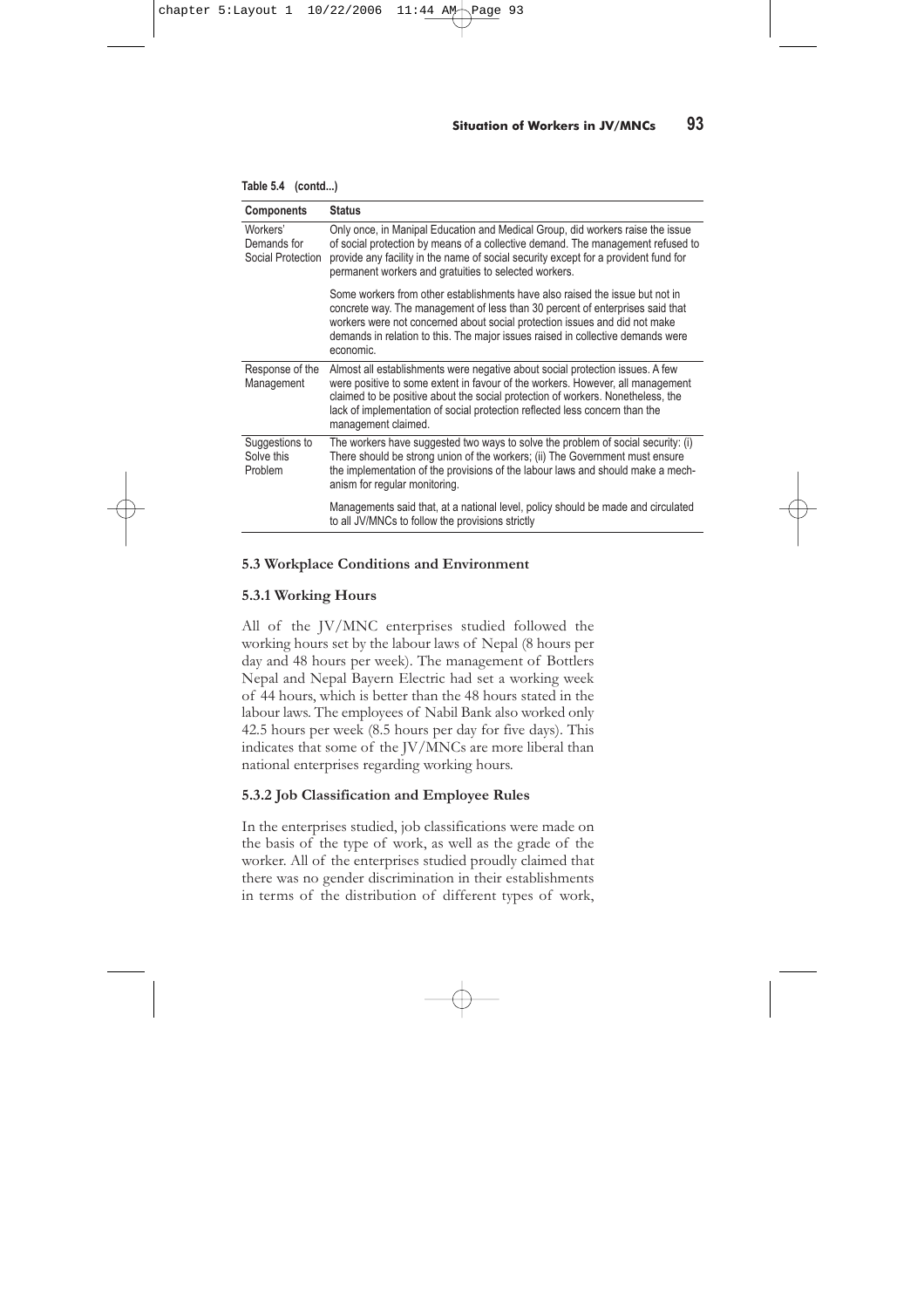**Table 5.4 (contd...)**

| Components | Status |
|---|---|
| Workers' Demands for Social Protection | Only once, in Manipal Education and Medical Group, did workers raise the issue of social protection by means of a collective demand. The management refused to provide any facility in the name of social security except for a provident fund for permanent workers and gratuities to selected workers. |
| | Some workers from other establishments have also raised the issue but not in concrete way. The management of less than 30 percent of enterprises said that workers were not concerned about social protection issues and did not make demands in relation to this. The major issues raised in collective demands were economic. |
| Response of the Management | Almost all establishments were negative about social protection issues. A few were positive to some extent in favour of the workers. However, all management claimed to be positive about the social protection of workers. Nonetheless, the lack of implementation of social protection reflected less concern than the management claimed. |
| Suggestions to Solve this Problem | The workers have suggested two ways to solve the problem of social security: (i) There should be strong union of the workers; (ii) The Government must ensure the implementation of the provisions of the labour laws and should make a mechanism for regular monitoring. |
| | Managements said that, at a national level, policy should be made and circulated to all JV/MNCs to follow the provisions strictly |

### 5.3 Workplace Conditions and Environment

#### 5.3.1 Working Hours

All of the JV/MNC enterprises studied followed the working hours set by the labour laws of Nepal (8 hours per day and 48 hours per week). The management of Bottlers Nepal and Nepal Bayern Electric had set a working week of 44 hours, which is better than the 48 hours stated in the labour laws. The employees of Nabil Bank also worked only 42.5 hours per week (8.5 hours per day for five days). This indicates that some of the JV/MNCs are more liberal than national enterprises regarding working hours.

#### 5.3.2 Job Classification and Employee Rules

In the enterprises studied, job classifications were made on the basis of the type of work, as well as the grade of the worker. All of the enterprises studied proudly claimed that there was no gender discrimination in their establishments in terms of the distribution of different types of work,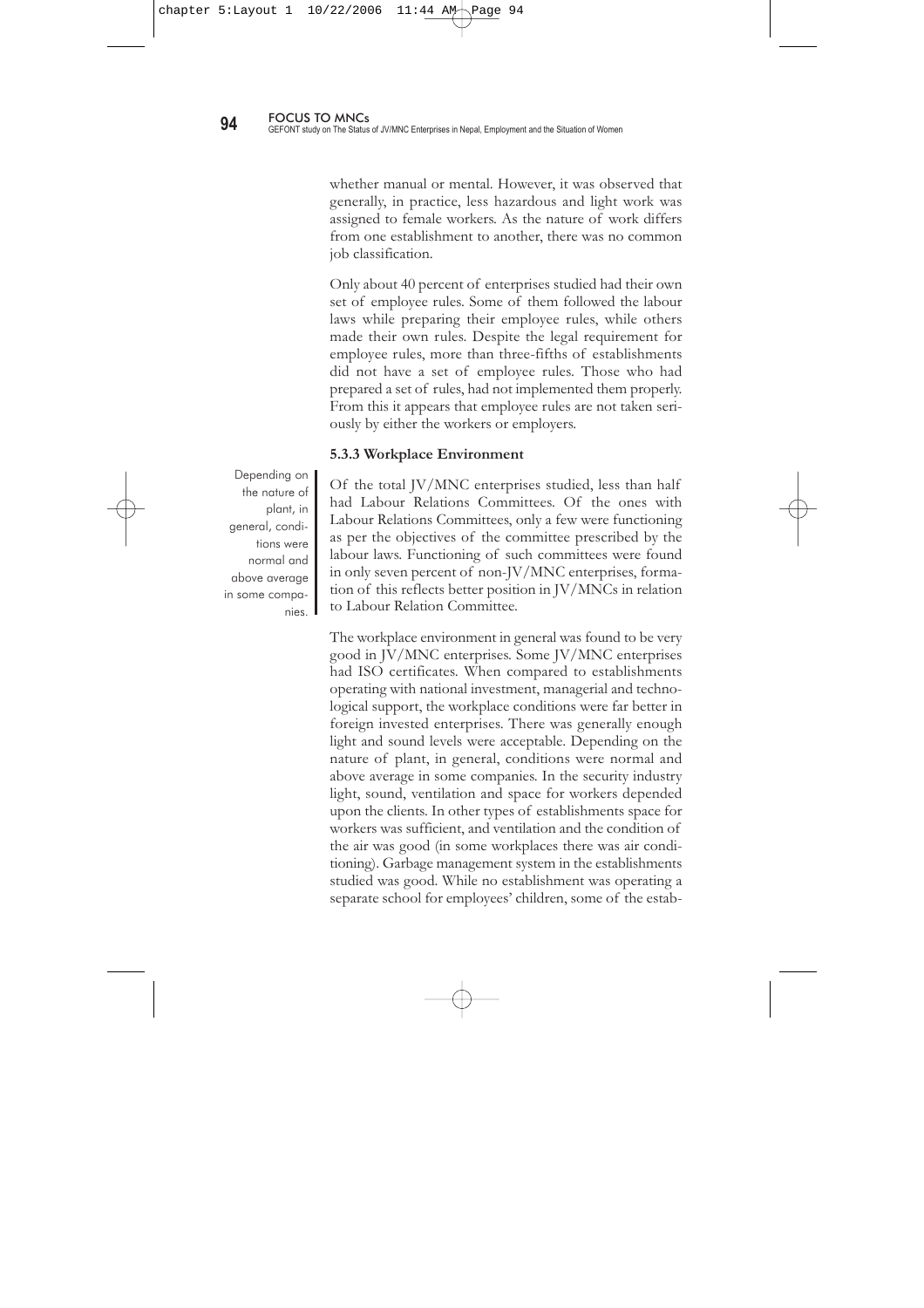whether manual or mental. However, it was observed that generally, in practice, less hazardous and light work was assigned to female workers. As the nature of work differs from one establishment to another, there was no common job classification.

Only about 40 percent of enterprises studied had their own set of employee rules. Some of them followed the labour laws while preparing their employee rules, while others made their own rules. Despite the legal requirement for employee rules, more than three-fifths of establishments did not have a set of employee rules. Those who had prepared a set of rules, had not implemented them properly. From this it appears that employee rules are not taken seriously by either the workers or employers.

### 5.3.3 Workplace Environment

> Depending on the nature of plant, in general, conditions were normal and above average in some companies.

Of the total JV/MNC enterprises studied, less than half had Labour Relations Committees. Of the ones with Labour Relations Committees, only a few were functioning as per the objectives of the committee prescribed by the labour laws. Functioning of such committees were found in only seven percent of non-JV/MNC enterprises, formation of this reflects better position in JV/MNCs in relation to Labour Relation Committee.

The workplace environment in general was found to be very good in JV/MNC enterprises. Some JV/MNC enterprises had ISO certificates. When compared to establishments operating with national investment, managerial and technological support, the workplace conditions were far better in foreign invested enterprises. There was generally enough light and sound levels were acceptable. Depending on the nature of plant, in general, conditions were normal and above average in some companies. In the security industry light, sound, ventilation and space for workers depended upon the clients. In other types of establishments space for workers was sufficient, and ventilation and the condition of the air was good (in some workplaces there was air conditioning). Garbage management system in the establishments studied was good. While no establishment was operating a separate school for employees' children, some of the estab-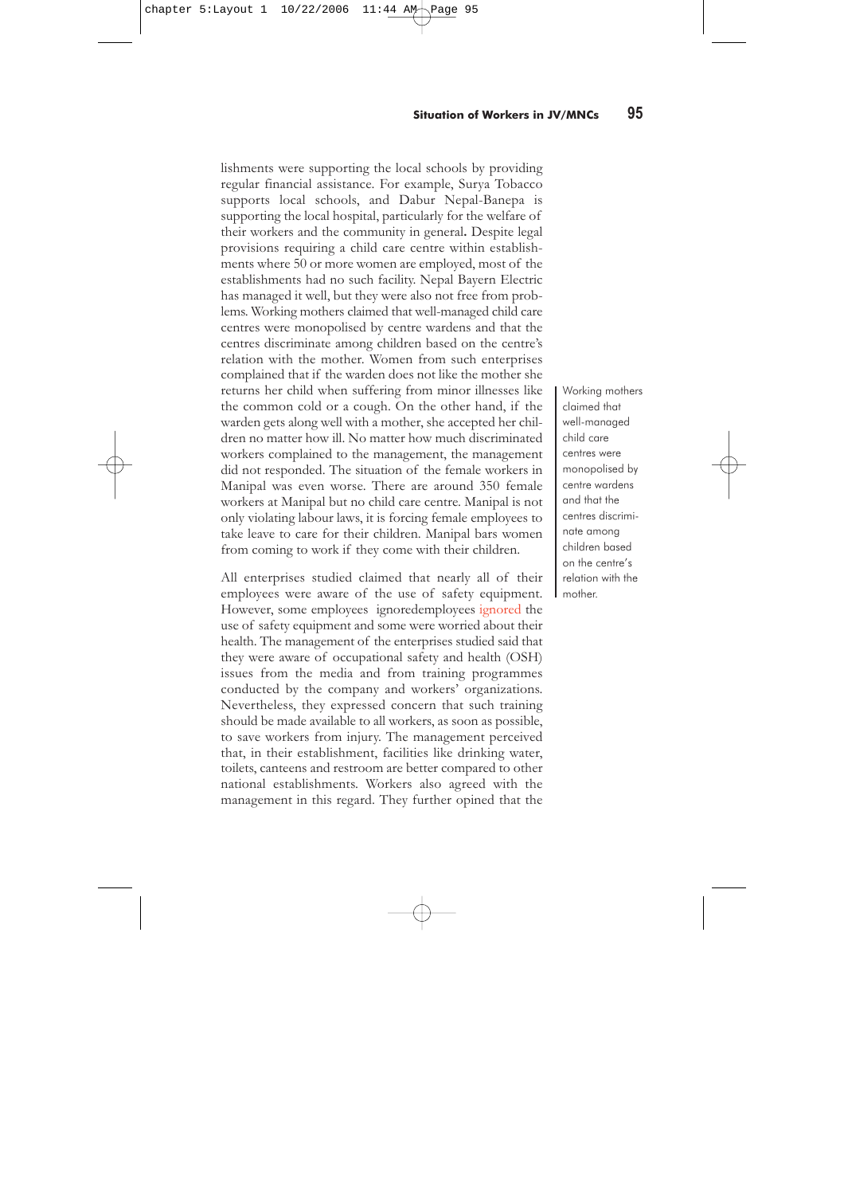lishments were supporting the local schools by providing regular financial assistance. For example, Surya Tobacco supports local schools, and Dabur Nepal-Banepa is supporting the local hospital, particularly for the welfare of their workers and the community in general. Despite legal provisions requiring a child care centre within establishments where 50 or more women are employed, most of the establishments had no such facility. Nepal Bayern Electric has managed it well, but they were also not free from problems. Working mothers claimed that well-managed child care centres were monopolised by centre wardens and that the centres discriminate among children based on the centre's relation with the mother. Women from such enterprises complained that if the warden does not like the mother she returns her child when suffering from minor illnesses like the common cold or a cough. On the other hand, if the warden gets along well with a mother, she accepted her children no matter how ill. No matter how much discriminated workers complained to the management, the management did not responded. The situation of the female workers in Manipal was even worse. There are around 350 female workers at Manipal but no child care centre. Manipal is not only violating labour laws, it is forcing female employees to take leave to care for their children. Manipal bars women from coming to work if they come with their children.

> Working mothers claimed that well-managed child care centres were monopolised by centre wardens and that the centres discriminate among children based on the centre's relation with the mother.

All enterprises studied claimed that nearly all of their employees were aware of the use of safety equipment. However, some employees ignoredemployees ignored the use of safety equipment and some were worried about their health. The management of the enterprises studied said that they were aware of occupational safety and health (OSH) issues from the media and from training programmes conducted by the company and workers' organizations. Nevertheless, they expressed concern that such training should be made available to all workers, as soon as possible, to save workers from injury. The management perceived that, in their establishment, facilities like drinking water, toilets, canteens and restroom are better compared to other national establishments. Workers also agreed with the management in this regard. They further opined that the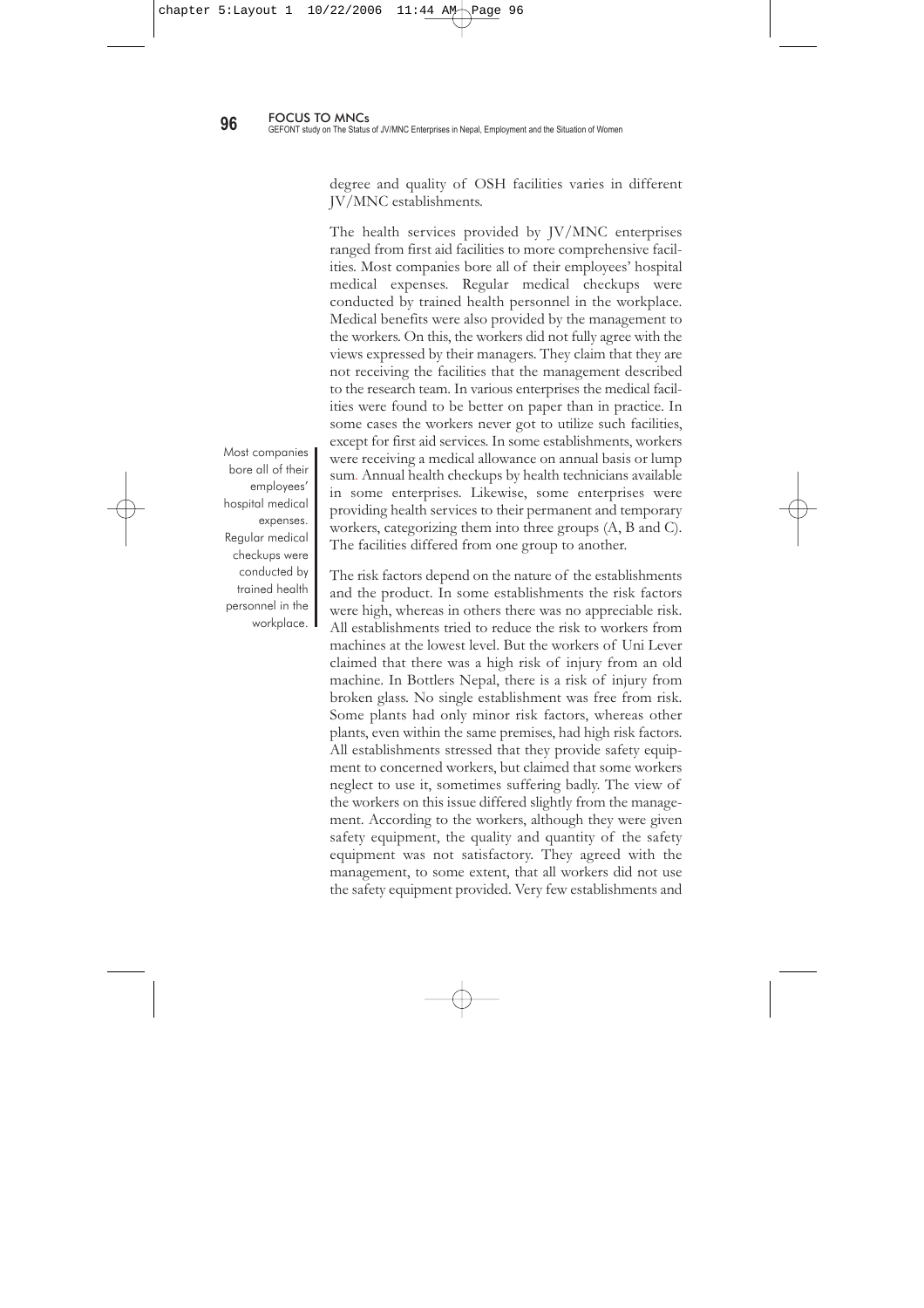degree and quality of OSH facilities varies in different JV/MNC establishments.

The health services provided by JV/MNC enterprises ranged from first aid facilities to more comprehensive facilities. Most companies bore all of their employees' hospital medical expenses. Regular medical checkups were conducted by trained health personnel in the workplace. Medical benefits were also provided by the management to the workers. On this, the workers did not fully agree with the views expressed by their managers. They claim that they are not receiving the facilities that the management described to the research team. In various enterprises the medical facilities were found to be better on paper than in practice. In some cases the workers never got to utilize such facilities, except for first aid services. In some establishments, workers were receiving a medical allowance on annual basis or lump sum. Annual health checkups by health technicians available in some enterprises. Likewise, some enterprises were providing health services to their permanent and temporary workers, categorizing them into three groups (A, B and C). The facilities differed from one group to another.

> Most companies bore all of their employees' hospital medical expenses. Regular medical checkups were conducted by trained health personnel in the workplace.

The risk factors depend on the nature of the establishments and the product. In some establishments the risk factors were high, whereas in others there was no appreciable risk. All establishments tried to reduce the risk to workers from machines at the lowest level. But the workers of Uni Lever claimed that there was a high risk of injury from an old machine. In Bottlers Nepal, there is a risk of injury from broken glass. No single establishment was free from risk. Some plants had only minor risk factors, whereas other plants, even within the same premises, had high risk factors. All establishments stressed that they provide safety equipment to concerned workers, but claimed that some workers neglect to use it, sometimes suffering badly. The view of the workers on this issue differed slightly from the management. According to the workers, although they were given safety equipment, the quality and quantity of the safety equipment was not satisfactory. They agreed with the management, to some extent, that all workers did not use the safety equipment provided. Very few establishments and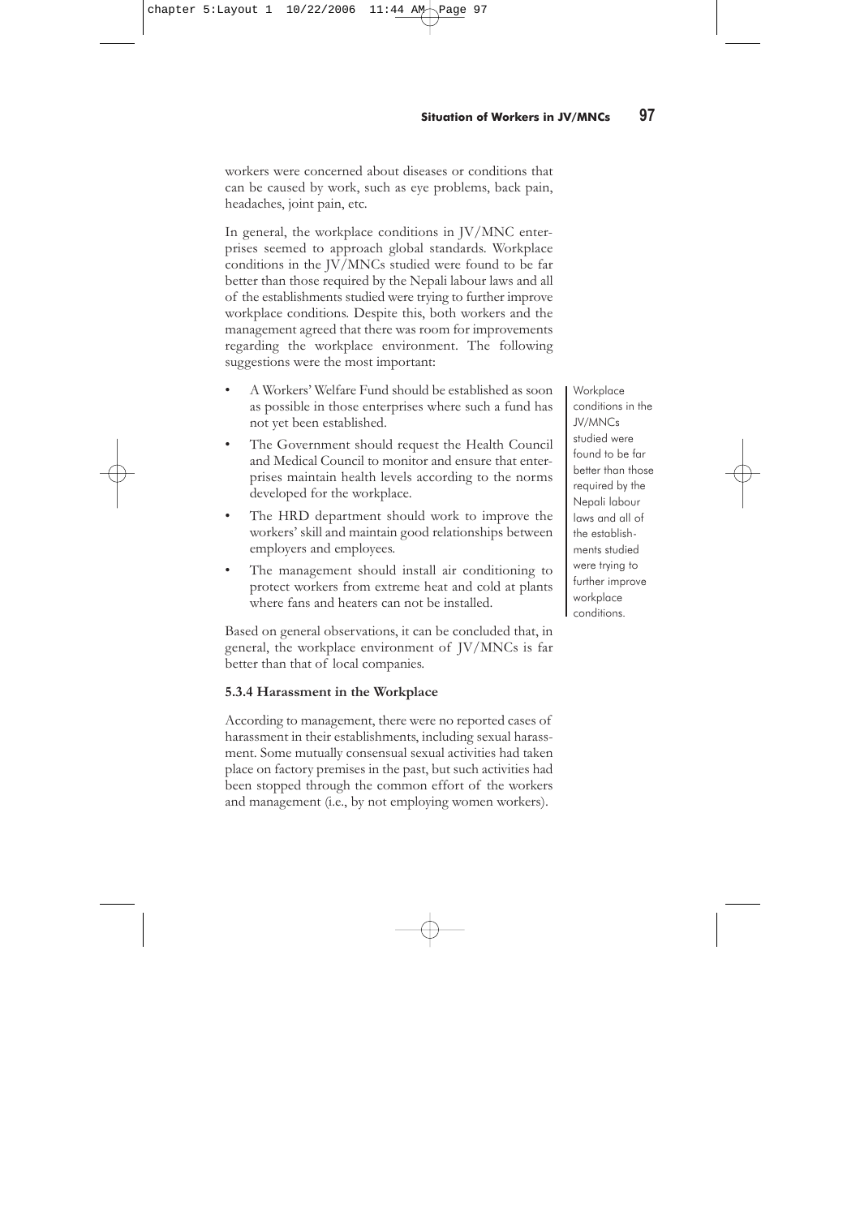workers were concerned about diseases or conditions that can be caused by work, such as eye problems, back pain, headaches, joint pain, etc.

In general, the workplace conditions in JV/MNC enterprises seemed to approach global standards. Workplace conditions in the JV/MNCs studied were found to be far better than those required by the Nepali labour laws and all of the establishments studied were trying to further improve workplace conditions. Despite this, both workers and the management agreed that there was room for improvements regarding the workplace environment. The following suggestions were the most important:

- A Workers' Welfare Fund should be established as soon as possible in those enterprises where such a fund has not yet been established.
- The Government should request the Health Council and Medical Council to monitor and ensure that enterprises maintain health levels according to the norms developed for the workplace.
- The HRD department should work to improve the workers' skill and maintain good relationships between employers and employees.
- The management should install air conditioning to protect workers from extreme heat and cold at plants where fans and heaters can not be installed.

> Workplace conditions in the JV/MNCs studied were found to be far better than those required by the Nepali labour laws and all of the establishments studied were trying to further improve workplace conditions.

Based on general observations, it can be concluded that, in general, the workplace environment of JV/MNCs is far better than that of local companies.

**5.3.4 Harassment in the Workplace**

According to management, there were no reported cases of harassment in their establishments, including sexual harassment. Some mutually consensual sexual activities had taken place on factory premises in the past, but such activities had been stopped through the common effort of the workers and management (i.e., by not employing women workers).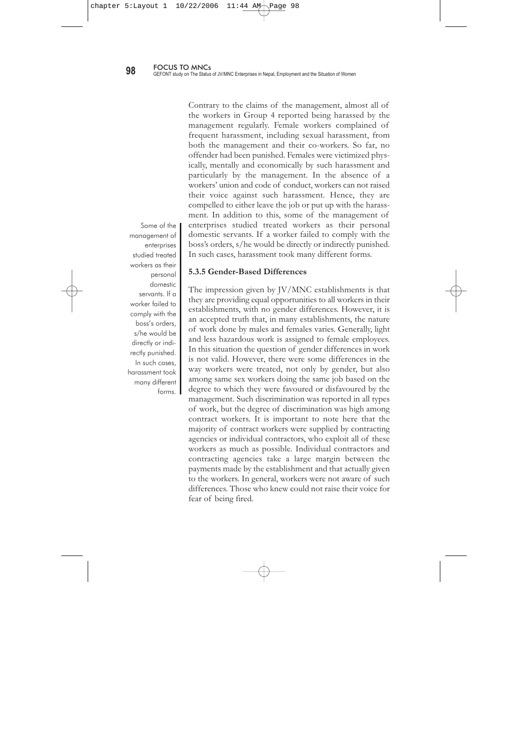Contrary to the claims of the management, almost all of the workers in Group 4 reported being harassed by the management regularly. Female workers complained of frequent harassment, including sexual harassment, from both the management and their co-workers. So far, no offender had been punished. Females were victimized physically, mentally and economically by such harassment and particularly by the management. In the absence of a workers' union and code of conduct, workers can not raised their voice against such harassment. Hence, they are compelled to either leave the job or put up with the harassment. In addition to this, some of the management of enterprises studied treated workers as their personal domestic servants. If a worker failed to comply with the boss's orders, s/he would be directly or indirectly punished. In such cases, harassment took many different forms.

> Some of the management of enterprises studied treated workers as their personal domestic servants. If a worker failed to comply with the boss's orders, s/he would be directly or indirectly punished. In such cases, harassment took many different forms.

### 5.3.5 Gender-Based Differences

The impression given by JV/MNC establishments is that they are providing equal opportunities to all workers in their establishments, with no gender differences. However, it is an accepted truth that, in many establishments, the nature of work done by males and females varies. Generally, light and less hazardous work is assigned to female employees. In this situation the question of gender differences in work is not valid. However, there were some differences in the way workers were treated, not only by gender, but also among same sex workers doing the same job based on the degree to which they were favoured or disfavoured by the management. Such discrimination was reported in all types of work, but the degree of discrimination was high among contract workers. It is important to note here that the majority of contract workers were supplied by contracting agencies or individual contractors, who exploit all of these workers as much as possible. Individual contractors and contracting agencies take a large margin between the payments made by the establishment and that actually given to the workers. In general, workers were not aware of such differences. Those who knew could not raise their voice for fear of being fired.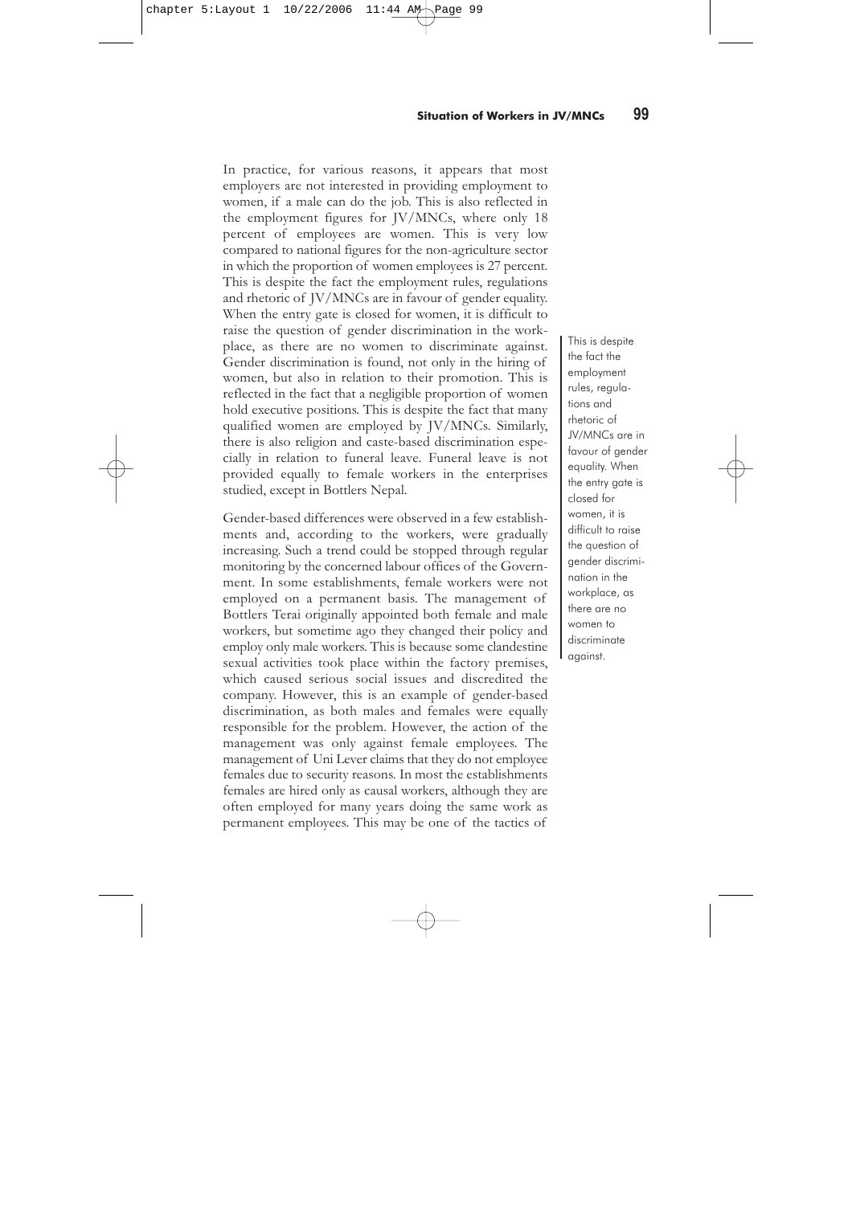In practice, for various reasons, it appears that most employers are not interested in providing employment to women, if a male can do the job. This is also reflected in the employment figures for JV/MNCs, where only 18 percent of employees are women. This is very low compared to national figures for the non-agriculture sector in which the proportion of women employees is 27 percent. This is despite the fact the employment rules, regulations and rhetoric of JV/MNCs are in favour of gender equality. When the entry gate is closed for women, it is difficult to raise the question of gender discrimination in the workplace, as there are no women to discriminate against. Gender discrimination is found, not only in the hiring of women, but also in relation to their promotion. This is reflected in the fact that a negligible proportion of women hold executive positions. This is despite the fact that many qualified women are employed by JV/MNCs. Similarly, there is also religion and caste-based discrimination especially in relation to funeral leave. Funeral leave is not provided equally to female workers in the enterprises studied, except in Bottlers Nepal.

> This is despite the fact the employment rules, regulations and rhetoric of JV/MNCs are in favour of gender equality. When the entry gate is closed for women, it is difficult to raise the question of gender discrimination in the workplace, as there are no women to discriminate against.

Gender-based differences were observed in a few establishments and, according to the workers, were gradually increasing. Such a trend could be stopped through regular monitoring by the concerned labour offices of the Government. In some establishments, female workers were not employed on a permanent basis. The management of Bottlers Terai originally appointed both female and male workers, but sometime ago they changed their policy and employ only male workers. This is because some clandestine sexual activities took place within the factory premises, which caused serious social issues and discredited the company. However, this is an example of gender-based discrimination, as both males and females were equally responsible for the problem. However, the action of the management was only against female employees. The management of Uni Lever claims that they do not employee females due to security reasons. In most the establishments females are hired only as causal workers, although they are often employed for many years doing the same work as permanent employees. This may be one of the tactics of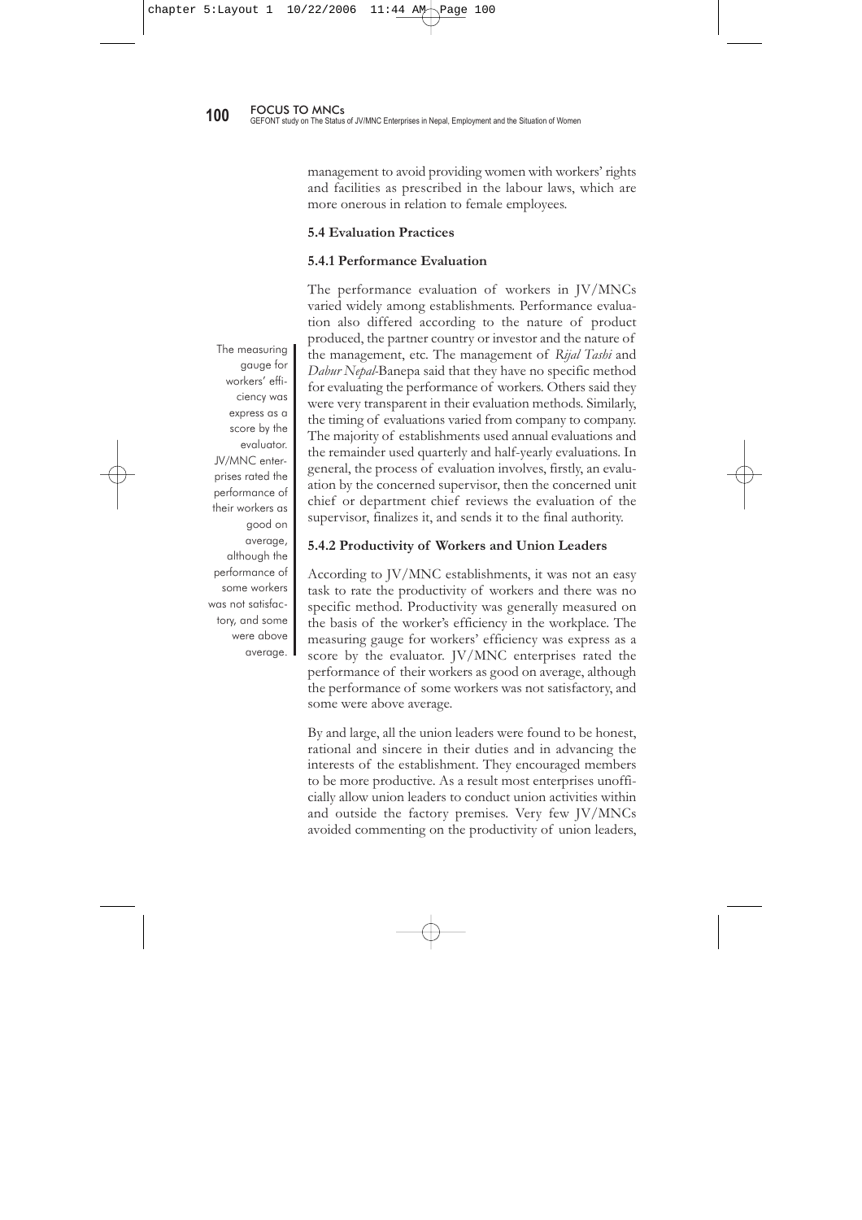management to avoid providing women with workers' rights and facilities as prescribed in the labour laws, which are more onerous in relation to female employees.

### 5.4 Evaluation Practices

#### 5.4.1 Performance Evaluation

The performance evaluation of workers in JV/MNCs varied widely among establishments. Performance evaluation also differed according to the nature of product produced, the partner country or investor and the nature of the management, etc. The management of *Rijal Tashi* and *Dabur Nepal*-Banepa said that they have no specific method for evaluating the performance of workers. Others said they were very transparent in their evaluation methods. Similarly, the timing of evaluations varied from company to company. The majority of establishments used annual evaluations and the remainder used quarterly and half-yearly evaluations. In general, the process of evaluation involves, firstly, an evaluation by the concerned supervisor, then the concerned unit chief or department chief reviews the evaluation of the supervisor, finalizes it, and sends it to the final authority.

#### 5.4.2 Productivity of Workers and Union Leaders

According to JV/MNC establishments, it was not an easy task to rate the productivity of workers and there was no specific method. Productivity was generally measured on the basis of the worker's efficiency in the workplace. The measuring gauge for workers' efficiency was express as a score by the evaluator. JV/MNC enterprises rated the performance of their workers as good on average, although the performance of some workers was not satisfactory, and some were above average.

By and large, all the union leaders were found to be honest, rational and sincere in their duties and in advancing the interests of the establishment. They encouraged members to be more productive. As a result most enterprises unofficially allow union leaders to conduct union activities within and outside the factory premises. Very few JV/MNCs avoided commenting on the productivity of union leaders,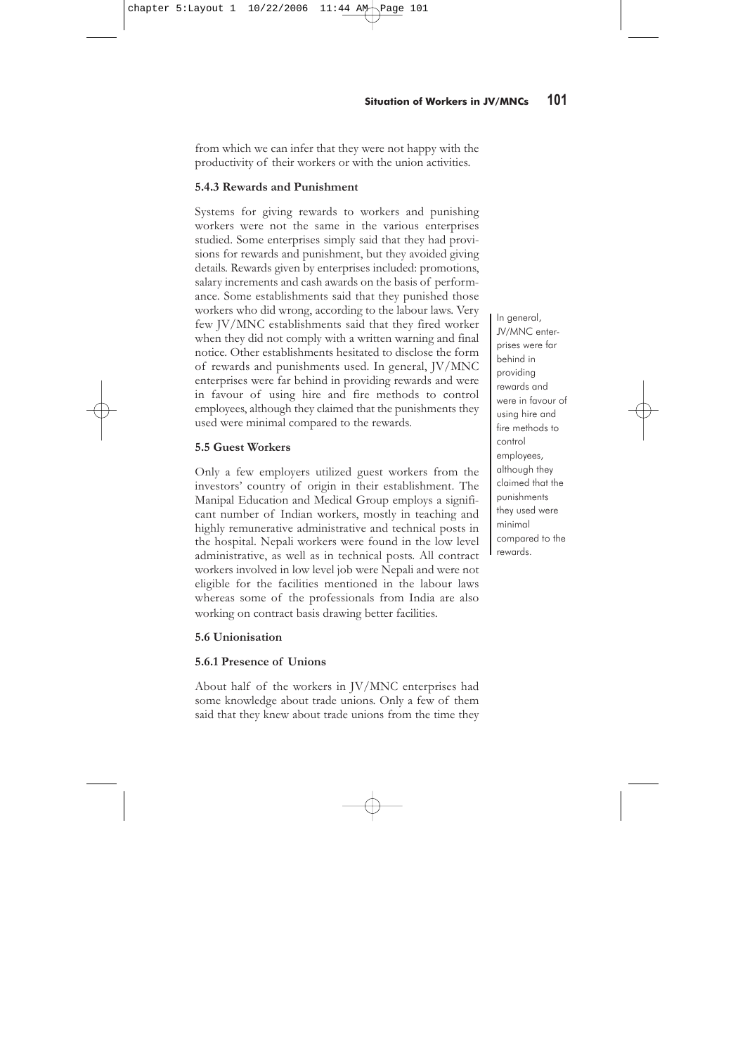from which we can infer that they were not happy with the productivity of their workers or with the union activities.

### 5.4.3 Rewards and Punishment

Systems for giving rewards to workers and punishing workers were not the same in the various enterprises studied. Some enterprises simply said that they had provisions for rewards and punishment, but they avoided giving details. Rewards given by enterprises included: promotions, salary increments and cash awards on the basis of performance. Some establishments said that they punished those workers who did wrong, according to the labour laws. Very few JV/MNC establishments said that they fired worker when they did not comply with a written warning and final notice. Other establishments hesitated to disclose the form of rewards and punishments used. In general, JV/MNC enterprises were far behind in providing rewards and were in favour of using hire and fire methods to control employees, although they claimed that the punishments they used were minimal compared to the rewards.

> In general, JV/MNC enterprises were far behind in providing rewards and were in favour of using hire and fire methods to control employees, although they claimed that the punishments they used were minimal compared to the rewards.

## 5.5 Guest Workers

Only a few employers utilized guest workers from the investors' country of origin in their establishment. The Manipal Education and Medical Group employs a significant number of Indian workers, mostly in teaching and highly remunerative administrative and technical posts in the hospital. Nepali workers were found in the low level administrative, as well as in technical posts. All contract workers involved in low level job were Nepali and were not eligible for the facilities mentioned in the labour laws whereas some of the professionals from India are also working on contract basis drawing better facilities.

## 5.6 Unionisation

### 5.6.1 Presence of Unions

About half of the workers in JV/MNC enterprises had some knowledge about trade unions. Only a few of them said that they knew about trade unions from the time they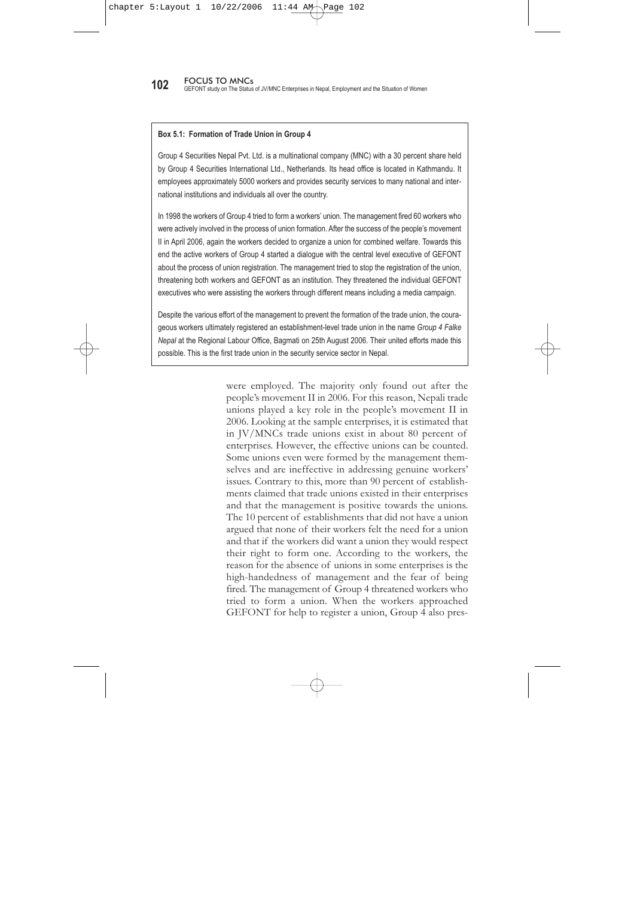**Box 5.1: Formation of Trade Union in Group 4**

Group 4 Securities Nepal Pvt. Ltd. is a multinational company (MNC) with a 30 percent share held by Group 4 Securities International Ltd., Netherlands. Its head office is located in Kathmandu. It employees approximately 5000 workers and provides security services to many national and international institutions and individuals all over the country.

In 1998 the workers of Group 4 tried to form a workers' union. The management fired 60 workers who were actively involved in the process of union formation. After the success of the people's movement II in April 2006, again the workers decided to organize a union for combined welfare. Towards this end the active workers of Group 4 started a dialogue with the central level executive of GEFONT about the process of union registration. The management tried to stop the registration of the union, threatening both workers and GEFONT as an institution. They threatened the individual GEFONT executives who were assisting the workers through different means including a media campaign.

Despite the various effort of the management to prevent the formation of the trade union, the courageous workers ultimately registered an establishment-level trade union in the name *Group 4 Falke Nepal* at the Regional Labour Office, Bagmati on 25th August 2006. Their united efforts made this possible. This is the first trade union in the security service sector in Nepal.

were employed. The majority only found out after the people's movement II in 2006. For this reason, Nepali trade unions played a key role in the people's movement II in 2006. Looking at the sample enterprises, it is estimated that in JV/MNCs trade unions exist in about 80 percent of enterprises. However, the effective unions can be counted. Some unions even were formed by the management themselves and are ineffective in addressing genuine workers' issues. Contrary to this, more than 90 percent of establishments claimed that trade unions existed in their enterprises and that the management is positive towards the unions. The 10 percent of establishments that did not have a union argued that none of their workers felt the need for a union and that if the workers did want a union they would respect their right to form one. According to the workers, the reason for the absence of unions in some enterprises is the high-handedness of management and the fear of being fired. The management of Group 4 threatened workers who tried to form a union. When the workers approached GEFONT for help to register a union, Group 4 also pres-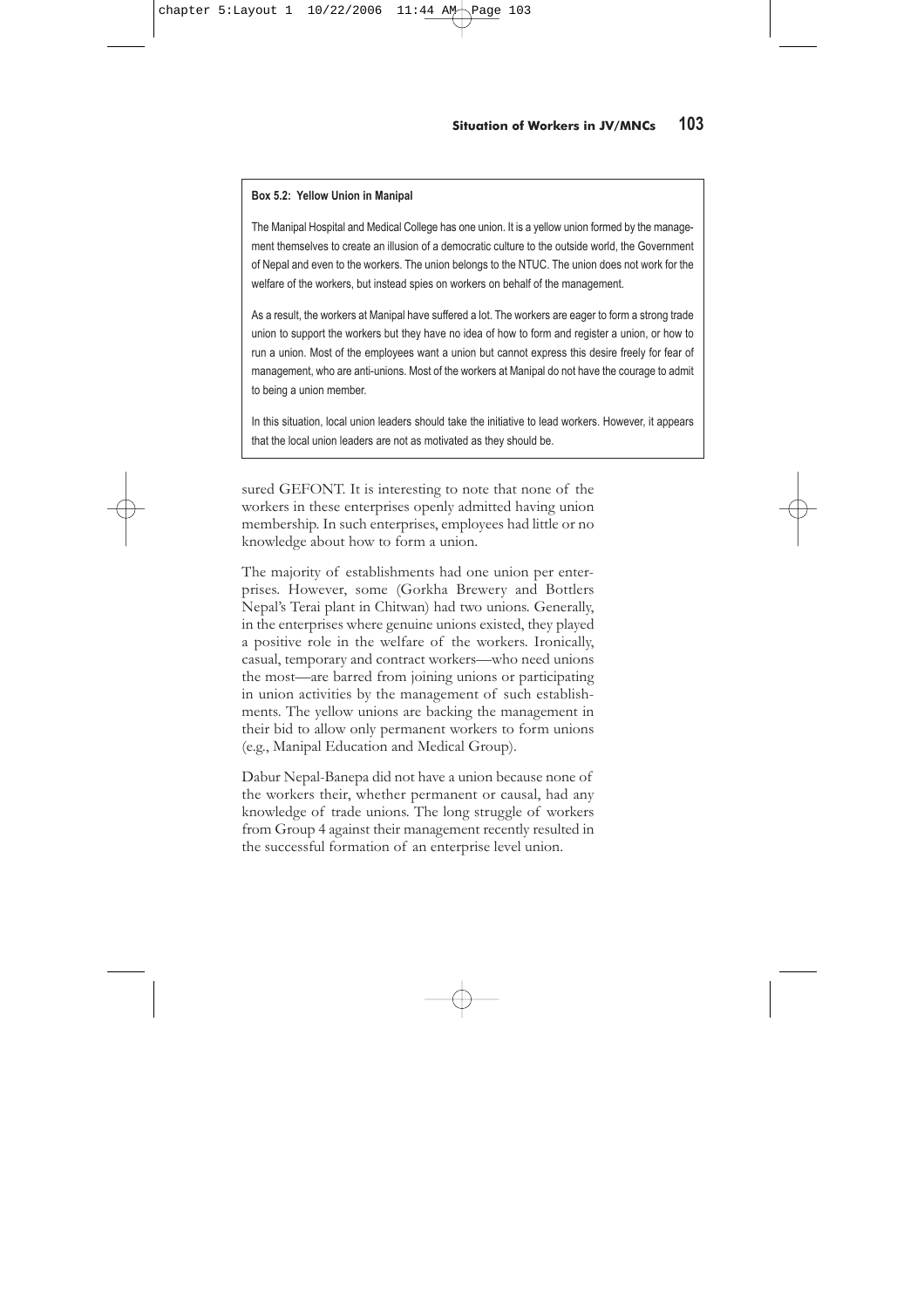**Box 5.2: Yellow Union in Manipal**

The Manipal Hospital and Medical College has one union. It is a yellow union formed by the management themselves to create an illusion of a democratic culture to the outside world, the Government of Nepal and even to the workers. The union belongs to the NTUC. The union does not work for the welfare of the workers, but instead spies on workers on behalf of the management.

As a result, the workers at Manipal have suffered a lot. The workers are eager to form a strong trade union to support the workers but they have no idea of how to form and register a union, or how to run a union. Most of the employees want a union but cannot express this desire freely for fear of management, who are anti-unions. Most of the workers at Manipal do not have the courage to admit to being a union member.

In this situation, local union leaders should take the initiative to lead workers. However, it appears that the local union leaders are not as motivated as they should be.

sured GEFONT. It is interesting to note that none of the workers in these enterprises openly admitted having union membership. In such enterprises, employees had little or no knowledge about how to form a union.

The majority of establishments had one union per enterprises. However, some (Gorkha Brewery and Bottlers Nepal's Terai plant in Chitwan) had two unions. Generally, in the enterprises where genuine unions existed, they played a positive role in the welfare of the workers. Ironically, casual, temporary and contract workers—who need unions the most—are barred from joining unions or participating in union activities by the management of such establishments. The yellow unions are backing the management in their bid to allow only permanent workers to form unions (e.g., Manipal Education and Medical Group).

Dabur Nepal-Banepa did not have a union because none of the workers their, whether permanent or causal, had any knowledge of trade unions. The long struggle of workers from Group 4 against their management recently resulted in the successful formation of an enterprise level union.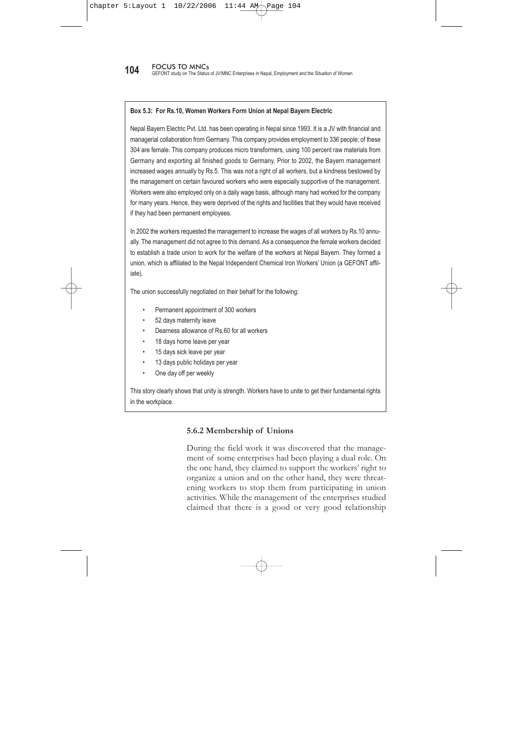**Box 5.3: For Rs.10, Women Workers Form Union at Nepal Bayern Electric**

Nepal Bayern Electric Pvt. Ltd. has been operating in Nepal since 1993. It is a JV with financial and managerial collaboration from Germany. This company provides employment to 336 people; of these 304 are female. This company produces micro transformers, using 100 percent raw materials from Germany and exporting all finished goods to Germany. Prior to 2002, the Bayern management increased wages annually by Rs.5. This was not a right of all workers, but a kindness bestowed by the management on certain favoured workers who were especially supportive of the management. Workers were also employed only on a daily wage basis, although many had worked for the company for many years. Hence, they were deprived of the rights and facilities that they would have received if they had been permanent employees.

In 2002 the workers requested the management to increase the wages of all workers by Rs.10 annually. The management did not agree to this demand. As a consequence the female workers decided to establish a trade union to work for the welfare of the workers at Nepal Bayern. They formed a union, which is affiliated to the Nepal Independent Chemical Iron Workers' Union (a GEFONT affiliate).

The union successfully negotiated on their behalf for the following:

- Permanent appointment of 300 workers
- 52 days maternity leave
- Dearness allowance of Rs.60 for all workers
- 18 days home leave per year
- 15 days sick leave per year
- 13 days public holidays per year
- One day off per weekly

This story clearly shows that unity is strength. Workers have to unite to get their fundamental rights in the workplace.

### 5.6.2 Membership of Unions

During the field work it was discovered that the management of some enterprises had been playing a dual role. On the one hand, they claimed to support the workers' right to organize a union and on the other hand, they were threatening workers to stop them from participating in union activities. While the management of the enterprises studied claimed that there is a good or very good relationship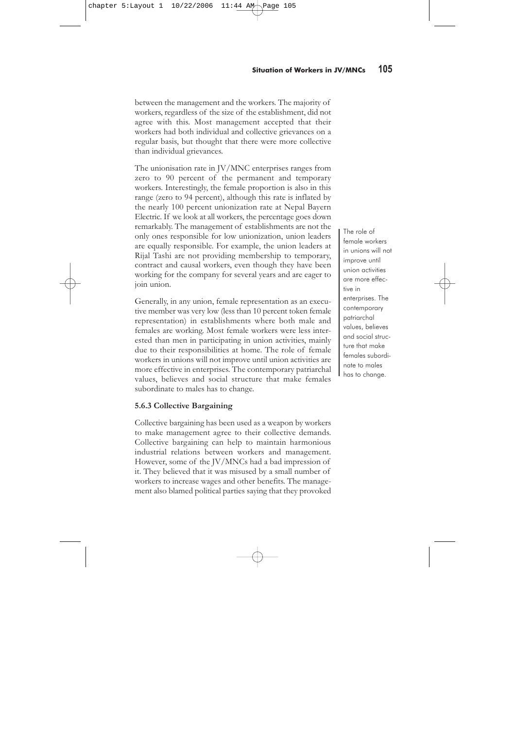between the management and the workers. The majority of workers, regardless of the size of the establishment, did not agree with this. Most management accepted that their workers had both individual and collective grievances on a regular basis, but thought that there were more collective than individual grievances.

The unionisation rate in JV/MNC enterprises ranges from zero to 90 percent of the permanent and temporary workers. Interestingly, the female proportion is also in this range (zero to 94 percent), although this rate is inflated by the nearly 100 percent unionization rate at Nepal Bayern Electric. If we look at all workers, the percentage goes down remarkably. The management of establishments are not the only ones responsible for low unionization, union leaders are equally responsible. For example, the union leaders at Rijal Tashi are not providing membership to temporary, contract and causal workers, even though they have been working for the company for several years and are eager to join union.

Generally, in any union, female representation as an executive member was very low (less than 10 percent token female representation) in establishments where both male and females are working. Most female workers were less interested than men in participating in union activities, mainly due to their responsibilities at home. The role of female workers in unions will not improve until union activities are more effective in enterprises. The contemporary patriarchal values, believes and social structure that make females subordinate to males has to change.

> The role of female workers in unions will not improve until union activities are more effective in enterprises. The contemporary patriarchal values, believes and social structure that make females subordinate to males has to change.

### 5.6.3 Collective Bargaining

Collective bargaining has been used as a weapon by workers to make management agree to their collective demands. Collective bargaining can help to maintain harmonious industrial relations between workers and management. However, some of the JV/MNCs had a bad impression of it. They believed that it was misused by a small number of workers to increase wages and other benefits. The management also blamed political parties saying that they provoked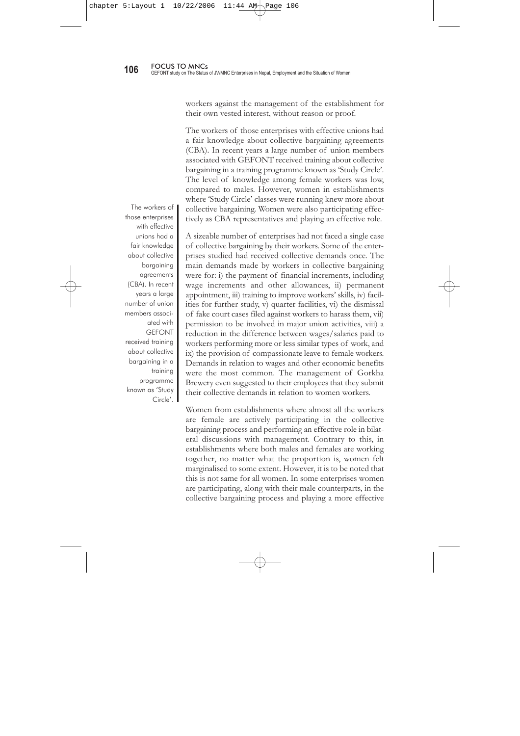workers against the management of the establishment for their own vested interest, without reason or proof.

The workers of those enterprises with effective unions had a fair knowledge about collective bargaining agreements (CBA). In recent years a large number of union members associated with GEFONT received training about collective bargaining in a training programme known as 'Study Circle'. The level of knowledge among female workers was low, compared to males. However, women in establishments where 'Study Circle' classes were running knew more about collective bargaining. Women were also participating effectively as CBA representatives and playing an effective role.

> The workers of those enterprises with effective unions had a fair knowledge about collective bargaining agreements (CBA). In recent years a large number of union members associated with GEFONT received training about collective bargaining in a training programme known as 'Study Circle'.

A sizeable number of enterprises had not faced a single case of collective bargaining by their workers. Some of the enterprises studied had received collective demands once. The main demands made by workers in collective bargaining were for: i) the payment of financial increments, including wage increments and other allowances, ii) permanent appointment, iii) training to improve workers' skills, iv) facilities for further study, v) quarter facilities, vi) the dismissal of fake court cases filed against workers to harass them, vii) permission to be involved in major union activities, viii) a reduction in the difference between wages/salaries paid to workers performing more or less similar types of work, and ix) the provision of compassionate leave to female workers. Demands in relation to wages and other economic benefits were the most common. The management of Gorkha Brewery even suggested to their employees that they submit their collective demands in relation to women workers.

Women from establishments where almost all the workers are female are actively participating in the collective bargaining process and performing an effective role in bilateral discussions with management. Contrary to this, in establishments where both males and females are working together, no matter what the proportion is, women felt marginalised to some extent. However, it is to be noted that this is not same for all women. In some enterprises women are participating, along with their male counterparts, in the collective bargaining process and playing a more effective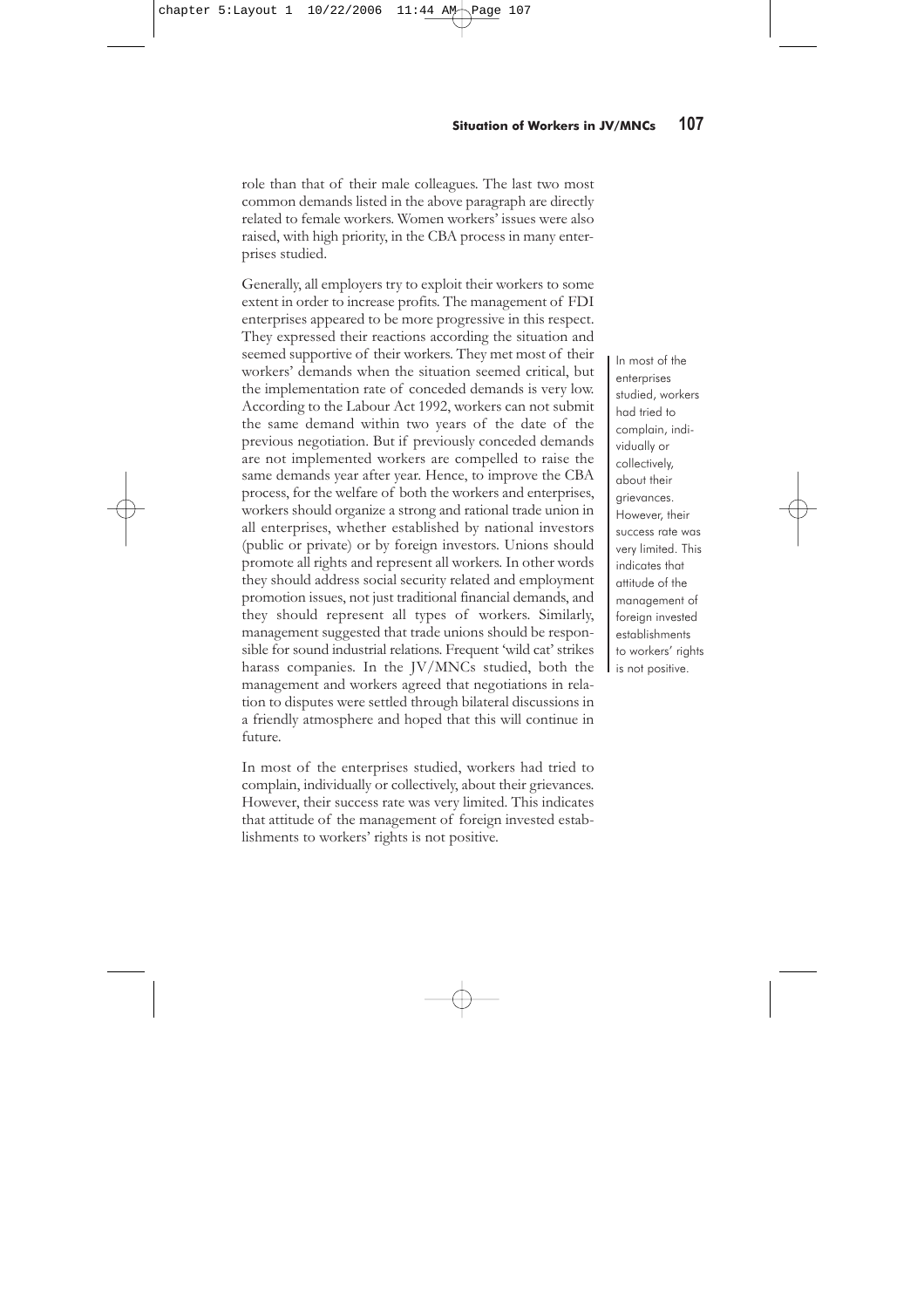role than that of their male colleagues. The last two most common demands listed in the above paragraph are directly related to female workers. Women workers' issues were also raised, with high priority, in the CBA process in many enterprises studied.

Generally, all employers try to exploit their workers to some extent in order to increase profits. The management of FDI enterprises appeared to be more progressive in this respect. They expressed their reactions according the situation and seemed supportive of their workers. They met most of their workers' demands when the situation seemed critical, but the implementation rate of conceded demands is very low. According to the Labour Act 1992, workers can not submit the same demand within two years of the date of the previous negotiation. But if previously conceded demands are not implemented workers are compelled to raise the same demands year after year. Hence, to improve the CBA process, for the welfare of both the workers and enterprises, workers should organize a strong and rational trade union in all enterprises, whether established by national investors (public or private) or by foreign investors. Unions should promote all rights and represent all workers. In other words they should address social security related and employment promotion issues, not just traditional financial demands, and they should represent all types of workers. Similarly, management suggested that trade unions should be responsible for sound industrial relations. Frequent 'wild cat' strikes harass companies. In the JV/MNCs studied, both the management and workers agreed that negotiations in relation to disputes were settled through bilateral discussions in a friendly atmosphere and hoped that this will continue in future.

> In most of the enterprises studied, workers had tried to complain, individually or collectively, about their grievances. However, their success rate was very limited. This indicates that attitude of the management of foreign invested establishments to workers' rights is not positive.

In most of the enterprises studied, workers had tried to complain, individually or collectively, about their grievances. However, their success rate was very limited. This indicates that attitude of the management of foreign invested establishments to workers' rights is not positive.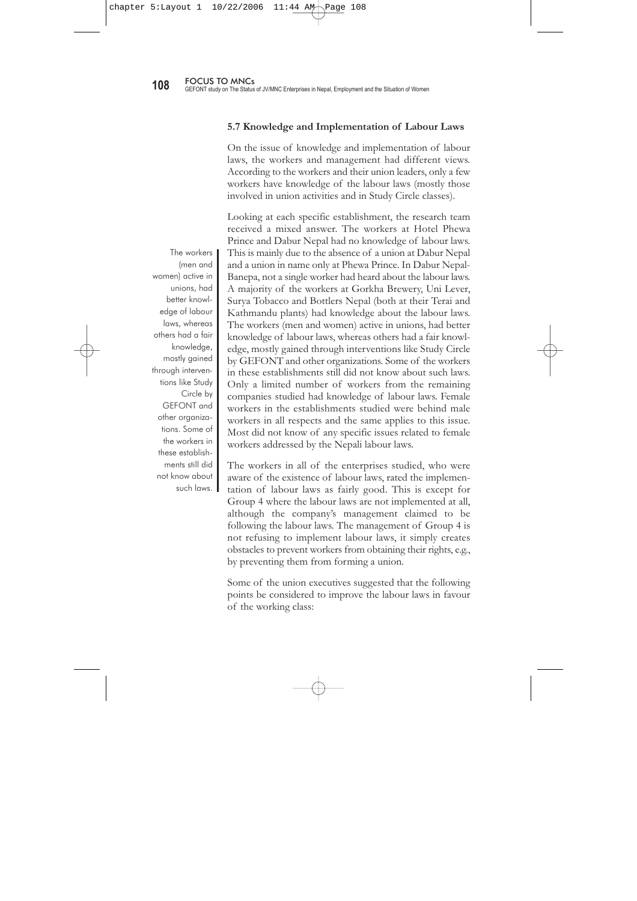### 5.7 Knowledge and Implementation of Labour Laws

On the issue of knowledge and implementation of labour laws, the workers and management had different views. According to the workers and their union leaders, only a few workers have knowledge of the labour laws (mostly those involved in union activities and in Study Circle classes).

Looking at each specific establishment, the research team received a mixed answer. The workers at Hotel Phewa Prince and Dabur Nepal had no knowledge of labour laws. This is mainly due to the absence of a union at Dabur Nepal and a union in name only at Phewa Prince. In Dabur Nepal-Banepa, not a single worker had heard about the labour laws. A majority of the workers at Gorkha Brewery, Uni Lever, Surya Tobacco and Bottlers Nepal (both at their Terai and Kathmandu plants) had knowledge about the labour laws. The workers (men and women) active in unions, had better knowledge of labour laws, whereas others had a fair knowledge, mostly gained through interventions like Study Circle by GEFONT and other organizations. Some of the workers in these establishments still did not know about such laws. Only a limited number of workers from the remaining companies studied had knowledge of labour laws. Female workers in the establishments studied were behind male workers in all respects and the same applies to this issue. Most did not know of any specific issues related to female workers addressed by the Nepali labour laws.

> The workers (men and women) active in unions, had better knowledge of labour laws, whereas others had a fair knowledge, mostly gained through interventions like Study Circle by GEFONT and other organizations. Some of the workers in these establishments still did not know about such laws.

The workers in all of the enterprises studied, who were aware of the existence of labour laws, rated the implementation of labour laws as fairly good. This is except for Group 4 where the labour laws are not implemented at all, although the company's management claimed to be following the labour laws. The management of Group 4 is not refusing to implement labour laws, it simply creates obstacles to prevent workers from obtaining their rights, e.g., by preventing them from forming a union.

Some of the union executives suggested that the following points be considered to improve the labour laws in favour of the working class: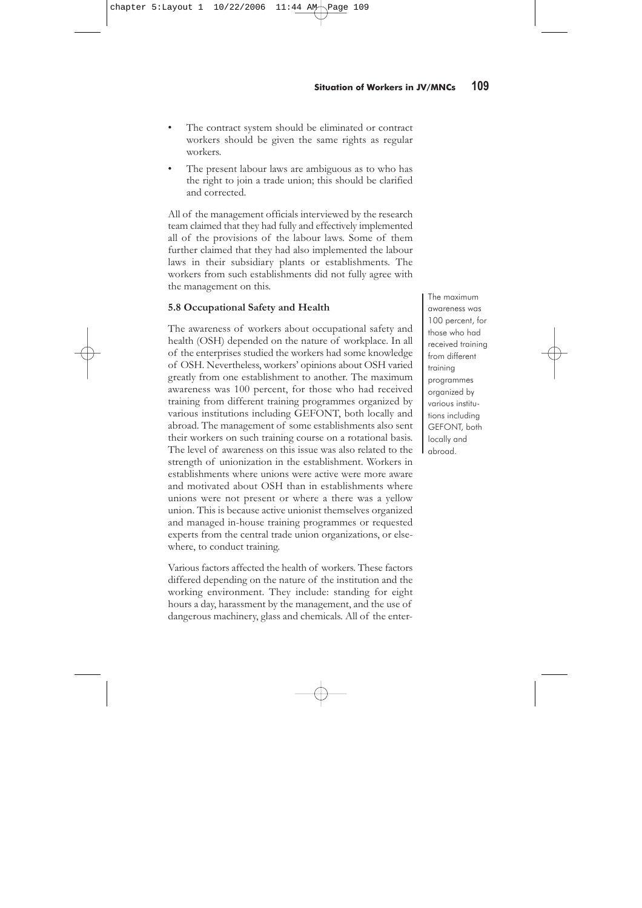- The contract system should be eliminated or contract workers should be given the same rights as regular workers.
- The present labour laws are ambiguous as to who has the right to join a trade union; this should be clarified and corrected.

All of the management officials interviewed by the research team claimed that they had fully and effectively implemented all of the provisions of the labour laws. Some of them further claimed that they had also implemented the labour laws in their subsidiary plants or establishments. The workers from such establishments did not fully agree with the management on this.

### 5.8 Occupational Safety and Health

The awareness of workers about occupational safety and health (OSH) depended on the nature of workplace. In all of the enterprises studied the workers had some knowledge of OSH. Nevertheless, workers' opinions about OSH varied greatly from one establishment to another. The maximum awareness was 100 percent, for those who had received training from different training programmes organized by various institutions including GEFONT, both locally and abroad. The management of some establishments also sent their workers on such training course on a rotational basis. The level of awareness on this issue was also related to the strength of unionization in the establishment. Workers in establishments where unions were active were more aware and motivated about OSH than in establishments where unions were not present or where a there was a yellow union. This is because active unionist themselves organized and managed in-house training programmes or requested experts from the central trade union organizations, or elsewhere, to conduct training.

> The maximum awareness was 100 percent, for those who had received training from different training programmes organized by various institutions including GEFONT, both locally and abroad.

Various factors affected the health of workers. These factors differed depending on the nature of the institution and the working environment. They include: standing for eight hours a day, harassment by the management, and the use of dangerous machinery, glass and chemicals. All of the enter-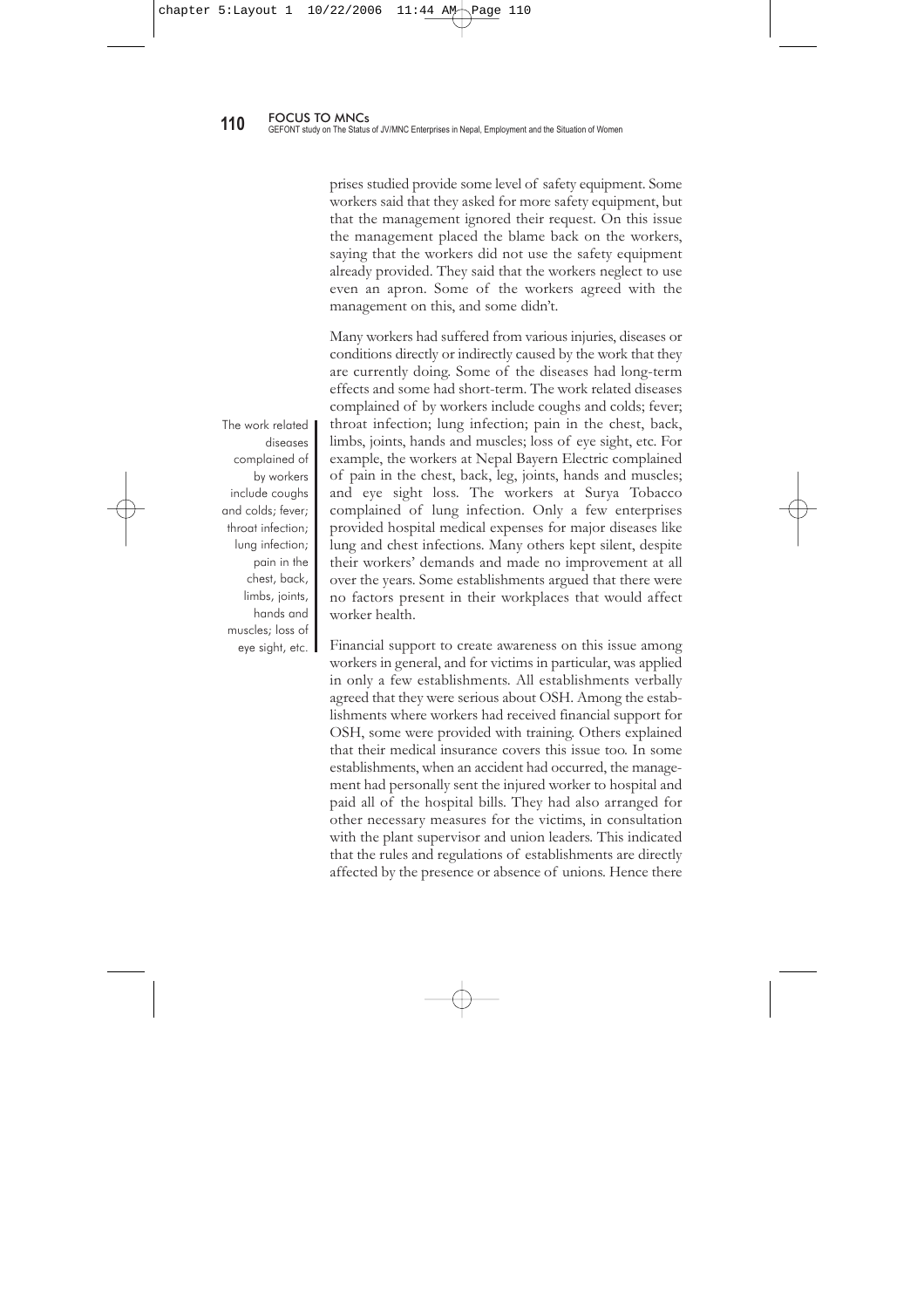prises studied provide some level of safety equipment. Some workers said that they asked for more safety equipment, but that the management ignored their request. On this issue the management placed the blame back on the workers, saying that the workers did not use the safety equipment already provided. They said that the workers neglect to use even an apron. Some of the workers agreed with the management on this, and some didn't.

Many workers had suffered from various injuries, diseases or conditions directly or indirectly caused by the work that they are currently doing. Some of the diseases had long-term effects and some had short-term. The work related diseases complained of by workers include coughs and colds; fever; throat infection; lung infection; pain in the chest, back, limbs, joints, hands and muscles; loss of eye sight, etc. For example, the workers at Nepal Bayern Electric complained of pain in the chest, back, leg, joints, hands and muscles; and eye sight loss. The workers at Surya Tobacco complained of lung infection. Only a few enterprises provided hospital medical expenses for major diseases like lung and chest infections. Many others kept silent, despite their workers' demands and made no improvement at all over the years. Some establishments argued that there were no factors present in their workplaces that would affect worker health.

> The work related diseases complained of by workers include coughs and colds; fever; throat infection; lung infection; pain in the chest, back, limbs, joints, hands and muscles; loss of eye sight, etc.

Financial support to create awareness on this issue among workers in general, and for victims in particular, was applied in only a few establishments. All establishments verbally agreed that they were serious about OSH. Among the establishments where workers had received financial support for OSH, some were provided with training. Others explained that their medical insurance covers this issue too. In some establishments, when an accident had occurred, the management had personally sent the injured worker to hospital and paid all of the hospital bills. They had also arranged for other necessary measures for the victims, in consultation with the plant supervisor and union leaders. This indicated that the rules and regulations of establishments are directly affected by the presence or absence of unions. Hence there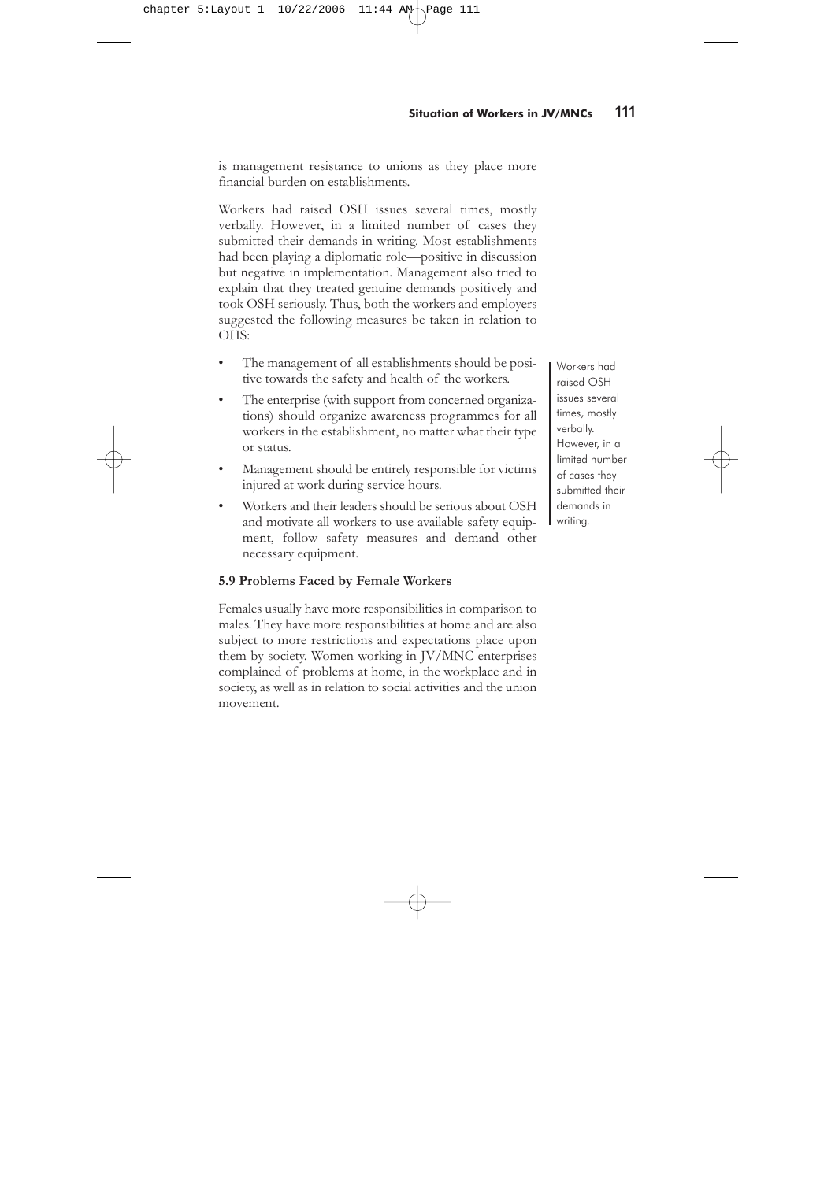is management resistance to unions as they place more financial burden on establishments.

Workers had raised OSH issues several times, mostly verbally. However, in a limited number of cases they submitted their demands in writing. Most establishments had been playing a diplomatic role—positive in discussion but negative in implementation. Management also tried to explain that they treated genuine demands positively and took OSH seriously. Thus, both the workers and employers suggested the following measures be taken in relation to OHS:

- The management of all establishments should be positive towards the safety and health of the workers.
- The enterprise (with support from concerned organizations) should organize awareness programmes for all workers in the establishment, no matter what their type or status.
- Management should be entirely responsible for victims injured at work during service hours.
- Workers and their leaders should be serious about OSH and motivate all workers to use available safety equipment, follow safety measures and demand other necessary equipment.

> Workers had raised OSH issues several times, mostly verbally. However, in a limited number of cases they submitted their demands in writing.

**5.9 Problems Faced by Female Workers**

Females usually have more responsibilities in comparison to males. They have more responsibilities at home and are also subject to more restrictions and expectations place upon them by society. Women working in JV/MNC enterprises complained of problems at home, in the workplace and in society, as well as in relation to social activities and the union movement.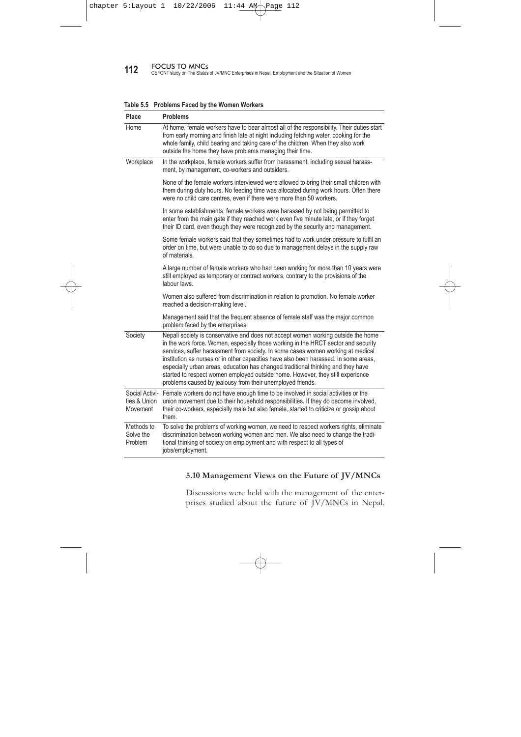**Table 5.5 Problems Faced by the Women Workers**

| Place | Problems |
|---|---|
| Home | At home, female workers have to bear almost all of the responsibility. Their duties start from early morning and finish late at night including fetching water, cooking for the whole family, child bearing and taking care of the children. When they also work outside the home they have problems managing their time. |
| Workplace | In the workplace, female workers suffer from harassment, including sexual harassment, by management, co-workers and outsiders. |
| | None of the female workers interviewed were allowed to bring their small children with them during duty hours. No feeding time was allocated during work hours. Often there were no child care centres, even if there were more than 50 workers. |
| | In some establishments, female workers were harassed by not being permitted to enter from the main gate if they reached work even five minute late, or if they forget their ID card, even though they were recognized by the security and management. |
| | Some female workers said that they sometimes had to work under pressure to fulfil an order on time, but were unable to do so due to management delays in the supply raw of materials. |
| | A large number of female workers who had been working for more than 10 years were still employed as temporary or contract workers, contrary to the provisions of the labour laws. |
| | Women also suffered from discrimination in relation to promotion. No female worker reached a decision-making level. |
| | Management said that the frequent absence of female staff was the major common problem faced by the enterprises. |
| Society | Nepali society is conservative and does not accept women working outside the home in the work force. Women, especially those working in the HRCT sector and security services, suffer harassment from society. In some cases women working at medical institution as nurses or in other capacities have also been harassed. In some areas, especially urban areas, education has changed traditional thinking and they have started to respect women employed outside home. However, they still experience problems caused by jealousy from their unemployed friends. |
| Social Activities & Union Movement | Female workers do not have enough time to be involved in social activities or the union movement due to their household responsibilities. If they do become involved, their co-workers, especially male but also female, started to criticize or gossip about them. |
| Methods to Solve the Problem | To solve the problems of working women, we need to respect workers rights, eliminate discrimination between working women and men. We also need to change the traditional thinking of society on employment and with respect to all types of jobs/employment. |

### 5.10 Management Views on the Future of JV/MNCs

Discussions were held with the management of the enterprises studied about the future of JV/MNCs in Nepal.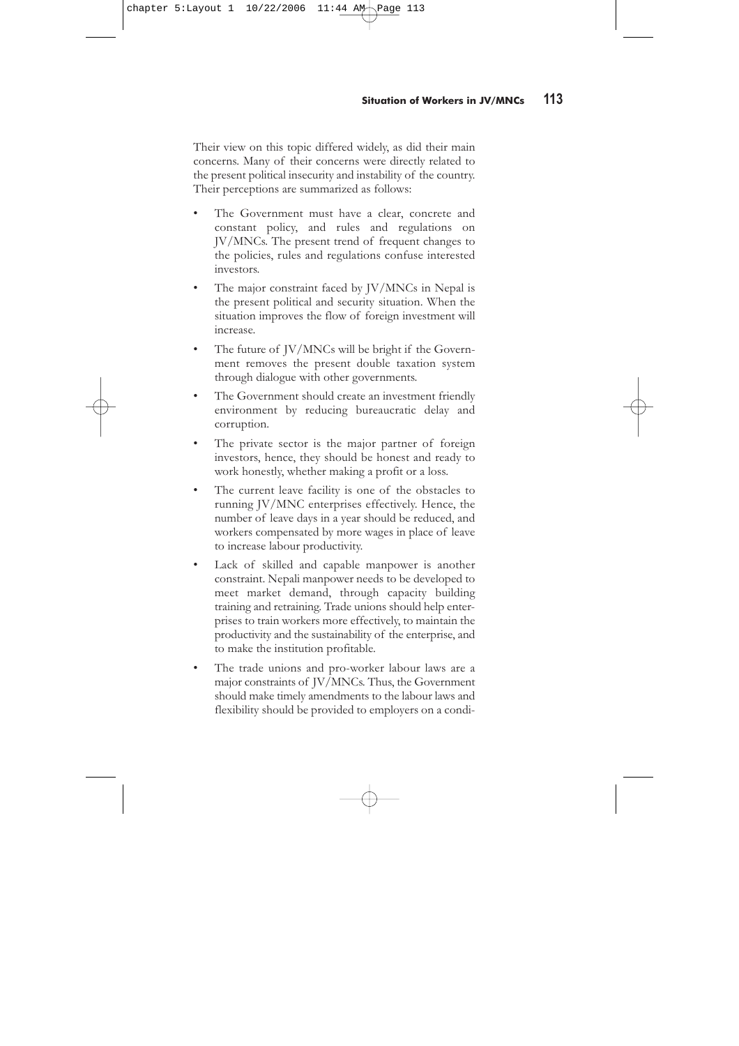Their view on this topic differed widely, as did their main concerns. Many of their concerns were directly related to the present political insecurity and instability of the country. Their perceptions are summarized as follows:

- The Government must have a clear, concrete and constant policy, and rules and regulations on JV/MNCs. The present trend of frequent changes to the policies, rules and regulations confuse interested investors.
- The major constraint faced by JV/MNCs in Nepal is the present political and security situation. When the situation improves the flow of foreign investment will increase.
- The future of JV/MNCs will be bright if the Government removes the present double taxation system through dialogue with other governments.
- The Government should create an investment friendly environment by reducing bureaucratic delay and corruption.
- The private sector is the major partner of foreign investors, hence, they should be honest and ready to work honestly, whether making a profit or a loss.
- The current leave facility is one of the obstacles to running JV/MNC enterprises effectively. Hence, the number of leave days in a year should be reduced, and workers compensated by more wages in place of leave to increase labour productivity.
- Lack of skilled and capable manpower is another constraint. Nepali manpower needs to be developed to meet market demand, through capacity building training and retraining. Trade unions should help enterprises to train workers more effectively, to maintain the productivity and the sustainability of the enterprise, and to make the institution profitable.
- The trade unions and pro-worker labour laws are a major constraints of JV/MNCs. Thus, the Government should make timely amendments to the labour laws and flexibility should be provided to employers on a condi-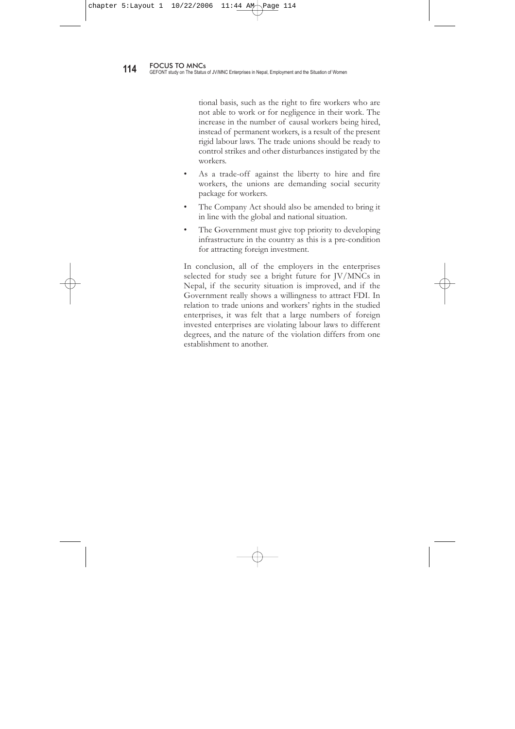tional basis, such as the right to fire workers who are not able to work or for negligence in their work. The increase in the number of causal workers being hired, instead of permanent workers, is a result of the present rigid labour laws. The trade unions should be ready to control strikes and other disturbances instigated by the workers.

- As a trade-off against the liberty to hire and fire workers, the unions are demanding social security package for workers.
- The Company Act should also be amended to bring it in line with the global and national situation.
- The Government must give top priority to developing infrastructure in the country as this is a pre-condition for attracting foreign investment.

In conclusion, all of the employers in the enterprises selected for study see a bright future for JV/MNCs in Nepal, if the security situation is improved, and if the Government really shows a willingness to attract FDI. In relation to trade unions and workers' rights in the studied enterprises, it was felt that a large numbers of foreign invested enterprises are violating labour laws to different degrees, and the nature of the violation differs from one establishment to another.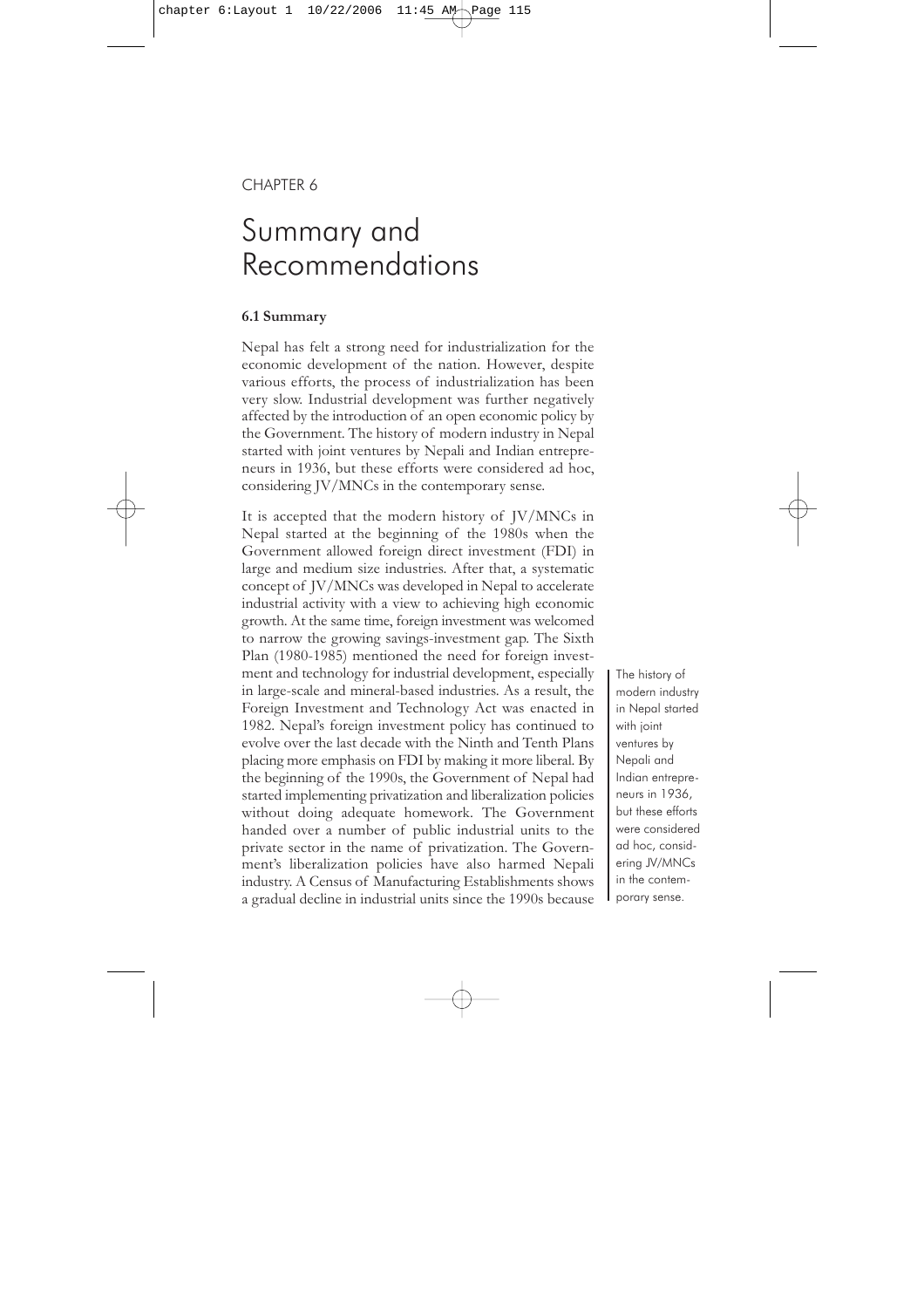CHAPTER 6

# Summary and Recommendations

### 6.1 Summary

Nepal has felt a strong need for industrialization for the economic development of the nation. However, despite various efforts, the process of industrialization has been very slow. Industrial development was further negatively affected by the introduction of an open economic policy by the Government. The history of modern industry in Nepal started with joint ventures by Nepali and Indian entrepreneurs in 1936, but these efforts were considered ad hoc, considering JV/MNCs in the contemporary sense.

It is accepted that the modern history of JV/MNCs in Nepal started at the beginning of the 1980s when the Government allowed foreign direct investment (FDI) in large and medium size industries. After that, a systematic concept of JV/MNCs was developed in Nepal to accelerate industrial activity with a view to achieving high economic growth. At the same time, foreign investment was welcomed to narrow the growing savings-investment gap. The Sixth Plan (1980-1985) mentioned the need for foreign investment and technology for industrial development, especially in large-scale and mineral-based industries. As a result, the Foreign Investment and Technology Act was enacted in 1982. Nepal's foreign investment policy has continued to evolve over the last decade with the Ninth and Tenth Plans placing more emphasis on FDI by making it more liberal. By the beginning of the 1990s, the Government of Nepal had started implementing privatization and liberalization policies without doing adequate homework. The Government handed over a number of public industrial units to the private sector in the name of privatization. The Government's liberalization policies have also harmed Nepali industry. A Census of Manufacturing Establishments shows a gradual decline in industrial units since the 1990s because

> The history of modern industry in Nepal started with joint ventures by Nepali and Indian entrepreneurs in 1936, but these efforts were considered ad hoc, considering JV/MNCs in the contemporary sense.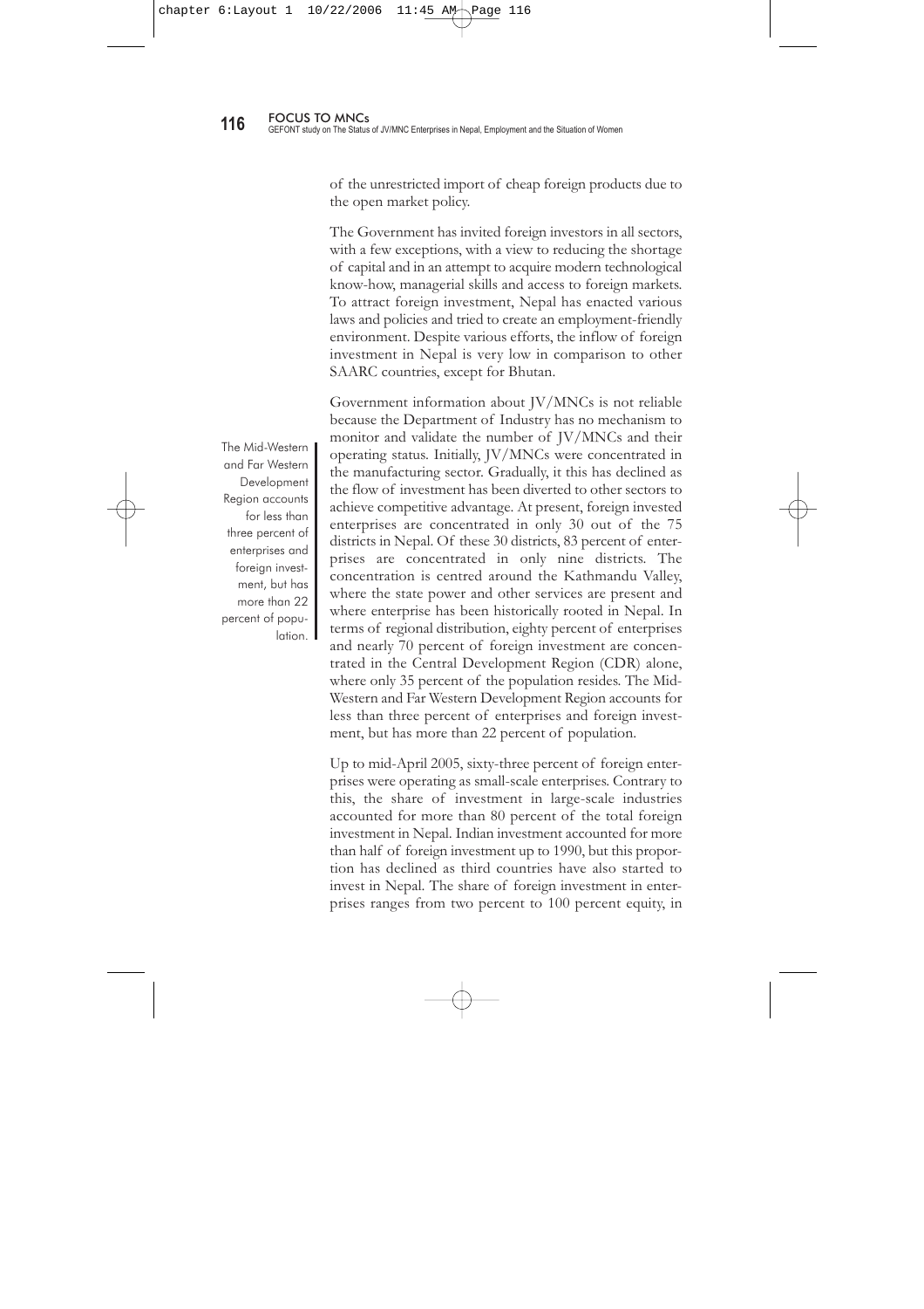of the unrestricted import of cheap foreign products due to the open market policy.

The Government has invited foreign investors in all sectors, with a few exceptions, with a view to reducing the shortage of capital and in an attempt to acquire modern technological know-how, managerial skills and access to foreign markets. To attract foreign investment, Nepal has enacted various laws and policies and tried to create an employment-friendly environment. Despite various efforts, the inflow of foreign investment in Nepal is very low in comparison to other SAARC countries, except for Bhutan.

> The Mid-Western and Far Western Development Region accounts for less than three percent of enterprises and foreign investment, but has more than 22 percent of population.

Government information about JV/MNCs is not reliable because the Department of Industry has no mechanism to monitor and validate the number of JV/MNCs and their operating status. Initially, JV/MNCs were concentrated in the manufacturing sector. Gradually, it this has declined as the flow of investment has been diverted to other sectors to achieve competitive advantage. At present, foreign invested enterprises are concentrated in only 30 out of the 75 districts in Nepal. Of these 30 districts, 83 percent of enterprises are concentrated in only nine districts. The concentration is centred around the Kathmandu Valley, where the state power and other services are present and where enterprise has been historically rooted in Nepal. In terms of regional distribution, eighty percent of enterprises and nearly 70 percent of foreign investment are concentrated in the Central Development Region (CDR) alone, where only 35 percent of the population resides. The Mid-Western and Far Western Development Region accounts for less than three percent of enterprises and foreign investment, but has more than 22 percent of population.

Up to mid-April 2005, sixty-three percent of foreign enterprises were operating as small-scale enterprises. Contrary to this, the share of investment in large-scale industries accounted for more than 80 percent of the total foreign investment in Nepal. Indian investment accounted for more than half of foreign investment up to 1990, but this proportion has declined as third countries have also started to invest in Nepal. The share of foreign investment in enterprises ranges from two percent to 100 percent equity, in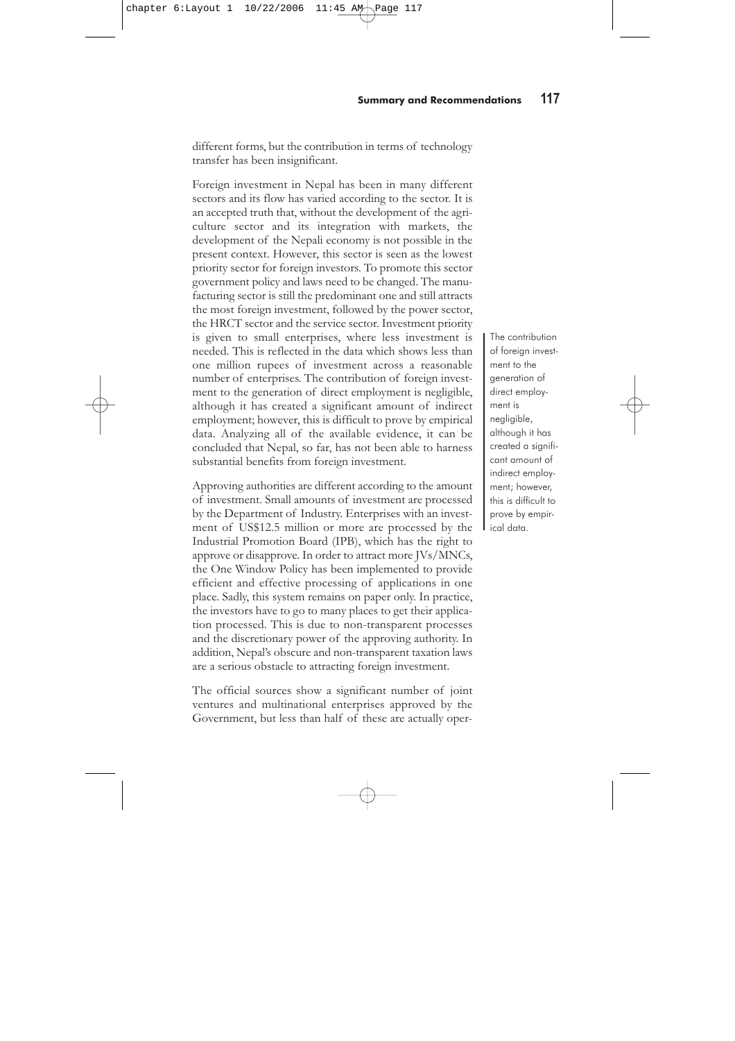different forms, but the contribution in terms of technology transfer has been insignificant.

Foreign investment in Nepal has been in many different sectors and its flow has varied according to the sector. It is an accepted truth that, without the development of the agriculture sector and its integration with markets, the development of the Nepali economy is not possible in the present context. However, this sector is seen as the lowest priority sector for foreign investors. To promote this sector government policy and laws need to be changed. The manufacturing sector is still the predominant one and still attracts the most foreign investment, followed by the power sector, the HRCT sector and the service sector. Investment priority is given to small enterprises, where less investment is needed. This is reflected in the data which shows less than one million rupees of investment across a reasonable number of enterprises. The contribution of foreign investment to the generation of direct employment is negligible, although it has created a significant amount of indirect employment; however, this is difficult to prove by empirical data. Analyzing all of the available evidence, it can be concluded that Nepal, so far, has not been able to harness substantial benefits from foreign investment.

> The contribution of foreign investment to the generation of direct employment is negligible, although it has created a significant amount of indirect employment; however, this is difficult to prove by empirical data.

Approving authorities are different according to the amount of investment. Small amounts of investment are processed by the Department of Industry. Enterprises with an investment of US$12.5 million or more are processed by the Industrial Promotion Board (IPB), which has the right to approve or disapprove. In order to attract more JVs/MNCs, the One Window Policy has been implemented to provide efficient and effective processing of applications in one place. Sadly, this system remains on paper only. In practice, the investors have to go to many places to get their application processed. This is due to non-transparent processes and the discretionary power of the approving authority. In addition, Nepal's obscure and non-transparent taxation laws are a serious obstacle to attracting foreign investment.

The official sources show a significant number of joint ventures and multinational enterprises approved by the Government, but less than half of these are actually oper-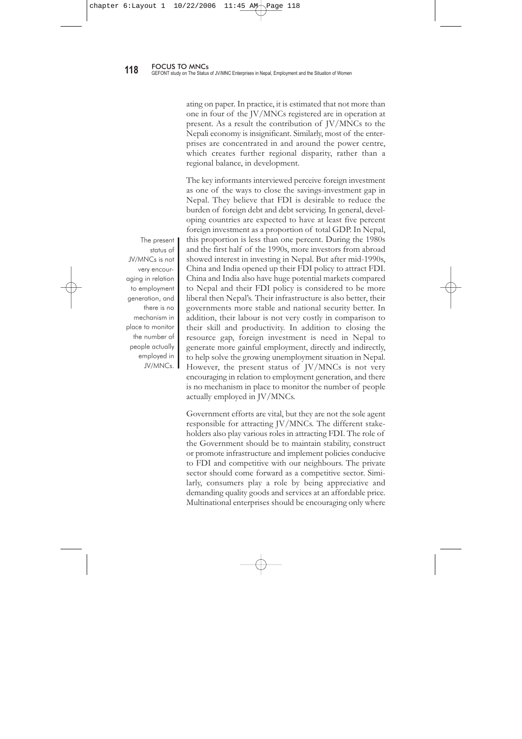ating on paper. In practice, it is estimated that not more than one in four of the JV/MNCs registered are in operation at present. As a result the contribution of JV/MNCs to the Nepali economy is insignificant. Similarly, most of the enterprises are concentrated in and around the power centre, which creates further regional disparity, rather than a regional balance, in development.

The key informants interviewed perceive foreign investment as one of the ways to close the savings-investment gap in Nepal. They believe that FDI is desirable to reduce the burden of foreign debt and debt servicing. In general, developing countries are expected to have at least five percent foreign investment as a proportion of total GDP. In Nepal, this proportion is less than one percent. During the 1980s and the first half of the 1990s, more investors from abroad showed interest in investing in Nepal. But after mid-1990s, China and India opened up their FDI policy to attract FDI. China and India also have huge potential markets compared to Nepal and their FDI policy is considered to be more liberal then Nepal's. Their infrastructure is also better, their governments more stable and national security better. In addition, their labour is not very costly in comparison to their skill and productivity. In addition to closing the resource gap, foreign investment is need in Nepal to generate more gainful employment, directly and indirectly, to help solve the growing unemployment situation in Nepal. However, the present status of JV/MNCs is not very encouraging in relation to employment generation, and there is no mechanism in place to monitor the number of people actually employed in JV/MNCs.

> The present status of JV/MNCs is not very encouraging in relation to employment generation, and there is no mechanism in place to monitor the number of people actually employed in JV/MNCs.

Government efforts are vital, but they are not the sole agent responsible for attracting JV/MNCs. The different stakeholders also play various roles in attracting FDI. The role of the Government should be to maintain stability, construct or promote infrastructure and implement policies conducive to FDI and competitive with our neighbours. The private sector should come forward as a competitive sector. Similarly, consumers play a role by being appreciative and demanding quality goods and services at an affordable price. Multinational enterprises should be encouraging only where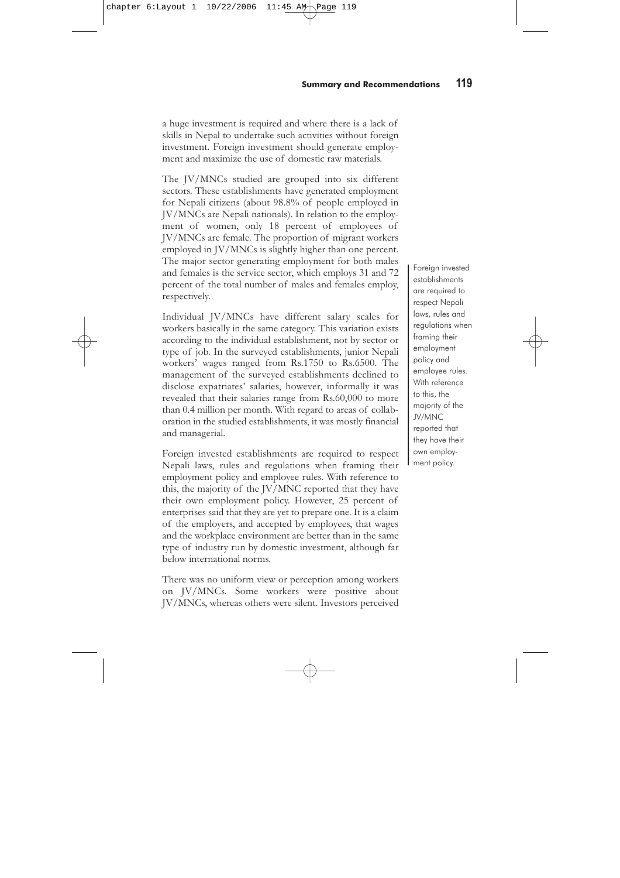a huge investment is required and where there is a lack of skills in Nepal to undertake such activities without foreign investment. Foreign investment should generate employment and maximize the use of domestic raw materials.

The JV/MNCs studied are grouped into six different sectors. These establishments have generated employment for Nepali citizens (about 98.8% of people employed in JV/MNCs are Nepali nationals). In relation to the employment of women, only 18 percent of employees of JV/MNCs are female. The proportion of migrant workers employed in JV/MNCs is slightly higher than one percent. The major sector generating employment for both males and females is the service sector, which employs 31 and 72 percent of the total number of males and females employ, respectively.

Individual JV/MNCs have different salary scales for workers basically in the same category. This variation exists according to the individual establishment, not by sector or type of job. In the surveyed establishments, junior Nepali workers' wages ranged from Rs.1750 to Rs.6500. The management of the surveyed establishments declined to disclose expatriates' salaries, however, informally it was revealed that their salaries range from Rs.60,000 to more than 0.4 million per month. With regard to areas of collaboration in the studied establishments, it was mostly financial and managerial.

Foreign invested establishments are required to respect Nepali laws, rules and regulations when framing their employment policy and employee rules. With reference to this, the majority of the JV/MNC reported that they have their own employment policy. However, 25 percent of enterprises said that they are yet to prepare one. It is a claim of the employers, and accepted by employees, that wages and the workplace environment are better than in the same type of industry run by domestic investment, although far below international norms.

> Foreign invested establishments are required to respect Nepali laws, rules and regulations when framing their employment policy and employee rules. With reference to this, the majority of the JV/MNC reported that they have their own employment policy.

There was no uniform view or perception among workers on JV/MNCs. Some workers were positive about JV/MNCs, whereas others were silent. Investors perceived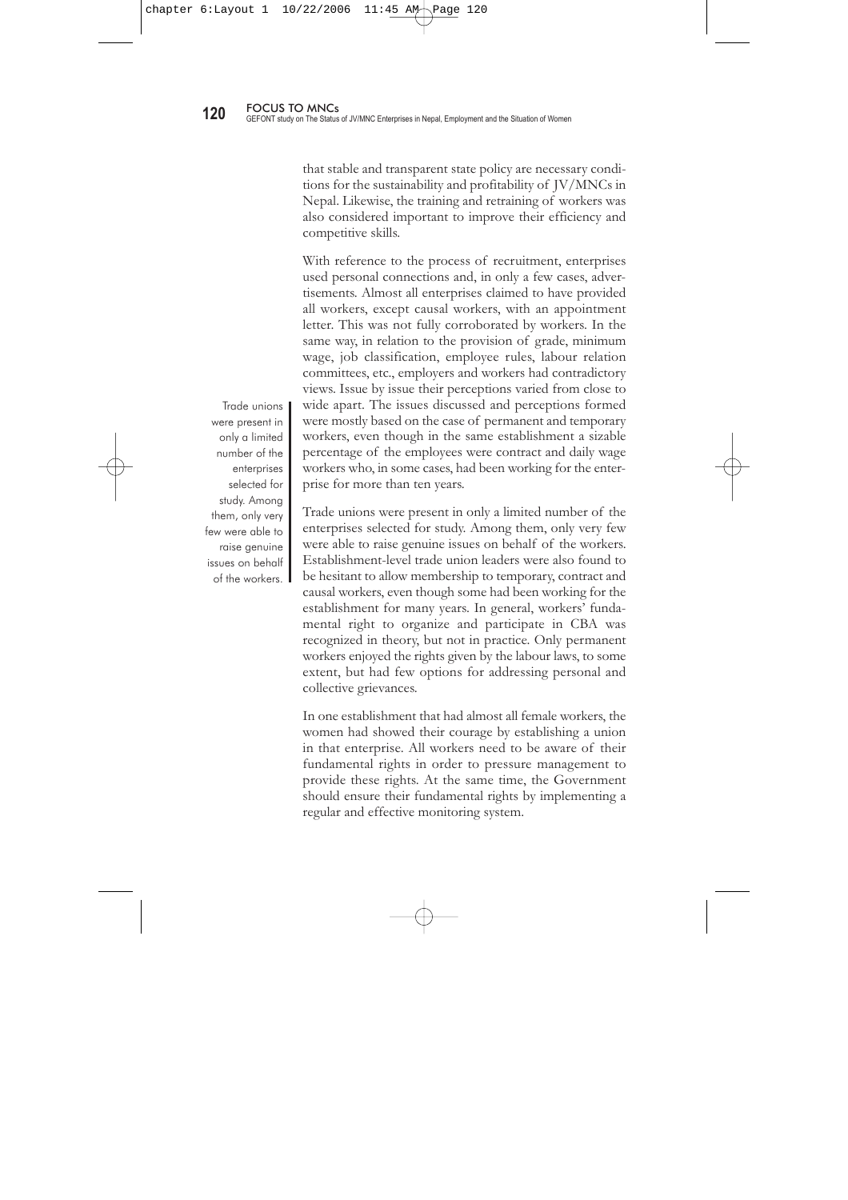that stable and transparent state policy are necessary conditions for the sustainability and profitability of JV/MNCs in Nepal. Likewise, the training and retraining of workers was also considered important to improve their efficiency and competitive skills.

With reference to the process of recruitment, enterprises used personal connections and, in only a few cases, advertisements. Almost all enterprises claimed to have provided all workers, except causal workers, with an appointment letter. This was not fully corroborated by workers. In the same way, in relation to the provision of grade, minimum wage, job classification, employee rules, labour relation committees, etc., employers and workers had contradictory views. Issue by issue their perceptions varied from close to wide apart. The issues discussed and perceptions formed were mostly based on the case of permanent and temporary workers, even though in the same establishment a sizable percentage of the employees were contract and daily wage workers who, in some cases, had been working for the enterprise for more than ten years.

> Trade unions were present in only a limited number of the enterprises selected for study. Among them, only very few were able to raise genuine issues on behalf of the workers.

Trade unions were present in only a limited number of the enterprises selected for study. Among them, only very few were able to raise genuine issues on behalf of the workers. Establishment-level trade union leaders were also found to be hesitant to allow membership to temporary, contract and causal workers, even though some had been working for the establishment for many years. In general, workers' fundamental right to organize and participate in CBA was recognized in theory, but not in practice. Only permanent workers enjoyed the rights given by the labour laws, to some extent, but had few options for addressing personal and collective grievances.

In one establishment that had almost all female workers, the women had showed their courage by establishing a union in that enterprise. All workers need to be aware of their fundamental rights in order to pressure management to provide these rights. At the same time, the Government should ensure their fundamental rights by implementing a regular and effective monitoring system.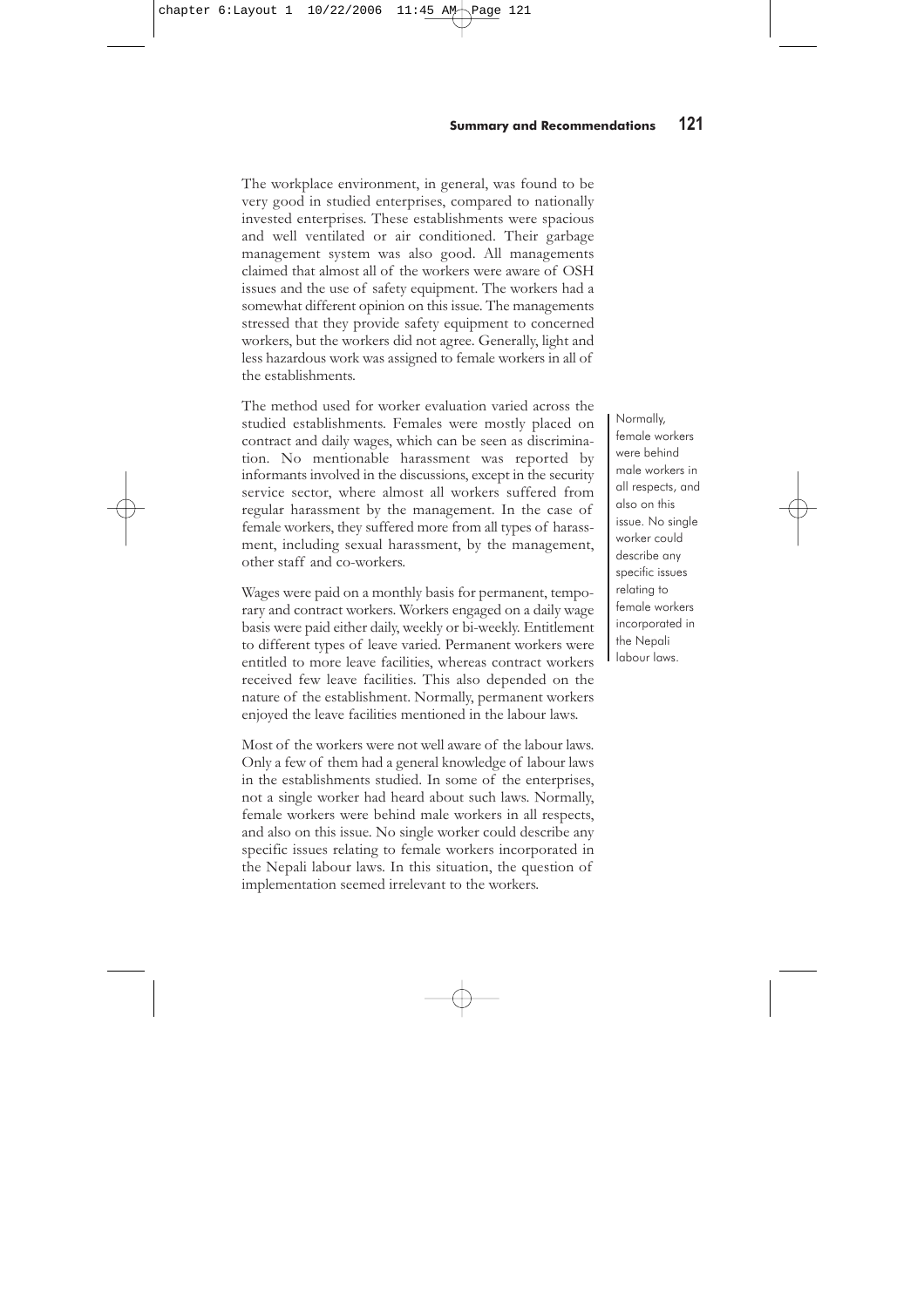The workplace environment, in general, was found to be very good in studied enterprises, compared to nationally invested enterprises. These establishments were spacious and well ventilated or air conditioned. Their garbage management system was also good. All managements claimed that almost all of the workers were aware of OSH issues and the use of safety equipment. The workers had a somewhat different opinion on this issue. The managements stressed that they provide safety equipment to concerned workers, but the workers did not agree. Generally, light and less hazardous work was assigned to female workers in all of the establishments.

The method used for worker evaluation varied across the studied establishments. Females were mostly placed on contract and daily wages, which can be seen as discrimination. No mentionable harassment was reported by informants involved in the discussions, except in the security service sector, where almost all workers suffered from regular harassment by the management. In the case of female workers, they suffered more from all types of harassment, including sexual harassment, by the management, other staff and co-workers.

Wages were paid on a monthly basis for permanent, temporary and contract workers. Workers engaged on a daily wage basis were paid either daily, weekly or bi-weekly. Entitlement to different types of leave varied. Permanent workers were entitled to more leave facilities, whereas contract workers received few leave facilities. This also depended on the nature of the establishment. Normally, permanent workers enjoyed the leave facilities mentioned in the labour laws.

Most of the workers were not well aware of the labour laws. Only a few of them had a general knowledge of labour laws in the establishments studied. In some of the enterprises, not a single worker had heard about such laws. Normally, female workers were behind male workers in all respects, and also on this issue. No single worker could describe any specific issues relating to female workers incorporated in the Nepali labour laws. In this situation, the question of implementation seemed irrelevant to the workers.

> Normally, female workers were behind male workers in all respects, and also on this issue. No single worker could describe any specific issues relating to female workers incorporated in the Nepali labour laws.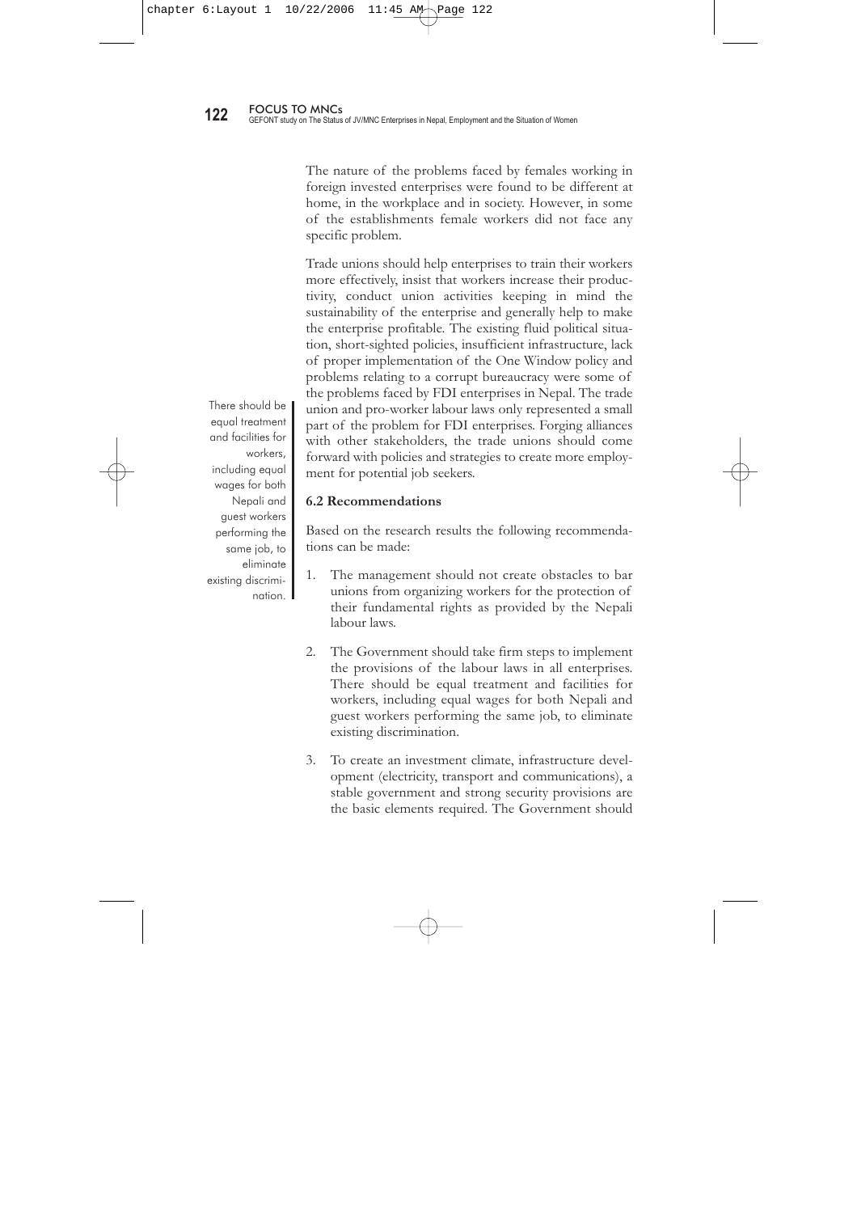The nature of the problems faced by females working in foreign invested enterprises were found to be different at home, in the workplace and in society. However, in some of the establishments female workers did not face any specific problem.

Trade unions should help enterprises to train their workers more effectively, insist that workers increase their productivity, conduct union activities keeping in mind the sustainability of the enterprise and generally help to make the enterprise profitable. The existing fluid political situation, short-sighted policies, insufficient infrastructure, lack of proper implementation of the One Window policy and problems relating to a corrupt bureaucracy were some of the problems faced by FDI enterprises in Nepal. The trade union and pro-worker labour laws only represented a small part of the problem for FDI enterprises. Forging alliances with other stakeholders, the trade unions should come forward with policies and strategies to create more employment for potential job seekers.

> There should be equal treatment and facilities for workers, including equal wages for both Nepali and guest workers performing the same job, to eliminate existing discrimination.

### 6.2 Recommendations

Based on the research results the following recommendations can be made:

1. The management should not create obstacles to bar unions from organizing workers for the protection of their fundamental rights as provided by the Nepali labour laws.

2. The Government should take firm steps to implement the provisions of the labour laws in all enterprises. There should be equal treatment and facilities for workers, including equal wages for both Nepali and guest workers performing the same job, to eliminate existing discrimination.

3. To create an investment climate, infrastructure development (electricity, transport and communications), a stable government and strong security provisions are the basic elements required. The Government should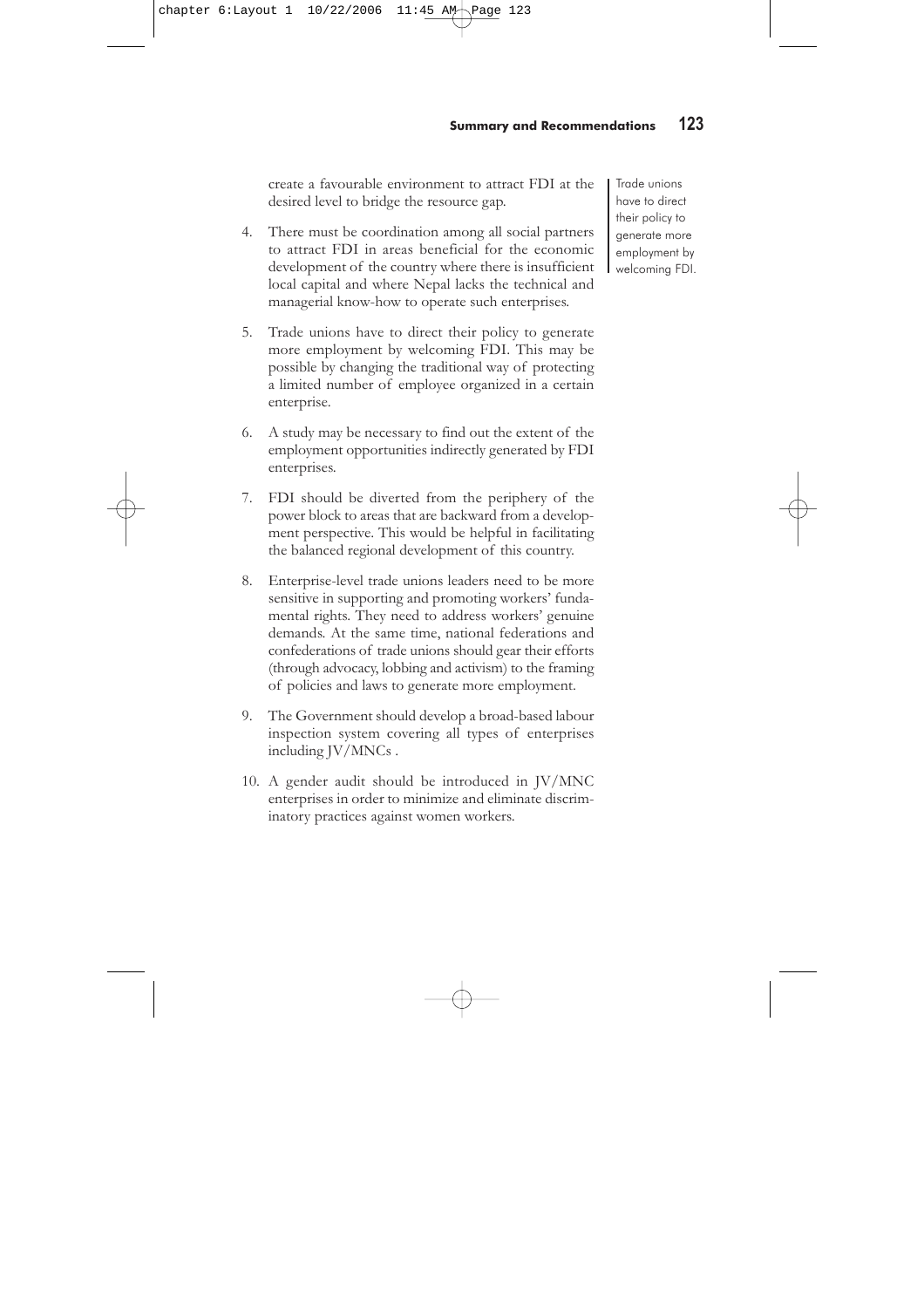create a favourable environment to attract FDI at the desired level to bridge the resource gap.

4. There must be coordination among all social partners to attract FDI in areas beneficial for the economic development of the country where there is insufficient local capital and where Nepal lacks the technical and managerial know-how to operate such enterprises.

5. Trade unions have to direct their policy to generate more employment by welcoming FDI. This may be possible by changing the traditional way of protecting a limited number of employee organized in a certain enterprise.

6. A study may be necessary to find out the extent of the employment opportunities indirectly generated by FDI enterprises.

7. FDI should be diverted from the periphery of the power block to areas that are backward from a development perspective. This would be helpful in facilitating the balanced regional development of this country.

8. Enterprise-level trade unions leaders need to be more sensitive in supporting and promoting workers' fundamental rights. They need to address workers' genuine demands. At the same time, national federations and confederations of trade unions should gear their efforts (through advocacy, lobbing and activism) to the framing of policies and laws to generate more employment.

9. The Government should develop a broad-based labour inspection system covering all types of enterprises including JV/MNCs .

10. A gender audit should be introduced in JV/MNC enterprises in order to minimize and eliminate discriminatory practices against women workers.

Trade unions have to direct their policy to generate more employment by welcoming FDI.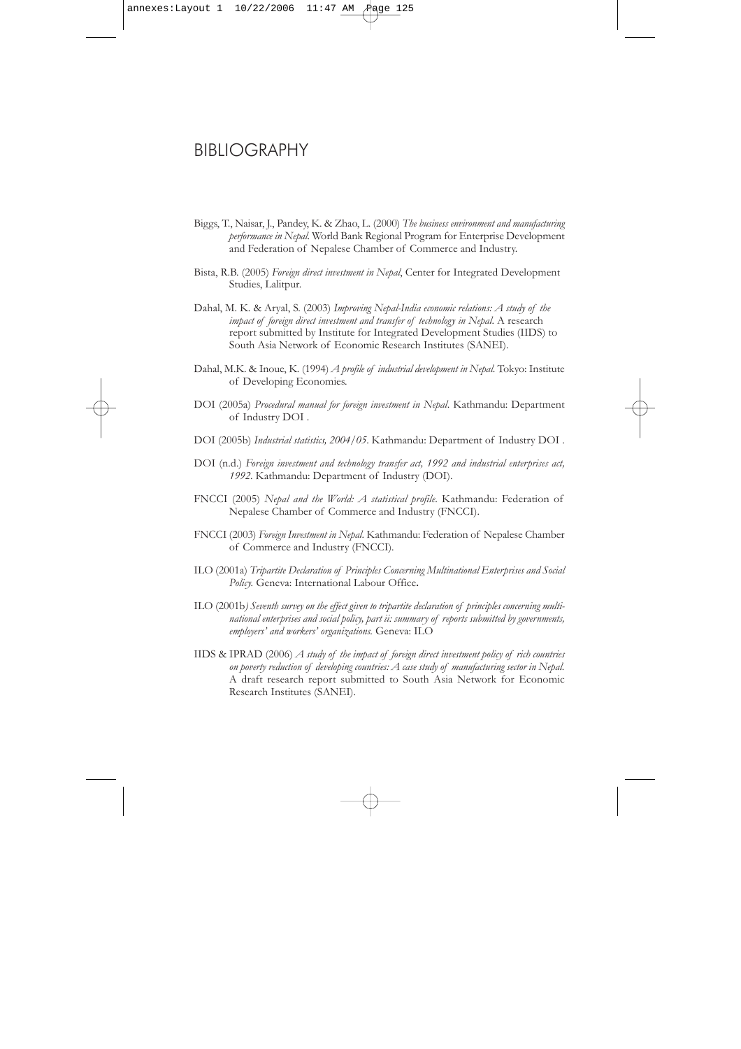# BIBLIOGRAPHY

Biggs, T., Naisar, J., Pandey, K. & Zhao, L. (2000) *The business environment and manufacturing performance in Nepal*. World Bank Regional Program for Enterprise Development and Federation of Nepalese Chamber of Commerce and Industry.

Bista, R.B. (2005) *Foreign direct investment in Nepal*, Center for Integrated Development Studies, Lalitpur.

Dahal, M. K. & Aryal, S. (2003) *Improving Nepal-India economic relations: A study of the impact of foreign direct investment and transfer of technology in Nepal*. A research report submitted by Institute for Integrated Development Studies (IIDS) to South Asia Network of Economic Research Institutes (SANEI).

Dahal, M.K. & Inoue, K. (1994) *A profile of industrial development in Nepal*. Tokyo: Institute of Developing Economies.

DOI (2005a) *Procedural manual for foreign investment in Nepal*. Kathmandu: Department of Industry DOI .

DOI (2005b) *Industrial statistics, 2004/05*. Kathmandu: Department of Industry DOI .

DOI (n.d.) *Foreign investment and technology transfer act, 1992 and industrial enterprises act, 1992*. Kathmandu: Department of Industry (DOI).

FNCCI (2005) *Nepal and the World: A statistical profile*. Kathmandu: Federation of Nepalese Chamber of Commerce and Industry (FNCCI).

FNCCI (2003) *Foreign Investment in Nepal*. Kathmandu: Federation of Nepalese Chamber of Commerce and Industry (FNCCI).

ILO (2001a) *Tripartite Declaration of Principles Concerning Multinational Enterprises and Social Policy.* Geneva: International Labour Office**.**

ILO (2001b*) Seventh survey on the effect given to tripartite declaration of principles concerning multinational enterprises and social policy, part ii: summary of reports submitted by governments, employers' and workers' organizations.* Geneva: ILO

IIDS & IPRAD (2006) *A study of the impact of foreign direct investment policy of rich countries on poverty reduction of developing countries: A case study of manufacturing sector in Nepal.* A draft research report submitted to South Asia Network for Economic Research Institutes (SANEI).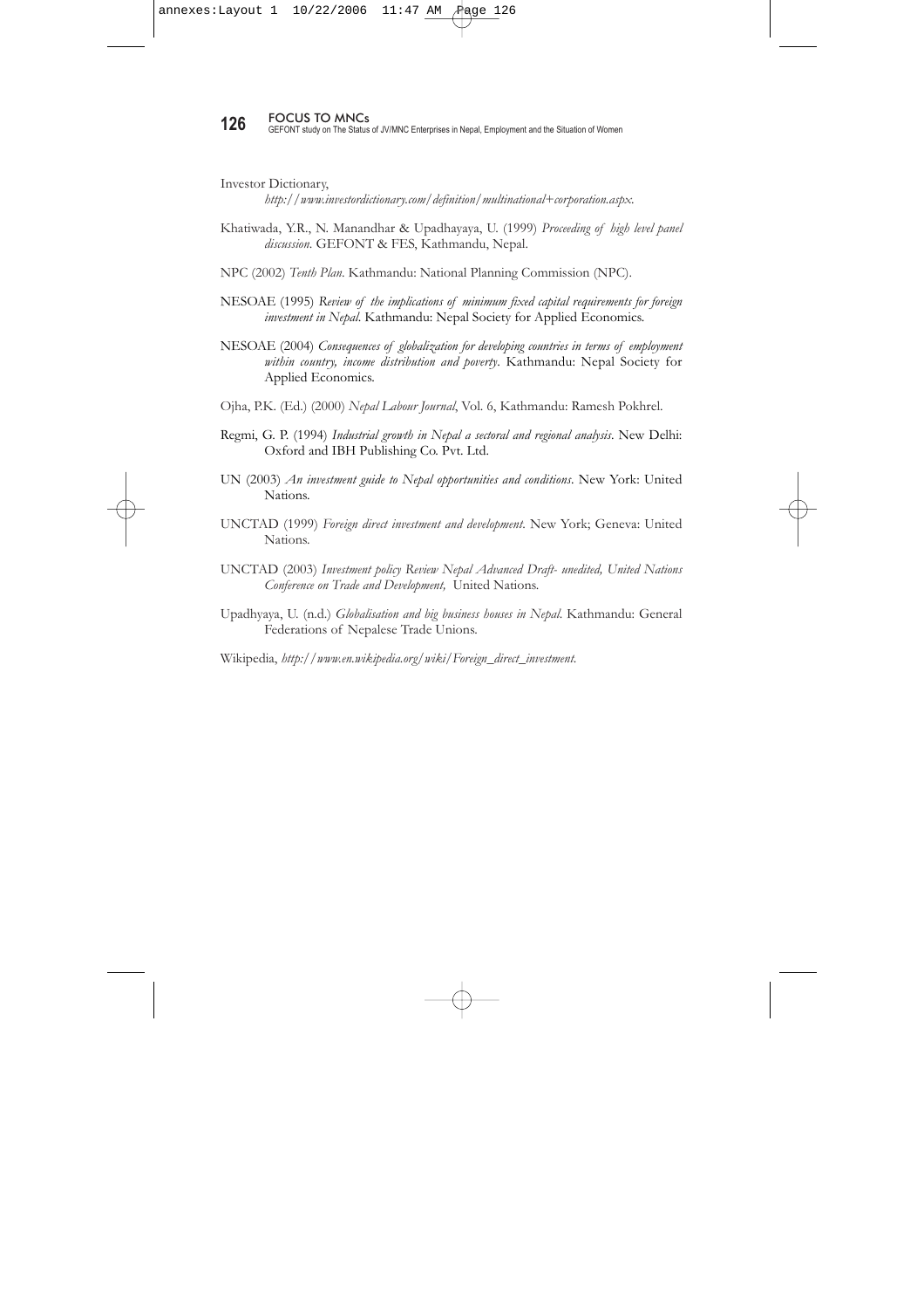Investor Dictionary,
*http://www.investordictionary.com/definition/multinational+corporation.aspx.*

Khatiwada, Y.R., N. Manandhar & Upadhayaya, U. (1999) *Proceeding of high level panel discussion.* GEFONT & FES, Kathmandu, Nepal.

NPC (2002) *Tenth Plan.* Kathmandu: National Planning Commission (NPC).

NESOAE (1995) *Review of the implications of minimum fixed capital requirements for foreign investment in Nepal.* Kathmandu: Nepal Society for Applied Economics.

NESOAE (2004) *Consequences of globalization for developing countries in terms of employment within country, income distribution and poverty*. Kathmandu: Nepal Society for Applied Economics.

Ojha, P.K. (Ed.) (2000) *Nepal Labour Journal*, Vol. 6, Kathmandu: Ramesh Pokhrel.

Regmi, G. P. (1994) *Industrial growth in Nepal a sectoral and regional analysis*. New Delhi: Oxford and IBH Publishing Co. Pvt. Ltd.

UN (2003) *An investment guide to Nepal opportunities and conditions*. New York: United Nations.

UNCTAD (1999) *Foreign direct investment and development*. New York; Geneva: United Nations.

UNCTAD (2003) *Investment policy Review Nepal Advanced Draft- unedited, United Nations Conference on Trade and Development,* United Nations.

Upadhyaya, U. (n.d.) *Globalisation and big business houses in Nepal*. Kathmandu: General Federations of Nepalese Trade Unions.

Wikipedia, *http://www.en.wikipedia.org/wiki/Foreign_direct_investment.*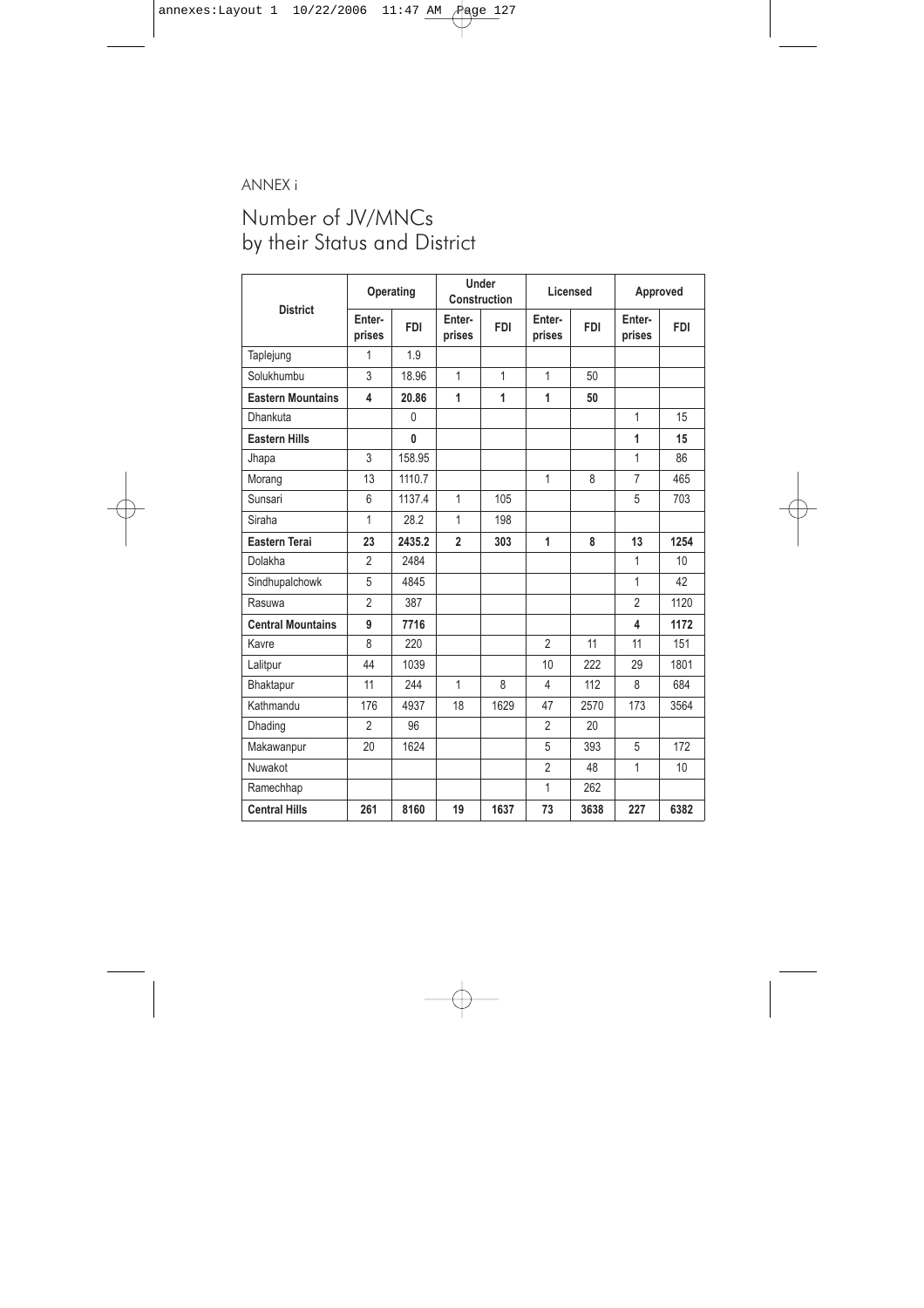ANNEX i

# Number of JV/MNCs by their Status and District

| District | Operating | | Under Construction | | Licensed | | Approved | |
|---|---|---|---|---|---|---|---|---|
| | Enter-prises | FDI | Enter-prises | FDI | Enter-prises | FDI | Enter-prises | FDI |
| Taplejung | 1 | 1.9 | | | | | | |
| Solukhumbu | 3 | 18.96 | 1 | 1 | 1 | 50 | | |
| **Eastern Mountains** | **4** | **20.86** | **1** | **1** | **1** | **50** | | |
| Dhankuta | | 0 | | | | | 1 | 15 |
| **Eastern Hills** | | **0** | | | | | **1** | **15** |
| Jhapa | 3 | 158.95 | | | | | 1 | 86 |
| Morang | 13 | 1110.7 | | | 1 | 8 | 7 | 465 |
| Sunsari | 6 | 1137.4 | 1 | 105 | | | 5 | 703 |
| Siraha | 1 | 28.2 | 1 | 198 | | | | |
| **Eastern Terai** | **23** | **2435.2** | **2** | **303** | **1** | **8** | **13** | **1254** |
| Dolakha | 2 | 2484 | | | | | 1 | 10 |
| Sindhupalchowk | 5 | 4845 | | | | | 1 | 42 |
| Rasuwa | 2 | 387 | | | | | 2 | 1120 |
| **Central Mountains** | **9** | **7716** | | | | | **4** | **1172** |
| Kavre | 8 | 220 | | | 2 | 11 | 11 | 151 |
| Lalitpur | 44 | 1039 | | | 10 | 222 | 29 | 1801 |
| Bhaktapur | 11 | 244 | 1 | 8 | 4 | 112 | 8 | 684 |
| Kathmandu | 176 | 4937 | 18 | 1629 | 47 | 2570 | 173 | 3564 |
| Dhading | 2 | 96 | | | 2 | 20 | | |
| Makawanpur | 20 | 1624 | | | 5 | 393 | 5 | 172 |
| Nuwakot | | | | | 2 | 48 | 1 | 10 |
| Ramechhap | | | | | 1 | 262 | | |
| **Central Hills** | **261** | **8160** | **19** | **1637** | **73** | **3638** | **227** | **6382** |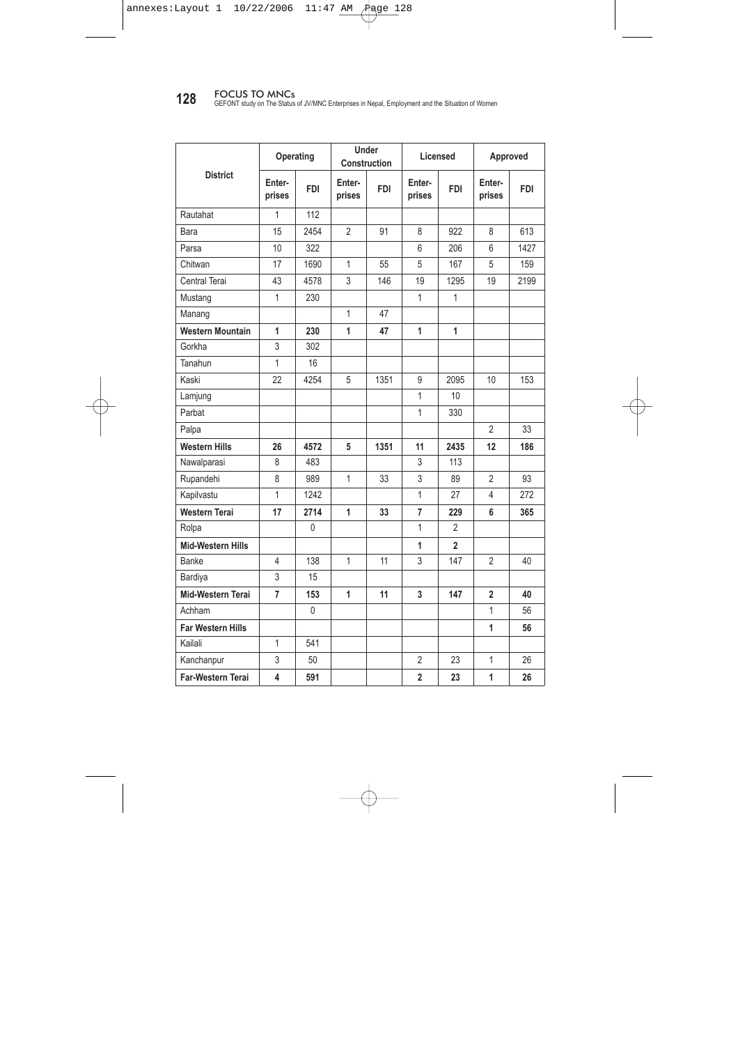| District | Operating | | Under Construction | | Licensed | | Approved | |
|---|---|---|---|---|---|---|---|---|
| | Enter-prises | FDI | Enter-prises | FDI | Enter-prises | FDI | Enter-prises | FDI |
| Rautahat | 1 | 112 | | | | | | |
| Bara | 15 | 2454 | 2 | 91 | 8 | 922 | 8 | 613 |
| Parsa | 10 | 322 | | | 6 | 206 | 6 | 1427 |
| Chitwan | 17 | 1690 | 1 | 55 | 5 | 167 | 5 | 159 |
| Central Terai | 43 | 4578 | 3 | 146 | 19 | 1295 | 19 | 2199 |
| Mustang | 1 | 230 | | | 1 | 1 | | |
| Manang | | | 1 | 47 | | | | |
| **Western Mountain** | **1** | **230** | **1** | **47** | **1** | **1** | | |
| Gorkha | 3 | 302 | | | | | | |
| Tanahun | 1 | 16 | | | | | | |
| Kaski | 22 | 4254 | 5 | 1351 | 9 | 2095 | 10 | 153 |
| Lamjung | | | | | 1 | 10 | | |
| Parbat | | | | | 1 | 330 | | |
| Palpa | | | | | | | 2 | 33 |
| **Western Hills** | **26** | **4572** | **5** | **1351** | **11** | **2435** | **12** | **186** |
| Nawalparasi | 8 | 483 | | | 3 | 113 | | |
| Rupandehi | 8 | 989 | 1 | 33 | 3 | 89 | 2 | 93 |
| Kapilvastu | 1 | 1242 | | | 1 | 27 | 4 | 272 |
| **Western Terai** | **17** | **2714** | **1** | **33** | **7** | **229** | **6** | **365** |
| Rolpa | | 0 | | | 1 | 2 | | |
| **Mid-Western Hills** | | | | | **1** | **2** | | |
| Banke | 4 | 138 | 1 | 11 | 3 | 147 | 2 | 40 |
| Bardiya | 3 | 15 | | | | | | |
| **Mid-Western Terai** | **7** | **153** | **1** | **11** | **3** | **147** | **2** | **40** |
| Achham | | 0 | | | | | 1 | 56 |
| **Far Western Hills** | | | | | | | **1** | **56** |
| Kailali | 1 | 541 | | | | | | |
| Kanchanpur | 3 | 50 | | | 2 | 23 | 1 | 26 |
| **Far-Western Terai** | **4** | **591** | | | **2** | **23** | **1** | **26** |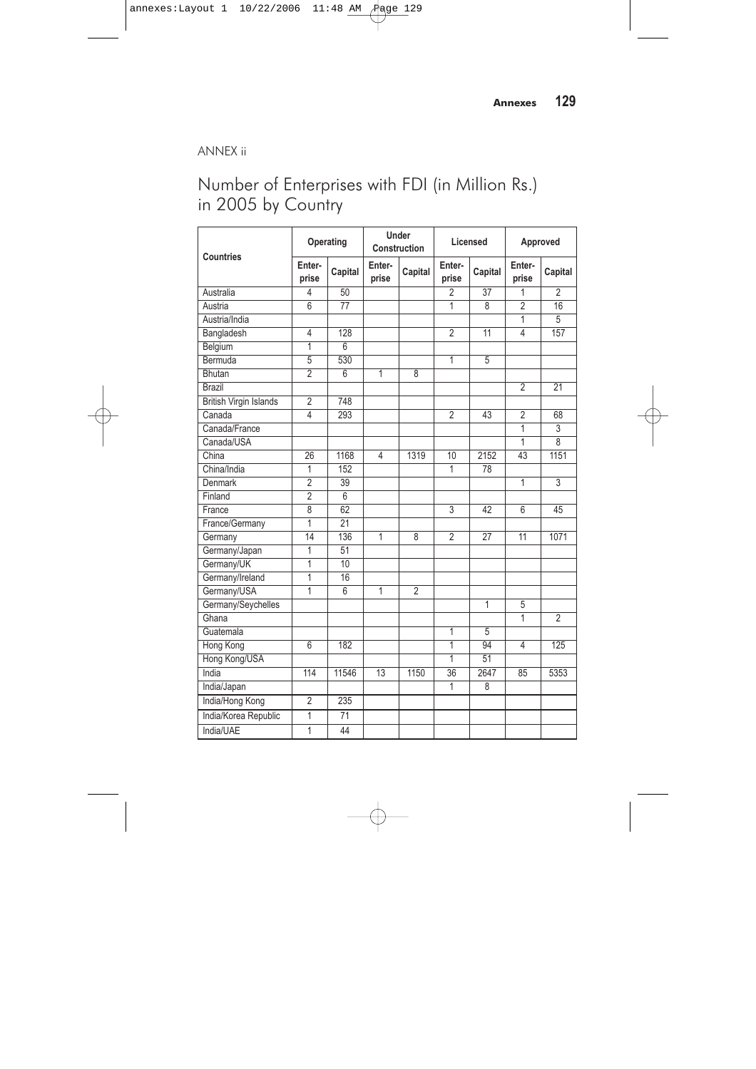ANNEX ii

# Number of Enterprises with FDI (in Million Rs.) in 2005 by Country

| Countries | Operating | | Under Construction | | Licensed | | Approved | |
|---|---|---|---|---|---|---|---|---|
| | Enter-prise | Capital | Enter-prise | Capital | Enter-prise | Capital | Enter-prise | Capital |
| Australia | 4 | 50 | | | 2 | 37 | 1 | 2 |
| Austria | 6 | 77 | | | 1 | 8 | 2 | 16 |
| Austria/India | | | | | | | 1 | 5 |
| Bangladesh | 4 | 128 | | | 2 | 11 | 4 | 157 |
| Belgium | 1 | 6 | | | | | | |
| Bermuda | 5 | 530 | | | 1 | 5 | | |
| Bhutan | 2 | 6 | 1 | 8 | | | | |
| Brazil | | | | | | | 2 | 21 |
| British Virgin Islands | 2 | 748 | | | | | | |
| Canada | 4 | 293 | | | 2 | 43 | 2 | 68 |
| Canada/France | | | | | | | 1 | 3 |
| Canada/USA | | | | | | | 1 | 8 |
| China | 26 | 1168 | 4 | 1319 | 10 | 2152 | 43 | 1151 |
| China/India | 1 | 152 | | | 1 | 78 | | |
| Denmark | 2 | 39 | | | | | 1 | 3 |
| Finland | 2 | 6 | | | | | | |
| France | 8 | 62 | | | 3 | 42 | 6 | 45 |
| France/Germany | 1 | 21 | | | | | | |
| Germany | 14 | 136 | 1 | 8 | 2 | 27 | 11 | 1071 |
| Germany/Japan | 1 | 51 | | | | | | |
| Germany/UK | 1 | 10 | | | | | | |
| Germany/Ireland | 1 | 16 | | | | | | |
| Germany/USA | 1 | 6 | 1 | 2 | | | | |
| Germany/Seychelles | | | | | | 1 | 5 | |
| Ghana | | | | | | | 1 | 2 |
| Guatemala | | | | | 1 | 5 | | |
| Hong Kong | 6 | 182 | | | 1 | 94 | 4 | 125 |
| Hong Kong/USA | | | | | 1 | 51 | | |
| India | 114 | 11546 | 13 | 1150 | 36 | 2647 | 85 | 5353 |
| India/Japan | | | | | 1 | 8 | | |
| India/Hong Kong | 2 | 235 | | | | | | |
| India/Korea Republic | 1 | 71 | | | | | | |
| India/UAE | 1 | 44 | | | | | | |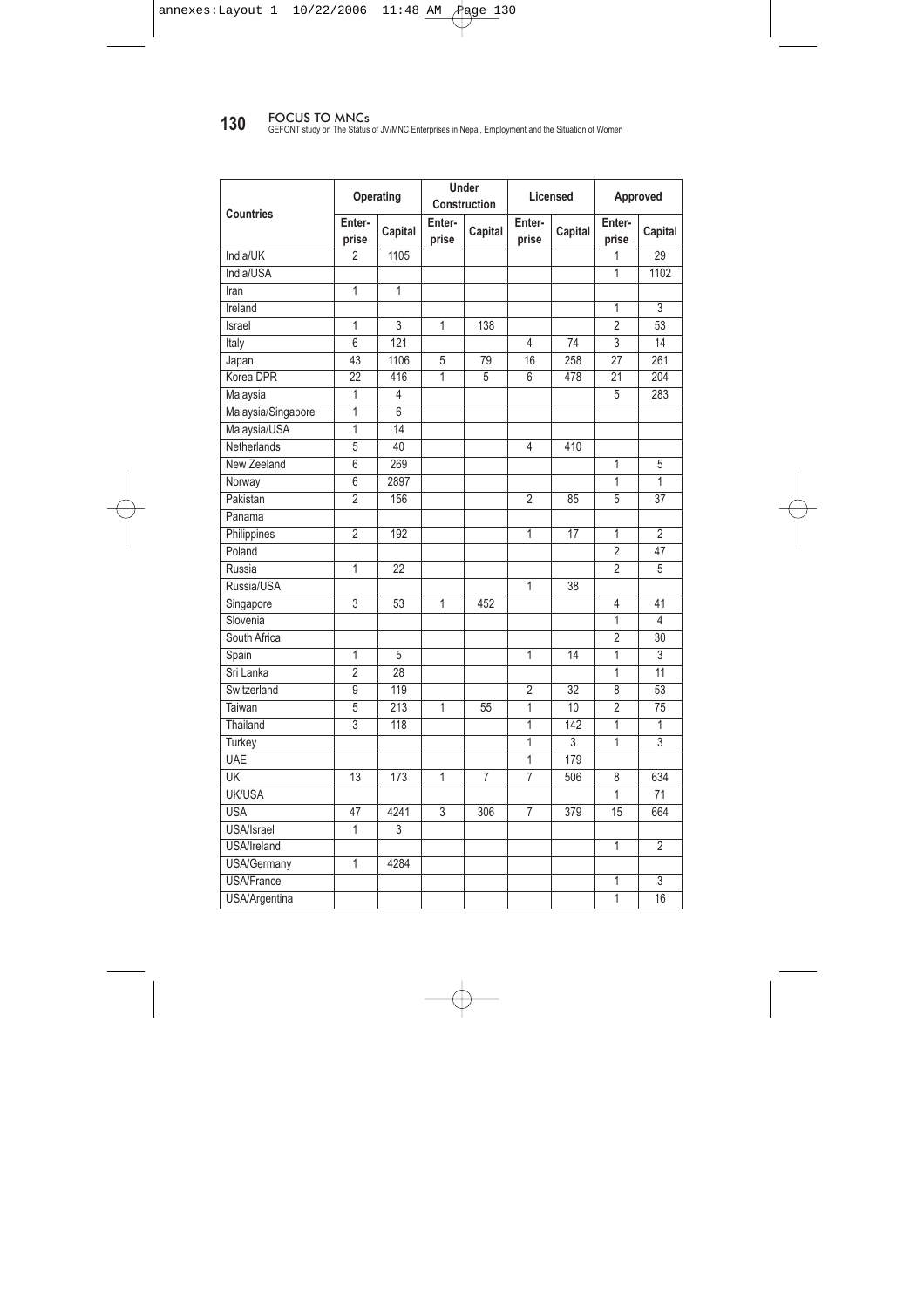| Countries | Operating | | Under Construction | | Licensed | | Approved | |
|---|---|---|---|---|---|---|---|---|
| | Enter-prise | Capital | Enter-prise | Capital | Enter-prise | Capital | Enter-prise | Capital |
| India/UK | 2 | 1105 | | | | | 1 | 29 |
| India/USA | | | | | | | 1 | 1102 |
| Iran | 1 | 1 | | | | | | |
| Ireland | | | | | | | 1 | 3 |
| Israel | 1 | 3 | 1 | 138 | | | 2 | 53 |
| Italy | 6 | 121 | | | 4 | 74 | 3 | 14 |
| Japan | 43 | 1106 | 5 | 79 | 16 | 258 | 27 | 261 |
| Korea DPR | 22 | 416 | 1 | 5 | 6 | 478 | 21 | 204 |
| Malaysia | 1 | 4 | | | | | 5 | 283 |
| Malaysia/Singapore | 1 | 6 | | | | | | |
| Malaysia/USA | 1 | 14 | | | | | | |
| Netherlands | 5 | 40 | | | 4 | 410 | | |
| New Zeeland | 6 | 269 | | | | | 1 | 5 |
| Norway | 6 | 2897 | | | | | 1 | 1 |
| Pakistan | 2 | 156 | | | 2 | 85 | 5 | 37 |
| Panama | | | | | | | | |
| Philippines | 2 | 192 | | | 1 | 17 | 1 | 2 |
| Poland | | | | | | | 2 | 47 |
| Russia | 1 | 22 | | | | | 2 | 5 |
| Russia/USA | | | | | 1 | 38 | | |
| Singapore | 3 | 53 | 1 | 452 | | | 4 | 41 |
| Slovenia | | | | | | | 1 | 4 |
| South Africa | | | | | | | 2 | 30 |
| Spain | 1 | 5 | | | 1 | 14 | 1 | 3 |
| Sri Lanka | 2 | 28 | | | | | 1 | 11 |
| Switzerland | 9 | 119 | | | 2 | 32 | 8 | 53 |
| Taiwan | 5 | 213 | 1 | 55 | 1 | 10 | 2 | 75 |
| Thailand | 3 | 118 | | | 1 | 142 | 1 | 1 |
| Turkey | | | | | 1 | 3 | 1 | 3 |
| UAE | | | | | 1 | 179 | | |
| UK | 13 | 173 | 1 | 7 | 7 | 506 | 8 | 634 |
| UK/USA | | | | | | | 1 | 71 |
| USA | 47 | 4241 | 3 | 306 | 7 | 379 | 15 | 664 |
| USA/Israel | 1 | 3 | | | | | | |
| USA/Ireland | | | | | | | 1 | 2 |
| USA/Germany | 1 | 4284 | | | | | | |
| USA/France | | | | | | | 1 | 3 |
| USA/Argentina | | | | | | | 1 | 16 |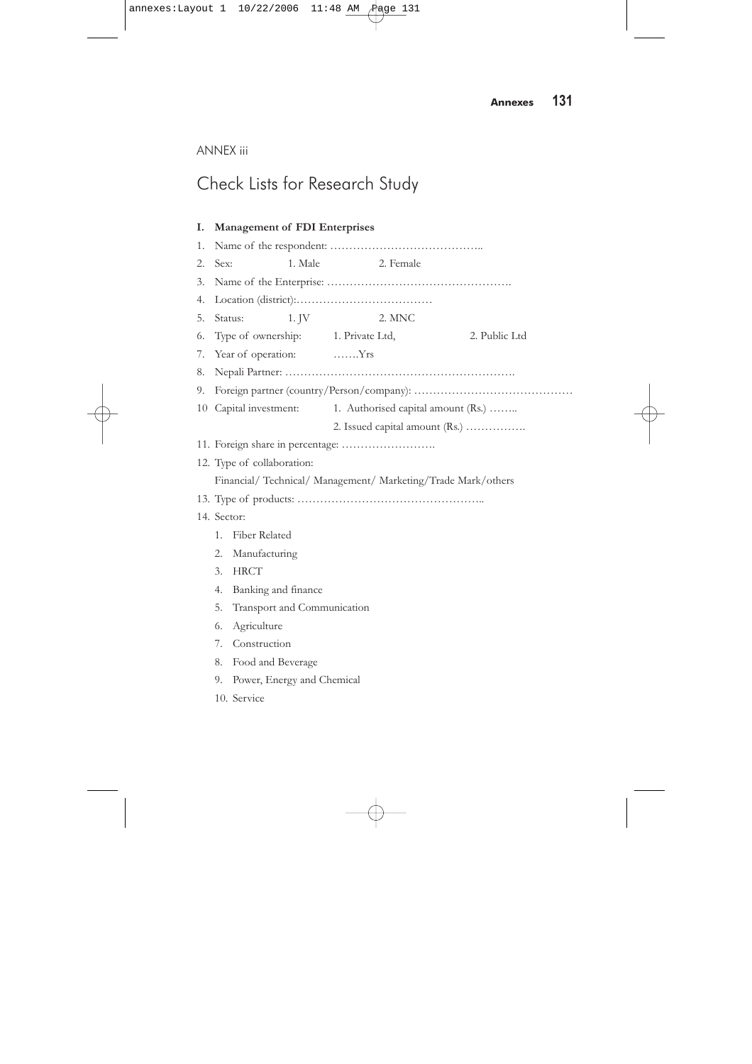ANNEX iii

# Check Lists for Research Study

**I. Management of FDI Enterprises**

1. Name of the respondent: …………………………………..
2. Sex: 1. Male 2. Female
3. Name of the Enterprise: ………………………………………….
4. Location (district):………………………………
5. Status: 1. JV 2. MNC
6. Type of ownership: 1. Private Ltd, 2. Public Ltd
7. Year of operation: …….Yrs
8. Nepali Partner: …………………………………………………….
9. Foreign partner (country/Person/company): ……………………………………
10 Capital investment: 1. Authorised capital amount (Rs.) ……..
   2. Issued capital amount (Rs.) …………….
11. Foreign share in percentage: …………………….
12. Type of collaboration:
    Financial/ Technical/ Management/ Marketing/Trade Mark/others
13. Type of products: …………………………………………..
14. Sector:
    1. Fiber Related
    2. Manufacturing
    3. HRCT
    4. Banking and finance
    5. Transport and Communication
    6. Agriculture
    7. Construction
    8. Food and Beverage
    9. Power, Energy and Chemical
    10. Service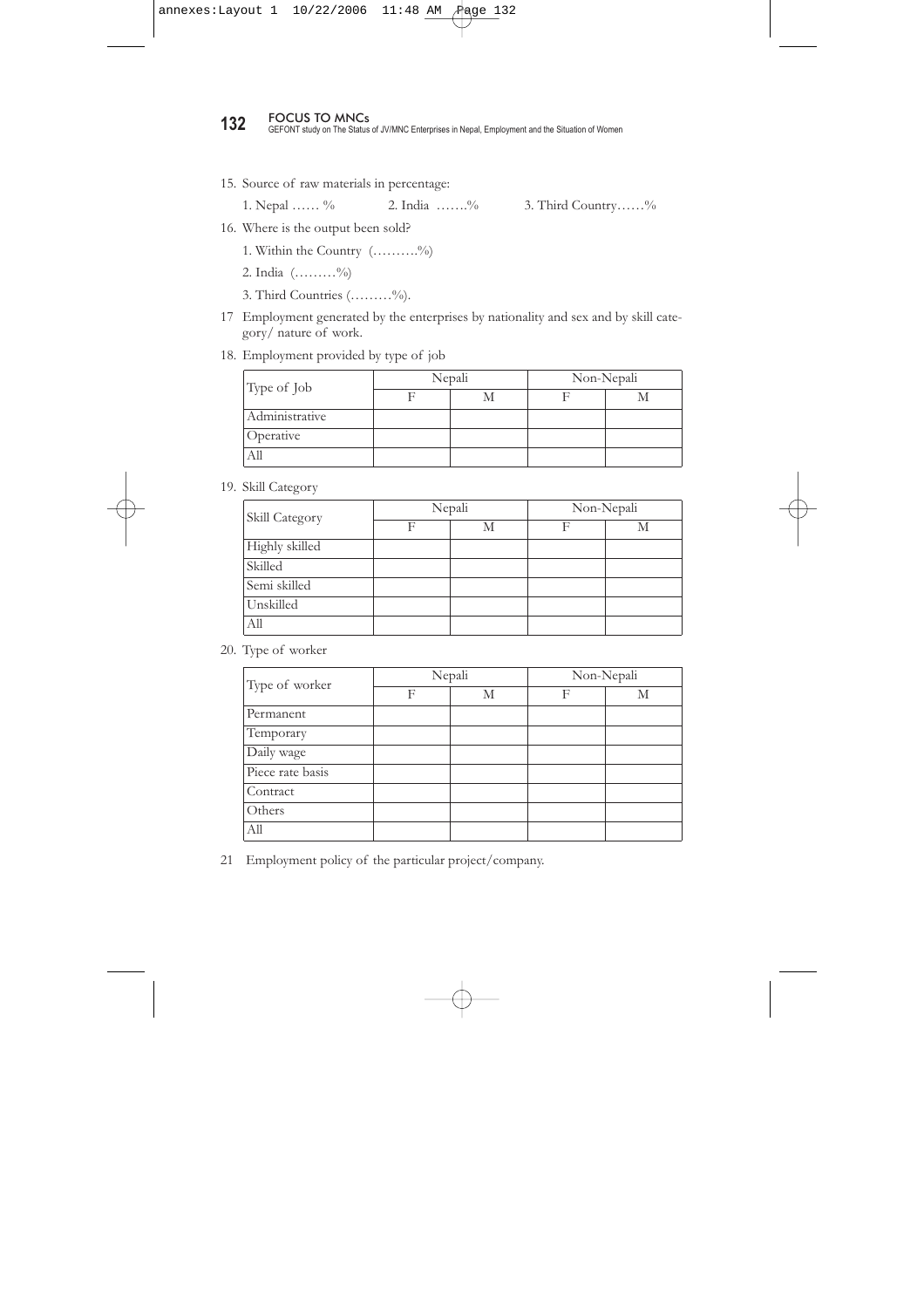15. Source of raw materials in percentage:

    1. Nepal …… %  2. India …….%  3. Third Country……%

16. Where is the output been sold?

    1. Within the Country (……….%)
    2. India (………%)
    3. Third Countries (………%).

17 Employment generated by the enterprises by nationality and sex and by skill category/ nature of work.

18. Employment provided by type of job

| Type of Job | Nepali | | Non-Nepali | |
|---|---|---|---|---|
| | F | M | F | M |
| Administrative | | | | |
| Operative | | | | |
| All | | | | |

19. Skill Category

| Skill Category | Nepali | | Non-Nepali | |
|---|---|---|---|---|
| | F | M | F | M |
| Highly skilled | | | | |
| Skilled | | | | |
| Semi skilled | | | | |
| Unskilled | | | | |
| All | | | | |

20. Type of worker

| Type of worker | Nepali | | Non-Nepali | |
|---|---|---|---|---|
| | F | M | F | M |
| Permanent | | | | |
| Temporary | | | | |
| Daily wage | | | | |
| Piece rate basis | | | | |
| Contract | | | | |
| Others | | | | |
| All | | | | |

21 Employment policy of the particular project/company.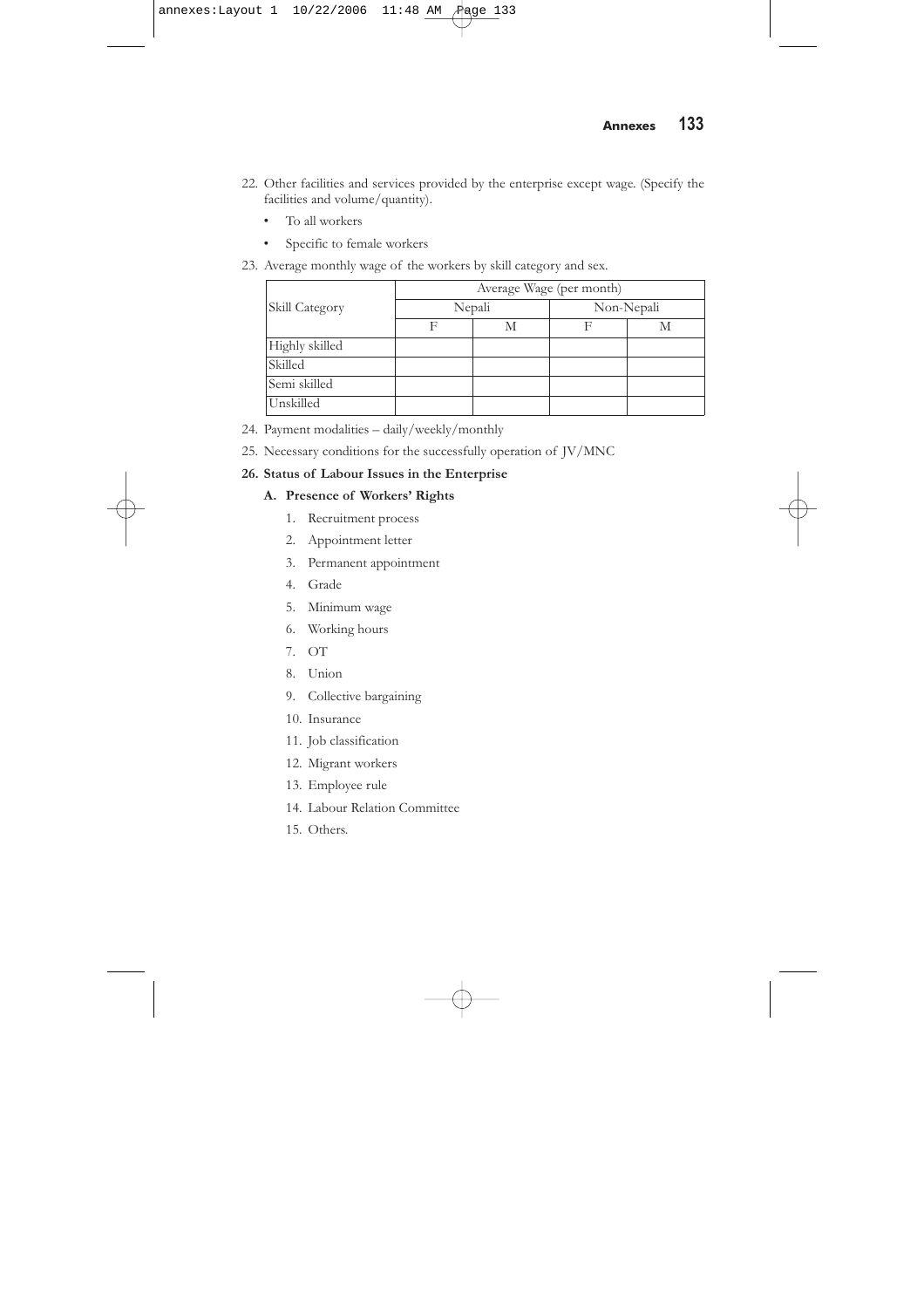22. Other facilities and services provided by the enterprise except wage. (Specify the facilities and volume/quantity).
    - To all workers
    - Specific to female workers
23. Average monthly wage of the workers by skill category and sex.

| Skill Category | Average Wage (per month) | | | |
|---|---|---|---|---|
| | Nepali | | Non-Nepali | |
| | F | M | F | M |
| Highly skilled | | | | |
| Skilled | | | | |
| Semi skilled | | | | |
| Unskilled | | | | |

24. Payment modalities – daily/weekly/monthly
25. Necessary conditions for the successfully operation of JV/MNC

**26. Status of Labour Issues in the Enterprise**

**A. Presence of Workers' Rights**

1. Recruitment process
2. Appointment letter
3. Permanent appointment
4. Grade
5. Minimum wage
6. Working hours
7. OT
8. Union
9. Collective bargaining
10. Insurance
11. Job classification
12. Migrant workers
13. Employee rule
14. Labour Relation Committee
15. Others.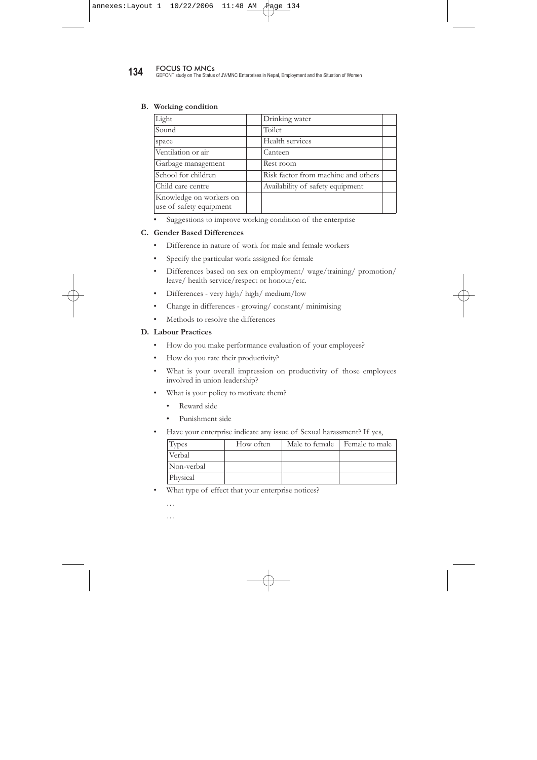**B. Working condition**

| Light | | Drinking water | |
|---|---|---|---|
| Sound | | Toilet | |
| space | | Health services | |
| Ventilation or air | | Canteen | |
| Garbage management | | Rest room | |
| School for children | | Risk factor from machine and others | |
| Child care centre | | Availability of safety equipment | |
| Knowledge on workers on use of safety equipment | | | |

- Suggestions to improve working condition of the enterprise

**C. Gender Based Differences**

- Difference in nature of work for male and female workers
- Specify the particular work assigned for female
- Differences based on sex on employment/ wage/training/ promotion/ leave/ health service/respect or honour/etc.
- Differences - very high/ high/ medium/low
- Change in differences - growing/ constant/ minimising
- Methods to resolve the differences

**D. Labour Practices**

- How do you make performance evaluation of your employees?
- How do you rate their productivity?
- What is your overall impression on productivity of those employees involved in union leadership?
- What is your policy to motivate them?
  - Reward side
  - Punishment side
- Have your enterprise indicate any issue of Sexual harassment? If yes,

| Types | How often | Male to female | Female to male |
|---|---|---|---|
| Verbal | | | |
| Non-verbal | | | |
| Physical | | | |

- What type of effect that your enterprise notices?

  …

  …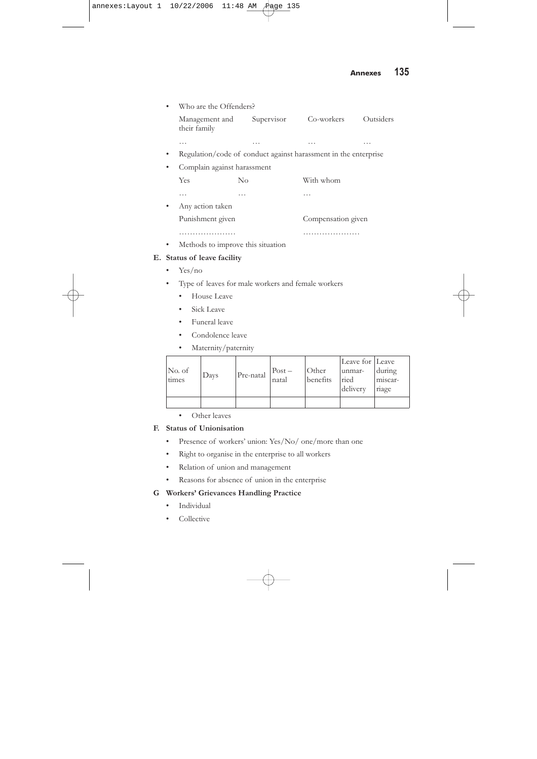- Who are the Offenders?

| Management and their family | Supervisor | Co-workers | Outsiders |
|---|---|---|---|
| … | … | … | … |

- Regulation/code of conduct against harassment in the enterprise
- Complain against harassment

| Yes | No | With whom |
|---|---|---|
| … | … | … |

- Any action taken

| Punishment given | Compensation given |
|---|---|
| ………………… | ………………… |

- Methods to improve this situation

**E. Status of leave facility**

- Yes/no
- Type of leaves for male workers and female workers
  - House Leave
  - Sick Leave
  - Funeral leave
  - Condolence leave
  - Maternity/paternity

| No. of times | Days | Pre-natal | Post – natal | Other benefits | Leave for unmarried delivery | Leave during miscarriage |
|---|---|---|---|---|---|---|
| | | | | | | |

  - Other leaves

**F. Status of Unionisation**

- Presence of workers' union: Yes/No/ one/more than one
- Right to organise in the enterprise to all workers
- Relation of union and management
- Reasons for absence of union in the enterprise

**G Workers' Grievances Handling Practice**

- Individual
- Collective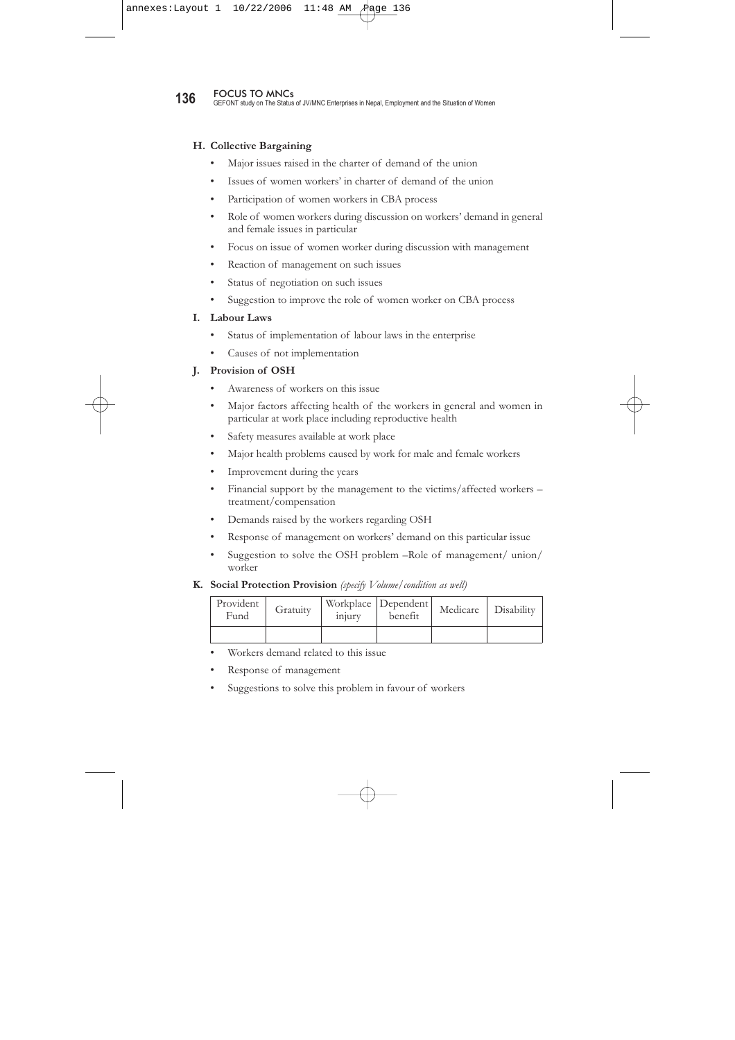**H. Collective Bargaining**

- Major issues raised in the charter of demand of the union
- Issues of women workers' in charter of demand of the union
- Participation of women workers in CBA process
- Role of women workers during discussion on workers' demand in general and female issues in particular
- Focus on issue of women worker during discussion with management
- Reaction of management on such issues
- Status of negotiation on such issues
- Suggestion to improve the role of women worker on CBA process

**I. Labour Laws**

- Status of implementation of labour laws in the enterprise
- Causes of not implementation

**J. Provision of OSH**

- Awareness of workers on this issue
- Major factors affecting health of the workers in general and women in particular at work place including reproductive health
- Safety measures available at work place
- Major health problems caused by work for male and female workers
- Improvement during the years
- Financial support by the management to the victims/affected workers – treatment/compensation
- Demands raised by the workers regarding OSH
- Response of management on workers' demand on this particular issue
- Suggestion to solve the OSH problem –Role of management/ union/ worker

**K. Social Protection Provision** *(specify Volume/condition as well)*

| Provident Fund | Gratuity | Workplace injury | Dependent benefit | Medicare | Disability |
|---|---|---|---|---|---|
| | | | | | |

- Workers demand related to this issue
- Response of management
- Suggestions to solve this problem in favour of workers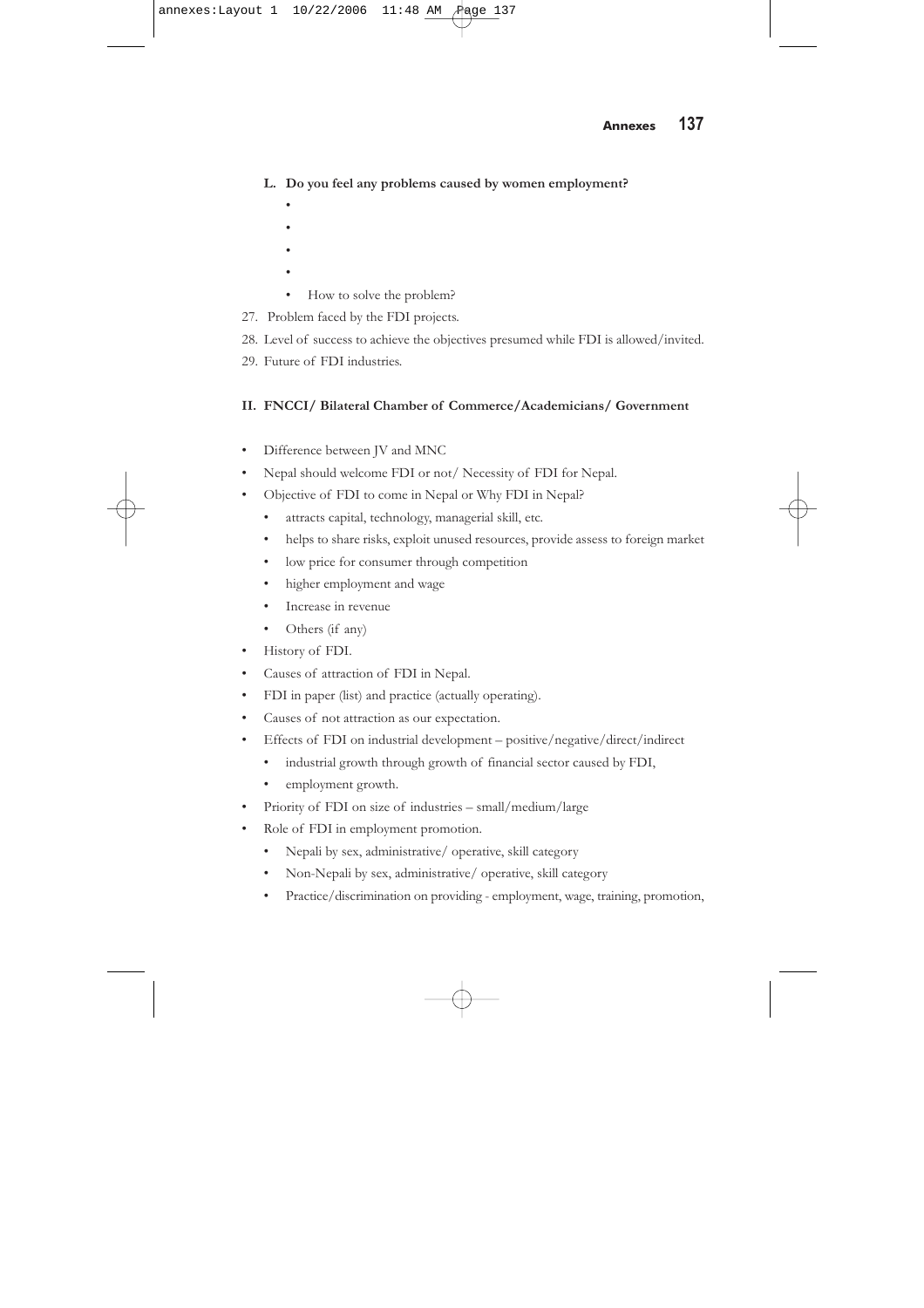**L. Do you feel any problems caused by women employment?**

- 
- 
- 
- 
  - How to solve the problem?

27. Problem faced by the FDI projects.
28. Level of success to achieve the objectives presumed while FDI is allowed/invited.
29. Future of FDI industries.

**II. FNCCI/ Bilateral Chamber of Commerce/Academicians/ Government**

- Difference between JV and MNC
- Nepal should welcome FDI or not/ Necessity of FDI for Nepal.
- Objective of FDI to come in Nepal or Why FDI in Nepal?
  - attracts capital, technology, managerial skill, etc.
  - helps to share risks, exploit unused resources, provide assess to foreign market
  - low price for consumer through competition
  - higher employment and wage
  - Increase in revenue
  - Others (if any)
- History of FDI.
- Causes of attraction of FDI in Nepal.
- FDI in paper (list) and practice (actually operating).
- Causes of not attraction as our expectation.
- Effects of FDI on industrial development – positive/negative/direct/indirect
  - industrial growth through growth of financial sector caused by FDI,
  - employment growth.
- Priority of FDI on size of industries – small/medium/large
- Role of FDI in employment promotion.
  - Nepali by sex, administrative/ operative, skill category
  - Non-Nepali by sex, administrative/ operative, skill category
  - Practice/discrimination on providing - employment, wage, training, promotion,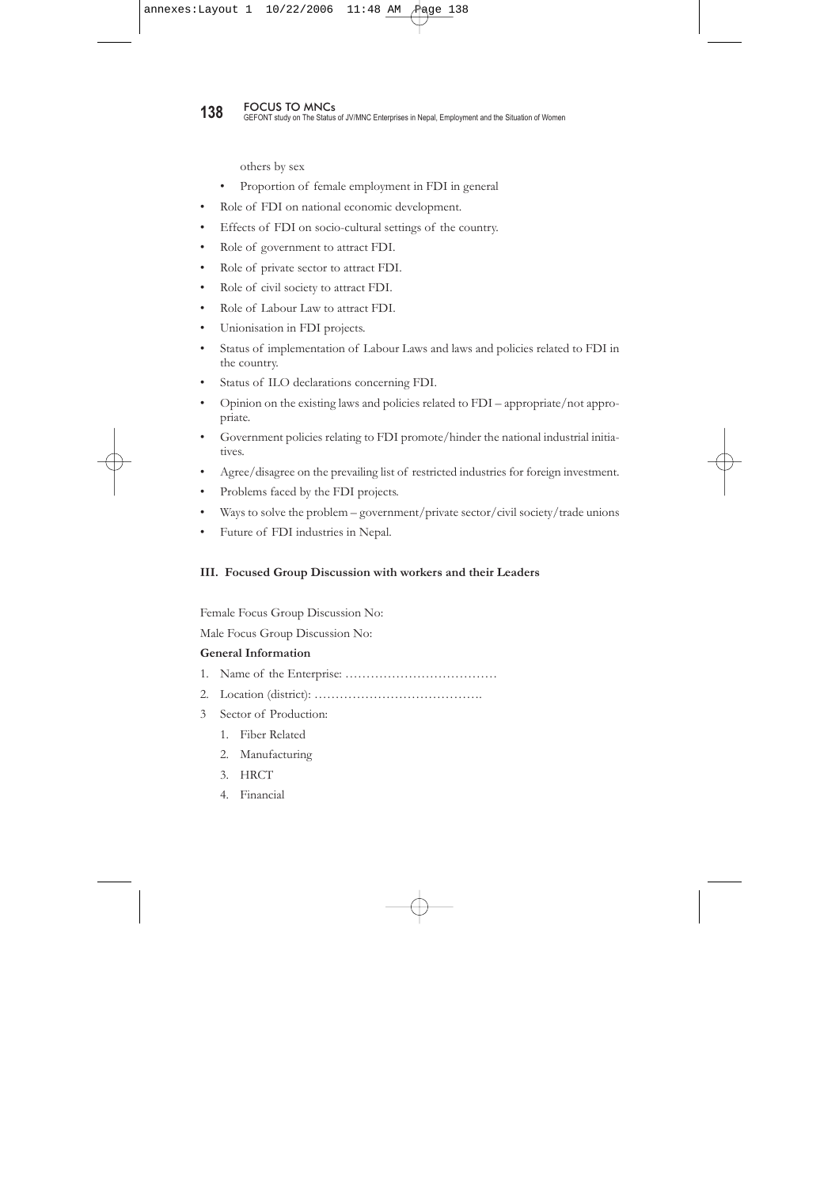others by sex

  - Proportion of female employment in FDI in general
- Role of FDI on national economic development.
- Effects of FDI on socio-cultural settings of the country.
- Role of government to attract FDI.
- Role of private sector to attract FDI.
- Role of civil society to attract FDI.
- Role of Labour Law to attract FDI.
- Unionisation in FDI projects.
- Status of implementation of Labour Laws and laws and policies related to FDI in the country.
- Status of ILO declarations concerning FDI.
- Opinion on the existing laws and policies related to FDI – appropriate/not appropriate.
- Government policies relating to FDI promote/hinder the national industrial initiatives.
- Agree/disagree on the prevailing list of restricted industries for foreign investment.
- Problems faced by the FDI projects.
- Ways to solve the problem – government/private sector/civil society/trade unions
- Future of FDI industries in Nepal.

### III. Focused Group Discussion with workers and their Leaders

Female Focus Group Discussion No:

Male Focus Group Discussion No:

**General Information**

1. Name of the Enterprise: ………………………………
2. Location (district): ………………………………….
3. Sector of Production:
    1. Fiber Related
    2. Manufacturing
    3. HRCT
    4. Financial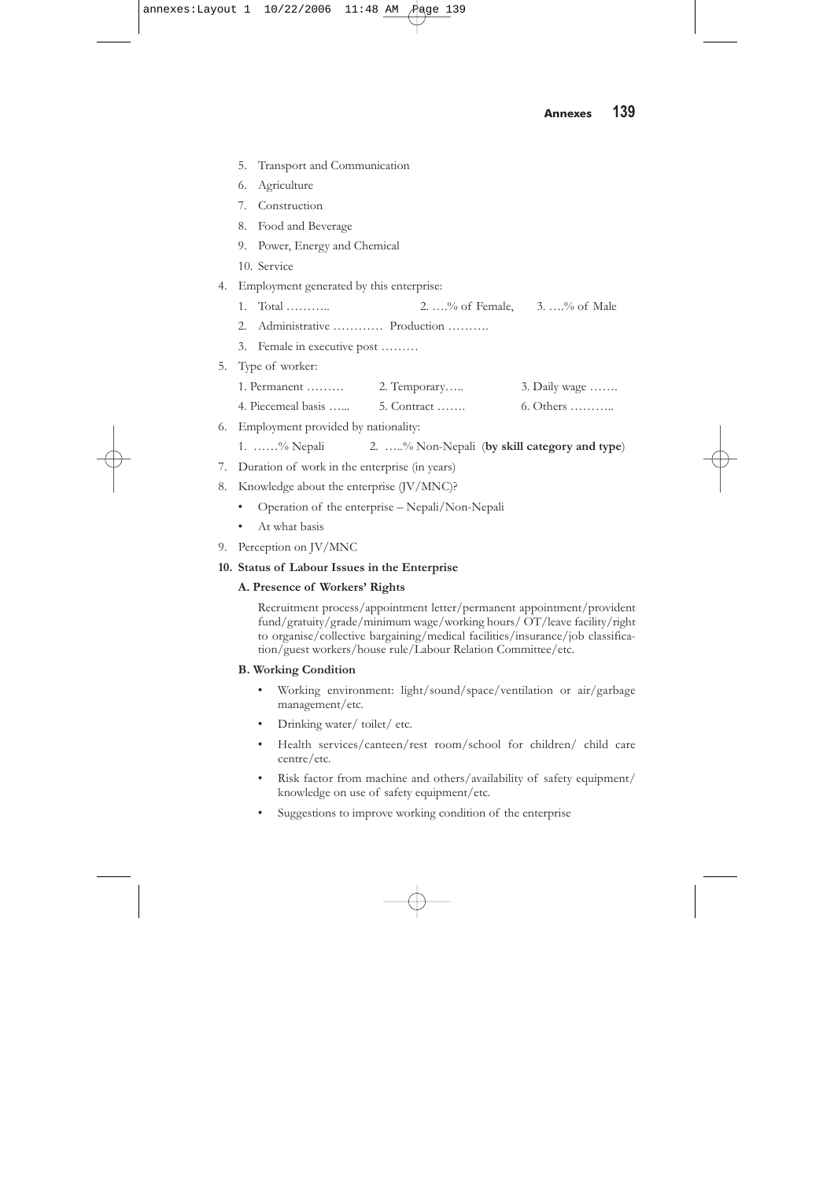5. Transport and Communication
6. Agriculture
7. Construction
8. Food and Beverage
9. Power, Energy and Chemical
10. Service

4. Employment generated by this enterprise:
   1. Total ……….. 2. ….% of Female, 3. ….% of Male
   2. Administrative ………… Production ……….
   3. Female in executive post ………

5. Type of worker:

   1. Permanent ……… 2. Temporary….. 3. Daily wage …….

   4. Piecemeal basis …... 5. Contract ……. 6. Others ………..

6. Employment provided by nationality:
   1. ……% Nepali 2. …..% Non-Nepali (**by skill category and type**)

7. Duration of work in the enterprise (in years)

8. Knowledge about the enterprise (JV/MNC)?
   - Operation of the enterprise – Nepali/Non-Nepali
   - At what basis

9. Perception on JV/MNC

**10. Status of Labour Issues in the Enterprise**

**A. Presence of Workers' Rights**

Recruitment process/appointment letter/permanent appointment/provident fund/gratuity/grade/minimum wage/working hours/ OT/leave facility/right to organise/collective bargaining/medical facilities/insurance/job classification/guest workers/house rule/Labour Relation Committee/etc.

**B. Working Condition**

- Working environment: light/sound/space/ventilation or air/garbage management/etc.
- Drinking water/ toilet/ etc.
- Health services/canteen/rest room/school for children/ child care centre/etc.
- Risk factor from machine and others/availability of safety equipment/ knowledge on use of safety equipment/etc.
- Suggestions to improve working condition of the enterprise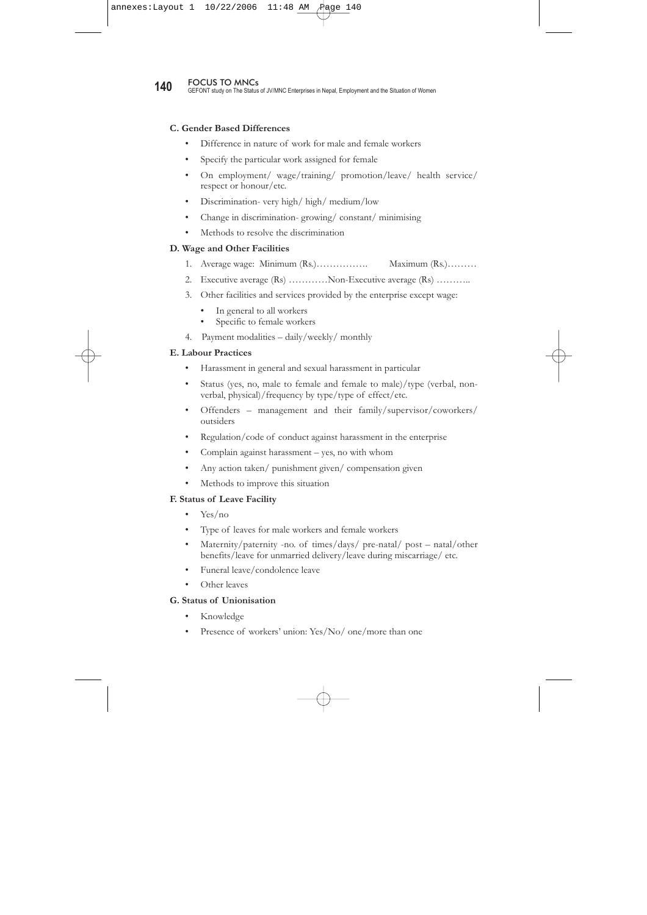**C. Gender Based Differences**

- Difference in nature of work for male and female workers
- Specify the particular work assigned for female
- On employment/ wage/training/ promotion/leave/ health service/ respect or honour/etc.
- Discrimination- very high/ high/ medium/low
- Change in discrimination- growing/ constant/ minimising
- Methods to resolve the discrimination

**D. Wage and Other Facilities**

1. Average wage: Minimum (Rs.)……………. Maximum (Rs.)………
2. Executive average (Rs) …………Non-Executive average (Rs) ………..
3. Other facilities and services provided by the enterprise except wage:
   - In general to all workers
   - Specific to female workers
4. Payment modalities – daily/weekly/ monthly

**E. Labour Practices**

- Harassment in general and sexual harassment in particular
- Status (yes, no, male to female and female to male)/type (verbal, non-verbal, physical)/frequency by type/type of effect/etc.
- Offenders – management and their family/supervisor/coworkers/ outsiders
- Regulation/code of conduct against harassment in the enterprise
- Complain against harassment – yes, no with whom
- Any action taken/ punishment given/ compensation given
- Methods to improve this situation

**F. Status of Leave Facility**

- Yes/no
- Type of leaves for male workers and female workers
- Maternity/paternity -no. of times/days/ pre-natal/ post – natal/other benefits/leave for unmarried delivery/leave during miscarriage/ etc.
- Funeral leave/condolence leave
- Other leaves

**G. Status of Unionisation**

- Knowledge
- Presence of workers' union: Yes/No/ one/more than one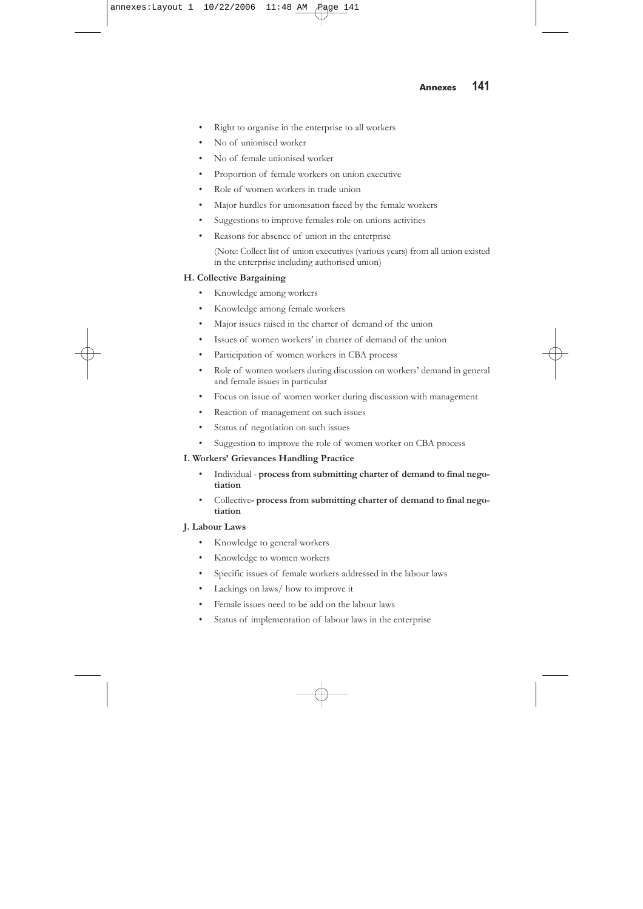- Right to organise in the enterprise to all workers
- No of unionised worker
- No of female unionised worker
- Proportion of female workers on union executive
- Role of women workers in trade union
- Major hurdles for unionisation faced by the female workers
- Suggestions to improve females role on unions activities
- Reasons for absence of union in the enterprise

  (Note: Collect list of union executives (various years) from all union existed in the enterprise including authorised union)

**H. Collective Bargaining**

- Knowledge among workers
- Knowledge among female workers
- Major issues raised in the charter of demand of the union
- Issues of women workers' in charter of demand of the union
- Participation of women workers in CBA process
- Role of women workers during discussion on workers' demand in general and female issues in particular
- Focus on issue of women worker during discussion with management
- Reaction of management on such issues
- Status of negotiation on such issues
- Suggestion to improve the role of women worker on CBA process

**I. Workers' Grievances Handling Practice**

- Individual - **process from submitting charter of demand to final negotiation**
- Collective**- process from submitting charter of demand to final negotiation**

**J. Labour Laws**

- Knowledge to general workers
- Knowledge to women workers
- Specific issues of female workers addressed in the labour laws
- Lackings on laws/ how to improve it
- Female issues need to be add on the labour laws
- Status of implementation of labour laws in the enterprise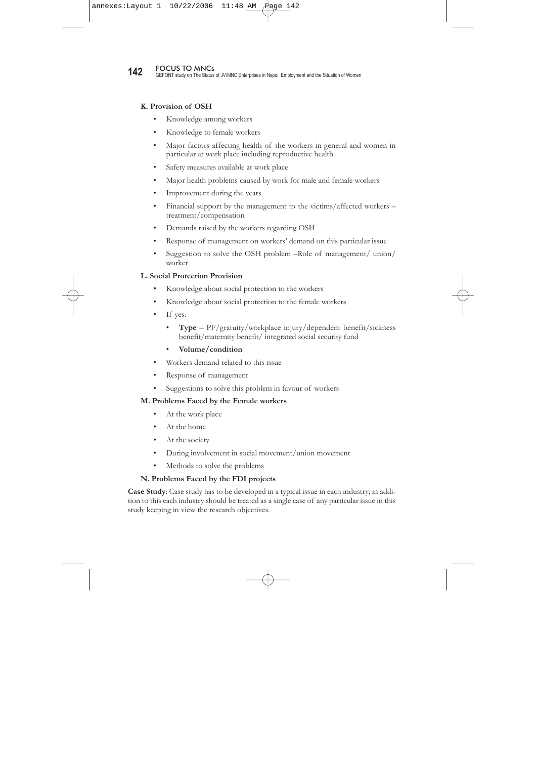**K. Provision of OSH**

- Knowledge among workers
- Knowledge to female workers
- Major factors affecting health of the workers in general and women in particular at work place including reproductive health
- Safety measures available at work place
- Major health problems caused by work for male and female workers
- Improvement during the years
- Financial support by the management to the victims/affected workers – treatment/compensation
- Demands raised by the workers regarding OSH
- Response of management on workers' demand on this particular issue
- Suggestion to solve the OSH problem –Role of management/ union/ worker

**L. Social Protection Provision**

- Knowledge about social protection to the workers
- Knowledge about social protection to the female workers
- If yes:
  - **Type** – PF/gratuity/workplace injury/dependent benefit/sickness benefit/maternity benefit/ integrated social security fund
  - **Volume/condition**
- Workers demand related to this issue
- Response of management
- Suggestions to solve this problem in favour of workers

**M. Problems Faced by the Female workers**

- At the work place
- At the home
- At the society
- During involvement in social movement/union movement
- Methods to solve the problems

**N. Problems Faced by the FDI projects**

**Case Study**: Case study has to be developed in a typical issue in each industry; in addition to this each industry should be treated as a single case of any particular issue in this study keeping in view the research objectives.